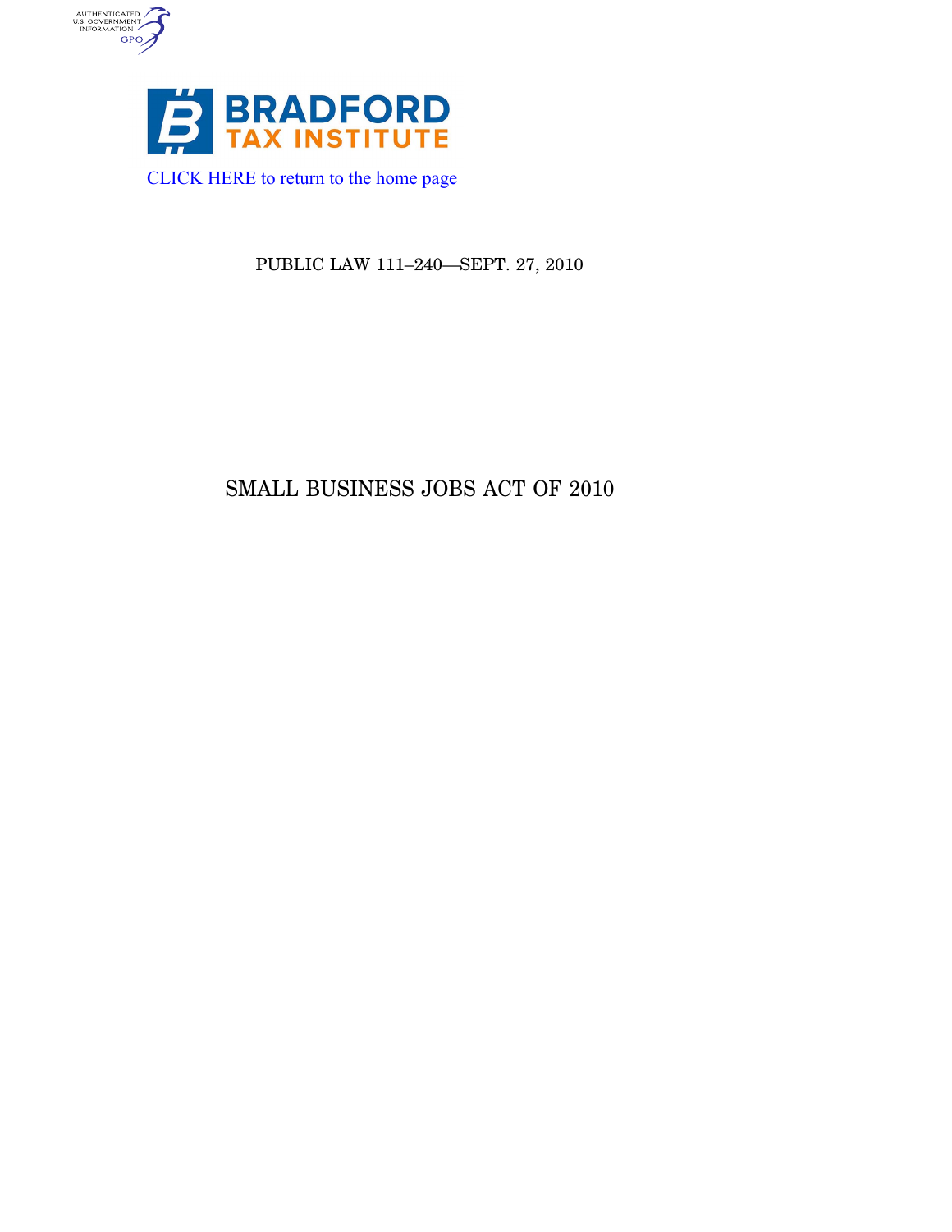AUTHENTICATED U.S. GOVERNMENT INFORMATION GPO

BRADFORD TAX INSTITUTE

CLICK HERE to return to the home page

PUBLIC LAW 111–240—SEPT. 27, 2010

# SMALL BUSINESS JOBS ACT OF 2010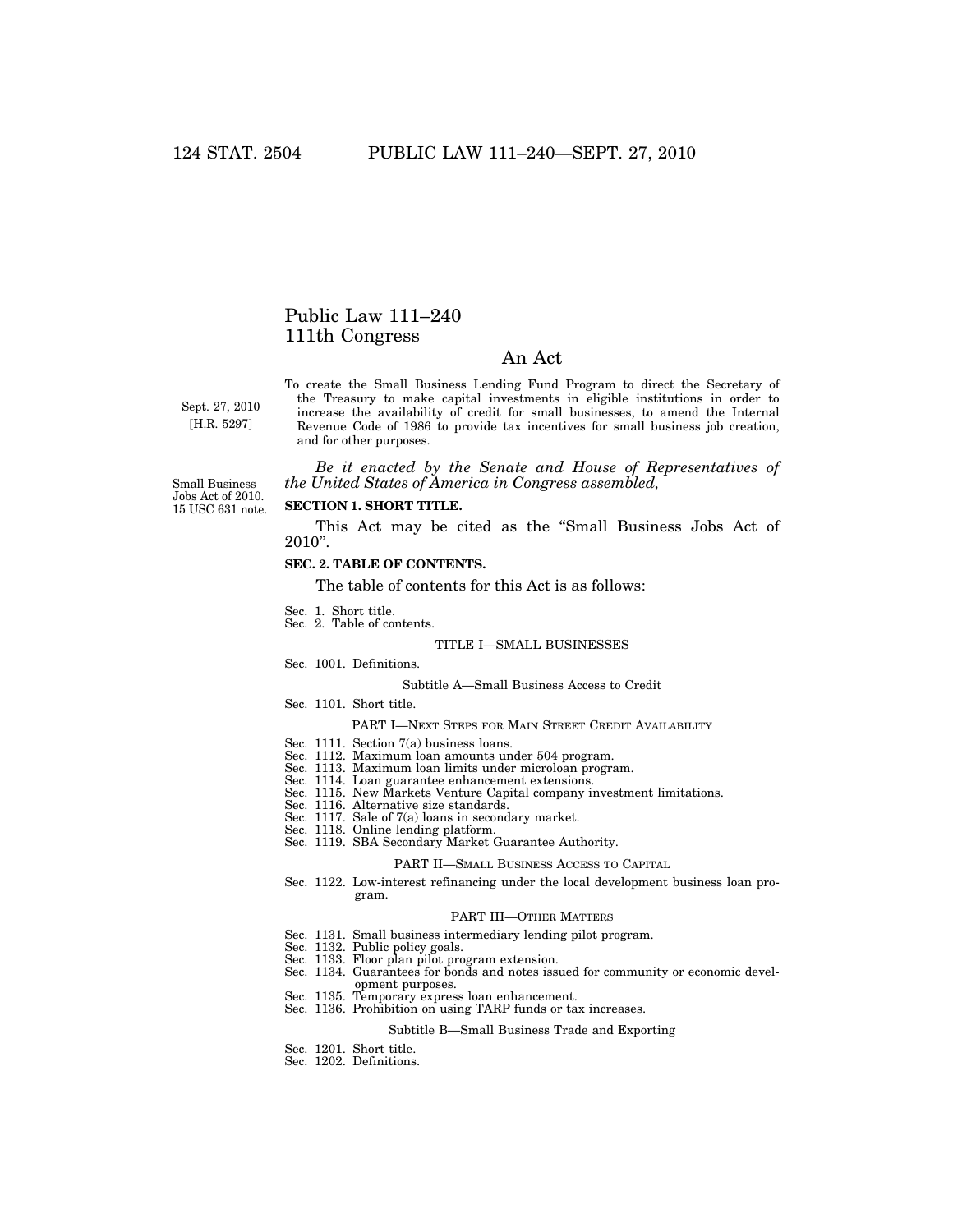# Public Law 111–240
# 111th Congress

## An Act

Sept. 27, 2010
[H.R. 5297]

To create the Small Business Lending Fund Program to direct the Secretary of the Treasury to make capital investments in eligible institutions in order to increase the availability of credit for small businesses, to amend the Internal Revenue Code of 1986 to provide tax incentives for small business job creation, and for other purposes.

*Be it enacted by the Senate and House of Representatives of the United States of America in Congress assembled,*

Small Business Jobs Act of 2010.
15 USC 631 note.

**SECTION 1. SHORT TITLE.**

This Act may be cited as the "Small Business Jobs Act of 2010".

**SEC. 2. TABLE OF CONTENTS.**

The table of contents for this Act is as follows:

Sec. 1. Short title.
Sec. 2. Table of contents.

TITLE I—SMALL BUSINESSES

Sec. 1001. Definitions.

Subtitle A—Small Business Access to Credit

Sec. 1101. Short title.

PART I—NEXT STEPS FOR MAIN STREET CREDIT AVAILABILITY

Sec. 1111. Section 7(a) business loans.
Sec. 1112. Maximum loan amounts under 504 program.
Sec. 1113. Maximum loan limits under microloan program.
Sec. 1114. Loan guarantee enhancement extensions.
Sec. 1115. New Markets Venture Capital company investment limitations.
Sec. 1116. Alternative size standards.
Sec. 1117. Sale of 7(a) loans in secondary market.
Sec. 1118. Online lending platform.
Sec. 1119. SBA Secondary Market Guarantee Authority.

PART II—SMALL BUSINESS ACCESS TO CAPITAL

Sec. 1122. Low-interest refinancing under the local development business loan program.

PART III—OTHER MATTERS

Sec. 1131. Small business intermediary lending pilot program.
Sec. 1132. Public policy goals.
Sec. 1133. Floor plan pilot program extension.
Sec. 1134. Guarantees for bonds and notes issued for community or economic development purposes.
Sec. 1135. Temporary express loan enhancement.
Sec. 1136. Prohibition on using TARP funds or tax increases.

Subtitle B—Small Business Trade and Exporting

Sec. 1201. Short title.
Sec. 1202. Definitions.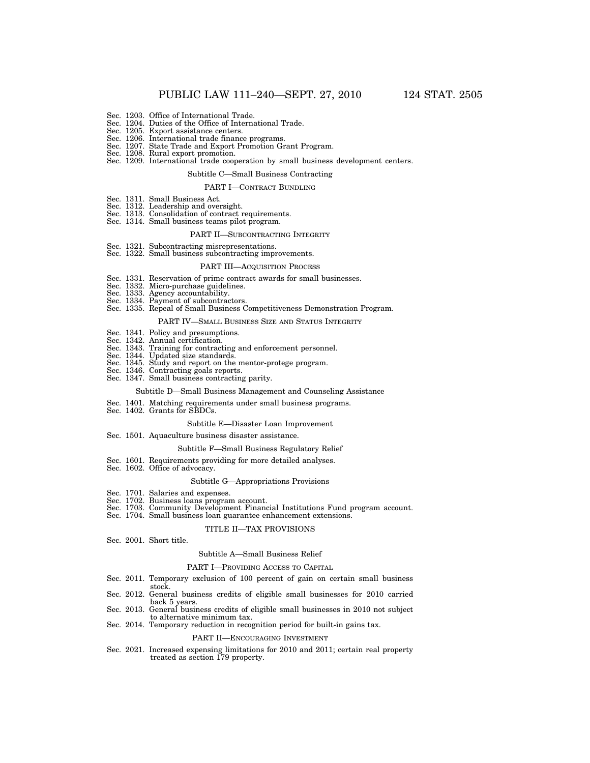Sec. 1203. Office of International Trade.
Sec. 1204. Duties of the Office of International Trade.
Sec. 1205. Export assistance centers.
Sec. 1206. International trade finance programs.
Sec. 1207. State Trade and Export Promotion Grant Program.
Sec. 1208. Rural export promotion.
Sec. 1209. International trade cooperation by small business development centers.

Subtitle C—Small Business Contracting

PART I—CONTRACT BUNDLING

Sec. 1311. Small Business Act.
Sec. 1312. Leadership and oversight.
Sec. 1313. Consolidation of contract requirements.
Sec. 1314. Small business teams pilot program.

PART II—SUBCONTRACTING INTEGRITY

Sec. 1321. Subcontracting misrepresentations.
Sec. 1322. Small business subcontracting improvements.

PART III—ACQUISITION PROCESS

Sec. 1331. Reservation of prime contract awards for small businesses.
Sec. 1332. Micro-purchase guidelines.
Sec. 1333. Agency accountability.
Sec. 1334. Payment of subcontractors.
Sec. 1335. Repeal of Small Business Competitiveness Demonstration Program.

PART IV—SMALL BUSINESS SIZE AND STATUS INTEGRITY

Sec. 1341. Policy and presumptions.
Sec. 1342. Annual certification.
Sec. 1343. Training for contracting and enforcement personnel.
Sec. 1344. Updated size standards.
Sec. 1345. Study and report on the mentor-protege program.
Sec. 1346. Contracting goals reports.
Sec. 1347. Small business contracting parity.

Subtitle D—Small Business Management and Counseling Assistance

Sec. 1401. Matching requirements under small business programs.
Sec. 1402. Grants for SBDCs.

Subtitle E—Disaster Loan Improvement

Sec. 1501. Aquaculture business disaster assistance.

Subtitle F—Small Business Regulatory Relief

Sec. 1601. Requirements providing for more detailed analyses.
Sec. 1602. Office of advocacy.

Subtitle G—Appropriations Provisions

Sec. 1701. Salaries and expenses.
Sec. 1702. Business loans program account.
Sec. 1703. Community Development Financial Institutions Fund program account.
Sec. 1704. Small business loan guarantee enhancement extensions.

TITLE II—TAX PROVISIONS

Sec. 2001. Short title.

Subtitle A—Small Business Relief

PART I—PROVIDING ACCESS TO CAPITAL

Sec. 2011. Temporary exclusion of 100 percent of gain on certain small business stock.
Sec. 2012. General business credits of eligible small businesses for 2010 carried back 5 years.
Sec. 2013. General business credits of eligible small businesses in 2010 not subject to alternative minimum tax.
Sec. 2014. Temporary reduction in recognition period for built-in gains tax.

PART II—ENCOURAGING INVESTMENT

Sec. 2021. Increased expensing limitations for 2010 and 2011; certain real property treated as section 179 property.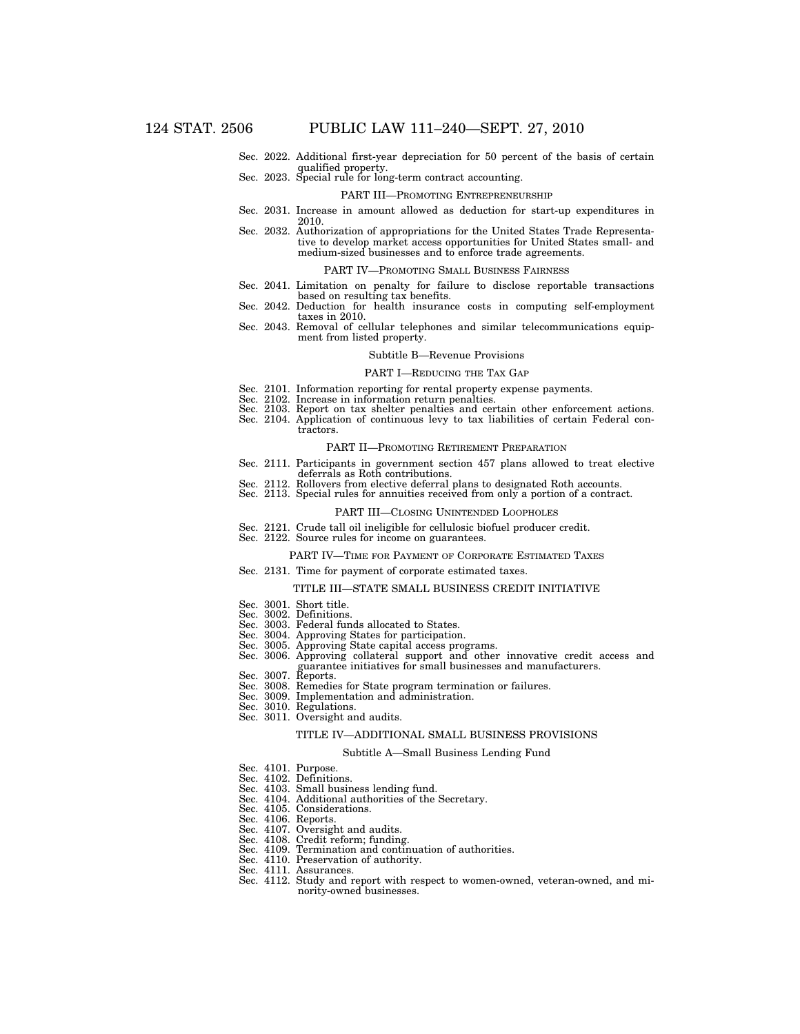Sec. 2022. Additional first-year depreciation for 50 percent of the basis of certain qualified property.
Sec. 2023. Special rule for long-term contract accounting.

PART III—PROMOTING ENTREPRENEURSHIP

Sec. 2031. Increase in amount allowed as deduction for start-up expenditures in 2010.
Sec. 2032. Authorization of appropriations for the United States Trade Representative to develop market access opportunities for United States small- and medium-sized businesses and to enforce trade agreements.

PART IV—PROMOTING SMALL BUSINESS FAIRNESS

Sec. 2041. Limitation on penalty for failure to disclose reportable transactions based on resulting tax benefits.
Sec. 2042. Deduction for health insurance costs in computing self-employment taxes in 2010.
Sec. 2043. Removal of cellular telephones and similar telecommunications equipment from listed property.

Subtitle B—Revenue Provisions

PART I—REDUCING THE TAX GAP

Sec. 2101. Information reporting for rental property expense payments.
Sec. 2102. Increase in information return penalties.
Sec. 2103. Report on tax shelter penalties and certain other enforcement actions.
Sec. 2104. Application of continuous levy to tax liabilities of certain Federal contractors.

PART II—PROMOTING RETIREMENT PREPARATION

Sec. 2111. Participants in government section 457 plans allowed to treat elective deferrals as Roth contributions.
Sec. 2112. Rollovers from elective deferral plans to designated Roth accounts.
Sec. 2113. Special rules for annuities received from only a portion of a contract.

PART III—CLOSING UNINTENDED LOOPHOLES

Sec. 2121. Crude tall oil ineligible for cellulosic biofuel producer credit.
Sec. 2122. Source rules for income on guarantees.

PART IV—TIME FOR PAYMENT OF CORPORATE ESTIMATED TAXES

Sec. 2131. Time for payment of corporate estimated taxes.

TITLE III—STATE SMALL BUSINESS CREDIT INITIATIVE

Sec. 3001. Short title.
Sec. 3002. Definitions.
Sec. 3003. Federal funds allocated to States.
Sec. 3004. Approving States for participation.
Sec. 3005. Approving State capital access programs.
Sec. 3006. Approving collateral support and other innovative credit access and guarantee initiatives for small businesses and manufacturers.
Sec. 3007. Reports.
Sec. 3008. Remedies for State program termination or failures.
Sec. 3009. Implementation and administration.
Sec. 3010. Regulations.
Sec. 3011. Oversight and audits.

TITLE IV—ADDITIONAL SMALL BUSINESS PROVISIONS

Subtitle A—Small Business Lending Fund

Sec. 4101. Purpose.
Sec. 4102. Definitions.
Sec. 4103. Small business lending fund.
Sec. 4104. Additional authorities of the Secretary.
Sec. 4105. Considerations.
Sec. 4106. Reports.
Sec. 4107. Oversight and audits.
Sec. 4108. Credit reform; funding.
Sec. 4109. Termination and continuation of authorities.
Sec. 4110. Preservation of authority.
Sec. 4111. Assurances.
Sec. 4112. Study and report with respect to women-owned, veteran-owned, and minority-owned businesses.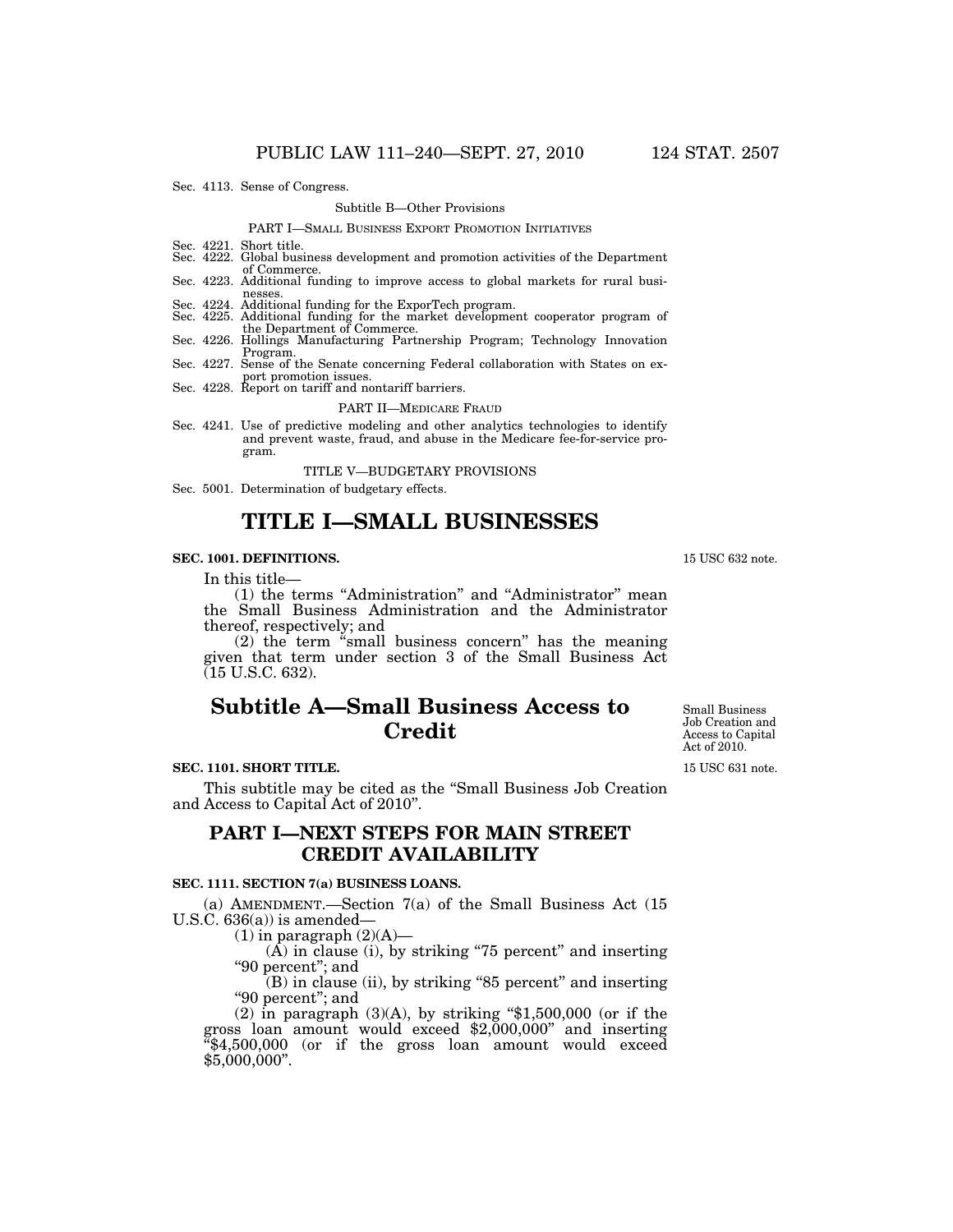Sec. 4113. Sense of Congress.

Subtitle B—Other Provisions

PART I—SMALL BUSINESS EXPORT PROMOTION INITIATIVES

Sec. 4221. Short title.
Sec. 4222. Global business development and promotion activities of the Department of Commerce.
Sec. 4223. Additional funding to improve access to global markets for rural businesses.
Sec. 4224. Additional funding for the ExporTech program.
Sec. 4225. Additional funding for the market development cooperator program of the Department of Commerce.
Sec. 4226. Hollings Manufacturing Partnership Program; Technology Innovation Program.
Sec. 4227. Sense of the Senate concerning Federal collaboration with States on export promotion issues.
Sec. 4228. Report on tariff and nontariff barriers.

PART II—MEDICARE FRAUD

Sec. 4241. Use of predictive modeling and other analytics technologies to identify and prevent waste, fraud, and abuse in the Medicare fee-for-service program.

TITLE V—BUDGETARY PROVISIONS

Sec. 5001. Determination of budgetary effects.

# TITLE I—SMALL BUSINESSES

**SEC. 1001. DEFINITIONS.**

15 USC 632 note.

In this title—

(1) the terms "Administration" and "Administrator" mean the Small Business Administration and the Administrator thereof, respectively; and

(2) the term "small business concern" has the meaning given that term under section 3 of the Small Business Act (15 U.S.C. 632).

## Subtitle A—Small Business Access to Credit

Small Business Job Creation and Access to Capital Act of 2010.

**SEC. 1101. SHORT TITLE.**

15 USC 631 note.

This subtitle may be cited as the "Small Business Job Creation and Access to Capital Act of 2010".

### PART I—NEXT STEPS FOR MAIN STREET CREDIT AVAILABILITY

**SEC. 1111. SECTION 7(a) BUSINESS LOANS.**

(a) AMENDMENT.—Section 7(a) of the Small Business Act (15 U.S.C. 636(a)) is amended—

(1) in paragraph (2)(A)—

(A) in clause (i), by striking "75 percent" and inserting "90 percent"; and

(B) in clause (ii), by striking "85 percent" and inserting "90 percent"; and

(2) in paragraph (3)(A), by striking "$1,500,000 (or if the gross loan amount would exceed $2,000,000" and inserting "$4,500,000 (or if the gross loan amount would exceed $5,000,000".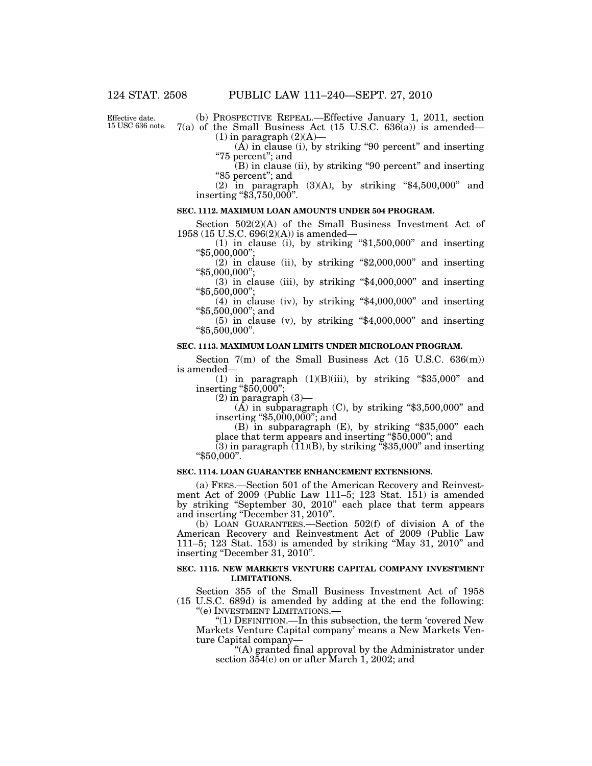Effective date. 15 USC 636 note.

(b) PROSPECTIVE REPEAL.—Effective January 1, 2011, section 7(a) of the Small Business Act (15 U.S.C. 636(a)) is amended—

(1) in paragraph (2)(A)—

(A) in clause (i), by striking "90 percent" and inserting "75 percent"; and

(B) in clause (ii), by striking "90 percent" and inserting "85 percent"; and

(2) in paragraph (3)(A), by striking "$4,500,000" and inserting "$3,750,000".

**SEC. 1112. MAXIMUM LOAN AMOUNTS UNDER 504 PROGRAM.**

Section 502(2)(A) of the Small Business Investment Act of 1958 (15 U.S.C. 696(2)(A)) is amended—

(1) in clause (i), by striking "$1,500,000" and inserting "$5,000,000";

(2) in clause (ii), by striking "$2,000,000" and inserting "$5,000,000";

(3) in clause (iii), by striking "$4,000,000" and inserting "$5,500,000";

(4) in clause (iv), by striking "$4,000,000" and inserting "$5,500,000"; and

(5) in clause (v), by striking "$4,000,000" and inserting "$5,500,000".

**SEC. 1113. MAXIMUM LOAN LIMITS UNDER MICROLOAN PROGRAM.**

Section 7(m) of the Small Business Act (15 U.S.C. 636(m)) is amended—

(1) in paragraph (1)(B)(iii), by striking "$35,000" and inserting "$50,000";

(2) in paragraph (3)—

(A) in subparagraph (C), by striking "$3,500,000" and inserting "$5,000,000"; and

(B) in subparagraph (E), by striking "$35,000" each place that term appears and inserting "$50,000"; and

(3) in paragraph (11)(B), by striking "$35,000" and inserting "$50,000".

**SEC. 1114. LOAN GUARANTEE ENHANCEMENT EXTENSIONS.**

(a) FEES.—Section 501 of the American Recovery and Reinvestment Act of 2009 (Public Law 111–5; 123 Stat. 151) is amended by striking "September 30, 2010" each place that term appears and inserting "December 31, 2010".

(b) LOAN GUARANTEES.—Section 502(f) of division A of the American Recovery and Reinvestment Act of 2009 (Public Law 111–5; 123 Stat. 153) is amended by striking "May 31, 2010" and inserting "December 31, 2010".

**SEC. 1115. NEW MARKETS VENTURE CAPITAL COMPANY INVESTMENT LIMITATIONS.**

Section 355 of the Small Business Investment Act of 1958 (15 U.S.C. 689d) is amended by adding at the end the following:

"(e) INVESTMENT LIMITATIONS.—

"(1) DEFINITION.—In this subsection, the term 'covered New Markets Venture Capital company' means a New Markets Venture Capital company—

"(A) granted final approval by the Administrator under section 354(e) on or after March 1, 2002; and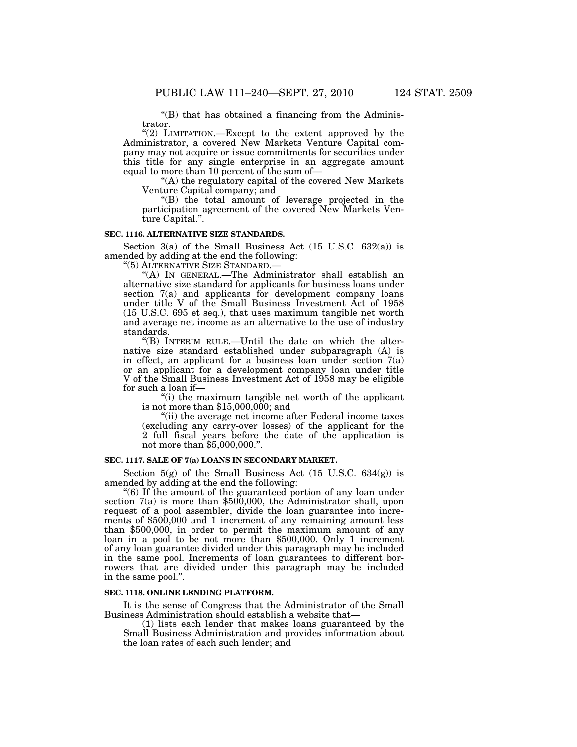“(B) that has obtained a financing from the Administrator.

“(2) LIMITATION.—Except to the extent approved by the Administrator, a covered New Markets Venture Capital company may not acquire or issue commitments for securities under this title for any single enterprise in an aggregate amount equal to more than 10 percent of the sum of—

“(A) the regulatory capital of the covered New Markets Venture Capital company; and

“(B) the total amount of leverage projected in the participation agreement of the covered New Markets Venture Capital.”.

**SEC. 1116. ALTERNATIVE SIZE STANDARDS.**

Section 3(a) of the Small Business Act (15 U.S.C. 632(a)) is amended by adding at the end the following:

“(5) ALTERNATIVE SIZE STANDARD.—

“(A) IN GENERAL.—The Administrator shall establish an alternative size standard for applicants for business loans under section 7(a) and applicants for development company loans under title V of the Small Business Investment Act of 1958 (15 U.S.C. 695 et seq.), that uses maximum tangible net worth and average net income as an alternative to the use of industry standards.

“(B) INTERIM RULE.—Until the date on which the alternative size standard established under subparagraph (A) is in effect, an applicant for a business loan under section 7(a) or an applicant for a development company loan under title V of the Small Business Investment Act of 1958 may be eligible for such a loan if—

“(i) the maximum tangible net worth of the applicant is not more than $15,000,000; and

“(ii) the average net income after Federal income taxes (excluding any carry-over losses) of the applicant for the 2 full fiscal years before the date of the application is not more than $5,000,000.”.

**SEC. 1117. SALE OF 7(a) LOANS IN SECONDARY MARKET.**

Section 5(g) of the Small Business Act (15 U.S.C. 634(g)) is amended by adding at the end the following:

“(6) If the amount of the guaranteed portion of any loan under section 7(a) is more than $500,000, the Administrator shall, upon request of a pool assembler, divide the loan guarantee into increments of $500,000 and 1 increment of any remaining amount less than $500,000, in order to permit the maximum amount of any loan in a pool to be not more than $500,000. Only 1 increment of any loan guarantee divided under this paragraph may be included in the same pool. Increments of loan guarantees to different borrowers that are divided under this paragraph may be included in the same pool.”.

**SEC. 1118. ONLINE LENDING PLATFORM.**

It is the sense of Congress that the Administrator of the Small Business Administration should establish a website that—

(1) lists each lender that makes loans guaranteed by the Small Business Administration and provides information about the loan rates of each such lender; and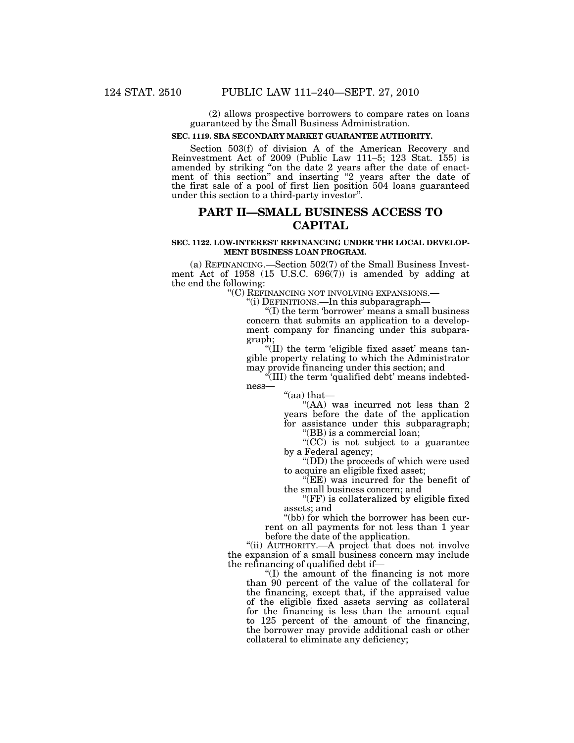(2) allows prospective borrowers to compare rates on loans guaranteed by the Small Business Administration.

**SEC. 1119. SBA SECONDARY MARKET GUARANTEE AUTHORITY.**

Section 503(f) of division A of the American Recovery and Reinvestment Act of 2009 (Public Law 111–5; 123 Stat. 155) is amended by striking "on the date 2 years after the date of enactment of this section" and inserting "2 years after the date of the first sale of a pool of first lien position 504 loans guaranteed under this section to a third-party investor".

## PART II—SMALL BUSINESS ACCESS TO CAPITAL

**SEC. 1122. LOW-INTEREST REFINANCING UNDER THE LOCAL DEVELOPMENT BUSINESS LOAN PROGRAM.**

(a) REFINANCING.—Section 502(7) of the Small Business Investment Act of 1958 (15 U.S.C. 696(7)) is amended by adding at the end the following:

"(C) REFINANCING NOT INVOLVING EXPANSIONS.—

"(i) DEFINITIONS.—In this subparagraph—

"(I) the term 'borrower' means a small business concern that submits an application to a development company for financing under this subparagraph;

"(II) the term 'eligible fixed asset' means tangible property relating to which the Administrator may provide financing under this section; and

"(III) the term 'qualified debt' means indebtedness—

"(aa) that—

"(AA) was incurred not less than 2 years before the date of the application for assistance under this subparagraph;

"(BB) is a commercial loan;

"(CC) is not subject to a guarantee by a Federal agency;

"(DD) the proceeds of which were used to acquire an eligible fixed asset;

"(EE) was incurred for the benefit of the small business concern; and

"(FF) is collateralized by eligible fixed assets; and

"(bb) for which the borrower has been current on all payments for not less than 1 year before the date of the application.

"(ii) AUTHORITY.—A project that does not involve the expansion of a small business concern may include the refinancing of qualified debt if—

"(I) the amount of the financing is not more than 90 percent of the value of the collateral for the financing, except that, if the appraised value of the eligible fixed assets serving as collateral for the financing is less than the amount equal to 125 percent of the amount of the financing, the borrower may provide additional cash or other collateral to eliminate any deficiency;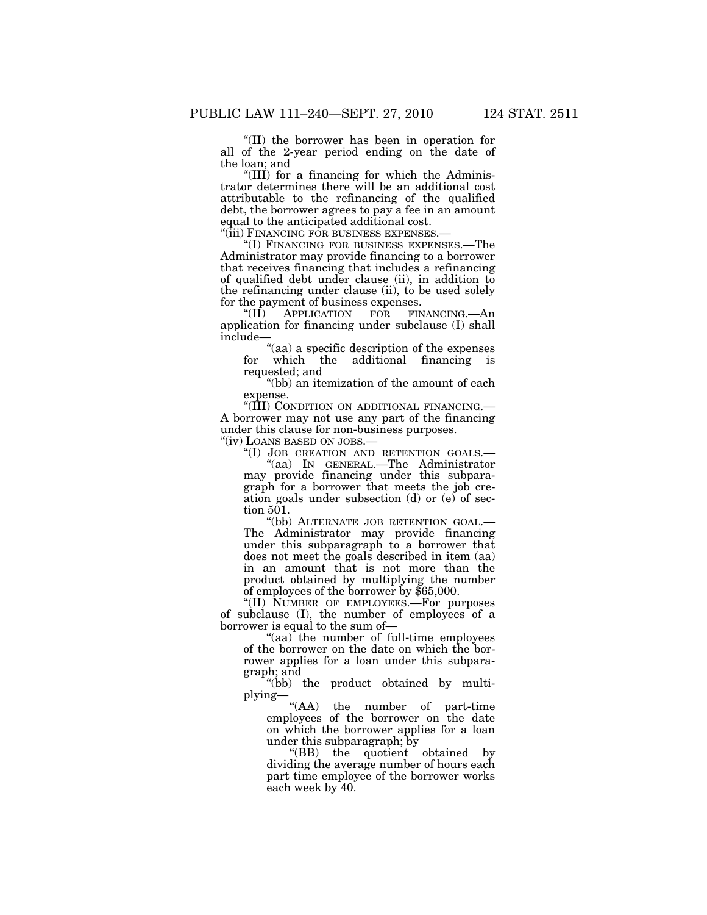"(II) the borrower has been in operation for all of the 2-year period ending on the date of the loan; and

"(III) for a financing for which the Administrator determines there will be an additional cost attributable to the refinancing of the qualified debt, the borrower agrees to pay a fee in an amount equal to the anticipated additional cost.

"(iii) FINANCING FOR BUSINESS EXPENSES.—

"(I) FINANCING FOR BUSINESS EXPENSES.—The Administrator may provide financing to a borrower that receives financing that includes a refinancing of qualified debt under clause (ii), in addition to the refinancing under clause (ii), to be used solely for the payment of business expenses.

"(II) APPLICATION FOR FINANCING.—An application for financing under subclause (I) shall include—

"(aa) a specific description of the expenses for which the additional financing is requested; and

"(bb) an itemization of the amount of each expense.

"(III) CONDITION ON ADDITIONAL FINANCING.— A borrower may not use any part of the financing under this clause for non-business purposes.

"(iv) LOANS BASED ON JOBS.—

"(I) JOB CREATION AND RETENTION GOALS.—

"(aa) IN GENERAL.—The Administrator may provide financing under this subparagraph for a borrower that meets the job creation goals under subsection (d) or (e) of section 501.

"(bb) ALTERNATE JOB RETENTION GOAL.— The Administrator may provide financing under this subparagraph to a borrower that does not meet the goals described in item (aa) in an amount that is not more than the product obtained by multiplying the number of employees of the borrower by $65,000.

"(II) NUMBER OF EMPLOYEES.—For purposes of subclause (I), the number of employees of a borrower is equal to the sum of—

"(aa) the number of full-time employees of the borrower on the date on which the borrower applies for a loan under this subparagraph; and

"(bb) the product obtained by multiplying—

"(AA) the number of part-time employees of the borrower on the date on which the borrower applies for a loan under this subparagraph; by

"(BB) the quotient obtained by dividing the average number of hours each part time employee of the borrower works each week by 40.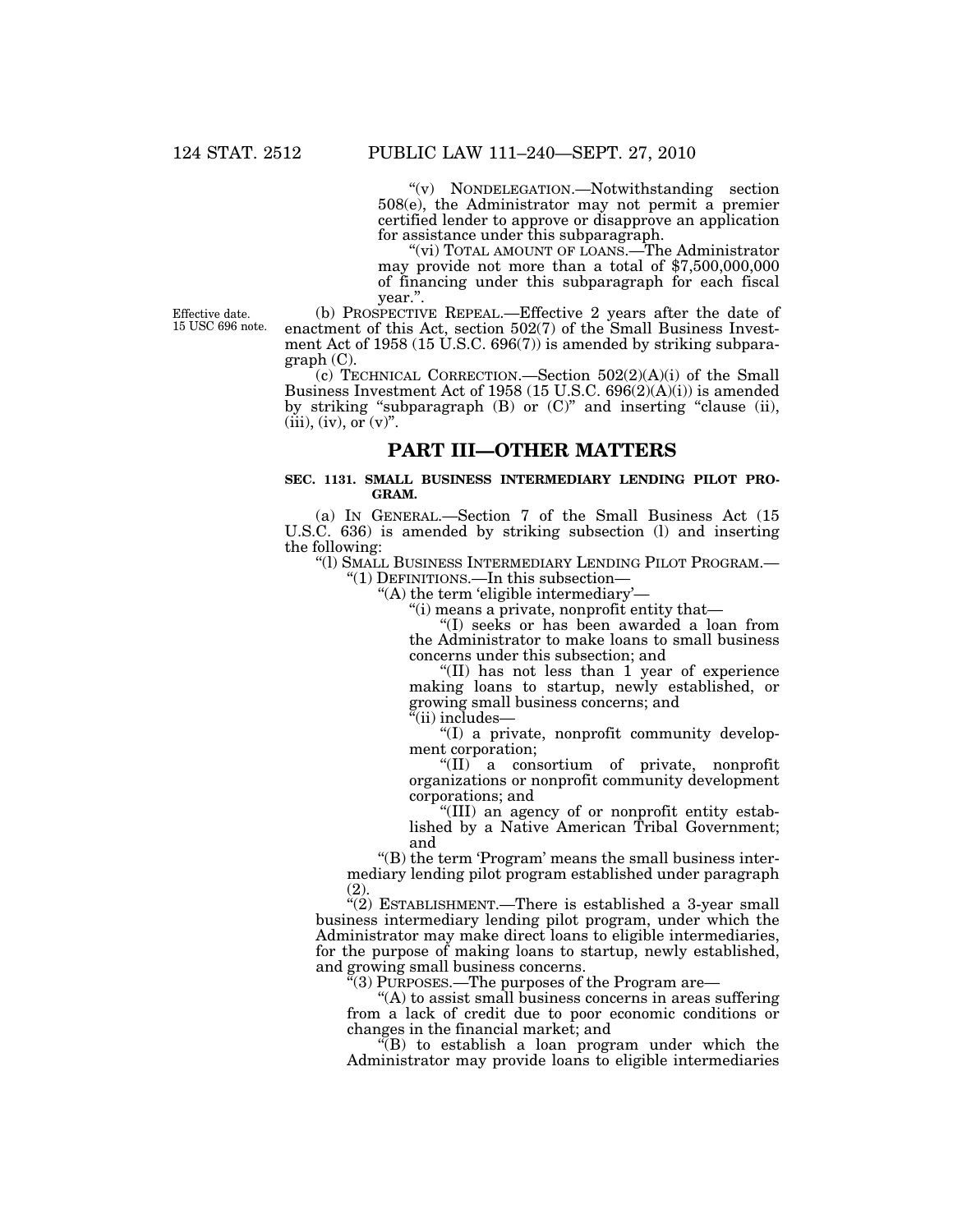"(v) NONDELEGATION.—Notwithstanding section 508(e), the Administrator may not permit a premier certified lender to approve or disapprove an application for assistance under this subparagraph.

"(vi) TOTAL AMOUNT OF LOANS.—The Administrator may provide not more than a total of $7,500,000,000 of financing under this subparagraph for each fiscal year.".

Effective date.
15 USC 696 note.

(b) PROSPECTIVE REPEAL.—Effective 2 years after the date of enactment of this Act, section 502(7) of the Small Business Investment Act of 1958 (15 U.S.C. 696(7)) is amended by striking subparagraph (C).

(c) TECHNICAL CORRECTION.—Section 502(2)(A)(i) of the Small Business Investment Act of 1958 (15 U.S.C. 696(2)(A)(i)) is amended by striking "subparagraph (B) or (C)" and inserting "clause (ii), (iii), (iv), or (v)".

## PART III—OTHER MATTERS

### SEC. 1131. SMALL BUSINESS INTERMEDIARY LENDING PILOT PROGRAM.

(a) IN GENERAL.—Section 7 of the Small Business Act (15 U.S.C. 636) is amended by striking subsection (l) and inserting the following:

"(l) SMALL BUSINESS INTERMEDIARY LENDING PILOT PROGRAM.—

"(1) DEFINITIONS.—In this subsection—

"(A) the term 'eligible intermediary'—

"(i) means a private, nonprofit entity that—

"(I) seeks or has been awarded a loan from the Administrator to make loans to small business concerns under this subsection; and

"(II) has not less than 1 year of experience making loans to startup, newly established, or growing small business concerns; and

"(ii) includes—

"(I) a private, nonprofit community development corporation;

"(II) a consortium of private, nonprofit organizations or nonprofit community development corporations; and

"(III) an agency of or nonprofit entity established by a Native American Tribal Government; and

"(B) the term 'Program' means the small business intermediary lending pilot program established under paragraph (2).

"(2) ESTABLISHMENT.—There is established a 3-year small business intermediary lending pilot program, under which the Administrator may make direct loans to eligible intermediaries, for the purpose of making loans to startup, newly established, and growing small business concerns.

"(3) PURPOSES.—The purposes of the Program are—

"(A) to assist small business concerns in areas suffering from a lack of credit due to poor economic conditions or changes in the financial market; and

"(B) to establish a loan program under which the Administrator may provide loans to eligible intermediaries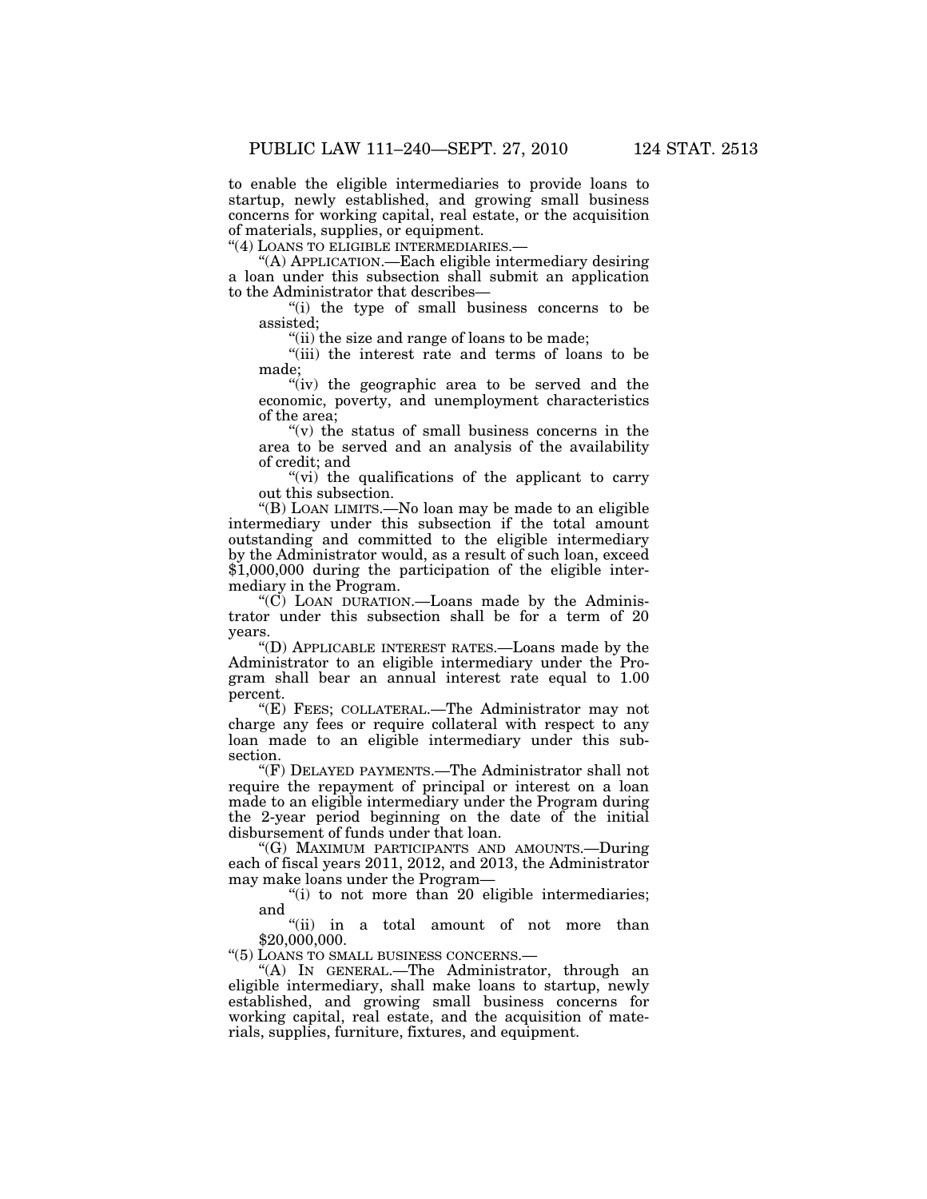to enable the eligible intermediaries to provide loans to startup, newly established, and growing small business concerns for working capital, real estate, or the acquisition of materials, supplies, or equipment.

"(4) LOANS TO ELIGIBLE INTERMEDIARIES.—

"(A) APPLICATION.—Each eligible intermediary desiring a loan under this subsection shall submit an application to the Administrator that describes—

"(i) the type of small business concerns to be assisted;

"(ii) the size and range of loans to be made;

"(iii) the interest rate and terms of loans to be made;

"(iv) the geographic area to be served and the economic, poverty, and unemployment characteristics of the area;

"(v) the status of small business concerns in the area to be served and an analysis of the availability of credit; and

"(vi) the qualifications of the applicant to carry out this subsection.

"(B) LOAN LIMITS.—No loan may be made to an eligible intermediary under this subsection if the total amount outstanding and committed to the eligible intermediary by the Administrator would, as a result of such loan, exceed $1,000,000 during the participation of the eligible intermediary in the Program.

"(C) LOAN DURATION.—Loans made by the Administrator under this subsection shall be for a term of 20 years.

"(D) APPLICABLE INTEREST RATES.—Loans made by the Administrator to an eligible intermediary under the Program shall bear an annual interest rate equal to 1.00 percent.

"(E) FEES; COLLATERAL.—The Administrator may not charge any fees or require collateral with respect to any loan made to an eligible intermediary under this subsection.

"(F) DELAYED PAYMENTS.—The Administrator shall not require the repayment of principal or interest on a loan made to an eligible intermediary under the Program during the 2-year period beginning on the date of the initial disbursement of funds under that loan.

"(G) MAXIMUM PARTICIPANTS AND AMOUNTS.—During each of fiscal years 2011, 2012, and 2013, the Administrator may make loans under the Program—

"(i) to not more than 20 eligible intermediaries; and

"(ii) in a total amount of not more than $20,000,000.

"(5) LOANS TO SMALL BUSINESS CONCERNS.—

"(A) IN GENERAL.—The Administrator, through an eligible intermediary, shall make loans to startup, newly established, and growing small business concerns for working capital, real estate, and the acquisition of materials, supplies, furniture, fixtures, and equipment.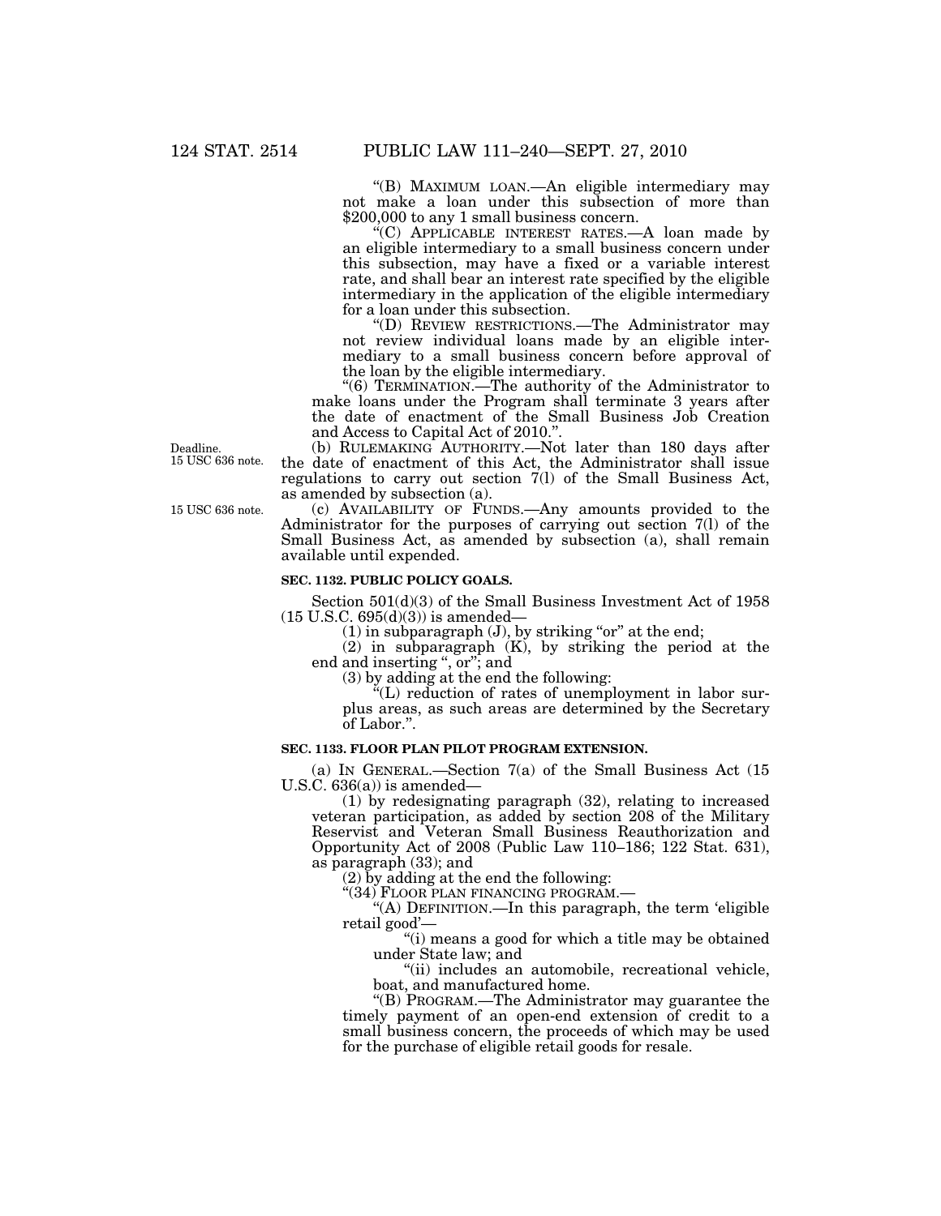"(B) MAXIMUM LOAN.—An eligible intermediary may not make a loan under this subsection of more than $200,000 to any 1 small business concern.

"(C) APPLICABLE INTEREST RATES.—A loan made by an eligible intermediary to a small business concern under this subsection, may have a fixed or a variable interest rate, and shall bear an interest rate specified by the eligible intermediary in the application of the eligible intermediary for a loan under this subsection.

"(D) REVIEW RESTRICTIONS.—The Administrator may not review individual loans made by an eligible intermediary to a small business concern before approval of the loan by the eligible intermediary.

"(6) TERMINATION.—The authority of the Administrator to make loans under the Program shall terminate 3 years after the date of enactment of the Small Business Job Creation and Access to Capital Act of 2010.".

Deadline. 15 USC 636 note.

(b) RULEMAKING AUTHORITY.—Not later than 180 days after the date of enactment of this Act, the Administrator shall issue regulations to carry out section 7(l) of the Small Business Act, as amended by subsection (a).

15 USC 636 note.

(c) AVAILABILITY OF FUNDS.—Any amounts provided to the Administrator for the purposes of carrying out section 7(l) of the Small Business Act, as amended by subsection (a), shall remain available until expended.

**SEC. 1132. PUBLIC POLICY GOALS.**

Section 501(d)(3) of the Small Business Investment Act of 1958 (15 U.S.C. 695(d)(3)) is amended—

(1) in subparagraph (J), by striking "or" at the end;

(2) in subparagraph (K), by striking the period at the end and inserting ", or"; and

(3) by adding at the end the following:

"(L) reduction of rates of unemployment in labor surplus areas, as such areas are determined by the Secretary of Labor.".

**SEC. 1133. FLOOR PLAN PILOT PROGRAM EXTENSION.**

(a) IN GENERAL.—Section 7(a) of the Small Business Act (15 U.S.C. 636(a)) is amended—

(1) by redesignating paragraph (32), relating to increased veteran participation, as added by section 208 of the Military Reservist and Veteran Small Business Reauthorization and Opportunity Act of 2008 (Public Law 110–186; 122 Stat. 631), as paragraph (33); and

(2) by adding at the end the following:

"(34) FLOOR PLAN FINANCING PROGRAM.—

"(A) DEFINITION.—In this paragraph, the term 'eligible retail good'—

"(i) means a good for which a title may be obtained under State law; and

"(ii) includes an automobile, recreational vehicle, boat, and manufactured home.

"(B) PROGRAM.—The Administrator may guarantee the timely payment of an open-end extension of credit to a small business concern, the proceeds of which may be used for the purchase of eligible retail goods for resale.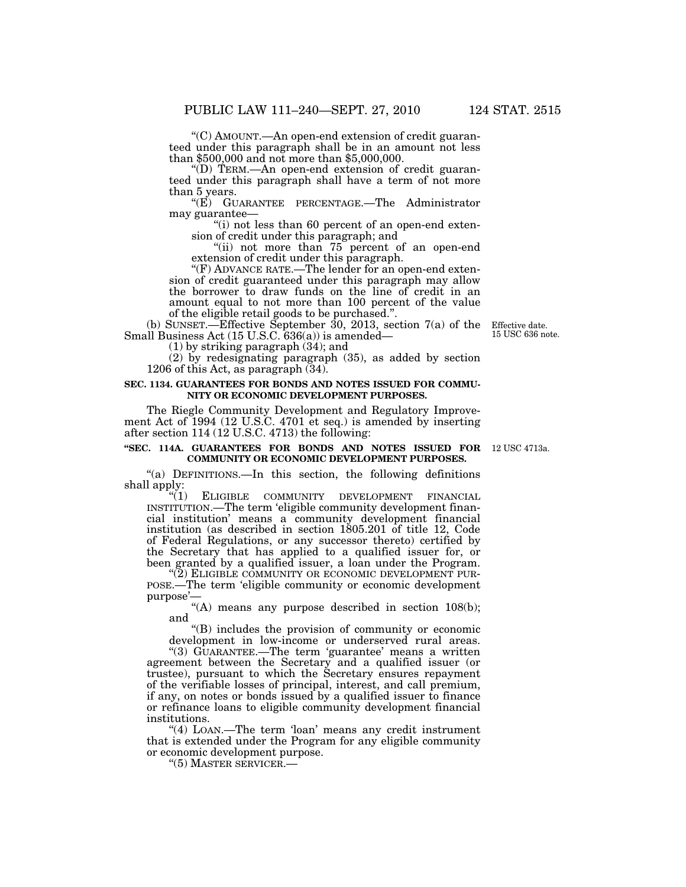"(C) AMOUNT.—An open-end extension of credit guaranteed under this paragraph shall be in an amount not less than $500,000 and not more than $5,000,000.

"(D) TERM.—An open-end extension of credit guaranteed under this paragraph shall have a term of not more than 5 years.

"(E) GUARANTEE PERCENTAGE.—The Administrator may guarantee—

"(i) not less than 60 percent of an open-end extension of credit under this paragraph; and

"(ii) not more than 75 percent of an open-end extension of credit under this paragraph.

"(F) ADVANCE RATE.—The lender for an open-end extension of credit guaranteed under this paragraph may allow the borrower to draw funds on the line of credit in an amount equal to not more than 100 percent of the value of the eligible retail goods to be purchased.".

(b) SUNSET.—Effective September 30, 2013, section 7(a) of the Small Business Act (15 U.S.C. 636(a)) is amended—

Effective date. 15 USC 636 note.

(1) by striking paragraph (34); and

(2) by redesignating paragraph (35), as added by section 1206 of this Act, as paragraph (34).

**SEC. 1134. GUARANTEES FOR BONDS AND NOTES ISSUED FOR COMMUNITY OR ECONOMIC DEVELOPMENT PURPOSES.**

The Riegle Community Development and Regulatory Improvement Act of 1994 (12 U.S.C. 4701 et seq.) is amended by inserting after section 114 (12 U.S.C. 4713) the following:

**"SEC. 114A. GUARANTEES FOR BONDS AND NOTES ISSUED FOR COMMUNITY OR ECONOMIC DEVELOPMENT PURPOSES.**

12 USC 4713a.

"(a) DEFINITIONS.—In this section, the following definitions shall apply:

"(1) ELIGIBLE COMMUNITY DEVELOPMENT FINANCIAL INSTITUTION.—The term 'eligible community development financial institution' means a community development financial institution (as described in section 1805.201 of title 12, Code of Federal Regulations, or any successor thereto) certified by the Secretary that has applied to a qualified issuer for, or been granted by a qualified issuer, a loan under the Program.

"(2) ELIGIBLE COMMUNITY OR ECONOMIC DEVELOPMENT PURPOSE.—The term 'eligible community or economic development purpose'—

"(A) means any purpose described in section 108(b); and

"(B) includes the provision of community or economic development in low-income or underserved rural areas.

"(3) GUARANTEE.—The term 'guarantee' means a written agreement between the Secretary and a qualified issuer (or trustee), pursuant to which the Secretary ensures repayment of the verifiable losses of principal, interest, and call premium, if any, on notes or bonds issued by a qualified issuer to finance or refinance loans to eligible community development financial institutions.

"(4) LOAN.—The term 'loan' means any credit instrument that is extended under the Program for any eligible community or economic development purpose.

"(5) MASTER SERVICER.—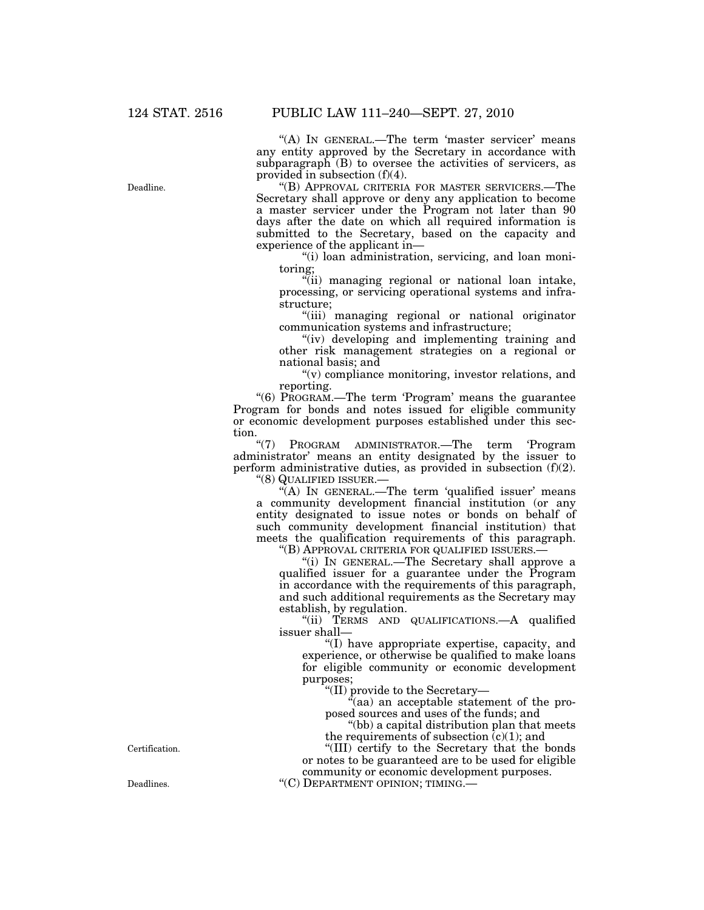"(A) IN GENERAL.—The term 'master servicer' means any entity approved by the Secretary in accordance with subparagraph (B) to oversee the activities of servicers, as provided in subsection (f)(4).

Deadline.

"(B) APPROVAL CRITERIA FOR MASTER SERVICERS.—The Secretary shall approve or deny any application to become a master servicer under the Program not later than 90 days after the date on which all required information is submitted to the Secretary, based on the capacity and experience of the applicant in—

"(i) loan administration, servicing, and loan monitoring;

"(ii) managing regional or national loan intake, processing, or servicing operational systems and infrastructure;

"(iii) managing regional or national originator communication systems and infrastructure;

"(iv) developing and implementing training and other risk management strategies on a regional or national basis; and

"(v) compliance monitoring, investor relations, and reporting.

"(6) PROGRAM.—The term 'Program' means the guarantee Program for bonds and notes issued for eligible community or economic development purposes established under this section.

"(7) PROGRAM ADMINISTRATOR.—The term 'Program administrator' means an entity designated by the issuer to perform administrative duties, as provided in subsection (f)(2).

"(8) QUALIFIED ISSUER.—

"(A) IN GENERAL.—The term 'qualified issuer' means a community development financial institution (or any entity designated to issue notes or bonds on behalf of such community development financial institution) that meets the qualification requirements of this paragraph.

"(B) APPROVAL CRITERIA FOR QUALIFIED ISSUERS.—

"(i) IN GENERAL.—The Secretary shall approve a qualified issuer for a guarantee under the Program in accordance with the requirements of this paragraph, and such additional requirements as the Secretary may establish, by regulation.

"(ii) TERMS AND QUALIFICATIONS.—A qualified issuer shall—

"(I) have appropriate expertise, capacity, and experience, or otherwise be qualified to make loans for eligible community or economic development purposes;

"(II) provide to the Secretary—

"(aa) an acceptable statement of the proposed sources and uses of the funds; and

"(bb) a capital distribution plan that meets the requirements of subsection (c)(1); and

Certification.

"(III) certify to the Secretary that the bonds or notes to be guaranteed are to be used for eligible community or economic development purposes.

Deadlines.

"(C) DEPARTMENT OPINION; TIMING.—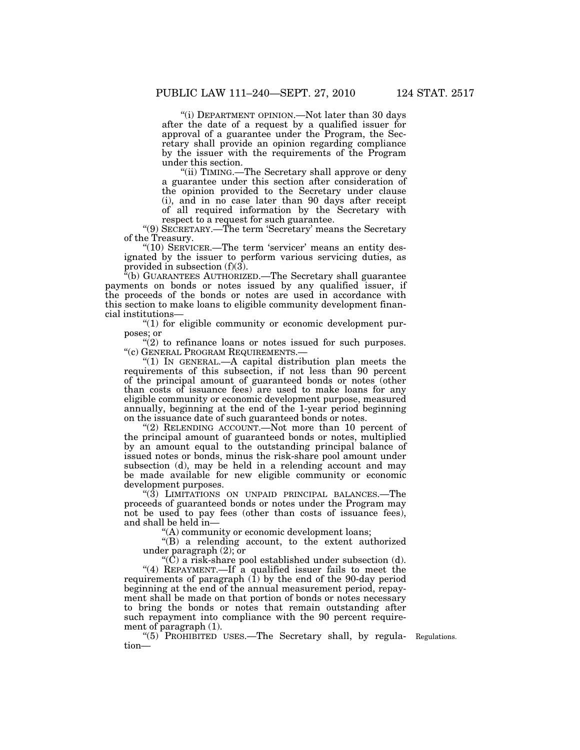"(i) DEPARTMENT OPINION.—Not later than 30 days after the date of a request by a qualified issuer for approval of a guarantee under the Program, the Secretary shall provide an opinion regarding compliance by the issuer with the requirements of the Program under this section.

"(ii) TIMING.—The Secretary shall approve or deny a guarantee under this section after consideration of the opinion provided to the Secretary under clause (i), and in no case later than 90 days after receipt of all required information by the Secretary with respect to a request for such guarantee.

"(9) SECRETARY.—The term 'Secretary' means the Secretary of the Treasury.

"(10) SERVICER.—The term 'servicer' means an entity designated by the issuer to perform various servicing duties, as provided in subsection (f)(3).

"(b) GUARANTEES AUTHORIZED.—The Secretary shall guarantee payments on bonds or notes issued by any qualified issuer, if the proceeds of the bonds or notes are used in accordance with this section to make loans to eligible community development financial institutions—

"(1) for eligible community or economic development purposes; or

"(2) to refinance loans or notes issued for such purposes.

"(c) GENERAL PROGRAM REQUIREMENTS.—

"(1) IN GENERAL.—A capital distribution plan meets the requirements of this subsection, if not less than 90 percent of the principal amount of guaranteed bonds or notes (other than costs of issuance fees) are used to make loans for any eligible community or economic development purpose, measured annually, beginning at the end of the 1-year period beginning on the issuance date of such guaranteed bonds or notes.

"(2) RELENDING ACCOUNT.—Not more than 10 percent of the principal amount of guaranteed bonds or notes, multiplied by an amount equal to the outstanding principal balance of issued notes or bonds, minus the risk-share pool amount under subsection (d), may be held in a relending account and may be made available for new eligible community or economic development purposes.

"(3) LIMITATIONS ON UNPAID PRINCIPAL BALANCES.—The proceeds of guaranteed bonds or notes under the Program may not be used to pay fees (other than costs of issuance fees), and shall be held in—

"(A) community or economic development loans;

"(B) a relending account, to the extent authorized under paragraph (2); or

"(C) a risk-share pool established under subsection (d).

"(4) REPAYMENT.—If a qualified issuer fails to meet the requirements of paragraph (1) by the end of the 90-day period beginning at the end of the annual measurement period, repayment shall be made on that portion of bonds or notes necessary to bring the bonds or notes that remain outstanding after such repayment into compliance with the 90 percent requirement of paragraph (1).

"(5) PROHIBITED USES.—The Secretary shall, by regulation—

Regulations.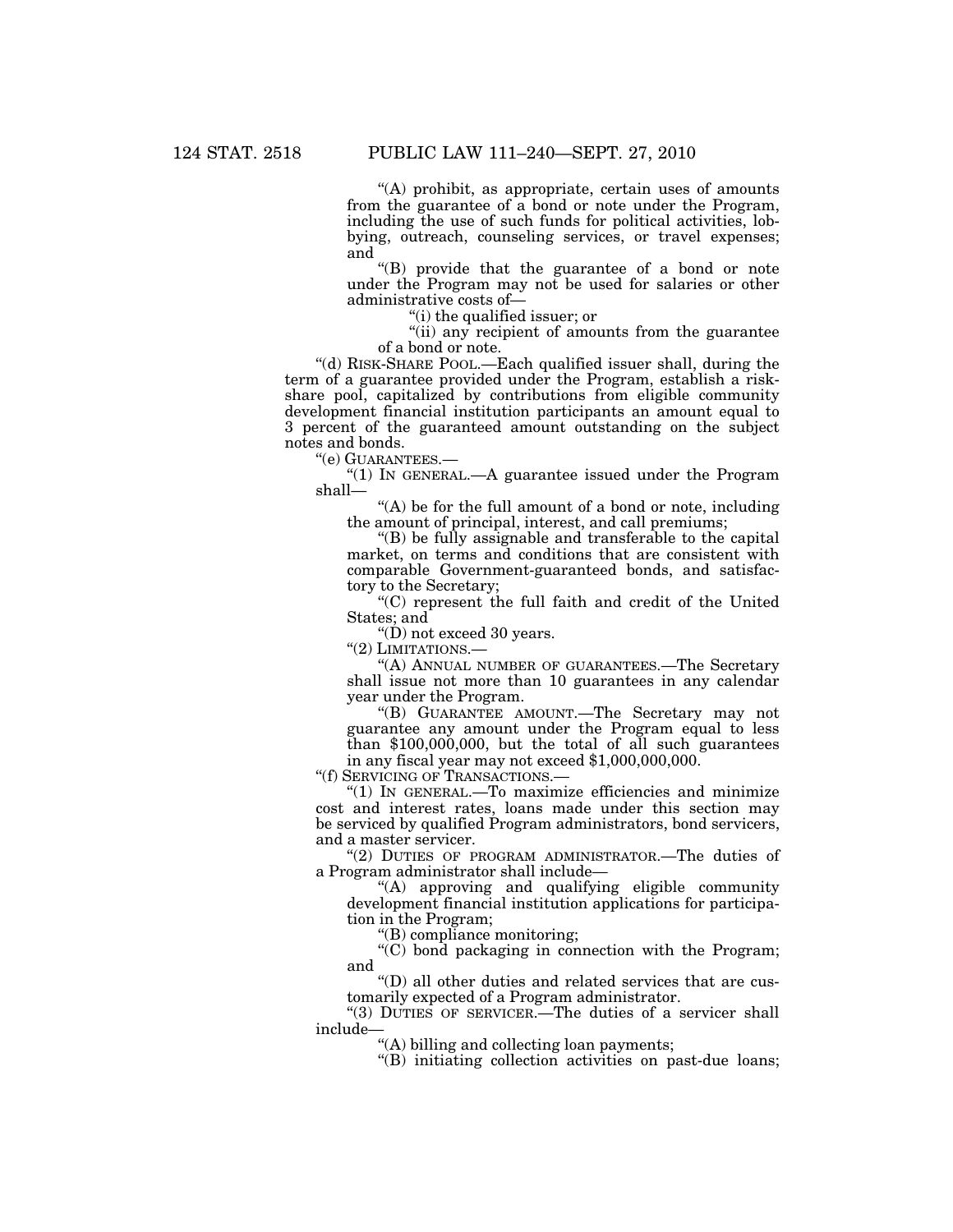"(A) prohibit, as appropriate, certain uses of amounts from the guarantee of a bond or note under the Program, including the use of such funds for political activities, lobbying, outreach, counseling services, or travel expenses; and

"(B) provide that the guarantee of a bond or note under the Program may not be used for salaries or other administrative costs of—

"(i) the qualified issuer; or

"(ii) any recipient of amounts from the guarantee of a bond or note.

"(d) RISK-SHARE POOL.—Each qualified issuer shall, during the term of a guarantee provided under the Program, establish a risk-share pool, capitalized by contributions from eligible community development financial institution participants an amount equal to 3 percent of the guaranteed amount outstanding on the subject notes and bonds.

"(e) GUARANTEES.—

"(1) IN GENERAL.—A guarantee issued under the Program shall—

"(A) be for the full amount of a bond or note, including the amount of principal, interest, and call premiums;

"(B) be fully assignable and transferable to the capital market, on terms and conditions that are consistent with comparable Government-guaranteed bonds, and satisfactory to the Secretary;

"(C) represent the full faith and credit of the United States; and

"(D) not exceed 30 years.

"(2) LIMITATIONS.—

"(A) ANNUAL NUMBER OF GUARANTEES.—The Secretary shall issue not more than 10 guarantees in any calendar year under the Program.

"(B) GUARANTEE AMOUNT.—The Secretary may not guarantee any amount under the Program equal to less than $100,000,000, but the total of all such guarantees in any fiscal year may not exceed $1,000,000,000.

"(f) SERVICING OF TRANSACTIONS.—

"(1) IN GENERAL.—To maximize efficiencies and minimize cost and interest rates, loans made under this section may be serviced by qualified Program administrators, bond servicers, and a master servicer.

"(2) DUTIES OF PROGRAM ADMINISTRATOR.—The duties of a Program administrator shall include—

"(A) approving and qualifying eligible community development financial institution applications for participation in the Program;

"(B) compliance monitoring;

"(C) bond packaging in connection with the Program; and

"(D) all other duties and related services that are customarily expected of a Program administrator.

"(3) DUTIES OF SERVICER.—The duties of a servicer shall include—

"(A) billing and collecting loan payments;

"(B) initiating collection activities on past-due loans;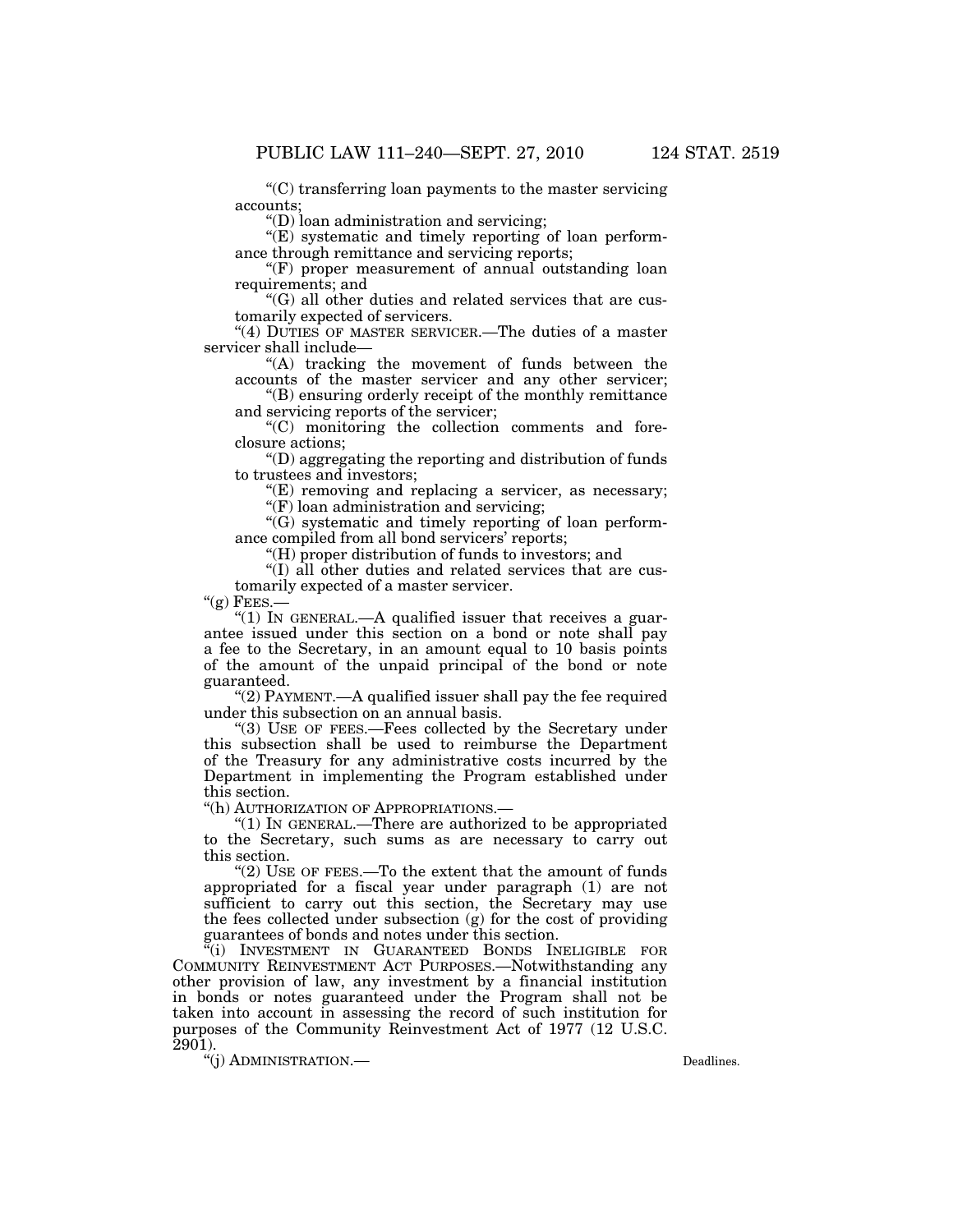"(C) transferring loan payments to the master servicing accounts;

"(D) loan administration and servicing;

"(E) systematic and timely reporting of loan performance through remittance and servicing reports;

"(F) proper measurement of annual outstanding loan requirements; and

"(G) all other duties and related services that are customarily expected of servicers.

"(4) DUTIES OF MASTER SERVICER.—The duties of a master servicer shall include—

"(A) tracking the movement of funds between the accounts of the master servicer and any other servicer;

"(B) ensuring orderly receipt of the monthly remittance and servicing reports of the servicer;

"(C) monitoring the collection comments and foreclosure actions;

"(D) aggregating the reporting and distribution of funds to trustees and investors;

"(E) removing and replacing a servicer, as necessary;

"(F) loan administration and servicing;

"(G) systematic and timely reporting of loan performance compiled from all bond servicers' reports;

"(H) proper distribution of funds to investors; and

"(I) all other duties and related services that are customarily expected of a master servicer.

"(g) FEES.—

"(1) IN GENERAL.—A qualified issuer that receives a guarantee issued under this section on a bond or note shall pay a fee to the Secretary, in an amount equal to 10 basis points of the amount of the unpaid principal of the bond or note guaranteed.

"(2) PAYMENT.—A qualified issuer shall pay the fee required under this subsection on an annual basis.

"(3) USE OF FEES.—Fees collected by the Secretary under this subsection shall be used to reimburse the Department of the Treasury for any administrative costs incurred by the Department in implementing the Program established under this section.

"(h) AUTHORIZATION OF APPROPRIATIONS.—

"(1) IN GENERAL.—There are authorized to be appropriated to the Secretary, such sums as are necessary to carry out this section.

"(2) USE OF FEES.—To the extent that the amount of funds appropriated for a fiscal year under paragraph (1) are not sufficient to carry out this section, the Secretary may use the fees collected under subsection (g) for the cost of providing guarantees of bonds and notes under this section.

"(i) INVESTMENT IN GUARANTEED BONDS INELIGIBLE FOR COMMUNITY REINVESTMENT ACT PURPOSES.—Notwithstanding any other provision of law, any investment by a financial institution in bonds or notes guaranteed under the Program shall not be taken into account in assessing the record of such institution for purposes of the Community Reinvestment Act of 1977 (12 U.S.C. 2901).

"(j) ADMINISTRATION.—

Deadlines.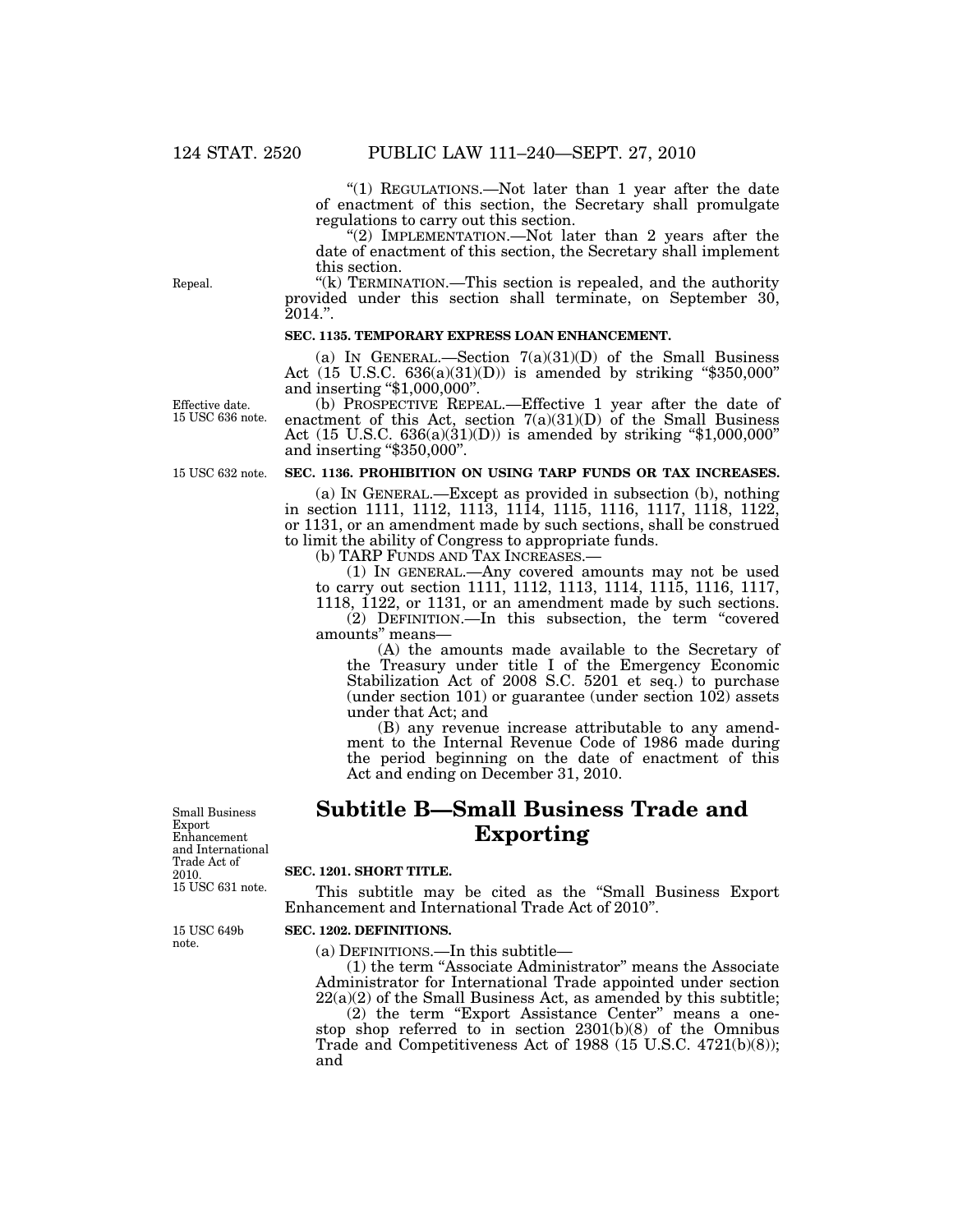"(1) REGULATIONS.—Not later than 1 year after the date of enactment of this section, the Secretary shall promulgate regulations to carry out this section.

"(2) IMPLEMENTATION.—Not later than 2 years after the date of enactment of this section, the Secretary shall implement this section.

Repeal.

"(k) TERMINATION.—This section is repealed, and the authority provided under this section shall terminate, on September 30, 2014.".

**SEC. 1135. TEMPORARY EXPRESS LOAN ENHANCEMENT.**

(a) IN GENERAL.—Section 7(a)(31)(D) of the Small Business Act (15 U.S.C. 636(a)(31)(D)) is amended by striking "$350,000" and inserting "$1,000,000".

Effective date. 15 USC 636 note.

(b) PROSPECTIVE REPEAL.—Effective 1 year after the date of enactment of this Act, section 7(a)(31)(D) of the Small Business Act (15 U.S.C. 636(a)(31)(D)) is amended by striking "$1,000,000" and inserting "$350,000".

15 USC 632 note.

**SEC. 1136. PROHIBITION ON USING TARP FUNDS OR TAX INCREASES.**

(a) IN GENERAL.—Except as provided in subsection (b), nothing in section 1111, 1112, 1113, 1114, 1115, 1116, 1117, 1118, 1122, or 1131, or an amendment made by such sections, shall be construed to limit the ability of Congress to appropriate funds.

(b) TARP FUNDS AND TAX INCREASES.—

(1) IN GENERAL.—Any covered amounts may not be used to carry out section 1111, 1112, 1113, 1114, 1115, 1116, 1117, 1118, 1122, or 1131, or an amendment made by such sections.

(2) DEFINITION.—In this subsection, the term "covered amounts" means—

(A) the amounts made available to the Secretary of the Treasury under title I of the Emergency Economic Stabilization Act of 2008 S.C. 5201 et seq.) to purchase (under section 101) or guarantee (under section 102) assets under that Act; and

(B) any revenue increase attributable to any amendment to the Internal Revenue Code of 1986 made during the period beginning on the date of enactment of this Act and ending on December 31, 2010.

Small Business Export Enhancement and International Trade Act of 2010. 15 USC 631 note.

## Subtitle B—Small Business Trade and Exporting

**SEC. 1201. SHORT TITLE.**

This subtitle may be cited as the "Small Business Export Enhancement and International Trade Act of 2010".

15 USC 649b note.

**SEC. 1202. DEFINITIONS.**

(a) DEFINITIONS.—In this subtitle—

(1) the term "Associate Administrator" means the Associate Administrator for International Trade appointed under section 22(a)(2) of the Small Business Act, as amended by this subtitle;

(2) the term "Export Assistance Center" means a one-stop shop referred to in section 2301(b)(8) of the Omnibus Trade and Competitiveness Act of 1988 (15 U.S.C. 4721(b)(8)); and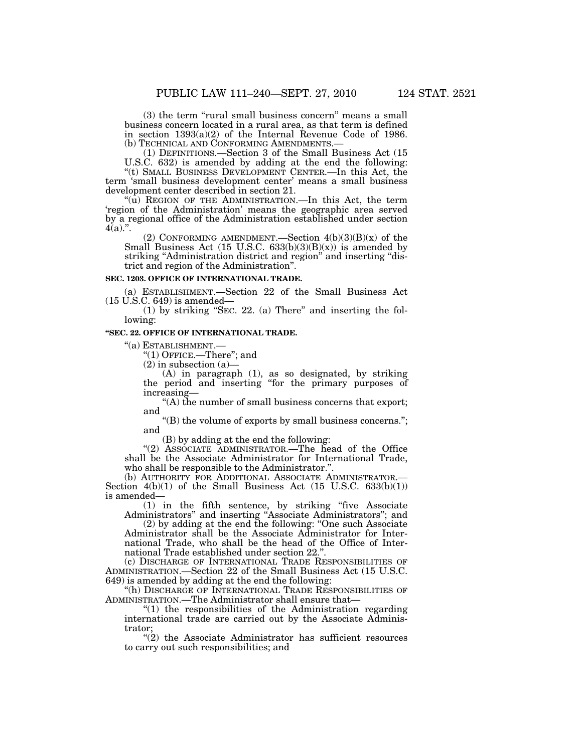(3) the term "rural small business concern" means a small business concern located in a rural area, as that term is defined in section 1393(a)(2) of the Internal Revenue Code of 1986.

(b) TECHNICAL AND CONFORMING AMENDMENTS.—

(1) DEFINITIONS.—Section 3 of the Small Business Act (15 U.S.C. 632) is amended by adding at the end the following:

"(t) SMALL BUSINESS DEVELOPMENT CENTER.—In this Act, the term 'small business development center' means a small business development center described in section 21.

"(u) REGION OF THE ADMINISTRATION.—In this Act, the term 'region of the Administration' means the geographic area served by a regional office of the Administration established under section 4(a).".

(2) CONFORMING AMENDMENT.—Section 4(b)(3)(B)(x) of the Small Business Act (15 U.S.C. 633(b)(3)(B)(x)) is amended by striking "Administration district and region" and inserting "district and region of the Administration".

**SEC. 1203. OFFICE OF INTERNATIONAL TRADE.**

(a) ESTABLISHMENT.—Section 22 of the Small Business Act (15 U.S.C. 649) is amended—

(1) by striking "SEC. 22. (a) There" and inserting the following:

**"SEC. 22. OFFICE OF INTERNATIONAL TRADE.**

"(a) ESTABLISHMENT.—

"(1) OFFICE.—There"; and

(2) in subsection (a)—

(A) in paragraph (1), as so designated, by striking the period and inserting "for the primary purposes of increasing—

"(A) the number of small business concerns that export; and

"(B) the volume of exports by small business concerns."; and

(B) by adding at the end the following:

"(2) ASSOCIATE ADMINISTRATOR.—The head of the Office shall be the Associate Administrator for International Trade, who shall be responsible to the Administrator.".

(b) AUTHORITY FOR ADDITIONAL ASSOCIATE ADMINISTRATOR.—Section 4(b)(1) of the Small Business Act (15 U.S.C. 633(b)(1)) is amended—

(1) in the fifth sentence, by striking "five Associate Administrators" and inserting "Associate Administrators"; and

(2) by adding at the end the following: "One such Associate Administrator shall be the Associate Administrator for International Trade, who shall be the head of the Office of International Trade established under section 22.".

(c) DISCHARGE OF INTERNATIONAL TRADE RESPONSIBILITIES OF ADMINISTRATION.—Section 22 of the Small Business Act (15 U.S.C. 649) is amended by adding at the end the following:

"(h) DISCHARGE OF INTERNATIONAL TRADE RESPONSIBILITIES OF ADMINISTRATION.—The Administrator shall ensure that—

"(1) the responsibilities of the Administration regarding international trade are carried out by the Associate Administrator;

"(2) the Associate Administrator has sufficient resources to carry out such responsibilities; and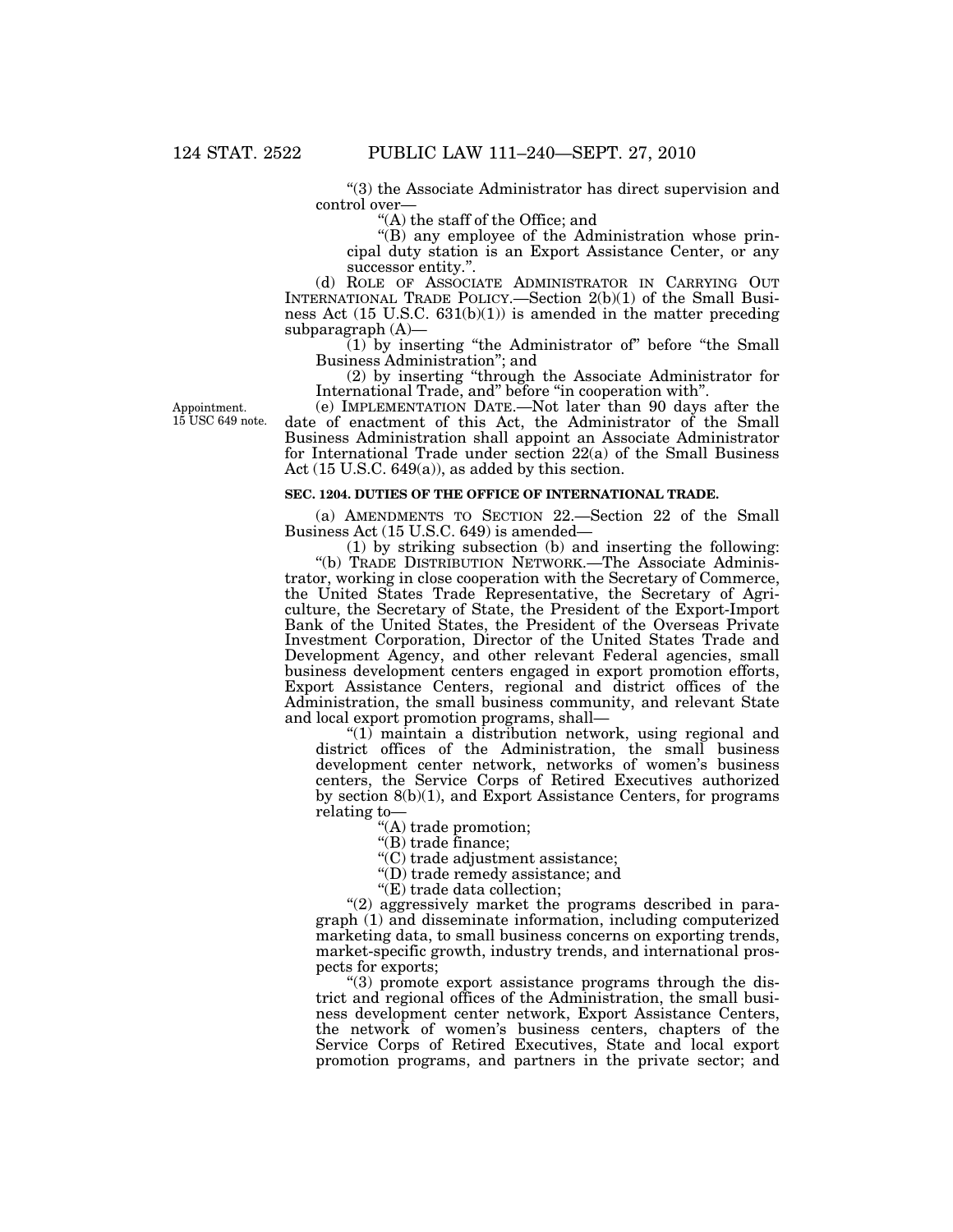"(3) the Associate Administrator has direct supervision and control over—

"(A) the staff of the Office; and

"(B) any employee of the Administration whose principal duty station is an Export Assistance Center, or any successor entity.".

(d) ROLE OF ASSOCIATE ADMINISTRATOR IN CARRYING OUT INTERNATIONAL TRADE POLICY.—Section 2(b)(1) of the Small Business Act (15 U.S.C. 631(b)(1)) is amended in the matter preceding subparagraph (A)—

(1) by inserting "the Administrator of" before "the Small Business Administration"; and

(2) by inserting "through the Associate Administrator for International Trade, and" before "in cooperation with".

Appointment. 15 USC 649 note.

(e) IMPLEMENTATION DATE.—Not later than 90 days after the date of enactment of this Act, the Administrator of the Small Business Administration shall appoint an Associate Administrator for International Trade under section 22(a) of the Small Business Act (15 U.S.C. 649(a)), as added by this section.

**SEC. 1204. DUTIES OF THE OFFICE OF INTERNATIONAL TRADE.**

(a) AMENDMENTS TO SECTION 22.—Section 22 of the Small Business Act (15 U.S.C. 649) is amended—

(1) by striking subsection (b) and inserting the following:

"(b) TRADE DISTRIBUTION NETWORK.—The Associate Administrator, working in close cooperation with the Secretary of Commerce, the United States Trade Representative, the Secretary of Agriculture, the Secretary of State, the President of the Export-Import Bank of the United States, the President of the Overseas Private Investment Corporation, Director of the United States Trade and Development Agency, and other relevant Federal agencies, small business development centers engaged in export promotion efforts, Export Assistance Centers, regional and district offices of the Administration, the small business community, and relevant State and local export promotion programs, shall—

"(1) maintain a distribution network, using regional and district offices of the Administration, the small business development center network, networks of women's business centers, the Service Corps of Retired Executives authorized by section 8(b)(1), and Export Assistance Centers, for programs relating to—

"(A) trade promotion;

"(B) trade finance;

"(C) trade adjustment assistance;

"(D) trade remedy assistance; and

"(E) trade data collection;

"(2) aggressively market the programs described in paragraph (1) and disseminate information, including computerized marketing data, to small business concerns on exporting trends, market-specific growth, industry trends, and international prospects for exports;

"(3) promote export assistance programs through the district and regional offices of the Administration, the small business development center network, Export Assistance Centers, the network of women's business centers, chapters of the Service Corps of Retired Executives, State and local export promotion programs, and partners in the private sector; and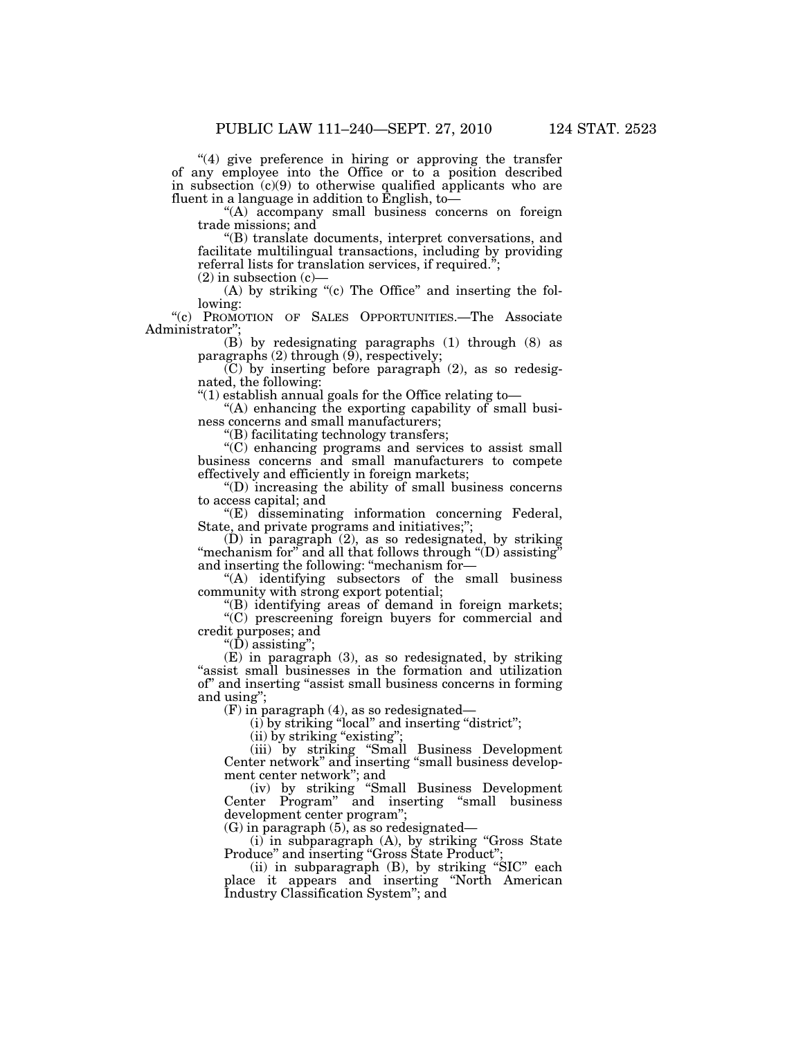"(4) give preference in hiring or approving the transfer of any employee into the Office or to a position described in subsection (c)(9) to otherwise qualified applicants who are fluent in a language in addition to English, to—

"(A) accompany small business concerns on foreign trade missions; and

"(B) translate documents, interpret conversations, and facilitate multilingual transactions, including by providing referral lists for translation services, if required.";

(2) in subsection (c)—

(A) by striking "(c) The Office" and inserting the following:

"(c) PROMOTION OF SALES OPPORTUNITIES.—The Associate Administrator";

(B) by redesignating paragraphs (1) through (8) as paragraphs (2) through (9), respectively;

(C) by inserting before paragraph (2), as so redesignated, the following:

"(1) establish annual goals for the Office relating to—

"(A) enhancing the exporting capability of small business concerns and small manufacturers;

"(B) facilitating technology transfers;

"(C) enhancing programs and services to assist small business concerns and small manufacturers to compete effectively and efficiently in foreign markets;

"(D) increasing the ability of small business concerns to access capital; and

"(E) disseminating information concerning Federal, State, and private programs and initiatives;";

(D) in paragraph (2), as so redesignated, by striking "mechanism for" and all that follows through "(D) assisting" and inserting the following: "mechanism for—

"(A) identifying subsectors of the small business community with strong export potential;

"(B) identifying areas of demand in foreign markets;

"(C) prescreening foreign buyers for commercial and credit purposes; and

"(D) assisting";

(E) in paragraph (3), as so redesignated, by striking "assist small businesses in the formation and utilization of" and inserting "assist small business concerns in forming and using";

(F) in paragraph (4), as so redesignated—

(i) by striking "local" and inserting "district";

(ii) by striking "existing";

(iii) by striking "Small Business Development Center network" and inserting "small business development center network"; and

(iv) by striking "Small Business Development Center Program" and inserting "small business development center program";

(G) in paragraph (5), as so redesignated—

(i) in subparagraph (A), by striking "Gross State Produce" and inserting "Gross State Product";

(ii) in subparagraph (B), by striking "SIC" each place it appears and inserting "North American Industry Classification System"; and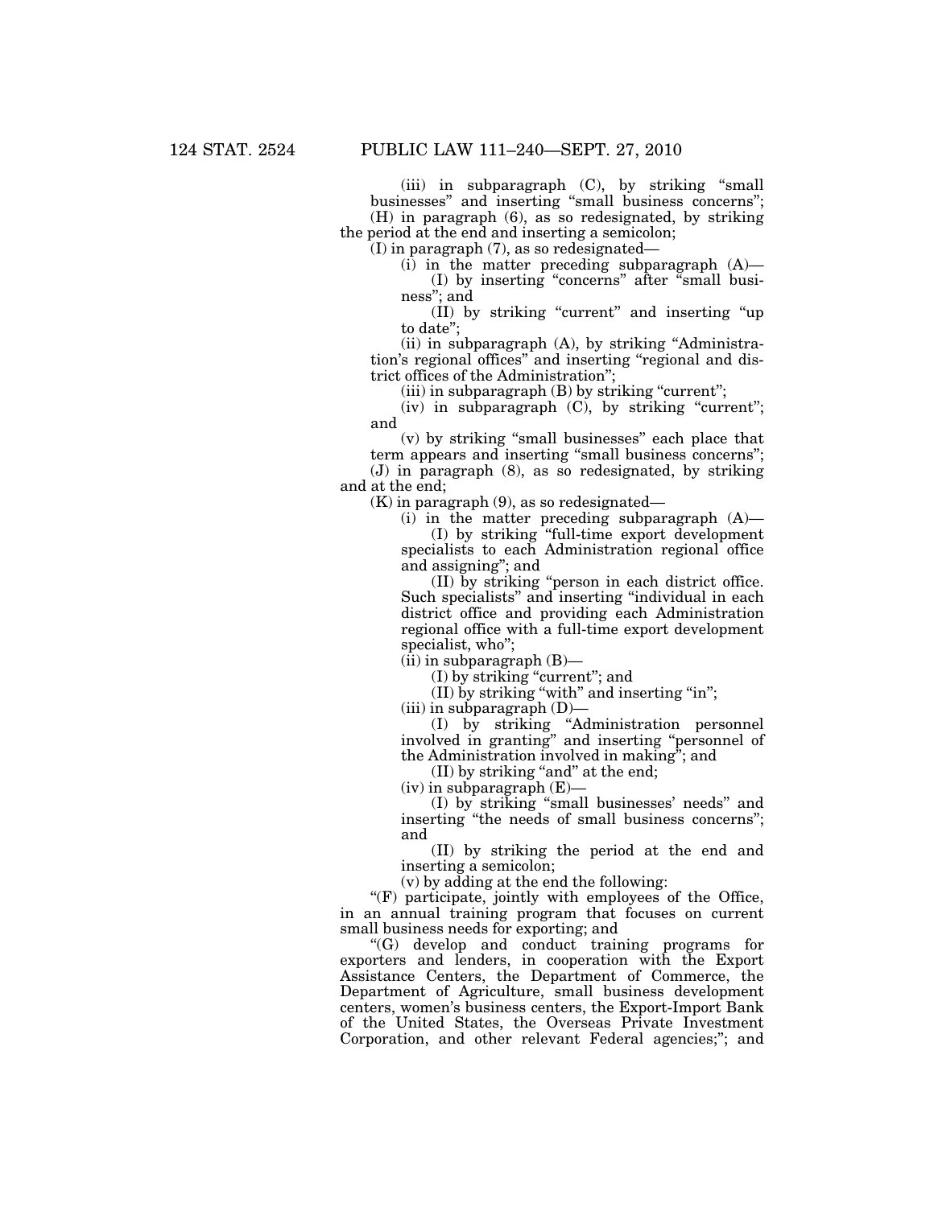(iii) in subparagraph (C), by striking "small businesses" and inserting "small business concerns";

(H) in paragraph (6), as so redesignated, by striking the period at the end and inserting a semicolon;

(I) in paragraph (7), as so redesignated—

(i) in the matter preceding subparagraph (A)—

(I) by inserting "concerns" after "small business"; and

(II) by striking "current" and inserting "up to date";

(ii) in subparagraph (A), by striking "Administration's regional offices" and inserting "regional and district offices of the Administration";

(iii) in subparagraph (B) by striking "current";

(iv) in subparagraph (C), by striking "current"; and

(v) by striking "small businesses" each place that term appears and inserting "small business concerns";

(J) in paragraph (8), as so redesignated, by striking and at the end;

(K) in paragraph (9), as so redesignated—

(i) in the matter preceding subparagraph (A)—

(I) by striking "full-time export development specialists to each Administration regional office and assigning"; and

(II) by striking "person in each district office. Such specialists" and inserting "individual in each district office and providing each Administration regional office with a full-time export development specialist, who";

(ii) in subparagraph (B)—

(I) by striking "current"; and

(II) by striking "with" and inserting "in";

(iii) in subparagraph (D)—

(I) by striking "Administration personnel involved in granting" and inserting "personnel of the Administration involved in making"; and

(II) by striking "and" at the end;

(iv) in subparagraph (E)—

(I) by striking "small businesses' needs" and inserting "the needs of small business concerns"; and

(II) by striking the period at the end and inserting a semicolon;

(v) by adding at the end the following:

"(F) participate, jointly with employees of the Office, in an annual training program that focuses on current small business needs for exporting; and

"(G) develop and conduct training programs for exporters and lenders, in cooperation with the Export Assistance Centers, the Department of Commerce, the Department of Agriculture, small business development centers, women's business centers, the Export-Import Bank of the United States, the Overseas Private Investment Corporation, and other relevant Federal agencies;"; and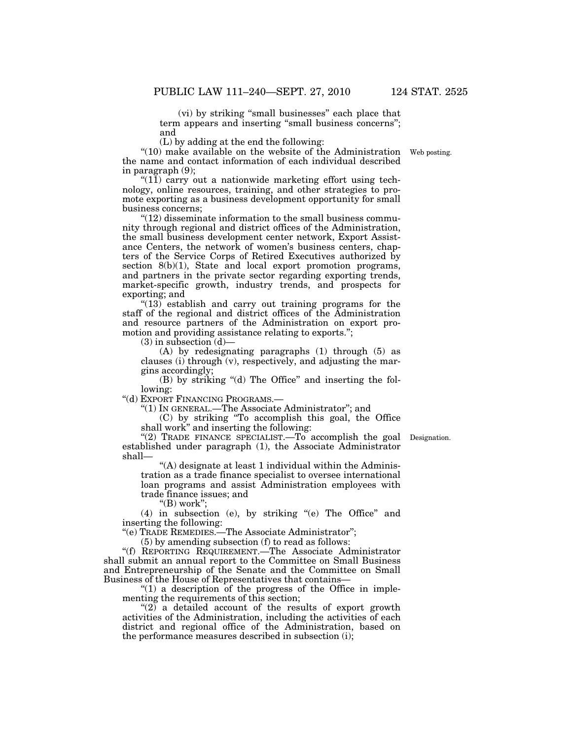(vi) by striking "small businesses" each place that term appears and inserting "small business concerns"; and

(L) by adding at the end the following:

"(10) make available on the website of the Administration the name and contact information of each individual described in paragraph (9);

"(11) carry out a nationwide marketing effort using technology, online resources, training, and other strategies to promote exporting as a business development opportunity for small business concerns;

"(12) disseminate information to the small business community through regional and district offices of the Administration, the small business development center network, Export Assistance Centers, the network of women's business centers, chapters of the Service Corps of Retired Executives authorized by section 8(b)(1), State and local export promotion programs, and partners in the private sector regarding exporting trends, market-specific growth, industry trends, and prospects for exporting; and

"(13) establish and carry out training programs for the staff of the regional and district offices of the Administration and resource partners of the Administration on export promotion and providing assistance relating to exports.";

Web posting.

(3) in subsection (d)—

(A) by redesignating paragraphs (1) through (5) as clauses (i) through (v), respectively, and adjusting the margins accordingly;

(B) by striking "(d) The Office" and inserting the following:

"(d) EXPORT FINANCING PROGRAMS.—

"(1) IN GENERAL.—The Associate Administrator"; and

(C) by striking "To accomplish this goal, the Office shall work" and inserting the following:

"(2) TRADE FINANCE SPECIALIST.—To accomplish the goal established under paragraph (1), the Associate Administrator shall—

Designation.

"(A) designate at least 1 individual within the Administration as a trade finance specialist to oversee international loan programs and assist Administration employees with trade finance issues; and

"(B) work";

(4) in subsection (e), by striking "(e) The Office" and inserting the following:

"(e) TRADE REMEDIES.—The Associate Administrator";

(5) by amending subsection (f) to read as follows:

"(f) REPORTING REQUIREMENT.—The Associate Administrator shall submit an annual report to the Committee on Small Business and Entrepreneurship of the Senate and the Committee on Small Business of the House of Representatives that contains—

"(1) a description of the progress of the Office in implementing the requirements of this section;

"(2) a detailed account of the results of export growth activities of the Administration, including the activities of each district and regional office of the Administration, based on the performance measures described in subsection (i);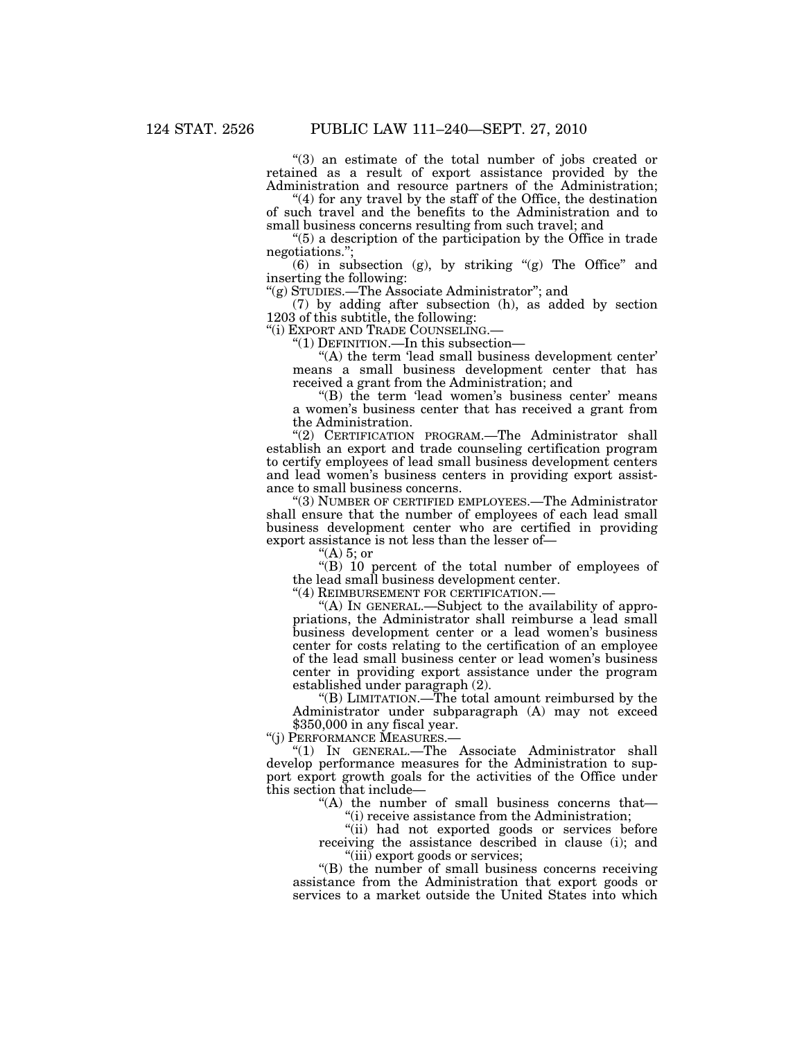"(3) an estimate of the total number of jobs created or retained as a result of export assistance provided by the Administration and resource partners of the Administration;

"(4) for any travel by the staff of the Office, the destination of such travel and the benefits to the Administration and to small business concerns resulting from such travel; and

"(5) a description of the participation by the Office in trade negotiations.";

(6) in subsection (g), by striking "(g) The Office" and inserting the following:

"(g) STUDIES.—The Associate Administrator"; and

(7) by adding after subsection (h), as added by section 1203 of this subtitle, the following:

"(i) EXPORT AND TRADE COUNSELING.—

"(1) DEFINITION.—In this subsection—

"(A) the term 'lead small business development center' means a small business development center that has received a grant from the Administration; and

"(B) the term 'lead women's business center' means a women's business center that has received a grant from the Administration.

"(2) CERTIFICATION PROGRAM.—The Administrator shall establish an export and trade counseling certification program to certify employees of lead small business development centers and lead women's business centers in providing export assistance to small business concerns.

"(3) NUMBER OF CERTIFIED EMPLOYEES.—The Administrator shall ensure that the number of employees of each lead small business development center who are certified in providing export assistance is not less than the lesser of—

"(A) 5; or

"(B) 10 percent of the total number of employees of the lead small business development center.

"(4) REIMBURSEMENT FOR CERTIFICATION.—

"(A) IN GENERAL.—Subject to the availability of appropriations, the Administrator shall reimburse a lead small business development center or a lead women's business center for costs relating to the certification of an employee of the lead small business center or lead women's business center in providing export assistance under the program established under paragraph (2).

"(B) LIMITATION.—The total amount reimbursed by the Administrator under subparagraph (A) may not exceed $350,000 in any fiscal year.

"(j) PERFORMANCE MEASURES.—

"(1) IN GENERAL.—The Associate Administrator shall develop performance measures for the Administration to support export growth goals for the activities of the Office under this section that include—

"(A) the number of small business concerns that—

"(i) receive assistance from the Administration;

"(ii) had not exported goods or services before receiving the assistance described in clause (i); and

"(iii) export goods or services;

"(B) the number of small business concerns receiving assistance from the Administration that export goods or services to a market outside the United States into which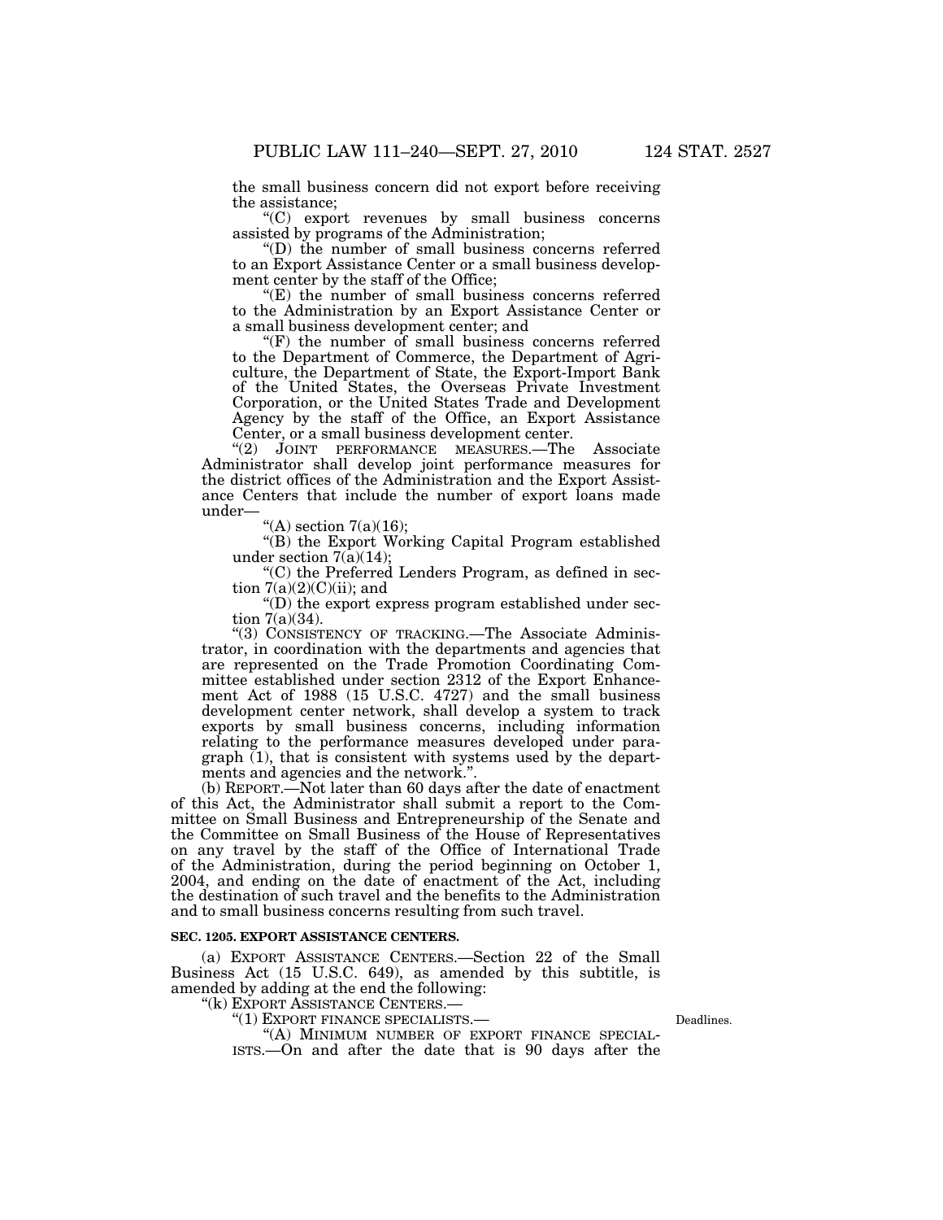the small business concern did not export before receiving the assistance;

"(C) export revenues by small business concerns assisted by programs of the Administration;

"(D) the number of small business concerns referred to an Export Assistance Center or a small business development center by the staff of the Office;

"(E) the number of small business concerns referred to the Administration by an Export Assistance Center or a small business development center; and

"(F) the number of small business concerns referred to the Department of Commerce, the Department of Agriculture, the Department of State, the Export-Import Bank of the United States, the Overseas Private Investment Corporation, or the United States Trade and Development Agency by the staff of the Office, an Export Assistance Center, or a small business development center.

"(2) JOINT PERFORMANCE MEASURES.—The Associate Administrator shall develop joint performance measures for the district offices of the Administration and the Export Assistance Centers that include the number of export loans made under—

"(A) section 7(a)(16);

"(B) the Export Working Capital Program established under section 7(a)(14);

"(C) the Preferred Lenders Program, as defined in section 7(a)(2)(C)(ii); and

"(D) the export express program established under section 7(a)(34).

"(3) CONSISTENCY OF TRACKING.—The Associate Administrator, in coordination with the departments and agencies that are represented on the Trade Promotion Coordinating Committee established under section 2312 of the Export Enhancement Act of 1988 (15 U.S.C. 4727) and the small business development center network, shall develop a system to track exports by small business concerns, including information relating to the performance measures developed under paragraph (1), that is consistent with systems used by the departments and agencies and the network.".

(b) REPORT.—Not later than 60 days after the date of enactment of this Act, the Administrator shall submit a report to the Committee on Small Business and Entrepreneurship of the Senate and the Committee on Small Business of the House of Representatives on any travel by the staff of the Office of International Trade of the Administration, during the period beginning on October 1, 2004, and ending on the date of enactment of the Act, including the destination of such travel and the benefits to the Administration and to small business concerns resulting from such travel.

**SEC. 1205. EXPORT ASSISTANCE CENTERS.**

(a) EXPORT ASSISTANCE CENTERS.—Section 22 of the Small Business Act (15 U.S.C. 649), as amended by this subtitle, is amended by adding at the end the following:

"(k) EXPORT ASSISTANCE CENTERS.—

"(1) EXPORT FINANCE SPECIALISTS.—

Deadlines.

"(A) MINIMUM NUMBER OF EXPORT FINANCE SPECIALISTS.—On and after the date that is 90 days after the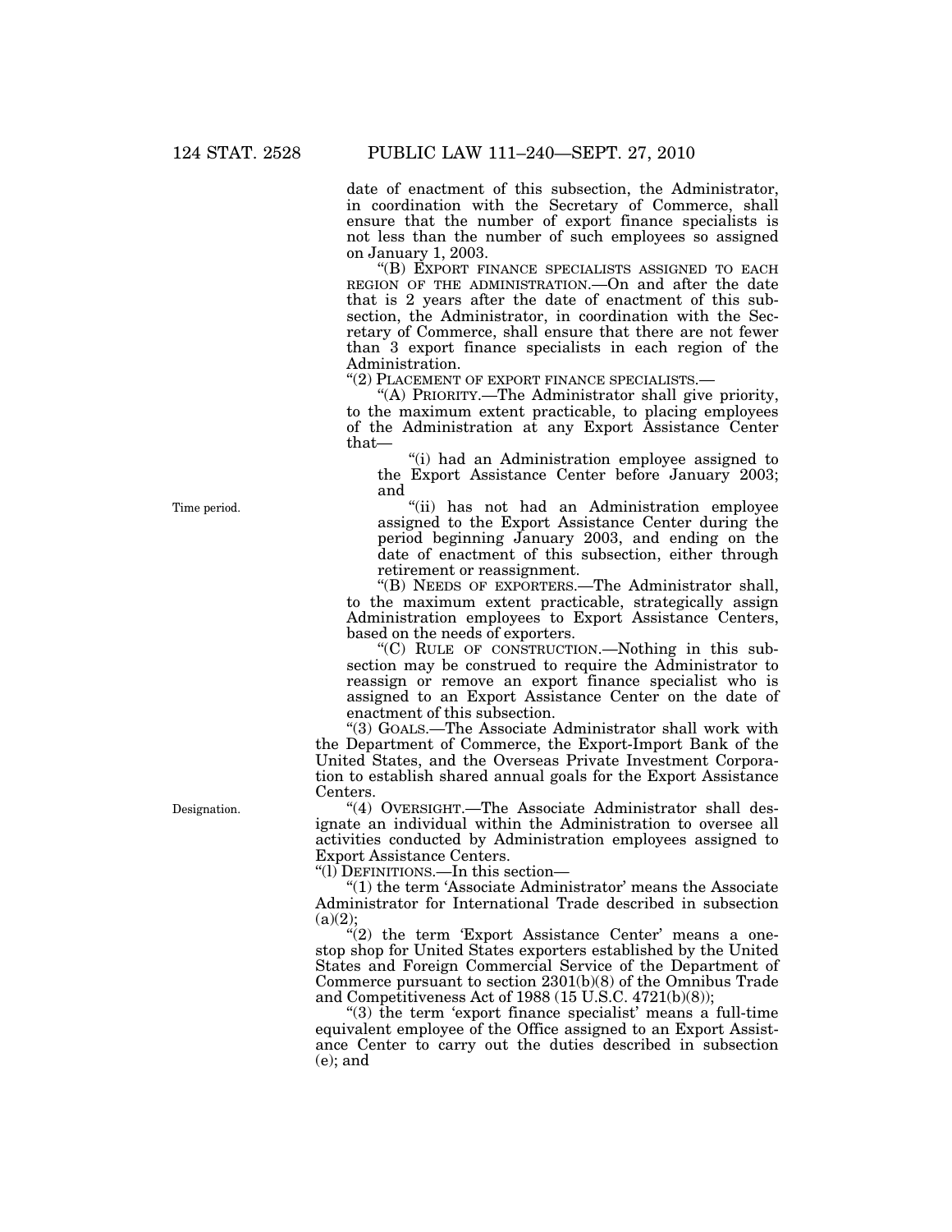date of enactment of this subsection, the Administrator, in coordination with the Secretary of Commerce, shall ensure that the number of export finance specialists is not less than the number of such employees so assigned on January 1, 2003.

"(B) EXPORT FINANCE SPECIALISTS ASSIGNED TO EACH REGION OF THE ADMINISTRATION.—On and after the date that is 2 years after the date of enactment of this subsection, the Administrator, in coordination with the Secretary of Commerce, shall ensure that there are not fewer than 3 export finance specialists in each region of the Administration.

"(2) PLACEMENT OF EXPORT FINANCE SPECIALISTS.—

"(A) PRIORITY.—The Administrator shall give priority, to the maximum extent practicable, to placing employees of the Administration at any Export Assistance Center that—

"(i) had an Administration employee assigned to the Export Assistance Center before January 2003; and

Time period.

"(ii) has not had an Administration employee assigned to the Export Assistance Center during the period beginning January 2003, and ending on the date of enactment of this subsection, either through retirement or reassignment.

"(B) NEEDS OF EXPORTERS.—The Administrator shall, to the maximum extent practicable, strategically assign Administration employees to Export Assistance Centers, based on the needs of exporters.

"(C) RULE OF CONSTRUCTION.—Nothing in this subsection may be construed to require the Administrator to reassign or remove an export finance specialist who is assigned to an Export Assistance Center on the date of enactment of this subsection.

"(3) GOALS.—The Associate Administrator shall work with the Department of Commerce, the Export-Import Bank of the United States, and the Overseas Private Investment Corporation to establish shared annual goals for the Export Assistance Centers.

Designation.

"(4) OVERSIGHT.—The Associate Administrator shall designate an individual within the Administration to oversee all activities conducted by Administration employees assigned to Export Assistance Centers.

"(l) DEFINITIONS.—In this section—

"(1) the term 'Associate Administrator' means the Associate Administrator for International Trade described in subsection (a)(2);

"(2) the term 'Export Assistance Center' means a one-stop shop for United States exporters established by the United States and Foreign Commercial Service of the Department of Commerce pursuant to section 2301(b)(8) of the Omnibus Trade and Competitiveness Act of 1988 (15 U.S.C. 4721(b)(8));

"(3) the term 'export finance specialist' means a full-time equivalent employee of the Office assigned to an Export Assistance Center to carry out the duties described in subsection (e); and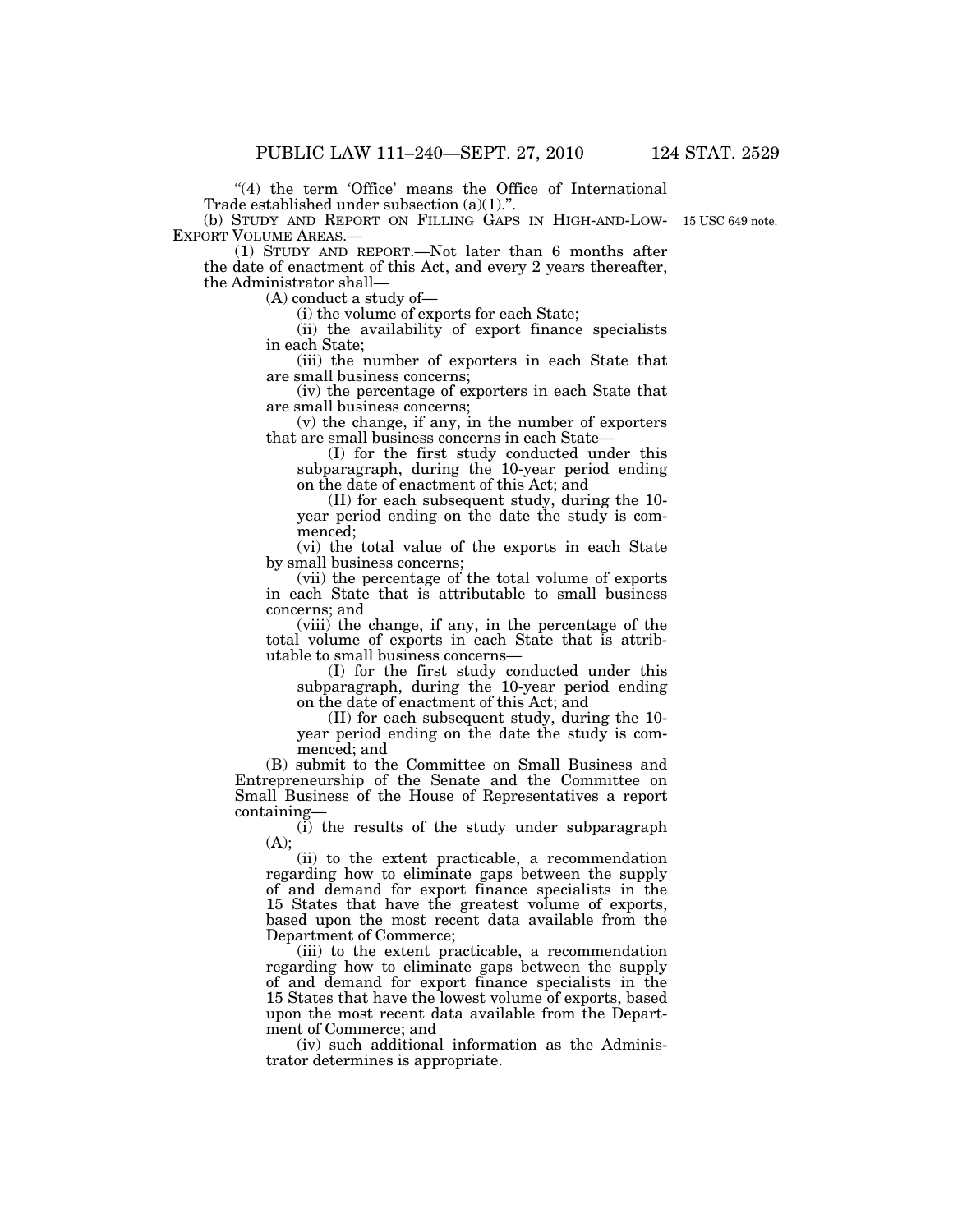"(4) the term 'Office' means the Office of International Trade established under subsection (a)(1).".

(b) STUDY AND REPORT ON FILLING GAPS IN HIGH-AND-LOW-EXPORT VOLUME AREAS.—

15 USC 649 note.

(1) STUDY AND REPORT.—Not later than 6 months after the date of enactment of this Act, and every 2 years thereafter, the Administrator shall—

(A) conduct a study of—

(i) the volume of exports for each State;

(ii) the availability of export finance specialists in each State;

(iii) the number of exporters in each State that are small business concerns;

(iv) the percentage of exporters in each State that are small business concerns;

(v) the change, if any, in the number of exporters that are small business concerns in each State—

(I) for the first study conducted under this subparagraph, during the 10-year period ending on the date of enactment of this Act; and

(II) for each subsequent study, during the 10-year period ending on the date the study is commenced;

(vi) the total value of the exports in each State by small business concerns;

(vii) the percentage of the total volume of exports in each State that is attributable to small business concerns; and

(viii) the change, if any, in the percentage of the total volume of exports in each State that is attributable to small business concerns—

(I) for the first study conducted under this subparagraph, during the 10-year period ending on the date of enactment of this Act; and

(II) for each subsequent study, during the 10-year period ending on the date the study is commenced; and

(B) submit to the Committee on Small Business and Entrepreneurship of the Senate and the Committee on Small Business of the House of Representatives a report containing—

(i) the results of the study under subparagraph (A);

(ii) to the extent practicable, a recommendation regarding how to eliminate gaps between the supply of and demand for export finance specialists in the 15 States that have the greatest volume of exports, based upon the most recent data available from the Department of Commerce;

(iii) to the extent practicable, a recommendation regarding how to eliminate gaps between the supply of and demand for export finance specialists in the 15 States that have the lowest volume of exports, based upon the most recent data available from the Department of Commerce; and

(iv) such additional information as the Administrator determines is appropriate.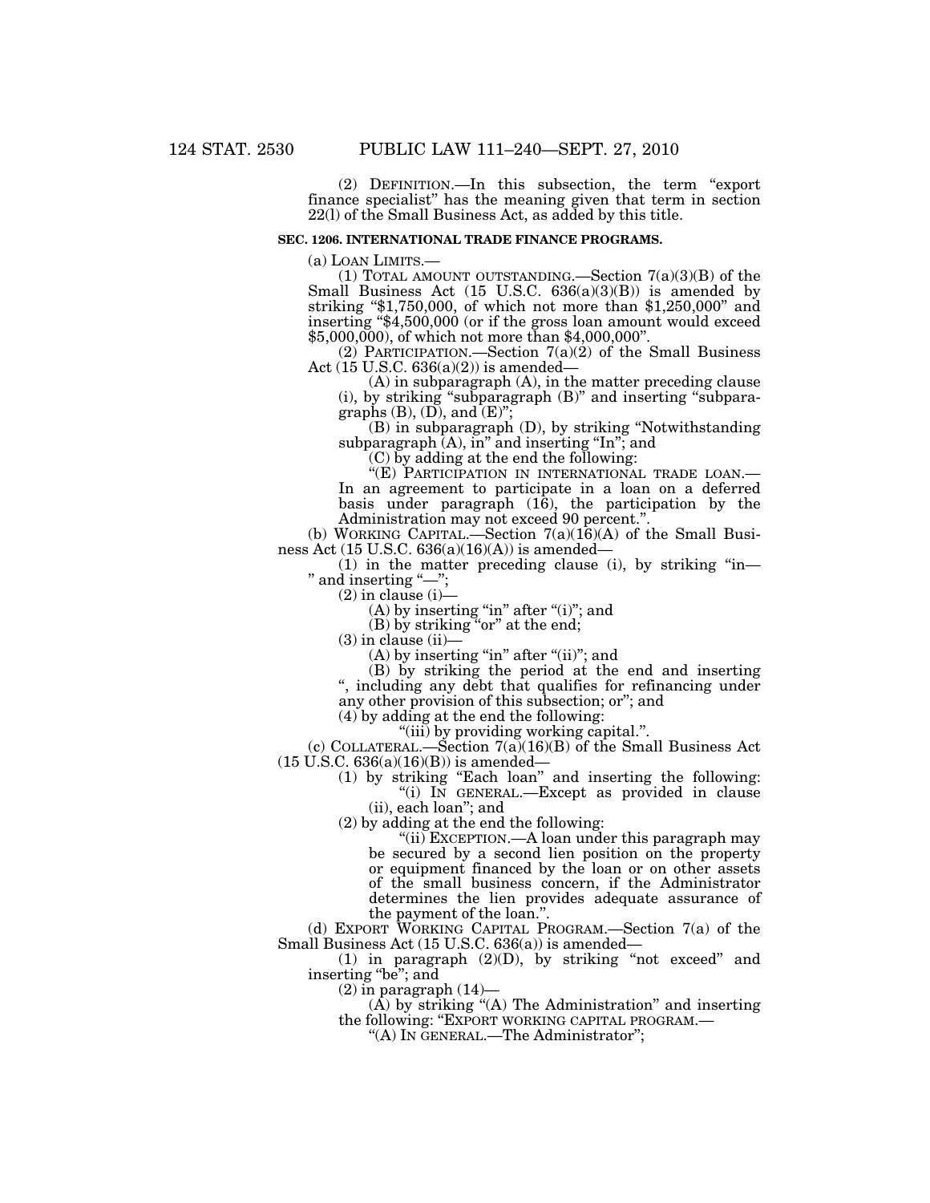(2) DEFINITION.—In this subsection, the term "export finance specialist" has the meaning given that term in section 22(l) of the Small Business Act, as added by this title.

**SEC. 1206. INTERNATIONAL TRADE FINANCE PROGRAMS.**

(a) LOAN LIMITS.—

(1) TOTAL AMOUNT OUTSTANDING.—Section 7(a)(3)(B) of the Small Business Act (15 U.S.C. 636(a)(3)(B)) is amended by striking "$1,750,000, of which not more than $1,250,000" and inserting "$4,500,000 (or if the gross loan amount would exceed $5,000,000), of which not more than $4,000,000".

(2) PARTICIPATION.—Section 7(a)(2) of the Small Business Act (15 U.S.C. 636(a)(2)) is amended—

(A) in subparagraph (A), in the matter preceding clause (i), by striking "subparagraph (B)" and inserting "subparagraphs (B), (D), and (E)";

(B) in subparagraph (D), by striking "Notwithstanding subparagraph (A), in" and inserting "In"; and

(C) by adding at the end the following:

"(E) PARTICIPATION IN INTERNATIONAL TRADE LOAN.—In an agreement to participate in a loan on a deferred basis under paragraph (16), the participation by the Administration may not exceed 90 percent.".

(b) WORKING CAPITAL.—Section 7(a)(16)(A) of the Small Business Act (15 U.S.C. 636(a)(16)(A)) is amended—

(1) in the matter preceding clause (i), by striking "in—" and inserting "—";

(2) in clause (i)—

(A) by inserting "in" after "(i)"; and

(B) by striking "or" at the end;

(3) in clause (ii)—

(A) by inserting "in" after "(ii)"; and

(B) by striking the period at the end and inserting ", including any debt that qualifies for refinancing under any other provision of this subsection; or"; and

(4) by adding at the end the following:

"(iii) by providing working capital.".

(c) COLLATERAL.—Section 7(a)(16)(B) of the Small Business Act (15 U.S.C. 636(a)(16)(B)) is amended—

(1) by striking "Each loan" and inserting the following:

"(i) IN GENERAL.—Except as provided in clause (ii), each loan"; and

(2) by adding at the end the following:

"(ii) EXCEPTION.—A loan under this paragraph may be secured by a second lien position on the property or equipment financed by the loan or on other assets of the small business concern, if the Administrator determines the lien provides adequate assurance of the payment of the loan.".

(d) EXPORT WORKING CAPITAL PROGRAM.—Section 7(a) of the Small Business Act (15 U.S.C. 636(a)) is amended—

(1) in paragraph (2)(D), by striking "not exceed" and inserting "be"; and

(2) in paragraph (14)—

(A) by striking "(A) The Administration" and inserting the following: "EXPORT WORKING CAPITAL PROGRAM.—

"(A) IN GENERAL.—The Administrator";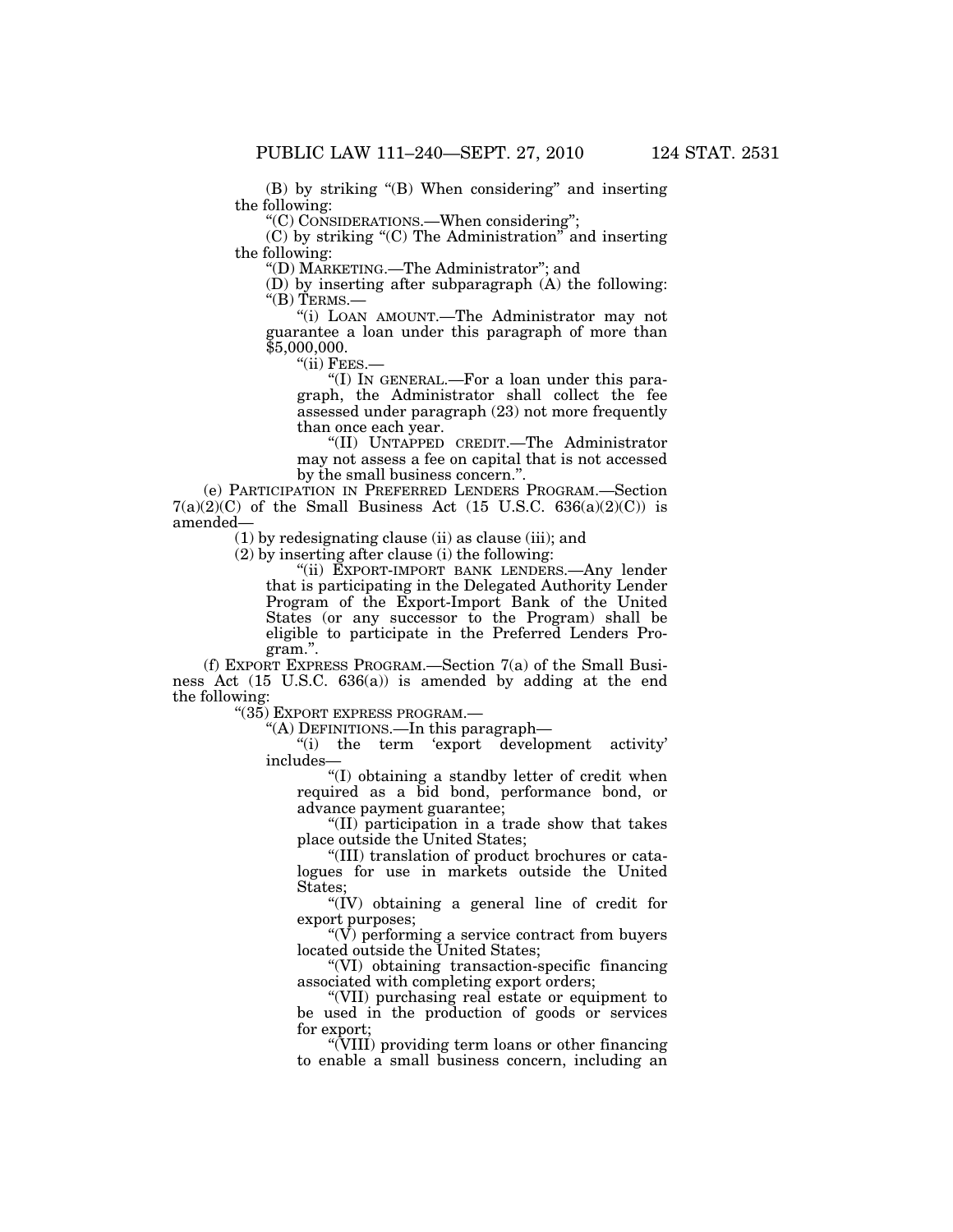(B) by striking "(B) When considering" and inserting the following:

"(C) CONSIDERATIONS.—When considering";

(C) by striking "(C) The Administration" and inserting the following:

"(D) MARKETING.—The Administrator"; and

(D) by inserting after subparagraph (A) the following:

"(B) TERMS.—

"(i) LOAN AMOUNT.—The Administrator may not guarantee a loan under this paragraph of more than $5,000,000.

"(ii) FEES.—

"(I) IN GENERAL.—For a loan under this paragraph, the Administrator shall collect the fee assessed under paragraph (23) not more frequently than once each year.

"(II) UNTAPPED CREDIT.—The Administrator may not assess a fee on capital that is not accessed by the small business concern.".

(e) PARTICIPATION IN PREFERRED LENDERS PROGRAM.—Section 7(a)(2)(C) of the Small Business Act (15 U.S.C. 636(a)(2)(C)) is amended—

(1) by redesignating clause (ii) as clause (iii); and

(2) by inserting after clause (i) the following:

"(ii) EXPORT-IMPORT BANK LENDERS.—Any lender that is participating in the Delegated Authority Lender Program of the Export-Import Bank of the United States (or any successor to the Program) shall be eligible to participate in the Preferred Lenders Program.".

(f) EXPORT EXPRESS PROGRAM.—Section 7(a) of the Small Business Act (15 U.S.C. 636(a)) is amended by adding at the end the following:

"(35) EXPORT EXPRESS PROGRAM.—

"(A) DEFINITIONS.—In this paragraph—

"(i) the term 'export development activity' includes—

"(I) obtaining a standby letter of credit when required as a bid bond, performance bond, or advance payment guarantee;

"(II) participation in a trade show that takes place outside the United States;

"(III) translation of product brochures or catalogues for use in markets outside the United States;

"(IV) obtaining a general line of credit for export purposes;

"(V) performing a service contract from buyers located outside the United States;

"(VI) obtaining transaction-specific financing associated with completing export orders;

"(VII) purchasing real estate or equipment to be used in the production of goods or services for export;

"(VIII) providing term loans or other financing to enable a small business concern, including an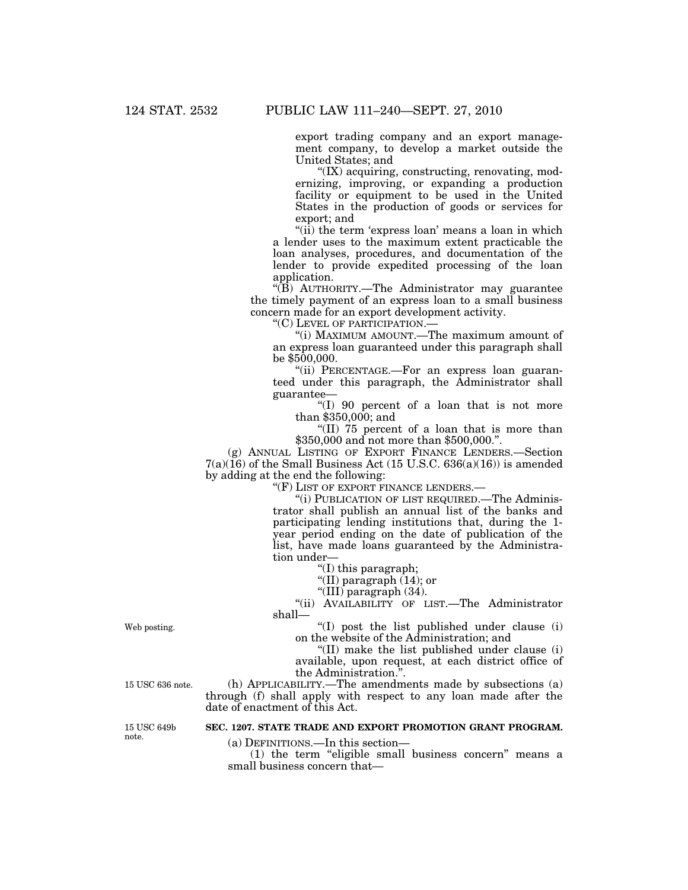export trading company and an export management company, to develop a market outside the United States; and

"(IX) acquiring, constructing, renovating, modernizing, improving, or expanding a production facility or equipment to be used in the United States in the production of goods or services for export; and

"(ii) the term 'express loan' means a loan in which a lender uses to the maximum extent practicable the loan analyses, procedures, and documentation of the lender to provide expedited processing of the loan application.

"(B) AUTHORITY.—The Administrator may guarantee the timely payment of an express loan to a small business concern made for an export development activity.

"(C) LEVEL OF PARTICIPATION.—

"(i) MAXIMUM AMOUNT.—The maximum amount of an express loan guaranteed under this paragraph shall be $500,000.

"(ii) PERCENTAGE.—For an express loan guaranteed under this paragraph, the Administrator shall guarantee—

"(I) 90 percent of a loan that is not more than $350,000; and

"(II) 75 percent of a loan that is more than $350,000 and not more than $500,000.".

(g) ANNUAL LISTING OF EXPORT FINANCE LENDERS.—Section 7(a)(16) of the Small Business Act (15 U.S.C. 636(a)(16)) is amended by adding at the end the following:

"(F) LIST OF EXPORT FINANCE LENDERS.—

"(i) PUBLICATION OF LIST REQUIRED.—The Administrator shall publish an annual list of the banks and participating lending institutions that, during the 1-year period ending on the date of publication of the list, have made loans guaranteed by the Administration under—

"(I) this paragraph;

"(II) paragraph (14); or

"(III) paragraph (34).

"(ii) AVAILABILITY OF LIST.—The Administrator shall—

Web posting.

"(I) post the list published under clause (i) on the website of the Administration; and

"(II) make the list published under clause (i) available, upon request, at each district office of the Administration.".

15 USC 636 note.

(h) APPLICABILITY.—The amendments made by subsections (a) through (f) shall apply with respect to any loan made after the date of enactment of this Act.

15 USC 649b note.

**SEC. 1207. STATE TRADE AND EXPORT PROMOTION GRANT PROGRAM.**

(a) DEFINITIONS.—In this section—

(1) the term "eligible small business concern" means a small business concern that—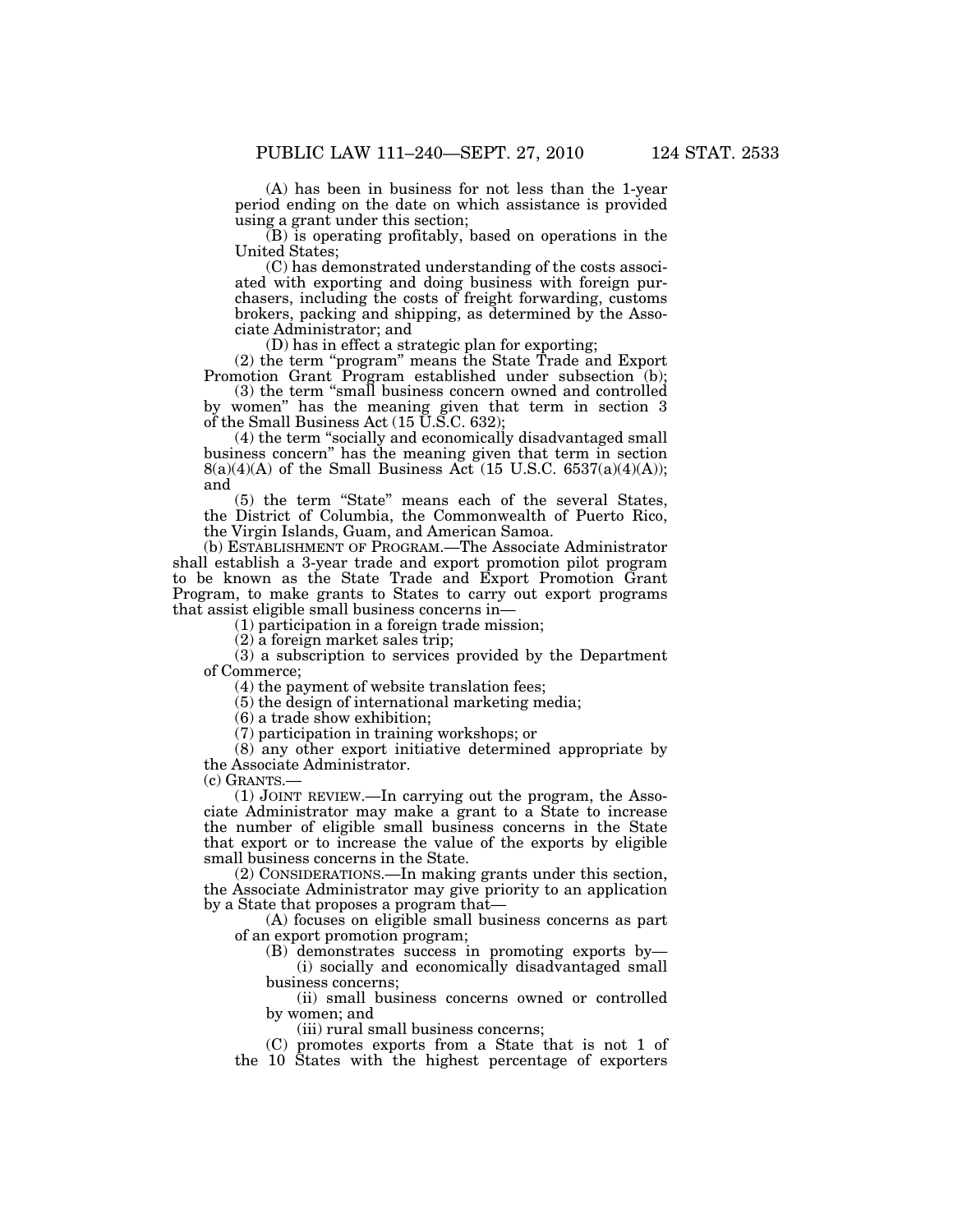(A) has been in business for not less than the 1-year period ending on the date on which assistance is provided using a grant under this section;

(B) is operating profitably, based on operations in the United States;

(C) has demonstrated understanding of the costs associated with exporting and doing business with foreign purchasers, including the costs of freight forwarding, customs brokers, packing and shipping, as determined by the Associate Administrator; and

(D) has in effect a strategic plan for exporting;

(2) the term "program" means the State Trade and Export Promotion Grant Program established under subsection (b);

(3) the term "small business concern owned and controlled by women" has the meaning given that term in section 3 of the Small Business Act (15 U.S.C. 632);

(4) the term "socially and economically disadvantaged small business concern" has the meaning given that term in section 8(a)(4)(A) of the Small Business Act (15 U.S.C. 6537(a)(4)(A)); and

(5) the term "State" means each of the several States, the District of Columbia, the Commonwealth of Puerto Rico, the Virgin Islands, Guam, and American Samoa.

(b) ESTABLISHMENT OF PROGRAM.—The Associate Administrator shall establish a 3-year trade and export promotion pilot program to be known as the State Trade and Export Promotion Grant Program, to make grants to States to carry out export programs that assist eligible small business concerns in—

(1) participation in a foreign trade mission;

(2) a foreign market sales trip;

(3) a subscription to services provided by the Department of Commerce;

(4) the payment of website translation fees;

(5) the design of international marketing media;

(6) a trade show exhibition;

(7) participation in training workshops; or

(8) any other export initiative determined appropriate by the Associate Administrator.

(c) GRANTS.—

(1) JOINT REVIEW.—In carrying out the program, the Associate Administrator may make a grant to a State to increase the number of eligible small business concerns in the State that export or to increase the value of the exports by eligible small business concerns in the State.

(2) CONSIDERATIONS.—In making grants under this section, the Associate Administrator may give priority to an application by a State that proposes a program that—

(A) focuses on eligible small business concerns as part of an export promotion program;

(B) demonstrates success in promoting exports by—

(i) socially and economically disadvantaged small business concerns;

(ii) small business concerns owned or controlled by women; and

(iii) rural small business concerns;

(C) promotes exports from a State that is not 1 of the 10 States with the highest percentage of exporters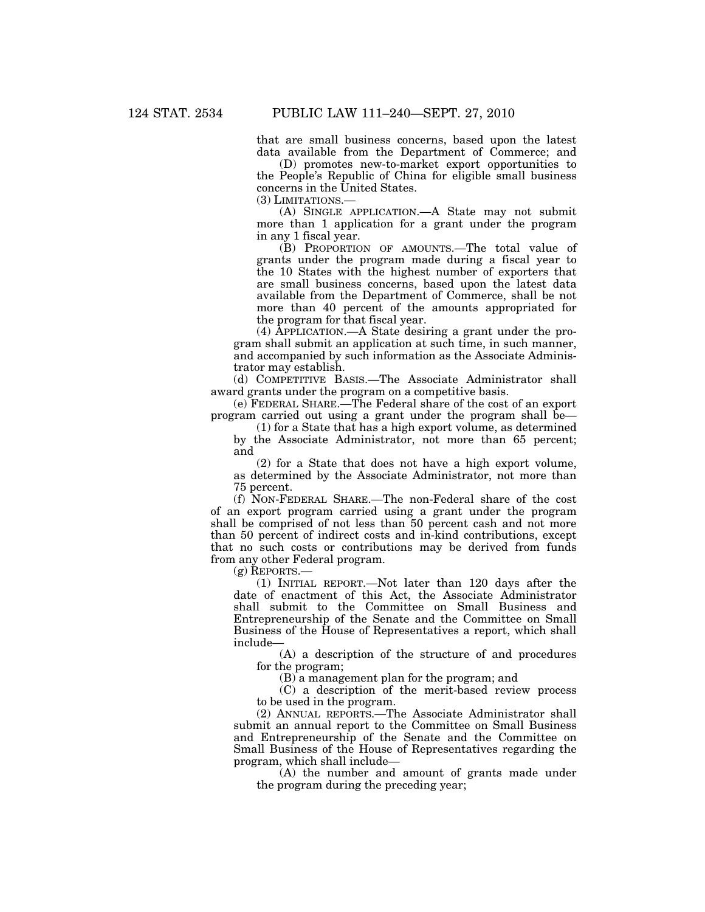that are small business concerns, based upon the latest data available from the Department of Commerce; and

(D) promotes new-to-market export opportunities to the People's Republic of China for eligible small business concerns in the United States.

(3) LIMITATIONS.—

(A) SINGLE APPLICATION.—A State may not submit more than 1 application for a grant under the program in any 1 fiscal year.

(B) PROPORTION OF AMOUNTS.—The total value of grants under the program made during a fiscal year to the 10 States with the highest number of exporters that are small business concerns, based upon the latest data available from the Department of Commerce, shall be not more than 40 percent of the amounts appropriated for the program for that fiscal year.

(4) APPLICATION.—A State desiring a grant under the program shall submit an application at such time, in such manner, and accompanied by such information as the Associate Administrator may establish.

(d) COMPETITIVE BASIS.—The Associate Administrator shall award grants under the program on a competitive basis.

(e) FEDERAL SHARE.—The Federal share of the cost of an export program carried out using a grant under the program shall be—

(1) for a State that has a high export volume, as determined by the Associate Administrator, not more than 65 percent; and

(2) for a State that does not have a high export volume, as determined by the Associate Administrator, not more than 75 percent.

(f) NON-FEDERAL SHARE.—The non-Federal share of the cost of an export program carried using a grant under the program shall be comprised of not less than 50 percent cash and not more than 50 percent of indirect costs and in-kind contributions, except that no such costs or contributions may be derived from funds from any other Federal program.

(g) REPORTS.—

(1) INITIAL REPORT.—Not later than 120 days after the date of enactment of this Act, the Associate Administrator shall submit to the Committee on Small Business and Entrepreneurship of the Senate and the Committee on Small Business of the House of Representatives a report, which shall include—

(A) a description of the structure of and procedures for the program;

(B) a management plan for the program; and

(C) a description of the merit-based review process to be used in the program.

(2) ANNUAL REPORTS.—The Associate Administrator shall submit an annual report to the Committee on Small Business and Entrepreneurship of the Senate and the Committee on Small Business of the House of Representatives regarding the program, which shall include—

(A) the number and amount of grants made under the program during the preceding year;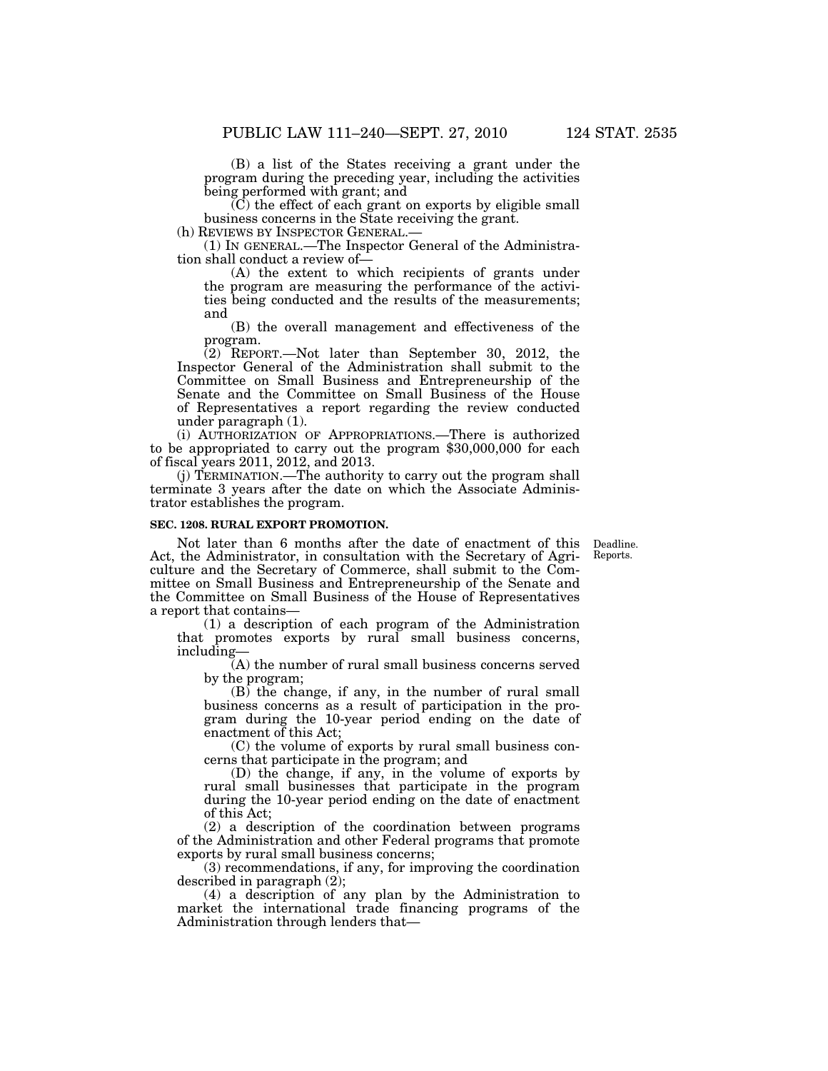(B) a list of the States receiving a grant under the program during the preceding year, including the activities being performed with grant; and

(C) the effect of each grant on exports by eligible small business concerns in the State receiving the grant.

(h) REVIEWS BY INSPECTOR GENERAL.—

(1) IN GENERAL.—The Inspector General of the Administration shall conduct a review of—

(A) the extent to which recipients of grants under the program are measuring the performance of the activities being conducted and the results of the measurements; and

(B) the overall management and effectiveness of the program.

(2) REPORT.—Not later than September 30, 2012, the Inspector General of the Administration shall submit to the Committee on Small Business and Entrepreneurship of the Senate and the Committee on Small Business of the House of Representatives a report regarding the review conducted under paragraph (1).

(i) AUTHORIZATION OF APPROPRIATIONS.—There is authorized to be appropriated to carry out the program $30,000,000 for each of fiscal years 2011, 2012, and 2013.

(j) TERMINATION.—The authority to carry out the program shall terminate 3 years after the date on which the Associate Administrator establishes the program.

**SEC. 1208. RURAL EXPORT PROMOTION.**

Deadline.
Reports.

Not later than 6 months after the date of enactment of this Act, the Administrator, in consultation with the Secretary of Agriculture and the Secretary of Commerce, shall submit to the Committee on Small Business and Entrepreneurship of the Senate and the Committee on Small Business of the House of Representatives a report that contains—

(1) a description of each program of the Administration that promotes exports by rural small business concerns, including—

(A) the number of rural small business concerns served by the program;

(B) the change, if any, in the number of rural small business concerns as a result of participation in the program during the 10-year period ending on the date of enactment of this Act;

(C) the volume of exports by rural small business concerns that participate in the program; and

(D) the change, if any, in the volume of exports by rural small businesses that participate in the program during the 10-year period ending on the date of enactment of this Act;

(2) a description of the coordination between programs of the Administration and other Federal programs that promote exports by rural small business concerns;

(3) recommendations, if any, for improving the coordination described in paragraph (2);

(4) a description of any plan by the Administration to market the international trade financing programs of the Administration through lenders that—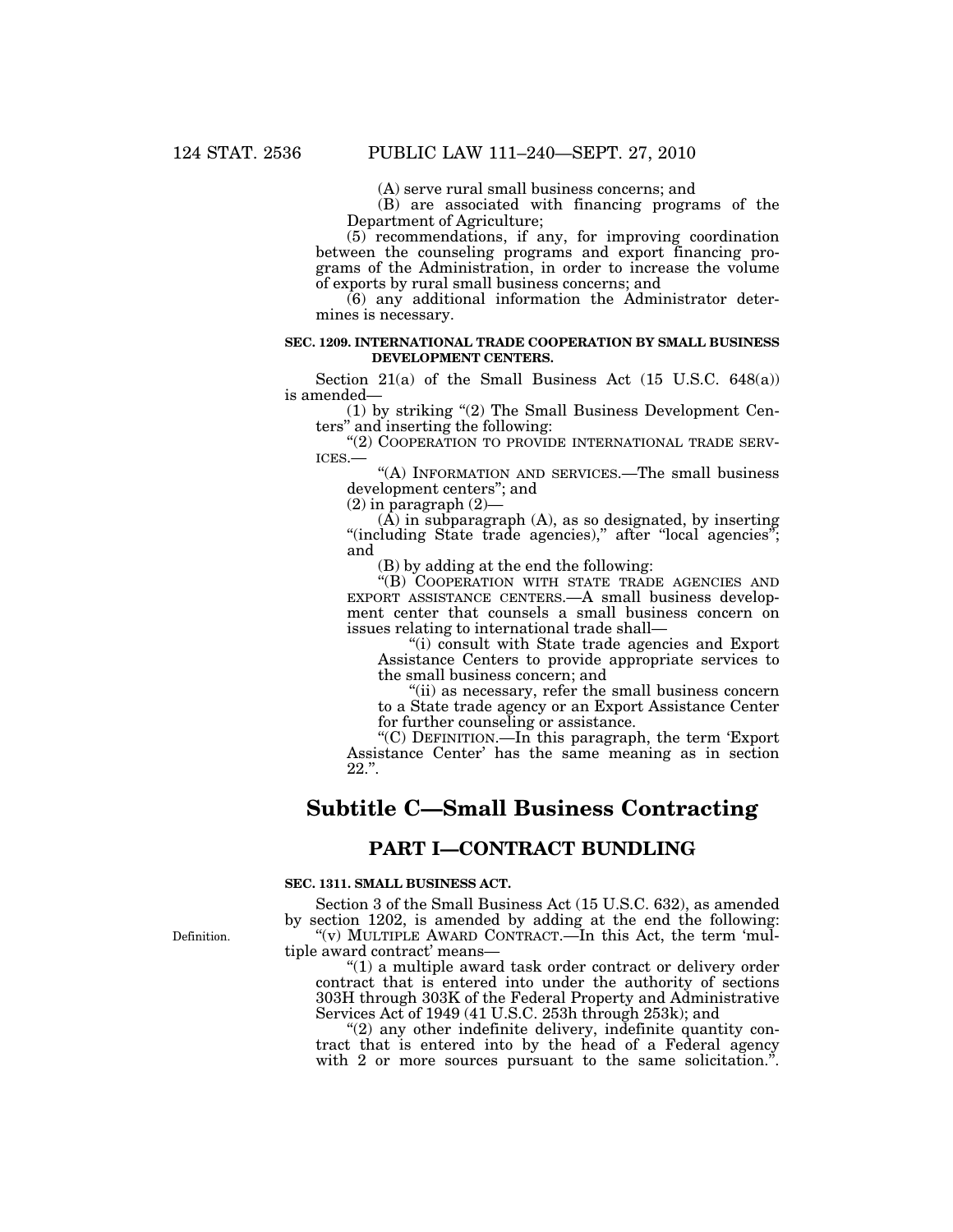(A) serve rural small business concerns; and

(B) are associated with financing programs of the Department of Agriculture;

(5) recommendations, if any, for improving coordination between the counseling programs and export financing programs of the Administration, in order to increase the volume of exports by rural small business concerns; and

(6) any additional information the Administrator determines is necessary.

**SEC. 1209. INTERNATIONAL TRADE COOPERATION BY SMALL BUSINESS DEVELOPMENT CENTERS.**

Section 21(a) of the Small Business Act (15 U.S.C. 648(a)) is amended—

(1) by striking "(2) The Small Business Development Centers" and inserting the following:

"(2) COOPERATION TO PROVIDE INTERNATIONAL TRADE SERVICES.—

"(A) INFORMATION AND SERVICES.—The small business development centers"; and

(2) in paragraph (2)—

(A) in subparagraph (A), as so designated, by inserting "(including State trade agencies)," after "local agencies"; and

(B) by adding at the end the following:

"(B) COOPERATION WITH STATE TRADE AGENCIES AND EXPORT ASSISTANCE CENTERS.—A small business development center that counsels a small business concern on issues relating to international trade shall—

"(i) consult with State trade agencies and Export Assistance Centers to provide appropriate services to the small business concern; and

"(ii) as necessary, refer the small business concern to a State trade agency or an Export Assistance Center for further counseling or assistance.

"(C) DEFINITION.—In this paragraph, the term 'Export Assistance Center' has the same meaning as in section 22.".

## Subtitle C—Small Business Contracting

### PART I—CONTRACT BUNDLING

**SEC. 1311. SMALL BUSINESS ACT.**

Definition.

Section 3 of the Small Business Act (15 U.S.C. 632), as amended by section 1202, is amended by adding at the end the following:

"(v) MULTIPLE AWARD CONTRACT.—In this Act, the term 'multiple award contract' means—

"(1) a multiple award task order contract or delivery order contract that is entered into under the authority of sections 303H through 303K of the Federal Property and Administrative Services Act of 1949 (41 U.S.C. 253h through 253k); and

"(2) any other indefinite delivery, indefinite quantity contract that is entered into by the head of a Federal agency with 2 or more sources pursuant to the same solicitation.".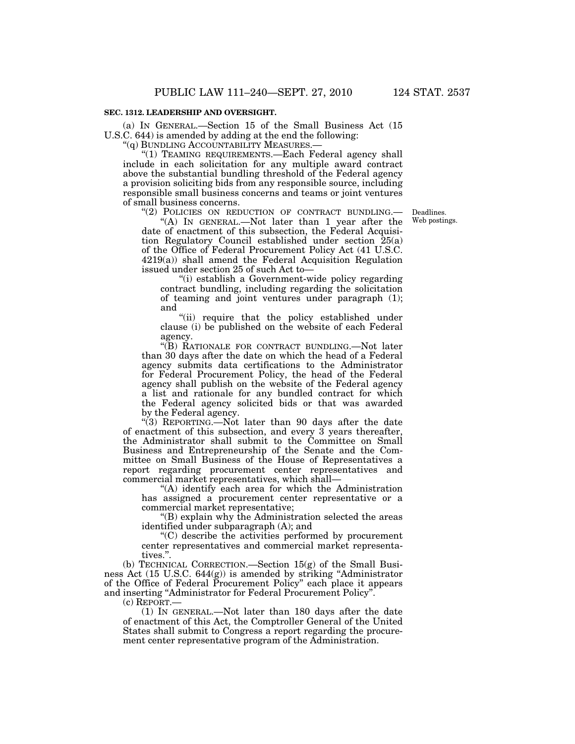**SEC. 1312. LEADERSHIP AND OVERSIGHT.**

(a) IN GENERAL.—Section 15 of the Small Business Act (15 U.S.C. 644) is amended by adding at the end the following:

"(q) BUNDLING ACCOUNTABILITY MEASURES.—

"(1) TEAMING REQUIREMENTS.—Each Federal agency shall include in each solicitation for any multiple award contract above the substantial bundling threshold of the Federal agency a provision soliciting bids from any responsible source, including responsible small business concerns and teams or joint ventures of small business concerns.

"(2) POLICIES ON REDUCTION OF CONTRACT BUNDLING.—

Deadlines. Web postings.

"(A) IN GENERAL.—Not later than 1 year after the date of enactment of this subsection, the Federal Acquisition Regulatory Council established under section 25(a) of the Office of Federal Procurement Policy Act (41 U.S.C. 4219(a)) shall amend the Federal Acquisition Regulation issued under section 25 of such Act to—

"(i) establish a Government-wide policy regarding contract bundling, including regarding the solicitation of teaming and joint ventures under paragraph (1); and

"(ii) require that the policy established under clause (i) be published on the website of each Federal agency.

"(B) RATIONALE FOR CONTRACT BUNDLING.—Not later than 30 days after the date on which the head of a Federal agency submits data certifications to the Administrator for Federal Procurement Policy, the head of the Federal agency shall publish on the website of the Federal agency a list and rationale for any bundled contract for which the Federal agency solicited bids or that was awarded by the Federal agency.

"(3) REPORTING.—Not later than 90 days after the date of enactment of this subsection, and every 3 years thereafter, the Administrator shall submit to the Committee on Small Business and Entrepreneurship of the Senate and the Committee on Small Business of the House of Representatives a report regarding procurement center representatives and commercial market representatives, which shall—

"(A) identify each area for which the Administration has assigned a procurement center representative or a commercial market representative;

"(B) explain why the Administration selected the areas identified under subparagraph (A); and

"(C) describe the activities performed by procurement center representatives and commercial market representatives.".

(b) TECHNICAL CORRECTION.—Section 15(g) of the Small Business Act (15 U.S.C. 644(g)) is amended by striking "Administrator of the Office of Federal Procurement Policy" each place it appears and inserting "Administrator for Federal Procurement Policy".

(c) REPORT.—

(1) IN GENERAL.—Not later than 180 days after the date of enactment of this Act, the Comptroller General of the United States shall submit to Congress a report regarding the procurement center representative program of the Administration.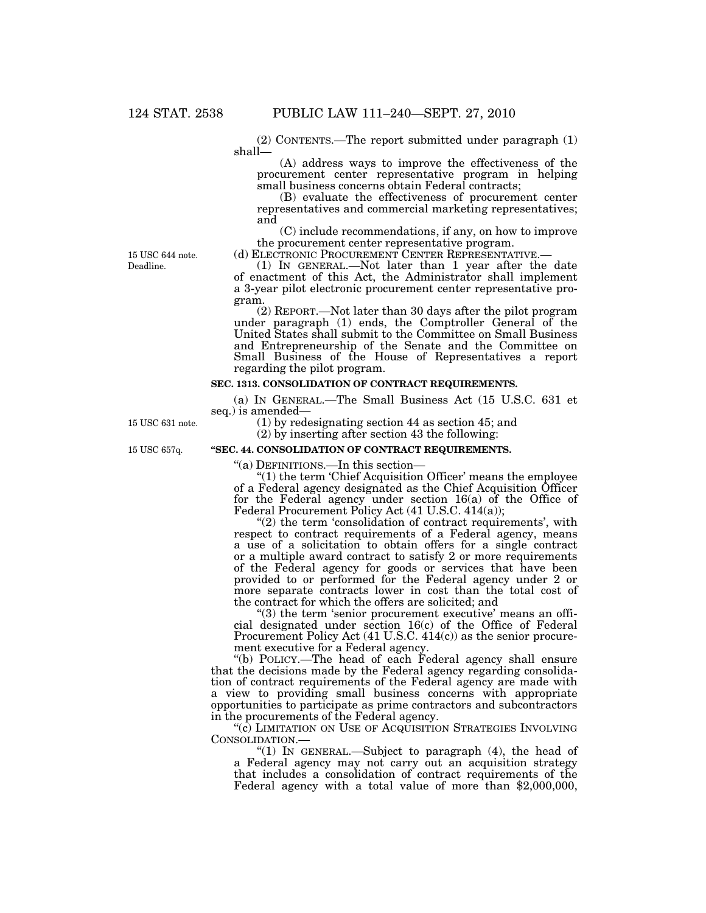(2) CONTENTS.—The report submitted under paragraph (1) shall—

(A) address ways to improve the effectiveness of the procurement center representative program in helping small business concerns obtain Federal contracts;

(B) evaluate the effectiveness of procurement center representatives and commercial marketing representatives; and

(C) include recommendations, if any, on how to improve the procurement center representative program.

15 USC 644 note. Deadline.

(d) ELECTRONIC PROCUREMENT CENTER REPRESENTATIVE.—

(1) IN GENERAL.—Not later than 1 year after the date of enactment of this Act, the Administrator shall implement a 3-year pilot electronic procurement center representative program.

(2) REPORT.—Not later than 30 days after the pilot program under paragraph (1) ends, the Comptroller General of the United States shall submit to the Committee on Small Business and Entrepreneurship of the Senate and the Committee on Small Business of the House of Representatives a report regarding the pilot program.

**SEC. 1313. CONSOLIDATION OF CONTRACT REQUIREMENTS.**

(a) IN GENERAL.—The Small Business Act (15 U.S.C. 631 et seq.) is amended—

15 USC 631 note.

(1) by redesignating section 44 as section 45; and

(2) by inserting after section 43 the following:

15 USC 657q.

**"SEC. 44. CONSOLIDATION OF CONTRACT REQUIREMENTS.**

"(a) DEFINITIONS.—In this section—

"(1) the term 'Chief Acquisition Officer' means the employee of a Federal agency designated as the Chief Acquisition Officer for the Federal agency under section 16(a) of the Office of Federal Procurement Policy Act (41 U.S.C. 414(a));

"(2) the term 'consolidation of contract requirements', with respect to contract requirements of a Federal agency, means a use of a solicitation to obtain offers for a single contract or a multiple award contract to satisfy 2 or more requirements of the Federal agency for goods or services that have been provided to or performed for the Federal agency under 2 or more separate contracts lower in cost than the total cost of the contract for which the offers are solicited; and

"(3) the term 'senior procurement executive' means an official designated under section 16(c) of the Office of Federal Procurement Policy Act (41 U.S.C. 414(c)) as the senior procurement executive for a Federal agency.

"(b) POLICY.—The head of each Federal agency shall ensure that the decisions made by the Federal agency regarding consolidation of contract requirements of the Federal agency are made with a view to providing small business concerns with appropriate opportunities to participate as prime contractors and subcontractors in the procurements of the Federal agency.

"(c) LIMITATION ON USE OF ACQUISITION STRATEGIES INVOLVING CONSOLIDATION.—

"(1) IN GENERAL.—Subject to paragraph (4), the head of a Federal agency may not carry out an acquisition strategy that includes a consolidation of contract requirements of the Federal agency with a total value of more than $2,000,000,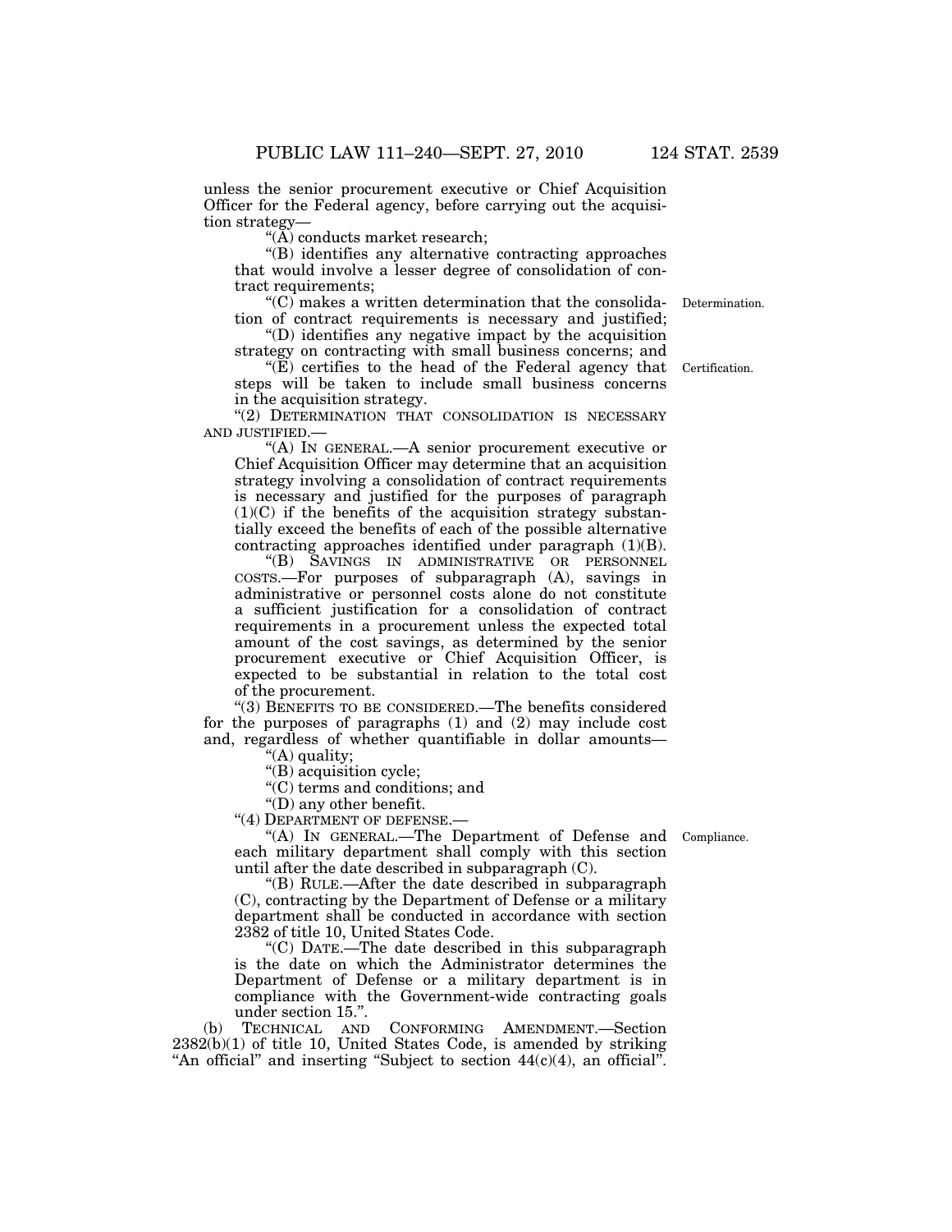unless the senior procurement executive or Chief Acquisition Officer for the Federal agency, before carrying out the acquisition strategy—

"(A) conducts market research;

"(B) identifies any alternative contracting approaches that would involve a lesser degree of consolidation of contract requirements;

"(C) makes a written determination that the consolidation of contract requirements is necessary and justified;

Determination.

"(D) identifies any negative impact by the acquisition strategy on contracting with small business concerns; and

"(E) certifies to the head of the Federal agency that steps will be taken to include small business concerns in the acquisition strategy.

Certification.

"(2) DETERMINATION THAT CONSOLIDATION IS NECESSARY AND JUSTIFIED.—

"(A) IN GENERAL.—A senior procurement executive or Chief Acquisition Officer may determine that an acquisition strategy involving a consolidation of contract requirements is necessary and justified for the purposes of paragraph (1)(C) if the benefits of the acquisition strategy substantially exceed the benefits of each of the possible alternative contracting approaches identified under paragraph (1)(B).

"(B) SAVINGS IN ADMINISTRATIVE OR PERSONNEL COSTS.—For purposes of subparagraph (A), savings in administrative or personnel costs alone do not constitute a sufficient justification for a consolidation of contract requirements in a procurement unless the expected total amount of the cost savings, as determined by the senior procurement executive or Chief Acquisition Officer, is expected to be substantial in relation to the total cost of the procurement.

"(3) BENEFITS TO BE CONSIDERED.—The benefits considered for the purposes of paragraphs (1) and (2) may include cost and, regardless of whether quantifiable in dollar amounts—

"(A) quality;

"(B) acquisition cycle;

"(C) terms and conditions; and

"(D) any other benefit.

"(4) DEPARTMENT OF DEFENSE.—

"(A) IN GENERAL.—The Department of Defense and each military department shall comply with this section until after the date described in subparagraph (C).

Compliance.

"(B) RULE.—After the date described in subparagraph (C), contracting by the Department of Defense or a military department shall be conducted in accordance with section 2382 of title 10, United States Code.

"(C) DATE.—The date described in this subparagraph is the date on which the Administrator determines the Department of Defense or a military department is in compliance with the Government-wide contracting goals under section 15.".

(b) TECHNICAL AND CONFORMING AMENDMENT.—Section 2382(b)(1) of title 10, United States Code, is amended by striking "An official" and inserting "Subject to section 44(c)(4), an official".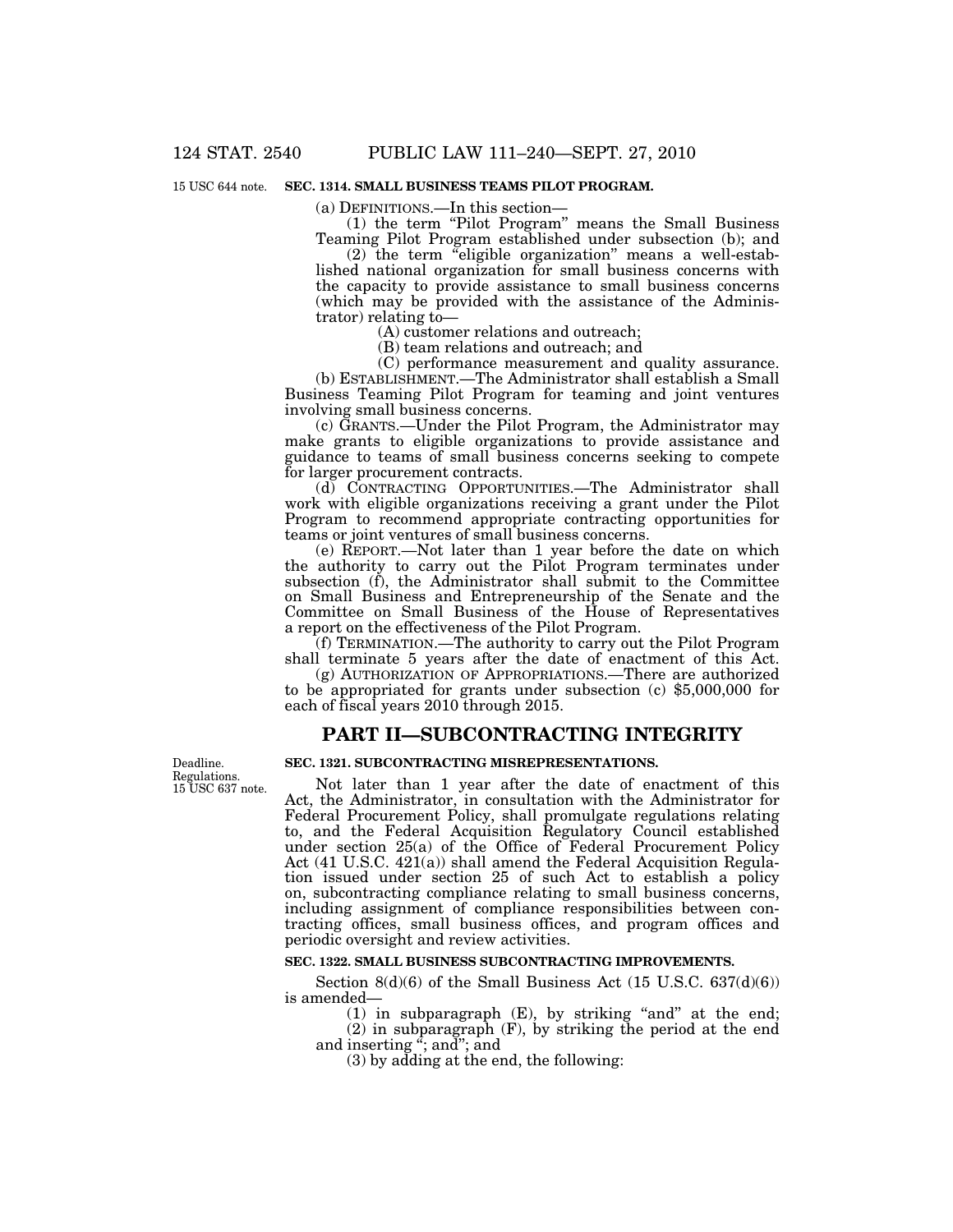15 USC 644 note.

**SEC. 1314. SMALL BUSINESS TEAMS PILOT PROGRAM.**

(a) DEFINITIONS.—In this section—

(1) the term "Pilot Program" means the Small Business Teaming Pilot Program established under subsection (b); and

(2) the term "eligible organization" means a well-established national organization for small business concerns with the capacity to provide assistance to small business concerns (which may be provided with the assistance of the Administrator) relating to—

(A) customer relations and outreach;

(B) team relations and outreach; and

(C) performance measurement and quality assurance.

(b) ESTABLISHMENT.—The Administrator shall establish a Small Business Teaming Pilot Program for teaming and joint ventures involving small business concerns.

(c) GRANTS.—Under the Pilot Program, the Administrator may make grants to eligible organizations to provide assistance and guidance to teams of small business concerns seeking to compete for larger procurement contracts.

(d) CONTRACTING OPPORTUNITIES.—The Administrator shall work with eligible organizations receiving a grant under the Pilot Program to recommend appropriate contracting opportunities for teams or joint ventures of small business concerns.

(e) REPORT.—Not later than 1 year before the date on which the authority to carry out the Pilot Program terminates under subsection (f), the Administrator shall submit to the Committee on Small Business and Entrepreneurship of the Senate and the Committee on Small Business of the House of Representatives a report on the effectiveness of the Pilot Program.

(f) TERMINATION.—The authority to carry out the Pilot Program shall terminate 5 years after the date of enactment of this Act.

(g) AUTHORIZATION OF APPROPRIATIONS.—There are authorized to be appropriated for grants under subsection (c) $5,000,000 for each of fiscal years 2010 through 2015.

## PART II—SUBCONTRACTING INTEGRITY

Deadline.
Regulations.
15 USC 637 note.

**SEC. 1321. SUBCONTRACTING MISREPRESENTATIONS.**

Not later than 1 year after the date of enactment of this Act, the Administrator, in consultation with the Administrator for Federal Procurement Policy, shall promulgate regulations relating to, and the Federal Acquisition Regulatory Council established under section 25(a) of the Office of Federal Procurement Policy Act (41 U.S.C. 421(a)) shall amend the Federal Acquisition Regulation issued under section 25 of such Act to establish a policy on, subcontracting compliance relating to small business concerns, including assignment of compliance responsibilities between contracting offices, small business offices, and program offices and periodic oversight and review activities.

**SEC. 1322. SMALL BUSINESS SUBCONTRACTING IMPROVEMENTS.**

Section 8(d)(6) of the Small Business Act (15 U.S.C. 637(d)(6)) is amended—

(1) in subparagraph (E), by striking "and" at the end;

(2) in subparagraph (F), by striking the period at the end and inserting "; and"; and

(3) by adding at the end, the following: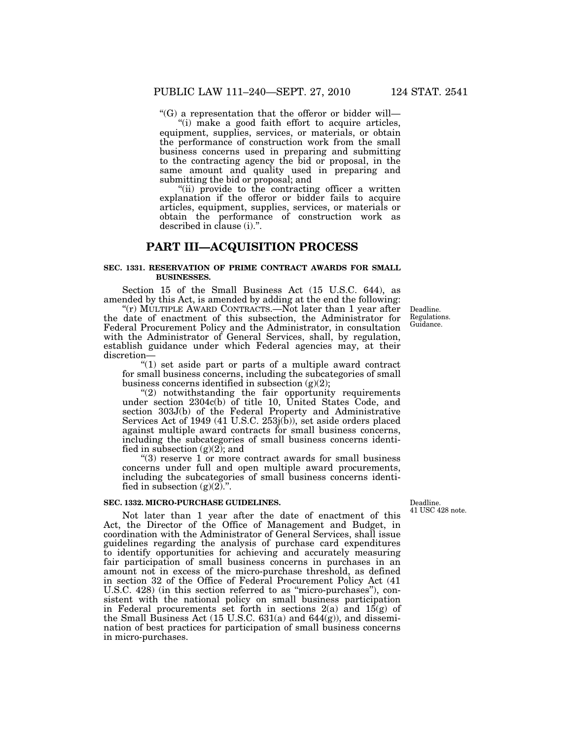"(G) a representation that the offeror or bidder will—

"(i) make a good faith effort to acquire articles, equipment, supplies, services, or materials, or obtain the performance of construction work from the small business concerns used in preparing and submitting to the contracting agency the bid or proposal, in the same amount and quality used in preparing and submitting the bid or proposal; and

"(ii) provide to the contracting officer a written explanation if the offeror or bidder fails to acquire articles, equipment, supplies, services, or materials or obtain the performance of construction work as described in clause (i).".

## PART III—ACQUISITION PROCESS

**SEC. 1331. RESERVATION OF PRIME CONTRACT AWARDS FOR SMALL BUSINESSES.**

Section 15 of the Small Business Act (15 U.S.C. 644), as amended by this Act, is amended by adding at the end the following:

Deadline. Regulations. Guidance.

"(r) MULTIPLE AWARD CONTRACTS.—Not later than 1 year after the date of enactment of this subsection, the Administrator for Federal Procurement Policy and the Administrator, in consultation with the Administrator of General Services, shall, by regulation, establish guidance under which Federal agencies may, at their discretion—

"(1) set aside part or parts of a multiple award contract for small business concerns, including the subcategories of small business concerns identified in subsection (g)(2);

"(2) notwithstanding the fair opportunity requirements under section 2304c(b) of title 10, United States Code, and section 303J(b) of the Federal Property and Administrative Services Act of 1949 (41 U.S.C. 253j(b)), set aside orders placed against multiple award contracts for small business concerns, including the subcategories of small business concerns identified in subsection (g)(2); and

"(3) reserve 1 or more contract awards for small business concerns under full and open multiple award procurements, including the subcategories of small business concerns identified in subsection (g)(2).".

**SEC. 1332. MICRO-PURCHASE GUIDELINES.**

Deadline. 41 USC 428 note.

Not later than 1 year after the date of enactment of this Act, the Director of the Office of Management and Budget, in coordination with the Administrator of General Services, shall issue guidelines regarding the analysis of purchase card expenditures to identify opportunities for achieving and accurately measuring fair participation of small business concerns in purchases in an amount not in excess of the micro-purchase threshold, as defined in section 32 of the Office of Federal Procurement Policy Act (41 U.S.C. 428) (in this section referred to as "micro-purchases"), consistent with the national policy on small business participation in Federal procurements set forth in sections 2(a) and 15(g) of the Small Business Act (15 U.S.C. 631(a) and 644(g)), and dissemination of best practices for participation of small business concerns in micro-purchases.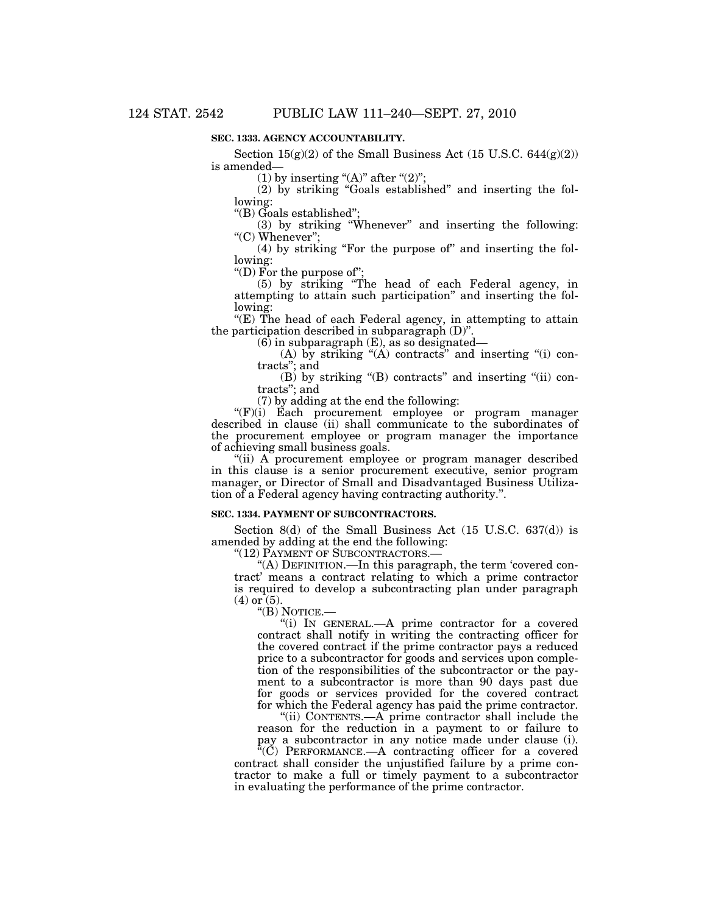**SEC. 1333. AGENCY ACCOUNTABILITY.**

Section 15(g)(2) of the Small Business Act (15 U.S.C. 644(g)(2)) is amended—

(1) by inserting "(A)" after "(2)";

(2) by striking "Goals established" and inserting the following:

"(B) Goals established";

(3) by striking "Whenever" and inserting the following: "(C) Whenever";

(4) by striking "For the purpose of" and inserting the following:

"(D) For the purpose of";

(5) by striking "The head of each Federal agency, in attempting to attain such participation" and inserting the following:

"(E) The head of each Federal agency, in attempting to attain the participation described in subparagraph (D)".

(6) in subparagraph (E), as so designated—

(A) by striking "(A) contracts" and inserting "(i) contracts"; and

(B) by striking "(B) contracts" and inserting "(ii) contracts"; and

(7) by adding at the end the following:

"(F)(i) Each procurement employee or program manager described in clause (ii) shall communicate to the subordinates of the procurement employee or program manager the importance of achieving small business goals.

"(ii) A procurement employee or program manager described in this clause is a senior procurement executive, senior program manager, or Director of Small and Disadvantaged Business Utilization of a Federal agency having contracting authority.".

**SEC. 1334. PAYMENT OF SUBCONTRACTORS.**

Section 8(d) of the Small Business Act (15 U.S.C. 637(d)) is amended by adding at the end the following:

"(12) PAYMENT OF SUBCONTRACTORS.—

"(A) DEFINITION.—In this paragraph, the term 'covered contract' means a contract relating to which a prime contractor is required to develop a subcontracting plan under paragraph (4) or (5).

"(B) NOTICE.—

"(i) IN GENERAL.—A prime contractor for a covered contract shall notify in writing the contracting officer for the covered contract if the prime contractor pays a reduced price to a subcontractor for goods and services upon completion of the responsibilities of the subcontractor or the payment to a subcontractor is more than 90 days past due for goods or services provided for the covered contract for which the Federal agency has paid the prime contractor.

"(ii) CONTENTS.—A prime contractor shall include the reason for the reduction in a payment to or failure to pay a subcontractor in any notice made under clause (i).

"(C) PERFORMANCE.—A contracting officer for a covered contract shall consider the unjustified failure by a prime contractor to make a full or timely payment to a subcontractor in evaluating the performance of the prime contractor.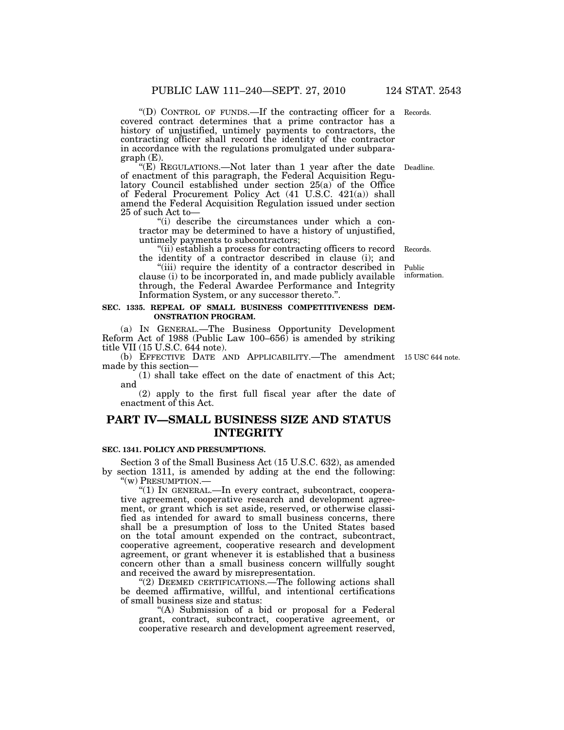"(D) CONTROL OF FUNDS.—If the contracting officer for a covered contract determines that a prime contractor has a history of unjustified, untimely payments to contractors, the contracting officer shall record the identity of the contractor in accordance with the regulations promulgated under subparagraph (E).

Records.

"(E) REGULATIONS.—Not later than 1 year after the date of enactment of this paragraph, the Federal Acquisition Regulatory Council established under section 25(a) of the Office of Federal Procurement Policy Act (41 U.S.C. 421(a)) shall amend the Federal Acquisition Regulation issued under section 25 of such Act to—

Deadline.

"(i) describe the circumstances under which a contractor may be determined to have a history of unjustified, untimely payments to subcontractors;

"(ii) establish a process for contracting officers to record the identity of a contractor described in clause (i); and

Records.

"(iii) require the identity of a contractor described in clause (i) to be incorporated in, and made publicly available through, the Federal Awardee Performance and Integrity Information System, or any successor thereto.".

Public information.

**SEC. 1335. REPEAL OF SMALL BUSINESS COMPETITIVENESS DEMONSTRATION PROGRAM.**

(a) IN GENERAL.—The Business Opportunity Development Reform Act of 1988 (Public Law 100–656) is amended by striking title VII (15 U.S.C. 644 note).

(b) EFFECTIVE DATE AND APPLICABILITY.—The amendment made by this section—

15 USC 644 note.

(1) shall take effect on the date of enactment of this Act; and

(2) apply to the first full fiscal year after the date of enactment of this Act.

## PART IV—SMALL BUSINESS SIZE AND STATUS INTEGRITY

**SEC. 1341. POLICY AND PRESUMPTIONS.**

Section 3 of the Small Business Act (15 U.S.C. 632), as amended by section 1311, is amended by adding at the end the following:

"(w) PRESUMPTION.—

"(1) IN GENERAL.—In every contract, subcontract, cooperative agreement, cooperative research and development agreement, or grant which is set aside, reserved, or otherwise classified as intended for award to small business concerns, there shall be a presumption of loss to the United States based on the total amount expended on the contract, subcontract, cooperative agreement, cooperative research and development agreement, or grant whenever it is established that a business concern other than a small business concern willfully sought and received the award by misrepresentation.

"(2) DEEMED CERTIFICATIONS.—The following actions shall be deemed affirmative, willful, and intentional certifications of small business size and status:

"(A) Submission of a bid or proposal for a Federal grant, contract, subcontract, cooperative agreement, or cooperative research and development agreement reserved,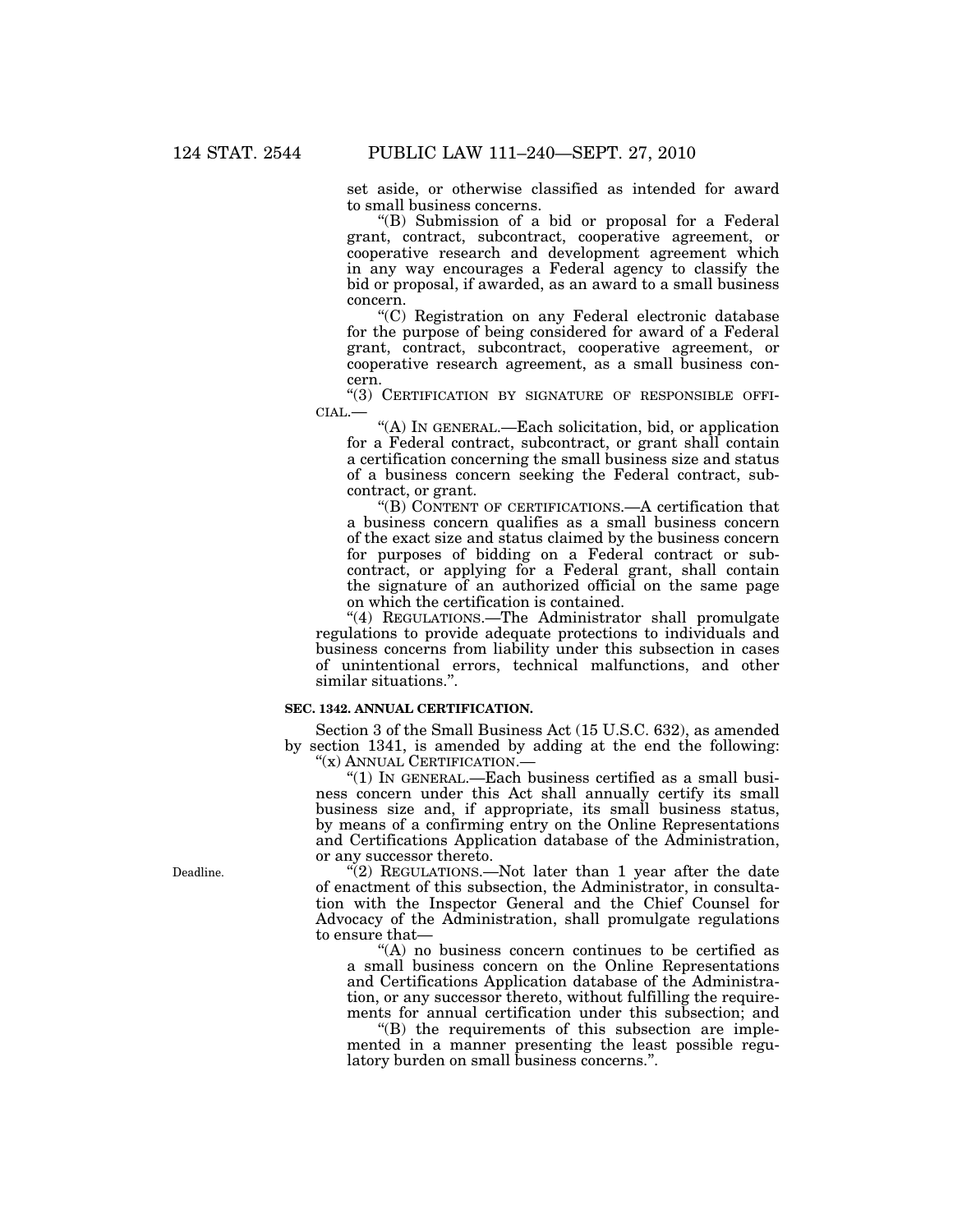set aside, or otherwise classified as intended for award to small business concerns.

"(B) Submission of a bid or proposal for a Federal grant, contract, subcontract, cooperative agreement, or cooperative research and development agreement which in any way encourages a Federal agency to classify the bid or proposal, if awarded, as an award to a small business concern.

"(C) Registration on any Federal electronic database for the purpose of being considered for award of a Federal grant, contract, subcontract, cooperative agreement, or cooperative research agreement, as a small business concern.

"(3) CERTIFICATION BY SIGNATURE OF RESPONSIBLE OFFICIAL.—

"(A) IN GENERAL.—Each solicitation, bid, or application for a Federal contract, subcontract, or grant shall contain a certification concerning the small business size and status of a business concern seeking the Federal contract, subcontract, or grant.

"(B) CONTENT OF CERTIFICATIONS.—A certification that a business concern qualifies as a small business concern of the exact size and status claimed by the business concern for purposes of bidding on a Federal contract or subcontract, or applying for a Federal grant, shall contain the signature of an authorized official on the same page on which the certification is contained.

"(4) REGULATIONS.—The Administrator shall promulgate regulations to provide adequate protections to individuals and business concerns from liability under this subsection in cases of unintentional errors, technical malfunctions, and other similar situations.".

**SEC. 1342. ANNUAL CERTIFICATION.**

Section 3 of the Small Business Act (15 U.S.C. 632), as amended by section 1341, is amended by adding at the end the following:

"(x) ANNUAL CERTIFICATION.—

"(1) IN GENERAL.—Each business certified as a small business concern under this Act shall annually certify its small business size and, if appropriate, its small business status, by means of a confirming entry on the Online Representations and Certifications Application database of the Administration, or any successor thereto.

Deadline.

"(2) REGULATIONS.—Not later than 1 year after the date of enactment of this subsection, the Administrator, in consultation with the Inspector General and the Chief Counsel for Advocacy of the Administration, shall promulgate regulations to ensure that—

"(A) no business concern continues to be certified as a small business concern on the Online Representations and Certifications Application database of the Administration, or any successor thereto, without fulfilling the requirements for annual certification under this subsection; and

"(B) the requirements of this subsection are implemented in a manner presenting the least possible regulatory burden on small business concerns.".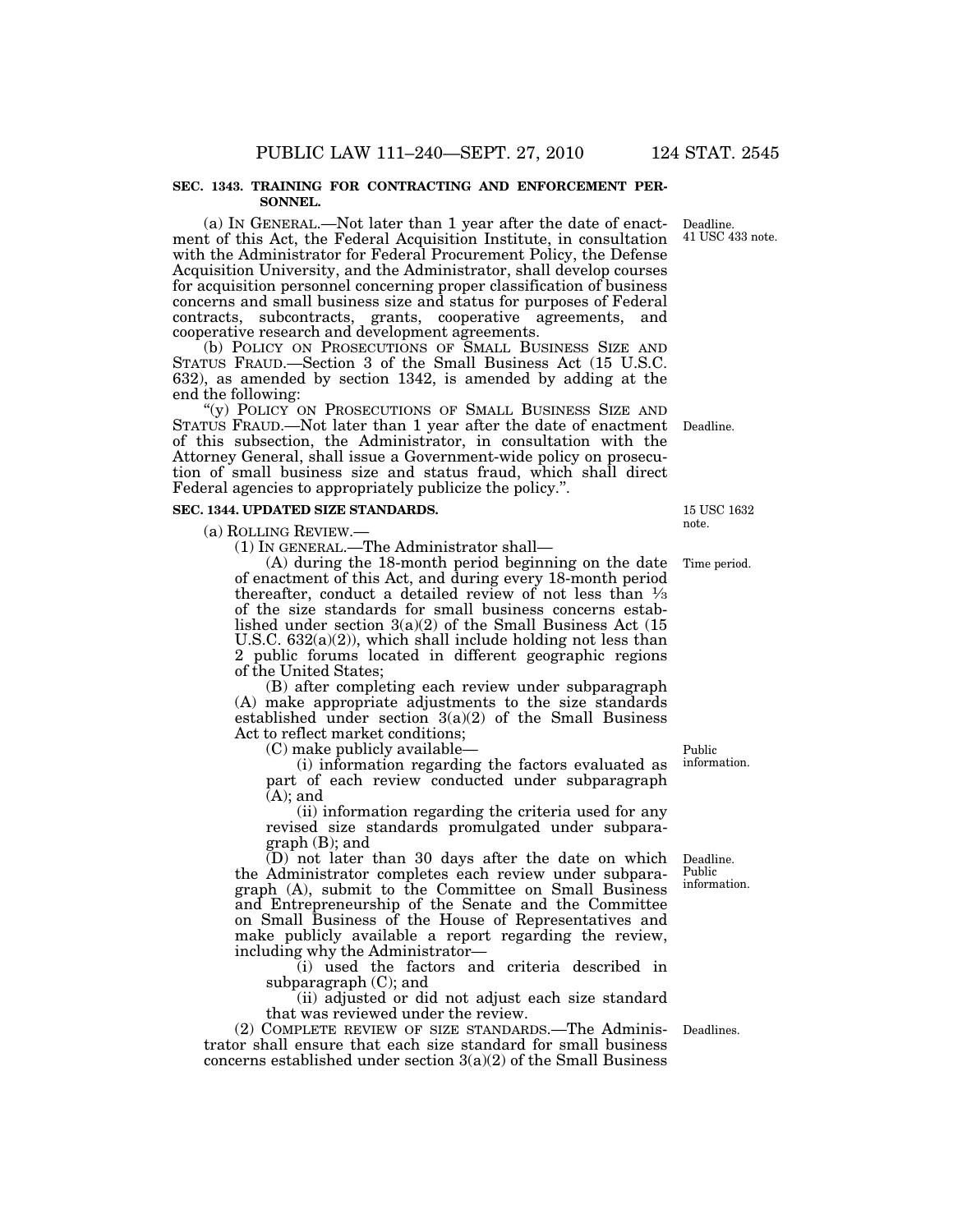**SEC. 1343. TRAINING FOR CONTRACTING AND ENFORCEMENT PERSONNEL.**

Deadline. 41 USC 433 note.

(a) IN GENERAL.—Not later than 1 year after the date of enactment of this Act, the Federal Acquisition Institute, in consultation with the Administrator for Federal Procurement Policy, the Defense Acquisition University, and the Administrator, shall develop courses for acquisition personnel concerning proper classification of business concerns and small business size and status for purposes of Federal contracts, subcontracts, grants, cooperative agreements, and cooperative research and development agreements.

(b) POLICY ON PROSECUTIONS OF SMALL BUSINESS SIZE AND STATUS FRAUD.—Section 3 of the Small Business Act (15 U.S.C. 632), as amended by section 1342, is amended by adding at the end the following:

Deadline.

"(y) POLICY ON PROSECUTIONS OF SMALL BUSINESS SIZE AND STATUS FRAUD.—Not later than 1 year after the date of enactment of this subsection, the Administrator, in consultation with the Attorney General, shall issue a Government-wide policy on prosecution of small business size and status fraud, which shall direct Federal agencies to appropriately publicize the policy.".

**SEC. 1344. UPDATED SIZE STANDARDS.**

15 USC 1632 note.

(a) ROLLING REVIEW.—

(1) IN GENERAL.—The Administrator shall—

Time period.

(A) during the 18-month period beginning on the date of enactment of this Act, and during every 18-month period thereafter, conduct a detailed review of not less than ⅓ of the size standards for small business concerns established under section 3(a)(2) of the Small Business Act (15 U.S.C. 632(a)(2)), which shall include holding not less than 2 public forums located in different geographic regions of the United States;

(B) after completing each review under subparagraph (A) make appropriate adjustments to the size standards established under section 3(a)(2) of the Small Business Act to reflect market conditions;

Public information.

(C) make publicly available—

(i) information regarding the factors evaluated as part of each review conducted under subparagraph (A); and

(ii) information regarding the criteria used for any revised size standards promulgated under subparagraph (B); and

Deadline. Public information.

(D) not later than 30 days after the date on which the Administrator completes each review under subparagraph (A), submit to the Committee on Small Business and Entrepreneurship of the Senate and the Committee on Small Business of the House of Representatives and make publicly available a report regarding the review, including why the Administrator—

(i) used the factors and criteria described in subparagraph (C); and

(ii) adjusted or did not adjust each size standard that was reviewed under the review.

Deadlines.

(2) COMPLETE REVIEW OF SIZE STANDARDS.—The Administrator shall ensure that each size standard for small business concerns established under section 3(a)(2) of the Small Business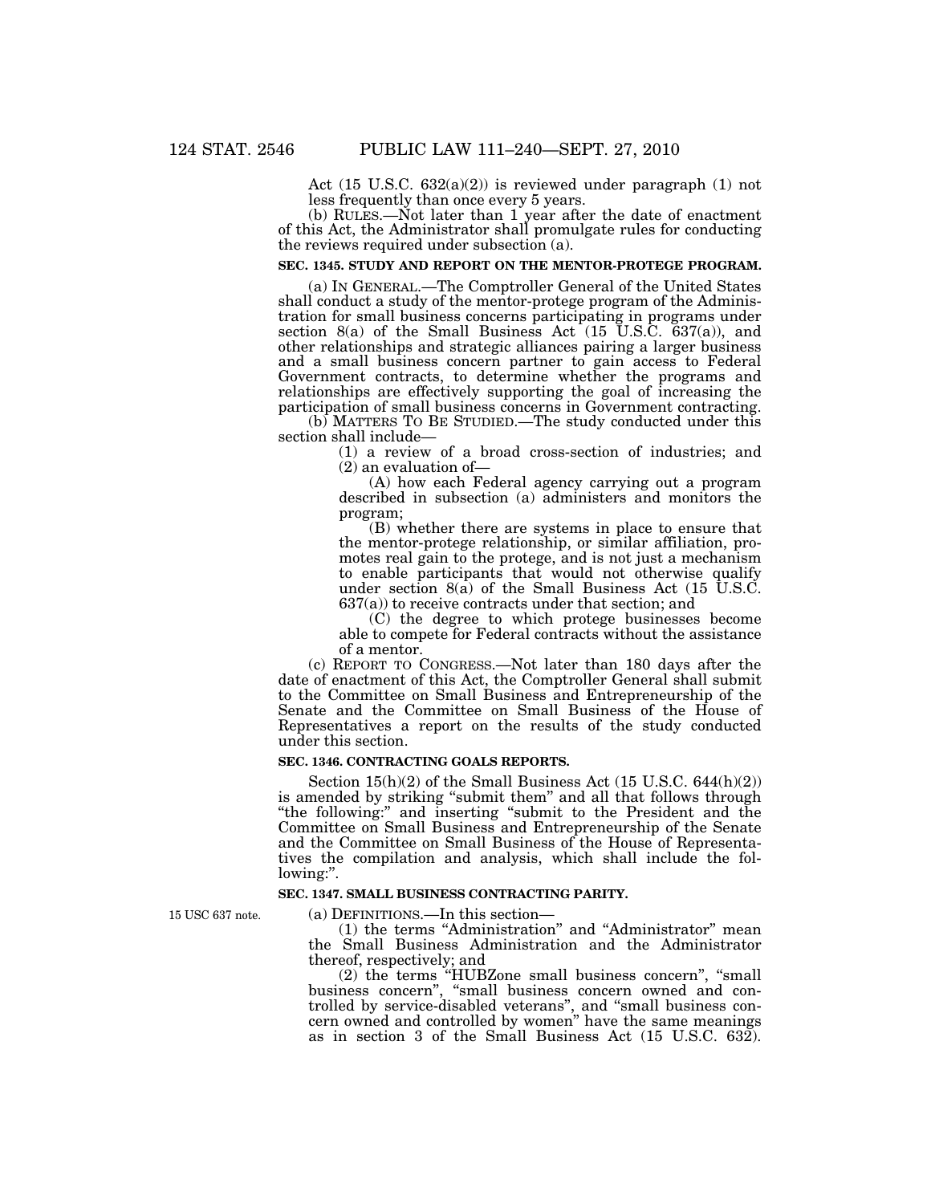Act (15 U.S.C. 632(a)(2)) is reviewed under paragraph (1) not less frequently than once every 5 years.

(b) RULES.—Not later than 1 year after the date of enactment of this Act, the Administrator shall promulgate rules for conducting the reviews required under subsection (a).

### SEC. 1345. STUDY AND REPORT ON THE MENTOR-PROTEGE PROGRAM.

(a) IN GENERAL.—The Comptroller General of the United States shall conduct a study of the mentor-protege program of the Administration for small business concerns participating in programs under section 8(a) of the Small Business Act (15 U.S.C. 637(a)), and other relationships and strategic alliances pairing a larger business and a small business concern partner to gain access to Federal Government contracts, to determine whether the programs and relationships are effectively supporting the goal of increasing the participation of small business concerns in Government contracting.

(b) MATTERS TO BE STUDIED.—The study conducted under this section shall include—

(1) a review of a broad cross-section of industries; and

(2) an evaluation of—

(A) how each Federal agency carrying out a program described in subsection (a) administers and monitors the program;

(B) whether there are systems in place to ensure that the mentor-protege relationship, or similar affiliation, promotes real gain to the protege, and is not just a mechanism to enable participants that would not otherwise qualify under section 8(a) of the Small Business Act (15 U.S.C. 637(a)) to receive contracts under that section; and

(C) the degree to which protege businesses become able to compete for Federal contracts without the assistance of a mentor.

(c) REPORT TO CONGRESS.—Not later than 180 days after the date of enactment of this Act, the Comptroller General shall submit to the Committee on Small Business and Entrepreneurship of the Senate and the Committee on Small Business of the House of Representatives a report on the results of the study conducted under this section.

### SEC. 1346. CONTRACTING GOALS REPORTS.

Section 15(h)(2) of the Small Business Act (15 U.S.C. 644(h)(2)) is amended by striking "submit them" and all that follows through "the following:" and inserting "submit to the President and the Committee on Small Business and Entrepreneurship of the Senate and the Committee on Small Business of the House of Representatives the compilation and analysis, which shall include the following:".

### SEC. 1347. SMALL BUSINESS CONTRACTING PARITY.

15 USC 637 note.

(a) DEFINITIONS.—In this section—

(1) the terms "Administration" and "Administrator" mean the Small Business Administration and the Administrator thereof, respectively; and

(2) the terms "HUBZone small business concern", "small business concern", "small business concern owned and controlled by service-disabled veterans", and "small business concern owned and controlled by women" have the same meanings as in section 3 of the Small Business Act (15 U.S.C. 632).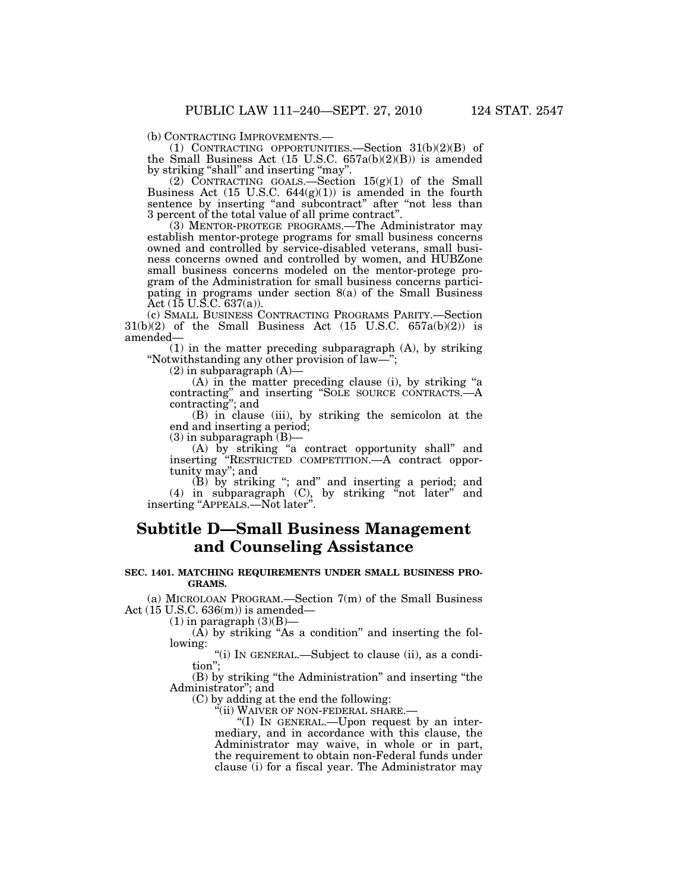(b) CONTRACTING IMPROVEMENTS.—

(1) CONTRACTING OPPORTUNITIES.—Section 31(b)(2)(B) of the Small Business Act (15 U.S.C. 657a(b)(2)(B)) is amended by striking "shall" and inserting "may".

(2) CONTRACTING GOALS.—Section 15(g)(1) of the Small Business Act (15 U.S.C. 644(g)(1)) is amended in the fourth sentence by inserting "and subcontract" after "not less than 3 percent of the total value of all prime contract".

(3) MENTOR-PROTEGE PROGRAMS.—The Administrator may establish mentor-protege programs for small business concerns owned and controlled by service-disabled veterans, small business concerns owned and controlled by women, and HUBZone small business concerns modeled on the mentor-protege program of the Administration for small business concerns participating in programs under section 8(a) of the Small Business Act (15 U.S.C. 637(a)).

(c) SMALL BUSINESS CONTRACTING PROGRAMS PARITY.—Section 31(b)(2) of the Small Business Act (15 U.S.C. 657a(b)(2)) is amended—

(1) in the matter preceding subparagraph (A), by striking "Notwithstanding any other provision of law—";

(2) in subparagraph (A)—

(A) in the matter preceding clause (i), by striking "a contracting" and inserting "SOLE SOURCE CONTRACTS.—A contracting"; and

(B) in clause (iii), by striking the semicolon at the end and inserting a period;

(3) in subparagraph (B)—

(A) by striking "a contract opportunity shall" and inserting "RESTRICTED COMPETITION.—A contract opportunity may"; and

(B) by striking "; and" and inserting a period; and

(4) in subparagraph (C), by striking "not later" and inserting "APPEALS.—Not later".

## Subtitle D—Small Business Management and Counseling Assistance

### SEC. 1401. MATCHING REQUIREMENTS UNDER SMALL BUSINESS PROGRAMS.

(a) MICROLOAN PROGRAM.—Section 7(m) of the Small Business Act (15 U.S.C. 636(m)) is amended—

(1) in paragraph (3)(B)—

(A) by striking "As a condition" and inserting the following:

"(i) IN GENERAL.—Subject to clause (ii), as a condition";

(B) by striking "the Administration" and inserting "the Administrator"; and

(C) by adding at the end the following:

"(ii) WAIVER OF NON-FEDERAL SHARE.—

"(I) IN GENERAL.—Upon request by an intermediary, and in accordance with this clause, the Administrator may waive, in whole or in part, the requirement to obtain non-Federal funds under clause (i) for a fiscal year. The Administrator may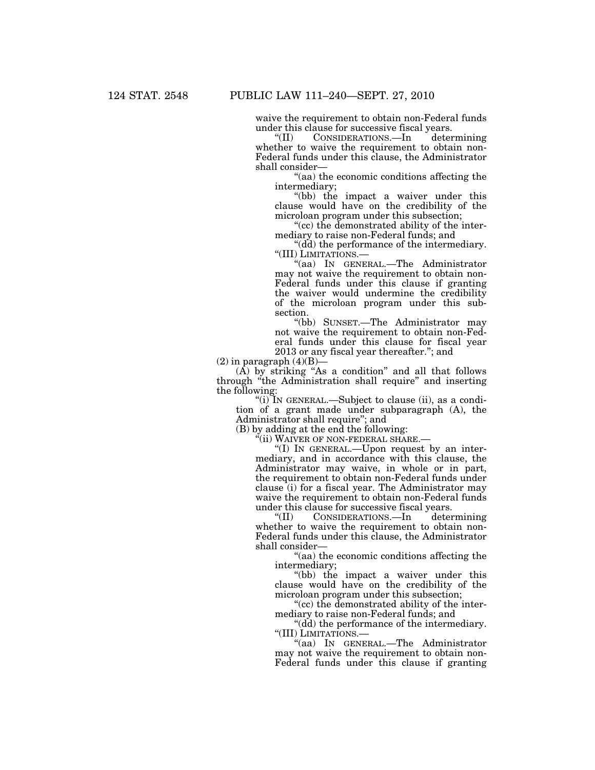waive the requirement to obtain non-Federal funds under this clause for successive fiscal years.

"(II) CONSIDERATIONS.—In determining whether to waive the requirement to obtain non-Federal funds under this clause, the Administrator shall consider—

"(aa) the economic conditions affecting the intermediary;

"(bb) the impact a waiver under this clause would have on the credibility of the microloan program under this subsection;

"(cc) the demonstrated ability of the intermediary to raise non-Federal funds; and

"(dd) the performance of the intermediary.

"(III) LIMITATIONS.—

"(aa) IN GENERAL.—The Administrator may not waive the requirement to obtain non-Federal funds under this clause if granting the waiver would undermine the credibility of the microloan program under this subsection.

"(bb) SUNSET.—The Administrator may not waive the requirement to obtain non-Federal funds under this clause for fiscal year 2013 or any fiscal year thereafter."; and

(2) in paragraph (4)(B)—

(A) by striking "As a condition" and all that follows through "the Administration shall require" and inserting the following:

"(i) IN GENERAL.—Subject to clause (ii), as a condition of a grant made under subparagraph (A), the Administrator shall require"; and

(B) by adding at the end the following:

"(ii) WAIVER OF NON-FEDERAL SHARE.—

"(I) IN GENERAL.—Upon request by an intermediary, and in accordance with this clause, the Administrator may waive, in whole or in part, the requirement to obtain non-Federal funds under clause (i) for a fiscal year. The Administrator may waive the requirement to obtain non-Federal funds under this clause for successive fiscal years.

"(II) CONSIDERATIONS.—In determining whether to waive the requirement to obtain non-Federal funds under this clause, the Administrator shall consider—

"(aa) the economic conditions affecting the intermediary;

"(bb) the impact a waiver under this clause would have on the credibility of the microloan program under this subsection;

"(cc) the demonstrated ability of the intermediary to raise non-Federal funds; and

"(dd) the performance of the intermediary.

"(III) LIMITATIONS.—

"(aa) IN GENERAL.—The Administrator may not waive the requirement to obtain non-Federal funds under this clause if granting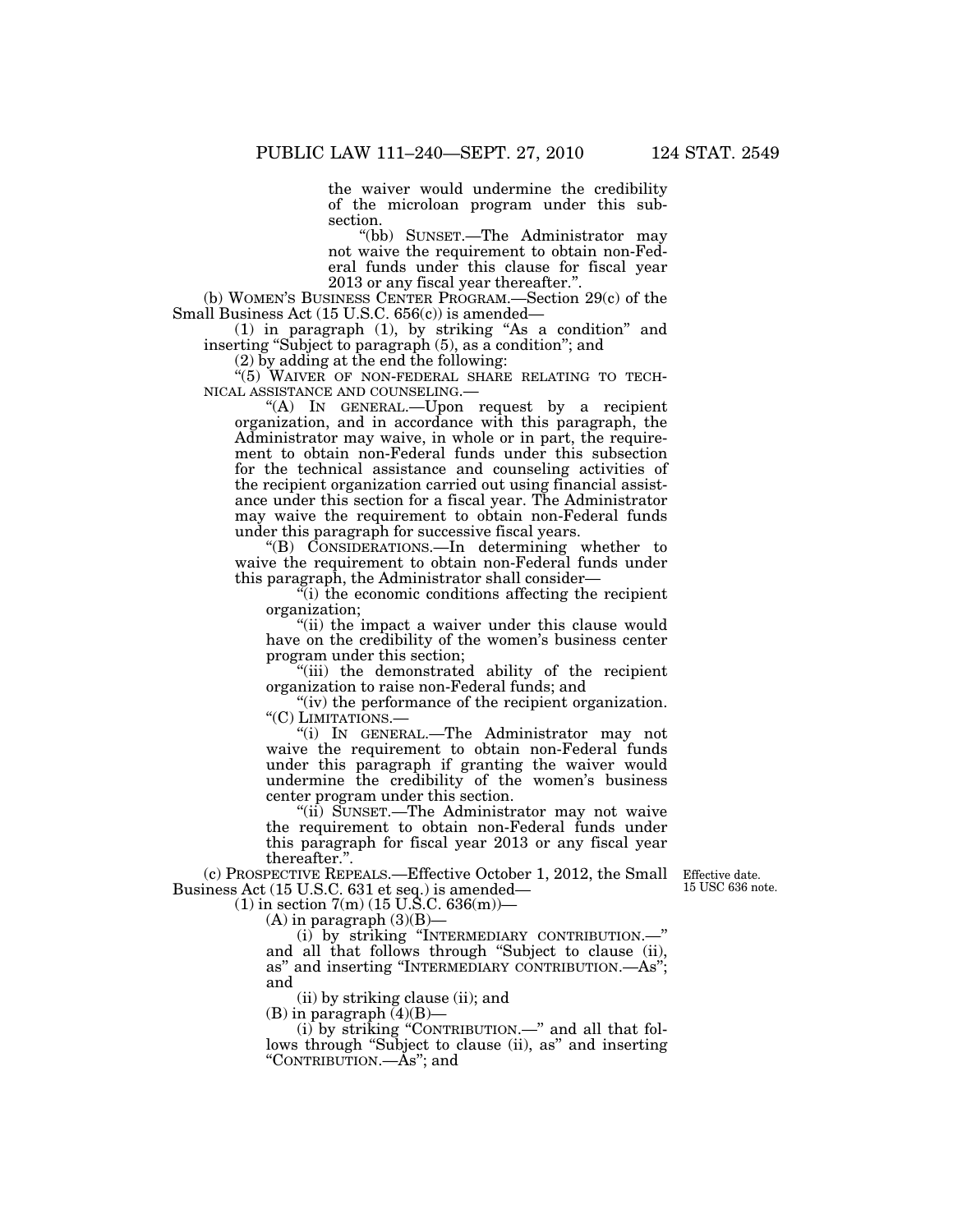the waiver would undermine the credibility of the microloan program under this subsection.

"(bb) SUNSET.—The Administrator may not waive the requirement to obtain non-Federal funds under this clause for fiscal year 2013 or any fiscal year thereafter.".

(b) WOMEN'S BUSINESS CENTER PROGRAM.—Section 29(c) of the Small Business Act (15 U.S.C. 656(c)) is amended—

(1) in paragraph (1), by striking "As a condition" and inserting "Subject to paragraph (5), as a condition"; and

(2) by adding at the end the following:

"(5) WAIVER OF NON-FEDERAL SHARE RELATING TO TECHNICAL ASSISTANCE AND COUNSELING.—

"(A) IN GENERAL.—Upon request by a recipient organization, and in accordance with this paragraph, the Administrator may waive, in whole or in part, the requirement to obtain non-Federal funds under this subsection for the technical assistance and counseling activities of the recipient organization carried out using financial assistance under this section for a fiscal year. The Administrator may waive the requirement to obtain non-Federal funds under this paragraph for successive fiscal years.

"(B) CONSIDERATIONS.—In determining whether to waive the requirement to obtain non-Federal funds under this paragraph, the Administrator shall consider—

"(i) the economic conditions affecting the recipient organization;

"(ii) the impact a waiver under this clause would have on the credibility of the women's business center program under this section;

"(iii) the demonstrated ability of the recipient organization to raise non-Federal funds; and

"(iv) the performance of the recipient organization.

"(C) LIMITATIONS.—

"(i) IN GENERAL.—The Administrator may not waive the requirement to obtain non-Federal funds under this paragraph if granting the waiver would undermine the credibility of the women's business center program under this section.

"(ii) SUNSET.—The Administrator may not waive the requirement to obtain non-Federal funds under this paragraph for fiscal year 2013 or any fiscal year thereafter.".

(c) PROSPECTIVE REPEALS.—Effective October 1, 2012, the Small Business Act (15 U.S.C. 631 et seq.) is amended—

Effective date. 15 USC 636 note.

(1) in section 7(m) (15 U.S.C. 636(m))—

(A) in paragraph (3)(B)—

(i) by striking "INTERMEDIARY CONTRIBUTION.—" and all that follows through "Subject to clause (ii), as" and inserting "INTERMEDIARY CONTRIBUTION.—As"; and

(ii) by striking clause (ii); and

(B) in paragraph (4)(B)—

(i) by striking "CONTRIBUTION.—" and all that follows through "Subject to clause (ii), as" and inserting "CONTRIBUTION.—As"; and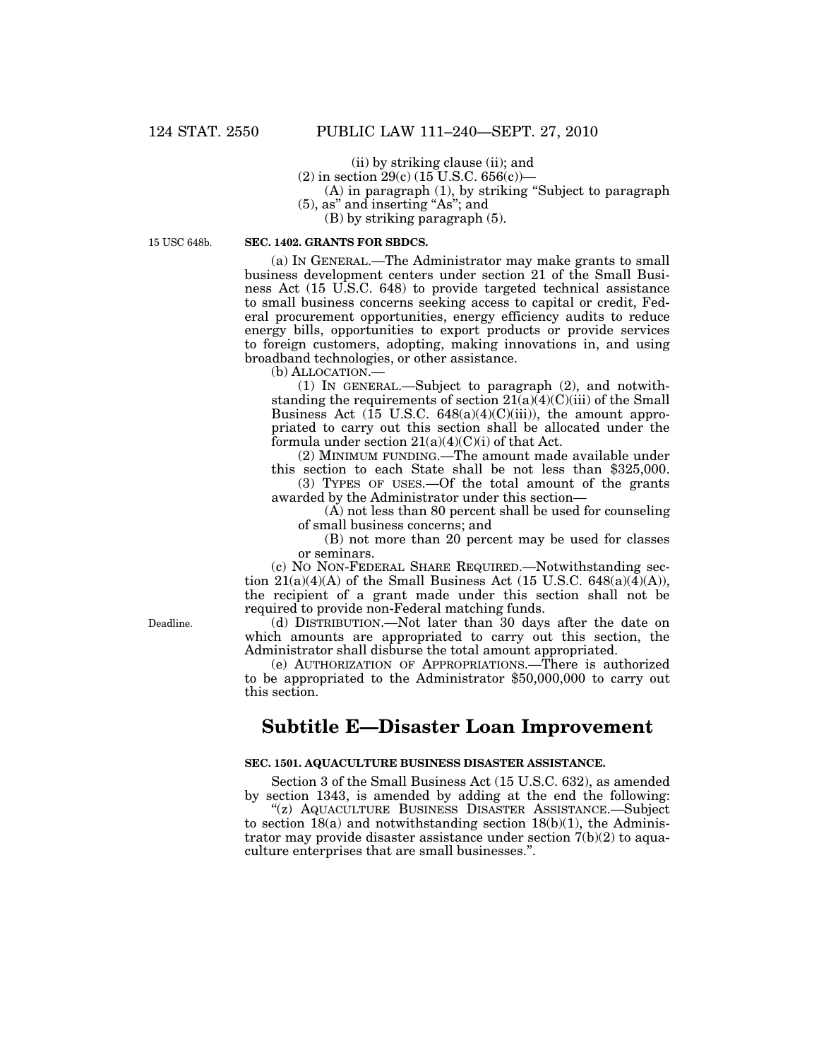(ii) by striking clause (ii); and

(2) in section 29(c) (15 U.S.C. 656(c))—

(A) in paragraph (1), by striking "Subject to paragraph (5), as" and inserting "As"; and

(B) by striking paragraph (5).

15 USC 648b.

**SEC. 1402. GRANTS FOR SBDCS.**

(a) IN GENERAL.—The Administrator may make grants to small business development centers under section 21 of the Small Business Act (15 U.S.C. 648) to provide targeted technical assistance to small business concerns seeking access to capital or credit, Federal procurement opportunities, energy efficiency audits to reduce energy bills, opportunities to export products or provide services to foreign customers, adopting, making innovations in, and using broadband technologies, or other assistance.

(b) ALLOCATION.—

(1) IN GENERAL.—Subject to paragraph (2), and notwithstanding the requirements of section 21(a)(4)(C)(iii) of the Small Business Act (15 U.S.C. 648(a)(4)(C)(iii)), the amount appropriated to carry out this section shall be allocated under the formula under section 21(a)(4)(C)(i) of that Act.

(2) MINIMUM FUNDING.—The amount made available under this section to each State shall be not less than $325,000.

(3) TYPES OF USES.—Of the total amount of the grants awarded by the Administrator under this section—

(A) not less than 80 percent shall be used for counseling of small business concerns; and

(B) not more than 20 percent may be used for classes or seminars.

(c) NO NON-FEDERAL SHARE REQUIRED.—Notwithstanding section 21(a)(4)(A) of the Small Business Act (15 U.S.C. 648(a)(4)(A)), the recipient of a grant made under this section shall not be required to provide non-Federal matching funds.

Deadline.

(d) DISTRIBUTION.—Not later than 30 days after the date on which amounts are appropriated to carry out this section, the Administrator shall disburse the total amount appropriated.

(e) AUTHORIZATION OF APPROPRIATIONS.—There is authorized to be appropriated to the Administrator $50,000,000 to carry out this section.

## Subtitle E—Disaster Loan Improvement

**SEC. 1501. AQUACULTURE BUSINESS DISASTER ASSISTANCE.**

Section 3 of the Small Business Act (15 U.S.C. 632), as amended by section 1343, is amended by adding at the end the following:

"(z) AQUACULTURE BUSINESS DISASTER ASSISTANCE.—Subject to section 18(a) and notwithstanding section 18(b)(1), the Administrator may provide disaster assistance under section 7(b)(2) to aquaculture enterprises that are small businesses.".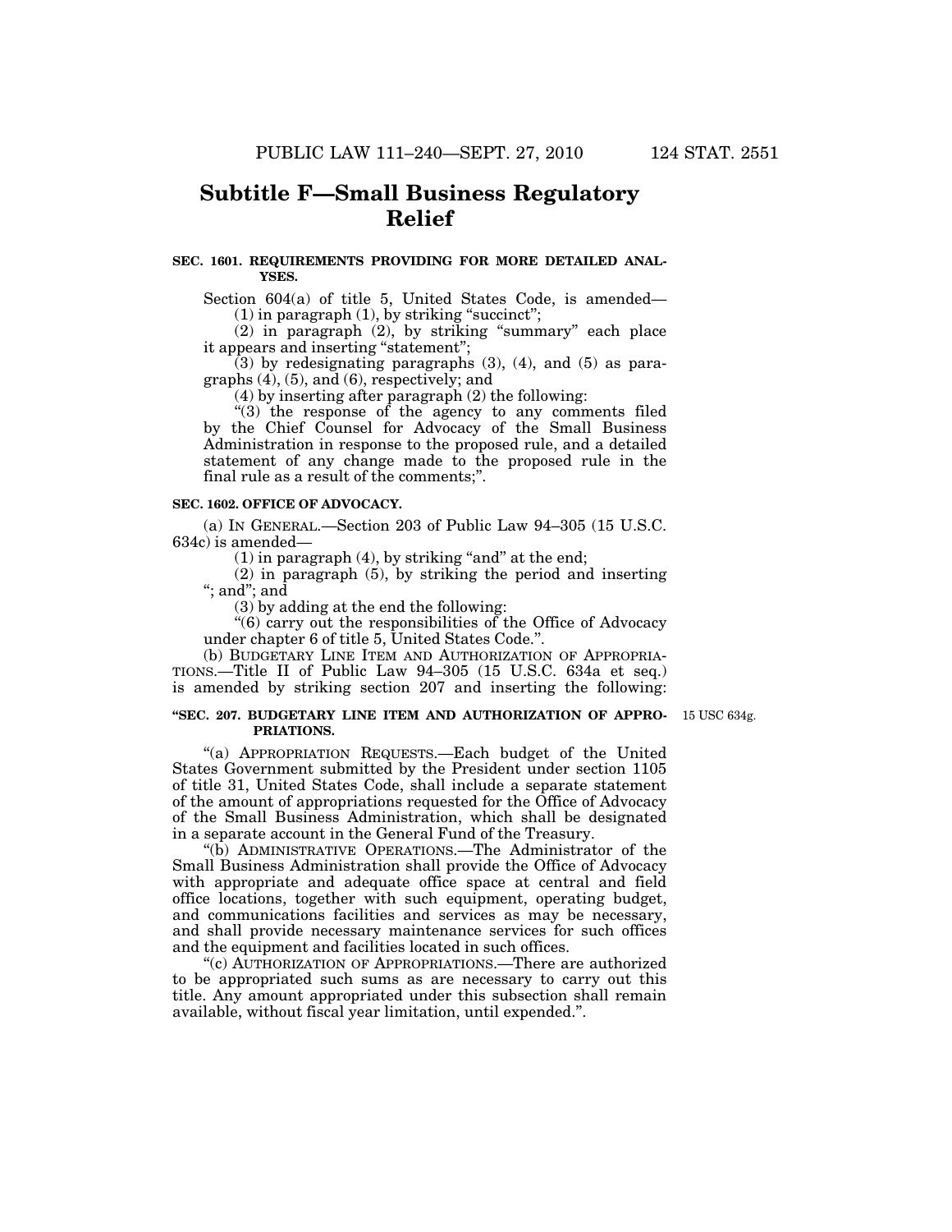## Subtitle F—Small Business Regulatory Relief

**SEC. 1601. REQUIREMENTS PROVIDING FOR MORE DETAILED ANALYSES.**

Section 604(a) of title 5, United States Code, is amended—

(1) in paragraph (1), by striking "succinct";

(2) in paragraph (2), by striking "summary" each place it appears and inserting "statement";

(3) by redesignating paragraphs (3), (4), and (5) as paragraphs (4), (5), and (6), respectively; and

(4) by inserting after paragraph (2) the following:

"(3) the response of the agency to any comments filed by the Chief Counsel for Advocacy of the Small Business Administration in response to the proposed rule, and a detailed statement of any change made to the proposed rule in the final rule as a result of the comments;".

**SEC. 1602. OFFICE OF ADVOCACY.**

(a) IN GENERAL.—Section 203 of Public Law 94–305 (15 U.S.C. 634c) is amended—

(1) in paragraph (4), by striking "and" at the end;

(2) in paragraph (5), by striking the period and inserting "; and"; and

(3) by adding at the end the following:

"(6) carry out the responsibilities of the Office of Advocacy under chapter 6 of title 5, United States Code.".

(b) BUDGETARY LINE ITEM AND AUTHORIZATION OF APPROPRIATIONS.—Title II of Public Law 94–305 (15 U.S.C. 634a et seq.) is amended by striking section 207 and inserting the following:

**"SEC. 207. BUDGETARY LINE ITEM AND AUTHORIZATION OF APPROPRIATIONS.**

15 USC 634g.

"(a) APPROPRIATION REQUESTS.—Each budget of the United States Government submitted by the President under section 1105 of title 31, United States Code, shall include a separate statement of the amount of appropriations requested for the Office of Advocacy of the Small Business Administration, which shall be designated in a separate account in the General Fund of the Treasury.

"(b) ADMINISTRATIVE OPERATIONS.—The Administrator of the Small Business Administration shall provide the Office of Advocacy with appropriate and adequate office space at central and field office locations, together with such equipment, operating budget, and communications facilities and services as may be necessary, and shall provide necessary maintenance services for such offices and the equipment and facilities located in such offices.

"(c) AUTHORIZATION OF APPROPRIATIONS.—There are authorized to be appropriated such sums as are necessary to carry out this title. Any amount appropriated under this subsection shall remain available, without fiscal year limitation, until expended.".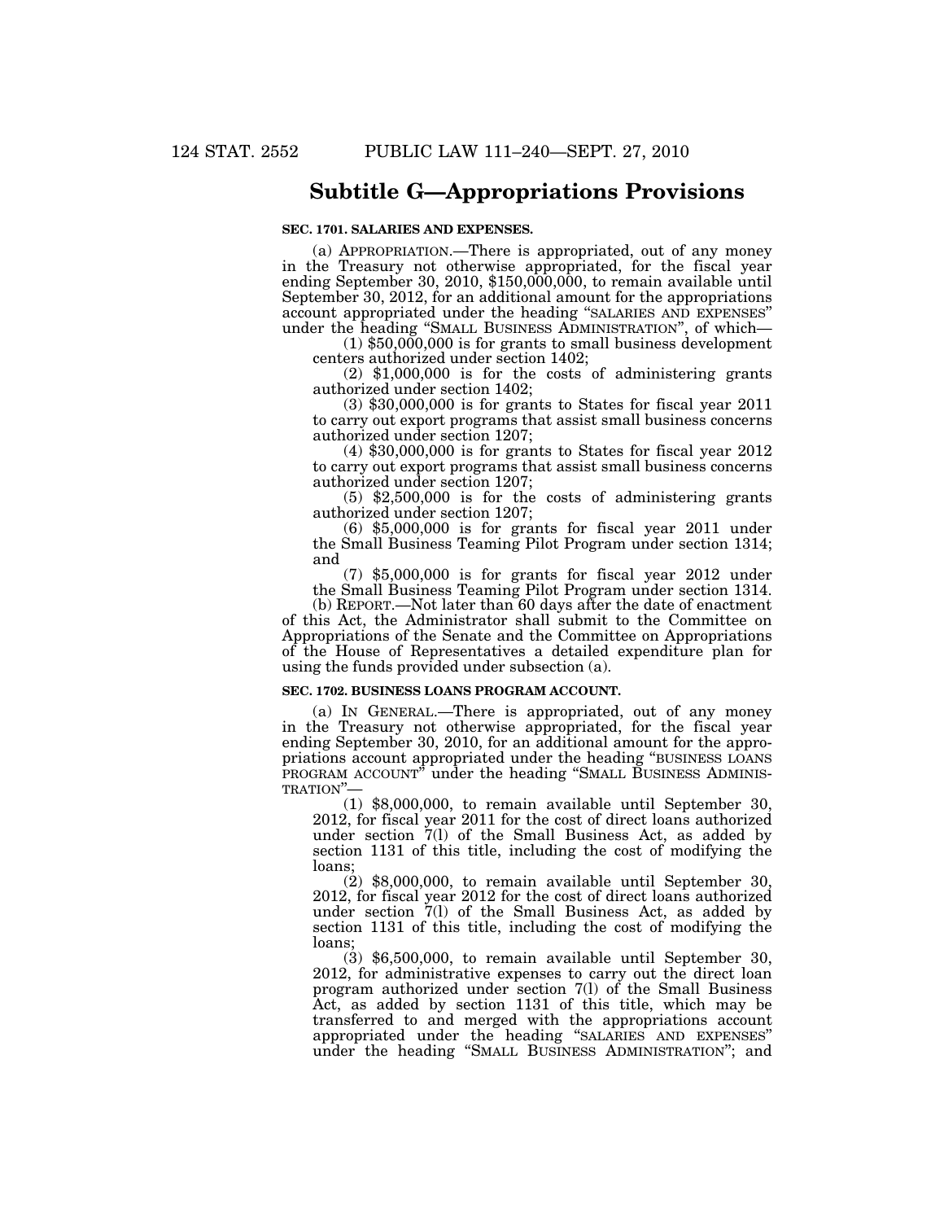## Subtitle G—Appropriations Provisions

**SEC. 1701. SALARIES AND EXPENSES.**

(a) APPROPRIATION.—There is appropriated, out of any money in the Treasury not otherwise appropriated, for the fiscal year ending September 30, 2010, $150,000,000, to remain available until September 30, 2012, for an additional amount for the appropriations account appropriated under the heading "SALARIES AND EXPENSES" under the heading "SMALL BUSINESS ADMINISTRATION", of which—

(1) $50,000,000 is for grants to small business development centers authorized under section 1402;

(2) $1,000,000 is for the costs of administering grants authorized under section 1402;

(3) $30,000,000 is for grants to States for fiscal year 2011 to carry out export programs that assist small business concerns authorized under section 1207;

(4) $30,000,000 is for grants to States for fiscal year 2012 to carry out export programs that assist small business concerns authorized under section 1207;

(5) $2,500,000 is for the costs of administering grants authorized under section 1207;

(6) $5,000,000 is for grants for fiscal year 2011 under the Small Business Teaming Pilot Program under section 1314; and

(7) $5,000,000 is for grants for fiscal year 2012 under the Small Business Teaming Pilot Program under section 1314.

(b) REPORT.—Not later than 60 days after the date of enactment of this Act, the Administrator shall submit to the Committee on Appropriations of the Senate and the Committee on Appropriations of the House of Representatives a detailed expenditure plan for using the funds provided under subsection (a).

**SEC. 1702. BUSINESS LOANS PROGRAM ACCOUNT.**

(a) IN GENERAL.—There is appropriated, out of any money in the Treasury not otherwise appropriated, for the fiscal year ending September 30, 2010, for an additional amount for the appropriations account appropriated under the heading "BUSINESS LOANS PROGRAM ACCOUNT" under the heading "SMALL BUSINESS ADMINISTRATION"—

(1) $8,000,000, to remain available until September 30, 2012, for fiscal year 2011 for the cost of direct loans authorized under section 7(l) of the Small Business Act, as added by section 1131 of this title, including the cost of modifying the loans;

(2) $8,000,000, to remain available until September 30, 2012, for fiscal year 2012 for the cost of direct loans authorized under section 7(l) of the Small Business Act, as added by section 1131 of this title, including the cost of modifying the loans;

(3) $6,500,000, to remain available until September 30, 2012, for administrative expenses to carry out the direct loan program authorized under section 7(l) of the Small Business Act, as added by section 1131 of this title, which may be transferred to and merged with the appropriations account appropriated under the heading "SALARIES AND EXPENSES" under the heading "SMALL BUSINESS ADMINISTRATION"; and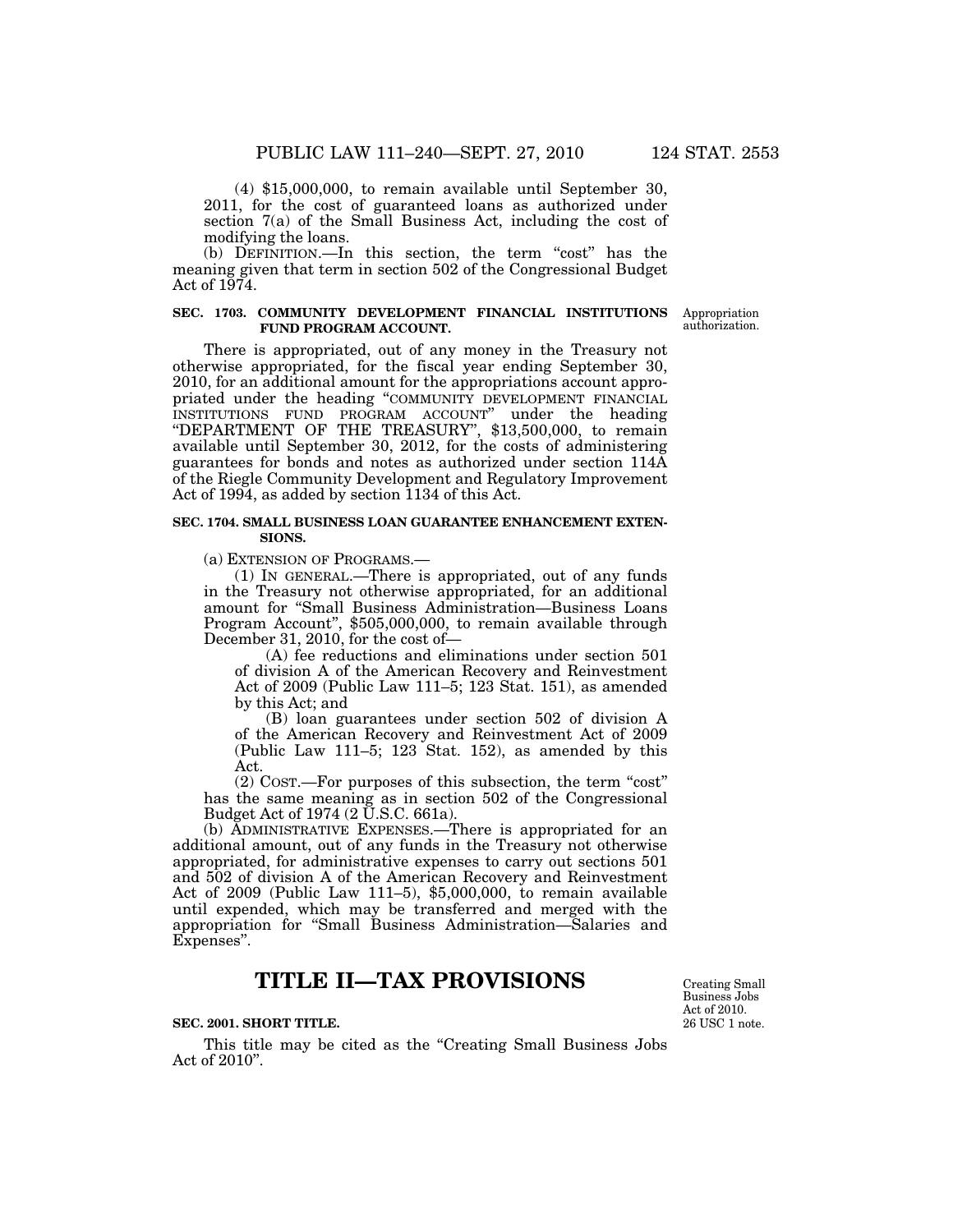(4) $15,000,000, to remain available until September 30, 2011, for the cost of guaranteed loans as authorized under section 7(a) of the Small Business Act, including the cost of modifying the loans.

(b) DEFINITION.—In this section, the term "cost" has the meaning given that term in section 502 of the Congressional Budget Act of 1974.

Appropriation authorization.

**SEC. 1703. COMMUNITY DEVELOPMENT FINANCIAL INSTITUTIONS FUND PROGRAM ACCOUNT.**

There is appropriated, out of any money in the Treasury not otherwise appropriated, for the fiscal year ending September 30, 2010, for an additional amount for the appropriations account appropriated under the heading "COMMUNITY DEVELOPMENT FINANCIAL INSTITUTIONS FUND PROGRAM ACCOUNT" under the heading "DEPARTMENT OF THE TREASURY", $13,500,000, to remain available until September 30, 2012, for the costs of administering guarantees for bonds and notes as authorized under section 114A of the Riegle Community Development and Regulatory Improvement Act of 1994, as added by section 1134 of this Act.

**SEC. 1704. SMALL BUSINESS LOAN GUARANTEE ENHANCEMENT EXTENSIONS.**

(a) EXTENSION OF PROGRAMS.—

(1) IN GENERAL.—There is appropriated, out of any funds in the Treasury not otherwise appropriated, for an additional amount for "Small Business Administration—Business Loans Program Account", $505,000,000, to remain available through December 31, 2010, for the cost of—

(A) fee reductions and eliminations under section 501 of division A of the American Recovery and Reinvestment Act of 2009 (Public Law 111–5; 123 Stat. 151), as amended by this Act; and

(B) loan guarantees under section 502 of division A of the American Recovery and Reinvestment Act of 2009 (Public Law 111–5; 123 Stat. 152), as amended by this Act.

(2) COST.—For purposes of this subsection, the term "cost" has the same meaning as in section 502 of the Congressional Budget Act of 1974 (2 U.S.C. 661a).

(b) ADMINISTRATIVE EXPENSES.—There is appropriated for an additional amount, out of any funds in the Treasury not otherwise appropriated, for administrative expenses to carry out sections 501 and 502 of division A of the American Recovery and Reinvestment Act of 2009 (Public Law 111–5), $5,000,000, to remain available until expended, which may be transferred and merged with the appropriation for "Small Business Administration—Salaries and Expenses".

# TITLE II—TAX PROVISIONS

Creating Small Business Jobs Act of 2010. 26 USC 1 note.

**SEC. 2001. SHORT TITLE.**

This title may be cited as the "Creating Small Business Jobs Act of 2010".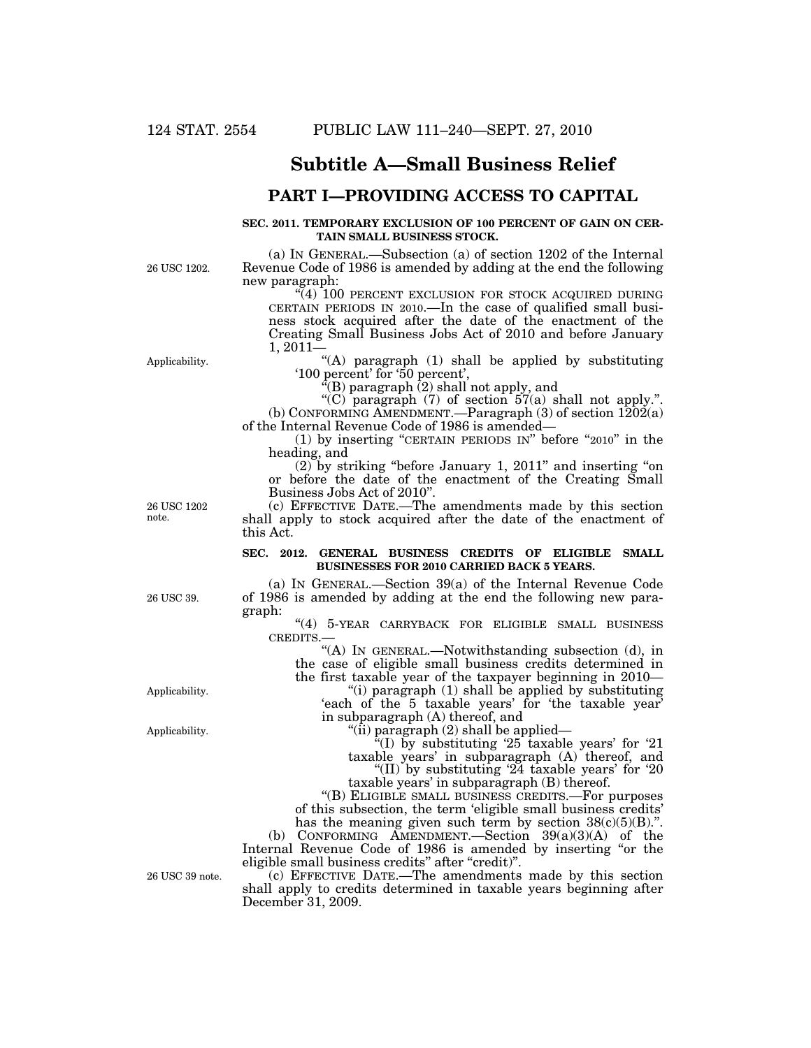## Subtitle A—Small Business Relief

## PART I—PROVIDING ACCESS TO CAPITAL

### SEC. 2011. TEMPORARY EXCLUSION OF 100 PERCENT OF GAIN ON CERTAIN SMALL BUSINESS STOCK.

26 USC 1202.

(a) IN GENERAL.—Subsection (a) of section 1202 of the Internal Revenue Code of 1986 is amended by adding at the end the following new paragraph:

"(4) 100 PERCENT EXCLUSION FOR STOCK ACQUIRED DURING CERTAIN PERIODS IN 2010.—In the case of qualified small business stock acquired after the date of the enactment of the Creating Small Business Jobs Act of 2010 and before January 1, 2011—

Applicability.

"(A) paragraph (1) shall be applied by substituting '100 percent' for '50 percent',

"(B) paragraph (2) shall not apply, and

"(C) paragraph (7) of section 57(a) shall not apply.".

(b) CONFORMING AMENDMENT.—Paragraph (3) of section 1202(a) of the Internal Revenue Code of 1986 is amended—

(1) by inserting "CERTAIN PERIODS IN" before "2010" in the heading, and

(2) by striking "before January 1, 2011" and inserting "on or before the date of the enactment of the Creating Small Business Jobs Act of 2010".

26 USC 1202 note.

(c) EFFECTIVE DATE.—The amendments made by this section shall apply to stock acquired after the date of the enactment of this Act.

### SEC. 2012. GENERAL BUSINESS CREDITS OF ELIGIBLE SMALL BUSINESSES FOR 2010 CARRIED BACK 5 YEARS.

26 USC 39.

(a) IN GENERAL.—Section 39(a) of the Internal Revenue Code of 1986 is amended by adding at the end the following new paragraph:

"(4) 5-YEAR CARRYBACK FOR ELIGIBLE SMALL BUSINESS CREDITS.—

"(A) IN GENERAL.—Notwithstanding subsection (d), in the case of eligible small business credits determined in the first taxable year of the taxpayer beginning in 2010—

Applicability.

"(i) paragraph (1) shall be applied by substituting 'each of the 5 taxable years' for 'the taxable year' in subparagraph (A) thereof, and

Applicability.

"(ii) paragraph (2) shall be applied—

"(I) by substituting '25 taxable years' for '21 taxable years' in subparagraph (A) thereof, and

"(II) by substituting '24 taxable years' for '20 taxable years' in subparagraph (B) thereof.

"(B) ELIGIBLE SMALL BUSINESS CREDITS.—For purposes of this subsection, the term 'eligible small business credits' has the meaning given such term by section 38(c)(5)(B).".

(b) CONFORMING AMENDMENT.—Section 39(a)(3)(A) of the Internal Revenue Code of 1986 is amended by inserting "or the eligible small business credits" after "credit)".

26 USC 39 note.

(c) EFFECTIVE DATE.—The amendments made by this section shall apply to credits determined in taxable years beginning after December 31, 2009.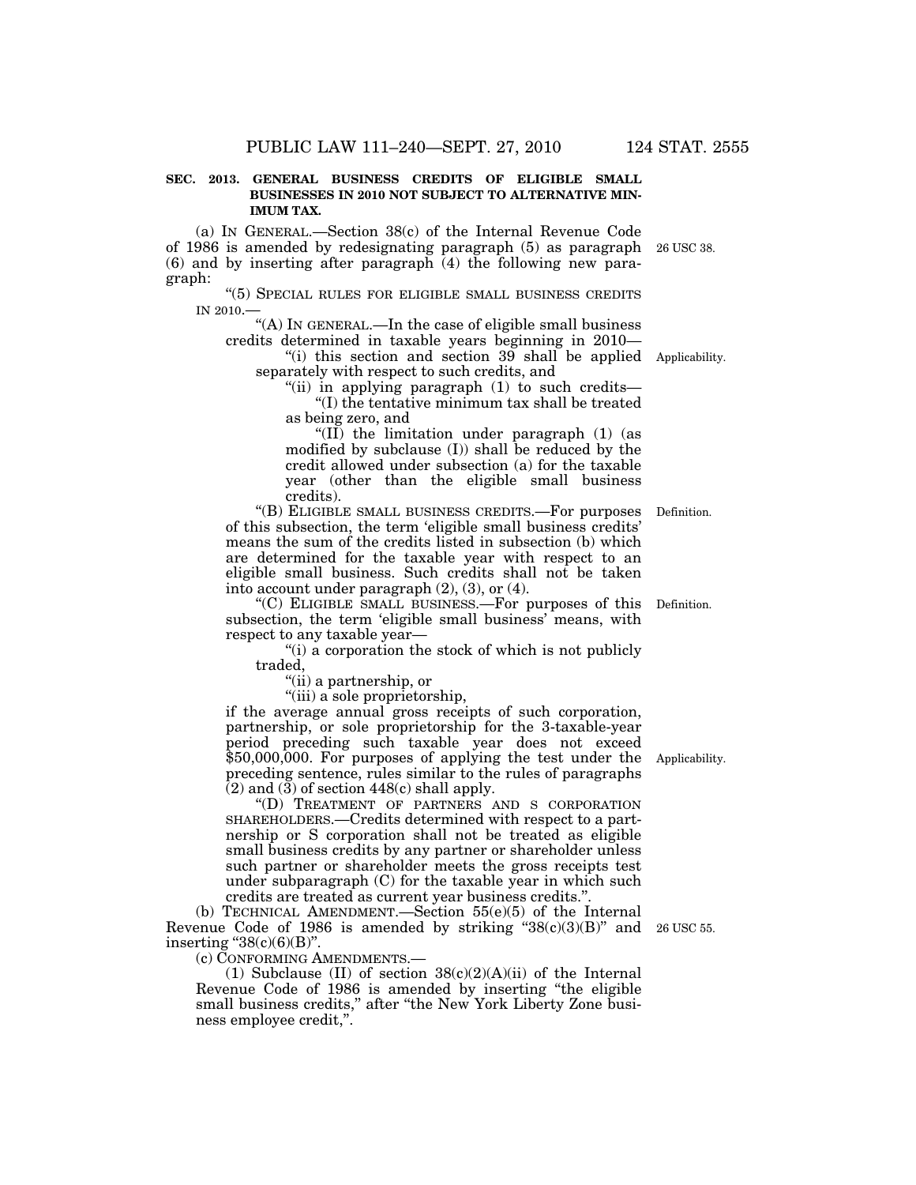**SEC. 2013. GENERAL BUSINESS CREDITS OF ELIGIBLE SMALL BUSINESSES IN 2010 NOT SUBJECT TO ALTERNATIVE MINIMUM TAX.**

(a) IN GENERAL.—Section 38(c) of the Internal Revenue Code of 1986 is amended by redesignating paragraph (5) as paragraph (6) and by inserting after paragraph (4) the following new paragraph:

26 USC 38.

"(5) SPECIAL RULES FOR ELIGIBLE SMALL BUSINESS CREDITS IN 2010.—

"(A) IN GENERAL.—In the case of eligible small business credits determined in taxable years beginning in 2010—

"(i) this section and section 39 shall be applied separately with respect to such credits, and

Applicability.

"(ii) in applying paragraph (1) to such credits—

"(I) the tentative minimum tax shall be treated as being zero, and

"(II) the limitation under paragraph (1) (as modified by subclause (I)) shall be reduced by the credit allowed under subsection (a) for the taxable year (other than the eligible small business credits).

"(B) ELIGIBLE SMALL BUSINESS CREDITS.—For purposes of this subsection, the term 'eligible small business credits' means the sum of the credits listed in subsection (b) which are determined for the taxable year with respect to an eligible small business. Such credits shall not be taken into account under paragraph (2), (3), or (4).

Definition.

"(C) ELIGIBLE SMALL BUSINESS.—For purposes of this subsection, the term 'eligible small business' means, with respect to any taxable year—

Definition.

"(i) a corporation the stock of which is not publicly traded,

"(ii) a partnership, or

"(iii) a sole proprietorship,

if the average annual gross receipts of such corporation, partnership, or sole proprietorship for the 3-taxable-year period preceding such taxable year does not exceed $50,000,000. For purposes of applying the test under the preceding sentence, rules similar to the rules of paragraphs (2) and (3) of section 448(c) shall apply.

Applicability.

"(D) TREATMENT OF PARTNERS AND S CORPORATION SHAREHOLDERS.—Credits determined with respect to a partnership or S corporation shall not be treated as eligible small business credits by any partner or shareholder unless such partner or shareholder meets the gross receipts test under subparagraph (C) for the taxable year in which such credits are treated as current year business credits.".

(b) TECHNICAL AMENDMENT.—Section 55(e)(5) of the Internal Revenue Code of 1986 is amended by striking "38(c)(3)(B)" and inserting "38(c)(6)(B)".

26 USC 55.

(c) CONFORMING AMENDMENTS.—

(1) Subclause (II) of section 38(c)(2)(A)(ii) of the Internal Revenue Code of 1986 is amended by inserting "the eligible small business credits," after "the New York Liberty Zone business employee credit,".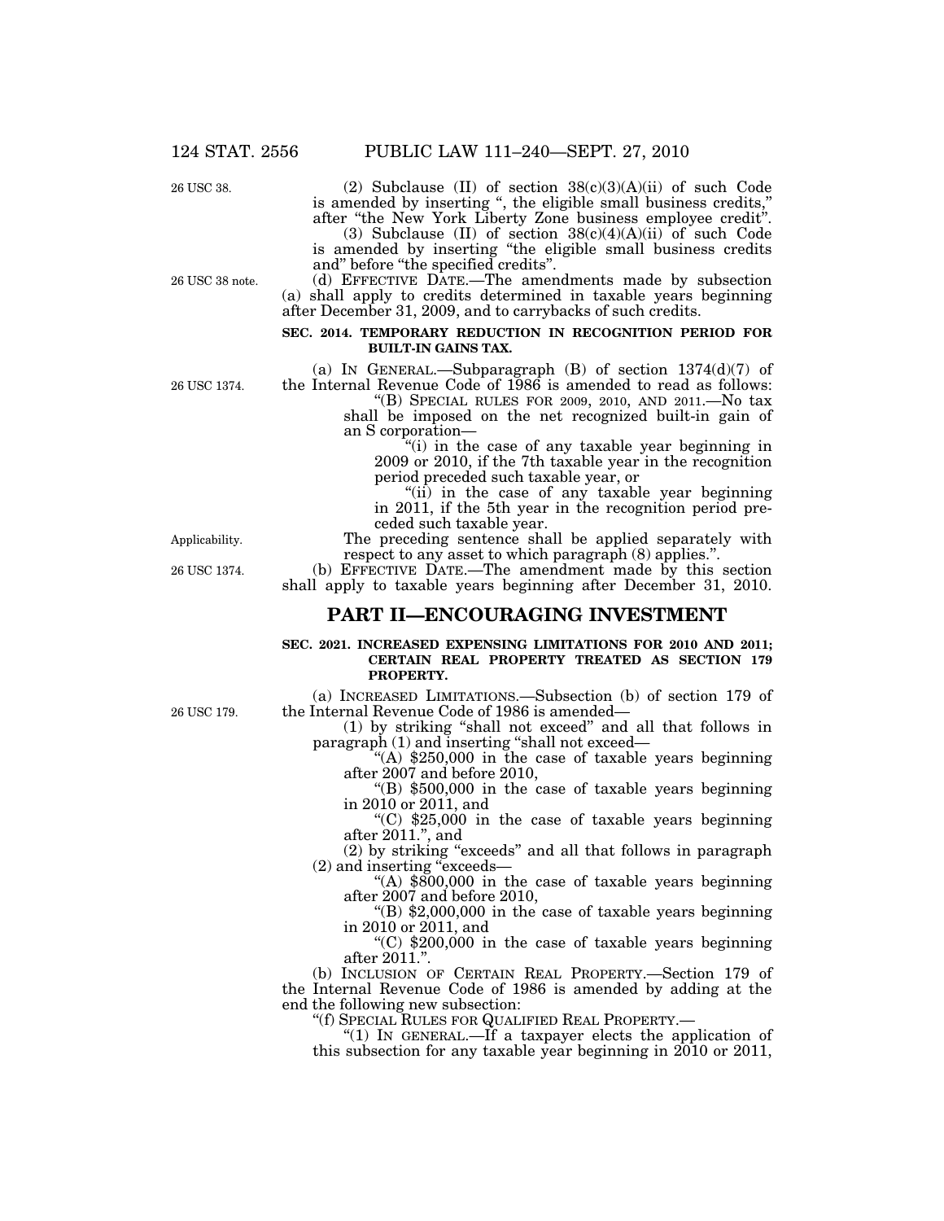(2) Subclause (II) of section 38(c)(3)(A)(ii) of such Code is amended by inserting ", the eligible small business credits," after "the New York Liberty Zone business employee credit".

(3) Subclause (II) of section 38(c)(4)(A)(ii) of such Code is amended by inserting "the eligible small business credits and" before "the specified credits".

(d) EFFECTIVE DATE.—The amendments made by subsection (a) shall apply to credits determined in taxable years beginning after December 31, 2009, and to carrybacks of such credits.

**SEC. 2014. TEMPORARY REDUCTION IN RECOGNITION PERIOD FOR BUILT-IN GAINS TAX.**

(a) IN GENERAL.—Subparagraph (B) of section 1374(d)(7) of the Internal Revenue Code of 1986 is amended to read as follows:

"(B) SPECIAL RULES FOR 2009, 2010, AND 2011.—No tax shall be imposed on the net recognized built-in gain of an S corporation—

"(i) in the case of any taxable year beginning in 2009 or 2010, if the 7th taxable year in the recognition period preceded such taxable year, or

"(ii) in the case of any taxable year beginning in 2011, if the 5th year in the recognition period preceded such taxable year.

The preceding sentence shall be applied separately with respect to any asset to which paragraph (8) applies.".

(b) EFFECTIVE DATE.—The amendment made by this section shall apply to taxable years beginning after December 31, 2010.

## PART II—ENCOURAGING INVESTMENT

**SEC. 2021. INCREASED EXPENSING LIMITATIONS FOR 2010 AND 2011; CERTAIN REAL PROPERTY TREATED AS SECTION 179 PROPERTY.**

(a) INCREASED LIMITATIONS.—Subsection (b) of section 179 of the Internal Revenue Code of 1986 is amended—

(1) by striking "shall not exceed" and all that follows in paragraph (1) and inserting "shall not exceed—

"(A) $250,000 in the case of taxable years beginning after 2007 and before 2010,

"(B) $500,000 in the case of taxable years beginning in 2010 or 2011, and

"(C) $25,000 in the case of taxable years beginning after 2011.", and

(2) by striking "exceeds" and all that follows in paragraph (2) and inserting "exceeds—

"(A) $800,000 in the case of taxable years beginning after 2007 and before 2010,

"(B) $2,000,000 in the case of taxable years beginning in 2010 or 2011, and

"(C) $200,000 in the case of taxable years beginning after 2011.".

(b) INCLUSION OF CERTAIN REAL PROPERTY.—Section 179 of the Internal Revenue Code of 1986 is amended by adding at the end the following new subsection:

"(f) SPECIAL RULES FOR QUALIFIED REAL PROPERTY.—

"(1) IN GENERAL.—If a taxpayer elects the application of this subsection for any taxable year beginning in 2010 or 2011,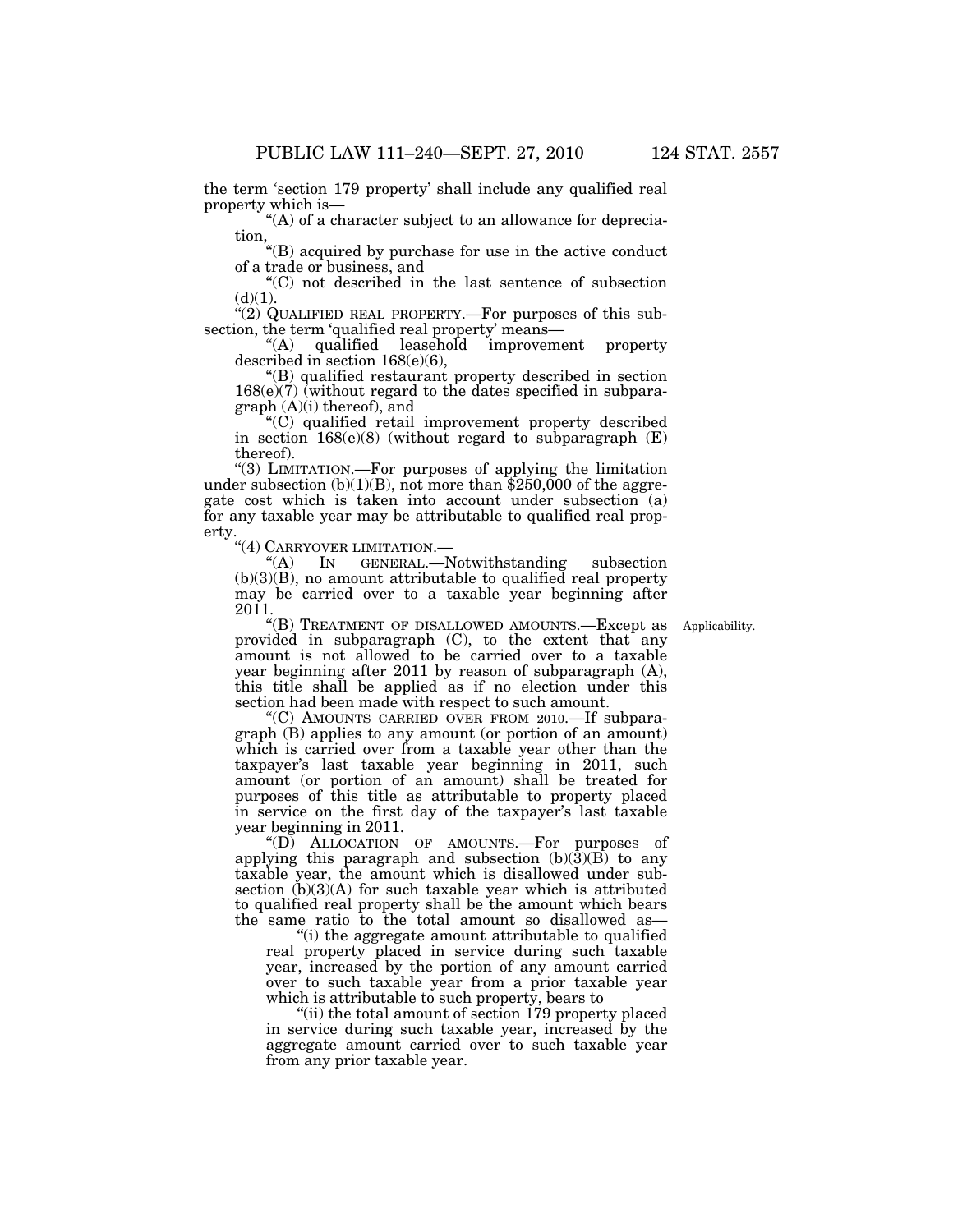the term 'section 179 property' shall include any qualified real property which is—

"(A) of a character subject to an allowance for depreciation,

"(B) acquired by purchase for use in the active conduct of a trade or business, and

"(C) not described in the last sentence of subsection (d)(1).

"(2) QUALIFIED REAL PROPERTY.—For purposes of this subsection, the term 'qualified real property' means—

"(A) qualified leasehold improvement property described in section 168(e)(6),

"(B) qualified restaurant property described in section 168(e)(7) (without regard to the dates specified in subparagraph (A)(i) thereof), and

"(C) qualified retail improvement property described in section 168(e)(8) (without regard to subparagraph (E) thereof).

"(3) LIMITATION.—For purposes of applying the limitation under subsection (b)(1)(B), not more than $250,000 of the aggregate cost which is taken into account under subsection (a) for any taxable year may be attributable to qualified real property.

"(4) CARRYOVER LIMITATION.—

"(A) IN GENERAL.—Notwithstanding subsection (b)(3)(B), no amount attributable to qualified real property may be carried over to a taxable year beginning after 2011.

"(B) TREATMENT OF DISALLOWED AMOUNTS.—Except as provided in subparagraph (C), to the extent that any amount is not allowed to be carried over to a taxable year beginning after 2011 by reason of subparagraph (A), this title shall be applied as if no election under this section had been made with respect to such amount.

Applicability.

"(C) AMOUNTS CARRIED OVER FROM 2010.—If subparagraph (B) applies to any amount (or portion of an amount) which is carried over from a taxable year other than the taxpayer's last taxable year beginning in 2011, such amount (or portion of an amount) shall be treated for purposes of this title as attributable to property placed in service on the first day of the taxpayer's last taxable year beginning in 2011.

"(D) ALLOCATION OF AMOUNTS.—For purposes of applying this paragraph and subsection (b)(3)(B) to any taxable year, the amount which is disallowed under subsection (b)(3)(A) for such taxable year which is attributed to qualified real property shall be the amount which bears the same ratio to the total amount so disallowed as—

"(i) the aggregate amount attributable to qualified real property placed in service during such taxable year, increased by the portion of any amount carried over to such taxable year from a prior taxable year which is attributable to such property, bears to

"(ii) the total amount of section 179 property placed in service during such taxable year, increased by the aggregate amount carried over to such taxable year from any prior taxable year.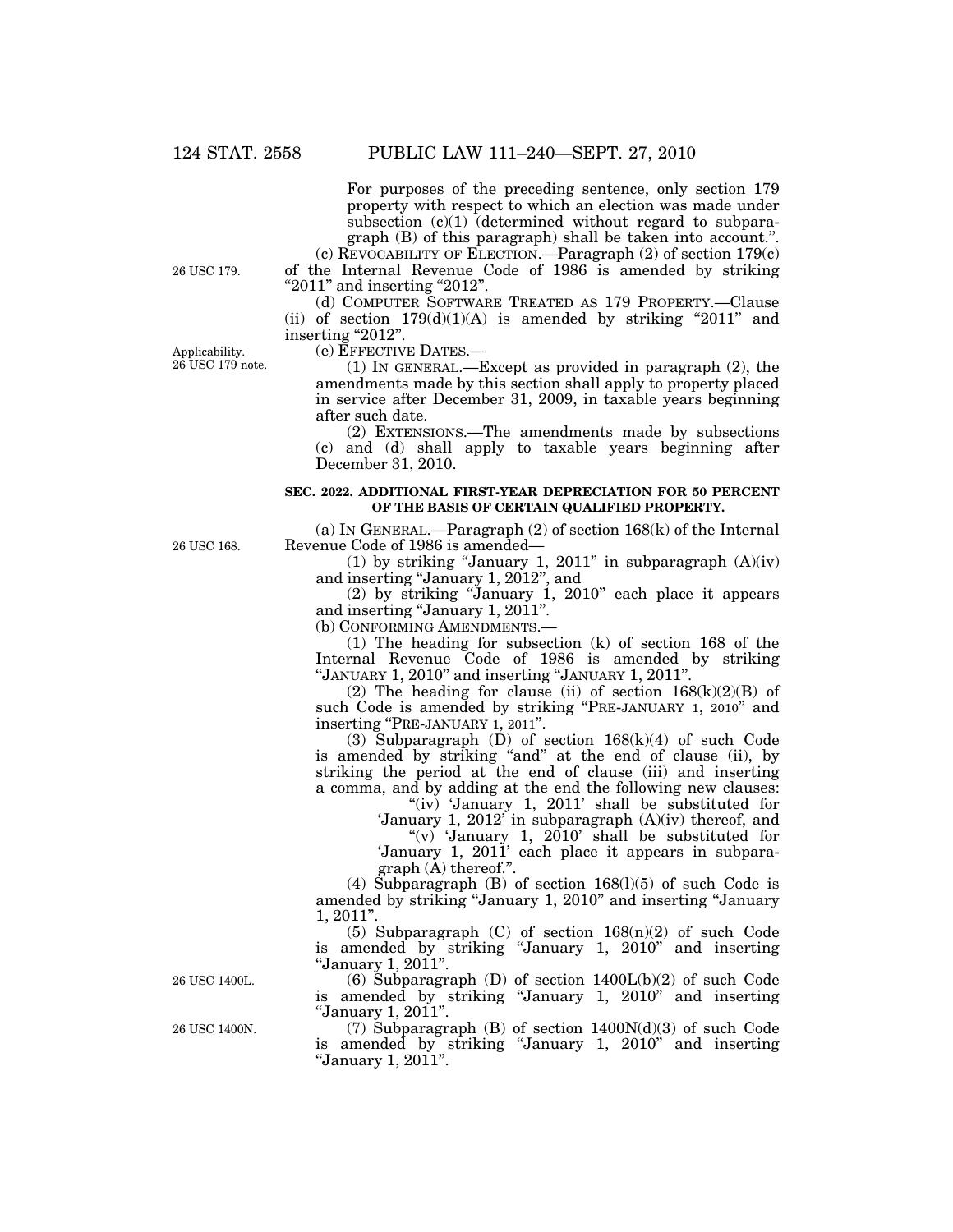For purposes of the preceding sentence, only section 179 property with respect to which an election was made under subsection (c)(1) (determined without regard to subparagraph (B) of this paragraph) shall be taken into account.".

26 USC 179.

(c) REVOCABILITY OF ELECTION.—Paragraph (2) of section 179(c) of the Internal Revenue Code of 1986 is amended by striking "2011" and inserting "2012".

(d) COMPUTER SOFTWARE TREATED AS 179 PROPERTY.—Clause (ii) of section 179(d)(1)(A) is amended by striking "2011" and inserting "2012".

Applicability.
26 USC 179 note.

(e) EFFECTIVE DATES.—

(1) IN GENERAL.—Except as provided in paragraph (2), the amendments made by this section shall apply to property placed in service after December 31, 2009, in taxable years beginning after such date.

(2) EXTENSIONS.—The amendments made by subsections (c) and (d) shall apply to taxable years beginning after December 31, 2010.

**SEC. 2022. ADDITIONAL FIRST-YEAR DEPRECIATION FOR 50 PERCENT OF THE BASIS OF CERTAIN QUALIFIED PROPERTY.**

26 USC 168.

(a) IN GENERAL.—Paragraph (2) of section 168(k) of the Internal Revenue Code of 1986 is amended—

(1) by striking "January 1, 2011" in subparagraph (A)(iv) and inserting "January 1, 2012", and

(2) by striking "January 1, 2010" each place it appears and inserting "January 1, 2011".

(b) CONFORMING AMENDMENTS.—

(1) The heading for subsection (k) of section 168 of the Internal Revenue Code of 1986 is amended by striking "JANUARY 1, 2010" and inserting "JANUARY 1, 2011".

(2) The heading for clause (ii) of section 168(k)(2)(B) of such Code is amended by striking "PRE-JANUARY 1, 2010" and inserting "PRE-JANUARY 1, 2011".

(3) Subparagraph (D) of section 168(k)(4) of such Code is amended by striking "and" at the end of clause (ii), by striking the period at the end of clause (iii) and inserting a comma, and by adding at the end the following new clauses:

"(iv) 'January 1, 2011' shall be substituted for 'January 1, 2012' in subparagraph (A)(iv) thereof, and

"(v) 'January 1, 2010' shall be substituted for 'January 1, 2011' each place it appears in subparagraph (A) thereof.".

(4) Subparagraph (B) of section 168(l)(5) of such Code is amended by striking "January 1, 2010" and inserting "January 1, 2011".

(5) Subparagraph (C) of section 168(n)(2) of such Code is amended by striking "January 1, 2010" and inserting "January 1, 2011".

26 USC 1400L.

(6) Subparagraph (D) of section 1400L(b)(2) of such Code is amended by striking "January 1, 2010" and inserting "January 1, 2011".

26 USC 1400N.

(7) Subparagraph (B) of section 1400N(d)(3) of such Code is amended by striking "January 1, 2010" and inserting "January 1, 2011".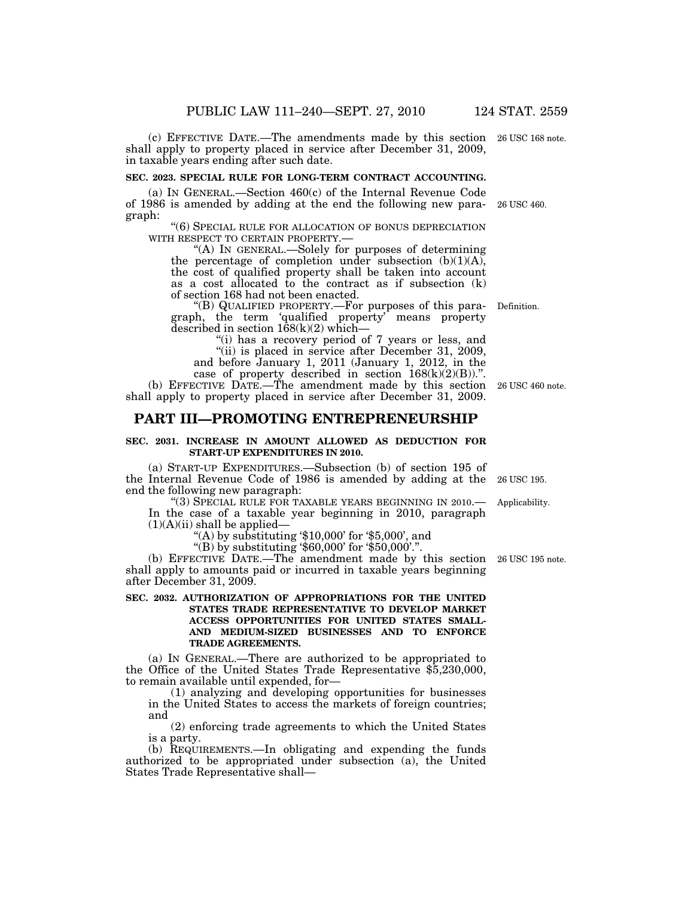(c) EFFECTIVE DATE.—The amendments made by this section shall apply to property placed in service after December 31, 2009, in taxable years ending after such date.

26 USC 168 note.

**SEC. 2023. SPECIAL RULE FOR LONG-TERM CONTRACT ACCOUNTING.**

(a) IN GENERAL.—Section 460(c) of the Internal Revenue Code of 1986 is amended by adding at the end the following new paragraph:

26 USC 460.

"(6) SPECIAL RULE FOR ALLOCATION OF BONUS DEPRECIATION WITH RESPECT TO CERTAIN PROPERTY.—

"(A) IN GENERAL.—Solely for purposes of determining the percentage of completion under subsection (b)(1)(A), the cost of qualified property shall be taken into account as a cost allocated to the contract as if subsection (k) of section 168 had not been enacted.

"(B) QUALIFIED PROPERTY.—For purposes of this paragraph, the term 'qualified property' means property described in section 168(k)(2) which—

Definition.

"(i) has a recovery period of 7 years or less, and

"(ii) is placed in service after December 31, 2009, and before January 1, 2011 (January 1, 2012, in the case of property described in section 168(k)(2)(B)).".

(b) EFFECTIVE DATE.—The amendment made by this section shall apply to property placed in service after December 31, 2009.

26 USC 460 note.

## PART III—PROMOTING ENTREPRENEURSHIP

**SEC. 2031. INCREASE IN AMOUNT ALLOWED AS DEDUCTION FOR START-UP EXPENDITURES IN 2010.**

(a) START-UP EXPENDITURES.—Subsection (b) of section 195 of the Internal Revenue Code of 1986 is amended by adding at the end the following new paragraph:

26 USC 195.

"(3) SPECIAL RULE FOR TAXABLE YEARS BEGINNING IN 2010.— In the case of a taxable year beginning in 2010, paragraph (1)(A)(ii) shall be applied—

Applicability.

"(A) by substituting '$10,000' for '$5,000', and

"(B) by substituting '$60,000' for '$50,000'.".

(b) EFFECTIVE DATE.—The amendment made by this section shall apply to amounts paid or incurred in taxable years beginning after December 31, 2009.

26 USC 195 note.

**SEC. 2032. AUTHORIZATION OF APPROPRIATIONS FOR THE UNITED STATES TRADE REPRESENTATIVE TO DEVELOP MARKET ACCESS OPPORTUNITIES FOR UNITED STATES SMALL- AND MEDIUM-SIZED BUSINESSES AND TO ENFORCE TRADE AGREEMENTS.**

(a) IN GENERAL.—There are authorized to be appropriated to the Office of the United States Trade Representative $5,230,000, to remain available until expended, for—

(1) analyzing and developing opportunities for businesses in the United States to access the markets of foreign countries; and

(2) enforcing trade agreements to which the United States is a party.

(b) REQUIREMENTS.—In obligating and expending the funds authorized to be appropriated under subsection (a), the United States Trade Representative shall—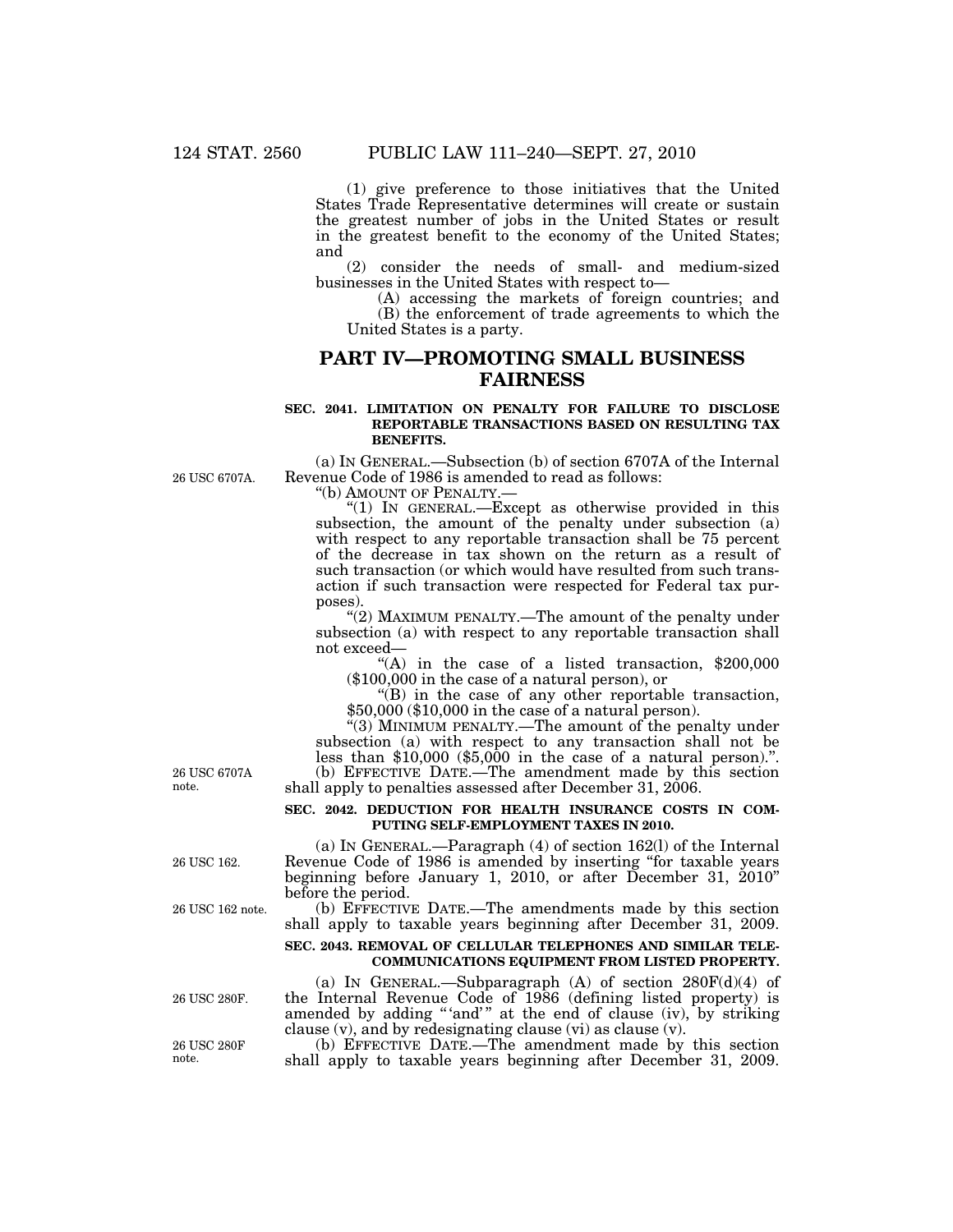(1) give preference to those initiatives that the United States Trade Representative determines will create or sustain the greatest number of jobs in the United States or result in the greatest benefit to the economy of the United States; and

(2) consider the needs of small- and medium-sized businesses in the United States with respect to—

(A) accessing the markets of foreign countries; and

(B) the enforcement of trade agreements to which the United States is a party.

## PART IV—PROMOTING SMALL BUSINESS FAIRNESS

### SEC. 2041. LIMITATION ON PENALTY FOR FAILURE TO DISCLOSE REPORTABLE TRANSACTIONS BASED ON RESULTING TAX BENEFITS.

26 USC 6707A.

(a) IN GENERAL.—Subsection (b) of section 6707A of the Internal Revenue Code of 1986 is amended to read as follows:

"(b) AMOUNT OF PENALTY.—

"(1) IN GENERAL.—Except as otherwise provided in this subsection, the amount of the penalty under subsection (a) with respect to any reportable transaction shall be 75 percent of the decrease in tax shown on the return as a result of such transaction (or which would have resulted from such transaction if such transaction were respected for Federal tax purposes).

"(2) MAXIMUM PENALTY.—The amount of the penalty under subsection (a) with respect to any reportable transaction shall not exceed—

"(A) in the case of a listed transaction, $200,000 ($100,000 in the case of a natural person), or

"(B) in the case of any other reportable transaction, $50,000 ($10,000 in the case of a natural person).

"(3) MINIMUM PENALTY.—The amount of the penalty under subsection (a) with respect to any transaction shall not be less than $10,000 ($5,000 in the case of a natural person).".

26 USC 6707A note.

(b) EFFECTIVE DATE.—The amendment made by this section shall apply to penalties assessed after December 31, 2006.

### SEC. 2042. DEDUCTION FOR HEALTH INSURANCE COSTS IN COMPUTING SELF-EMPLOYMENT TAXES IN 2010.

26 USC 162.

(a) IN GENERAL.—Paragraph (4) of section 162(l) of the Internal Revenue Code of 1986 is amended by inserting "for taxable years beginning before January 1, 2010, or after December 31, 2010" before the period.

26 USC 162 note.

(b) EFFECTIVE DATE.—The amendments made by this section shall apply to taxable years beginning after December 31, 2009.

### SEC. 2043. REMOVAL OF CELLULAR TELEPHONES AND SIMILAR TELECOMMUNICATIONS EQUIPMENT FROM LISTED PROPERTY.

26 USC 280F.

(a) IN GENERAL.—Subparagraph (A) of section 280F(d)(4) of the Internal Revenue Code of 1986 (defining listed property) is amended by adding "'and'" at the end of clause (iv), by striking clause (v), and by redesignating clause (vi) as clause (v).

26 USC 280F note.

(b) EFFECTIVE DATE.—The amendment made by this section shall apply to taxable years beginning after December 31, 2009.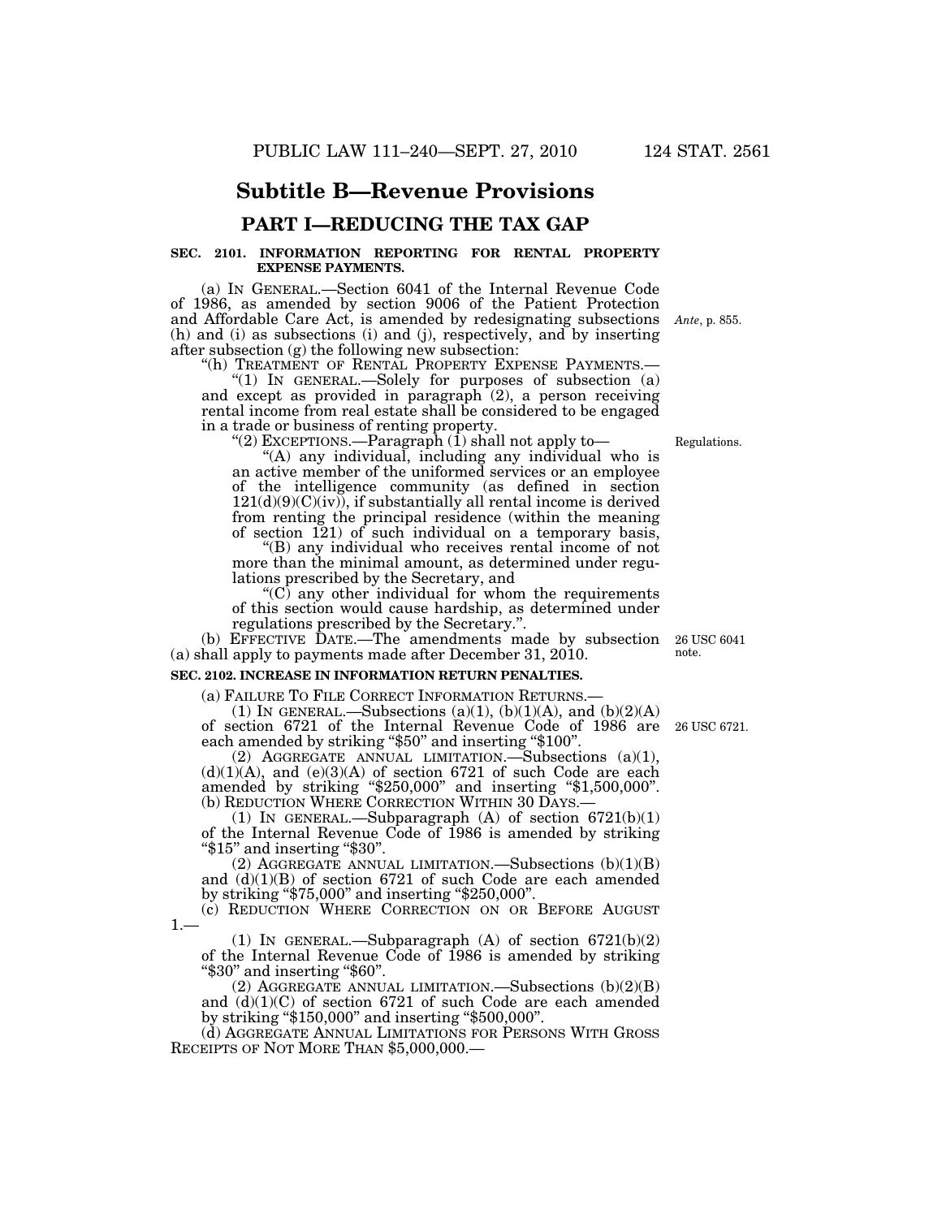## Subtitle B—Revenue Provisions

## PART I—REDUCING THE TAX GAP

**SEC. 2101. INFORMATION REPORTING FOR RENTAL PROPERTY EXPENSE PAYMENTS.**

(a) IN GENERAL.—Section 6041 of the Internal Revenue Code of 1986, as amended by section 9006 of the Patient Protection and Affordable Care Act, is amended by redesignating subsections (h) and (i) as subsections (i) and (j), respectively, and by inserting after subsection (g) the following new subsection:

*Ante*, p. 855.

"(h) TREATMENT OF RENTAL PROPERTY EXPENSE PAYMENTS.—

"(1) IN GENERAL.—Solely for purposes of subsection (a) and except as provided in paragraph (2), a person receiving rental income from real estate shall be considered to be engaged in a trade or business of renting property.

"(2) EXCEPTIONS.—Paragraph (1) shall not apply to—

Regulations.

"(A) any individual, including any individual who is an active member of the uniformed services or an employee of the intelligence community (as defined in section 121(d)(9)(C)(iv)), if substantially all rental income is derived from renting the principal residence (within the meaning of section 121) of such individual on a temporary basis,

"(B) any individual who receives rental income of not more than the minimal amount, as determined under regulations prescribed by the Secretary, and

"(C) any other individual for whom the requirements of this section would cause hardship, as determined under regulations prescribed by the Secretary.".

(b) EFFECTIVE DATE.—The amendments made by subsection (a) shall apply to payments made after December 31, 2010.

26 USC 6041 note.

**SEC. 2102. INCREASE IN INFORMATION RETURN PENALTIES.**

(a) FAILURE TO FILE CORRECT INFORMATION RETURNS.—

(1) IN GENERAL.—Subsections (a)(1), (b)(1)(A), and (b)(2)(A) of section 6721 of the Internal Revenue Code of 1986 are each amended by striking "$50" and inserting "$100".

26 USC 6721.

(2) AGGREGATE ANNUAL LIMITATION.—Subsections (a)(1), (d)(1)(A), and (e)(3)(A) of section 6721 of such Code are each amended by striking "$250,000" and inserting "$1,500,000".

(b) REDUCTION WHERE CORRECTION WITHIN 30 DAYS.—

(1) IN GENERAL.—Subparagraph (A) of section 6721(b)(1) of the Internal Revenue Code of 1986 is amended by striking "$15" and inserting "$30".

(2) AGGREGATE ANNUAL LIMITATION.—Subsections (b)(1)(B) and (d)(1)(B) of section 6721 of such Code are each amended by striking "$75,000" and inserting "$250,000".

(c) REDUCTION WHERE CORRECTION ON OR BEFORE AUGUST 1.—

(1) IN GENERAL.—Subparagraph (A) of section 6721(b)(2) of the Internal Revenue Code of 1986 is amended by striking "$30" and inserting "$60".

(2) AGGREGATE ANNUAL LIMITATION.—Subsections (b)(2)(B) and (d)(1)(C) of section 6721 of such Code are each amended by striking "$150,000" and inserting "$500,000".

(d) AGGREGATE ANNUAL LIMITATIONS FOR PERSONS WITH GROSS RECEIPTS OF NOT MORE THAN $5,000,000.—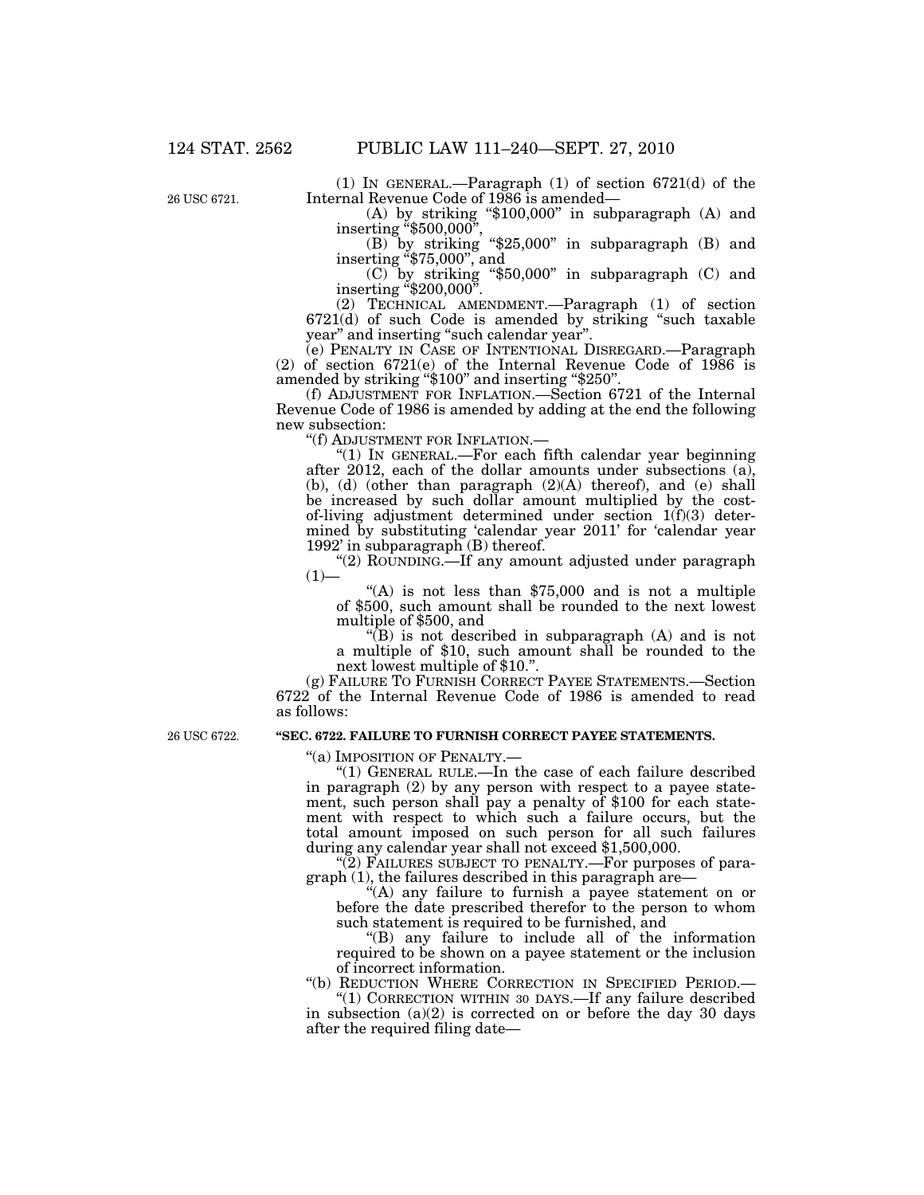(1) IN GENERAL.—Paragraph (1) of section 6721(d) of the Internal Revenue Code of 1986 is amended—

(A) by striking "$100,000" in subparagraph (A) and inserting "$500,000",

(B) by striking "$25,000" in subparagraph (B) and inserting "$75,000", and

(C) by striking "$50,000" in subparagraph (C) and inserting "$200,000".

(2) TECHNICAL AMENDMENT.—Paragraph (1) of section 6721(d) of such Code is amended by striking "such taxable year" and inserting "such calendar year".

(e) PENALTY IN CASE OF INTENTIONAL DISREGARD.—Paragraph (2) of section 6721(e) of the Internal Revenue Code of 1986 is amended by striking "$100" and inserting "$250".

(f) ADJUSTMENT FOR INFLATION.—Section 6721 of the Internal Revenue Code of 1986 is amended by adding at the end the following new subsection:

"(f) ADJUSTMENT FOR INFLATION.—

"(1) IN GENERAL.—For each fifth calendar year beginning after 2012, each of the dollar amounts under subsections (a), (b), (d) (other than paragraph (2)(A) thereof), and (e) shall be increased by such dollar amount multiplied by the cost-of-living adjustment determined under section 1(f)(3) determined by substituting 'calendar year 2011' for 'calendar year 1992' in subparagraph (B) thereof.

"(2) ROUNDING.—If any amount adjusted under paragraph (1)—

"(A) is not less than $75,000 and is not a multiple of $500, such amount shall be rounded to the next lowest multiple of $500, and

"(B) is not described in subparagraph (A) and is not a multiple of $10, such amount shall be rounded to the next lowest multiple of $10.".

(g) FAILURE TO FURNISH CORRECT PAYEE STATEMENTS.—Section 6722 of the Internal Revenue Code of 1986 is amended to read as follows:

**"SEC. 6722. FAILURE TO FURNISH CORRECT PAYEE STATEMENTS.**

"(a) IMPOSITION OF PENALTY.—

"(1) GENERAL RULE.—In the case of each failure described in paragraph (2) by any person with respect to a payee statement, such person shall pay a penalty of $100 for each statement with respect to which such a failure occurs, but the total amount imposed on such person for all such failures during any calendar year shall not exceed $1,500,000.

"(2) FAILURES SUBJECT TO PENALTY.—For purposes of paragraph (1), the failures described in this paragraph are—

"(A) any failure to furnish a payee statement on or before the date prescribed therefor to the person to whom such statement is required to be furnished, and

"(B) any failure to include all of the information required to be shown on a payee statement or the inclusion of incorrect information.

"(b) REDUCTION WHERE CORRECTION IN SPECIFIED PERIOD.—

"(1) CORRECTION WITHIN 30 DAYS.—If any failure described in subsection (a)(2) is corrected on or before the day 30 days after the required filing date—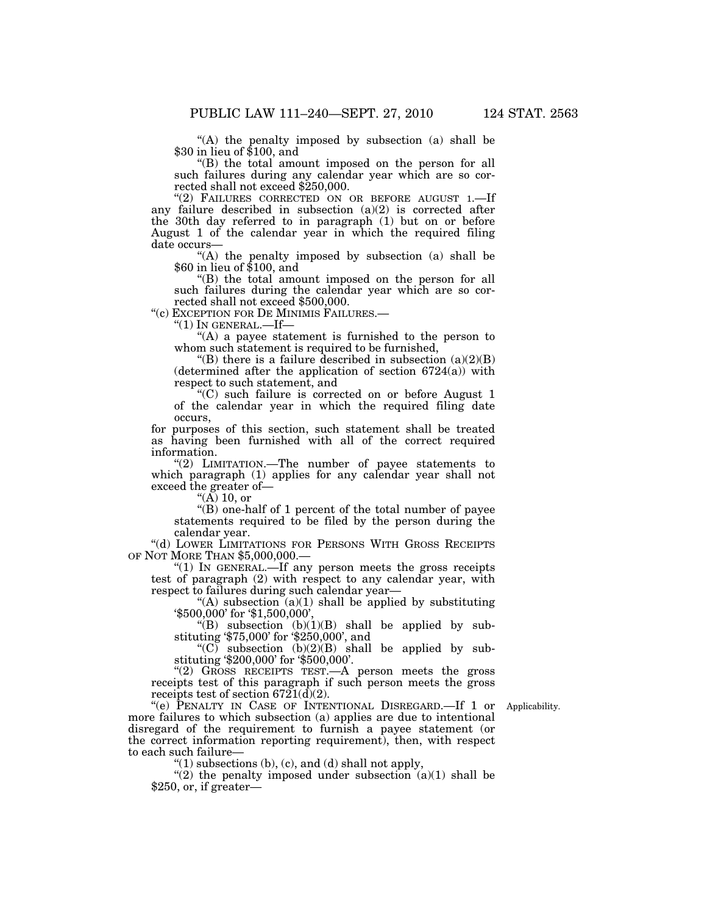"(A) the penalty imposed by subsection (a) shall be $30 in lieu of $100, and

"(B) the total amount imposed on the person for all such failures during any calendar year which are so corrected shall not exceed $250,000.

"(2) FAILURES CORRECTED ON OR BEFORE AUGUST 1.—If any failure described in subsection (a)(2) is corrected after the 30th day referred to in paragraph (1) but on or before August 1 of the calendar year in which the required filing date occurs—

"(A) the penalty imposed by subsection (a) shall be $60 in lieu of $100, and

"(B) the total amount imposed on the person for all such failures during the calendar year which are so corrected shall not exceed $500,000.

"(c) EXCEPTION FOR DE MINIMIS FAILURES.—

"(1) IN GENERAL.—If—

"(A) a payee statement is furnished to the person to whom such statement is required to be furnished,

"(B) there is a failure described in subsection (a)(2)(B) (determined after the application of section 6724(a)) with respect to such statement, and

"(C) such failure is corrected on or before August 1 of the calendar year in which the required filing date occurs,

for purposes of this section, such statement shall be treated as having been furnished with all of the correct required information.

"(2) LIMITATION.—The number of payee statements to which paragraph (1) applies for any calendar year shall not exceed the greater of—

"(A) 10, or

"(B) one-half of 1 percent of the total number of payee statements required to be filed by the person during the calendar year.

"(d) LOWER LIMITATIONS FOR PERSONS WITH GROSS RECEIPTS OF NOT MORE THAN $5,000,000.—

"(1) IN GENERAL.—If any person meets the gross receipts test of paragraph (2) with respect to any calendar year, with respect to failures during such calendar year—

"(A) subsection (a)(1) shall be applied by substituting '$500,000' for '$1,500,000',

"(B) subsection (b)(1)(B) shall be applied by substituting '$75,000' for '$250,000', and

"(C) subsection (b)(2)(B) shall be applied by substituting '$200,000' for '$500,000'.

"(2) GROSS RECEIPTS TEST.—A person meets the gross receipts test of this paragraph if such person meets the gross receipts test of section 6721(d)(2).

Applicability.

"(e) PENALTY IN CASE OF INTENTIONAL DISREGARD.—If 1 or more failures to which subsection (a) applies are due to intentional disregard of the requirement to furnish a payee statement (or the correct information reporting requirement), then, with respect to each such failure—

"(1) subsections (b), (c), and (d) shall not apply,

"(2) the penalty imposed under subsection (a)(1) shall be $250, or, if greater—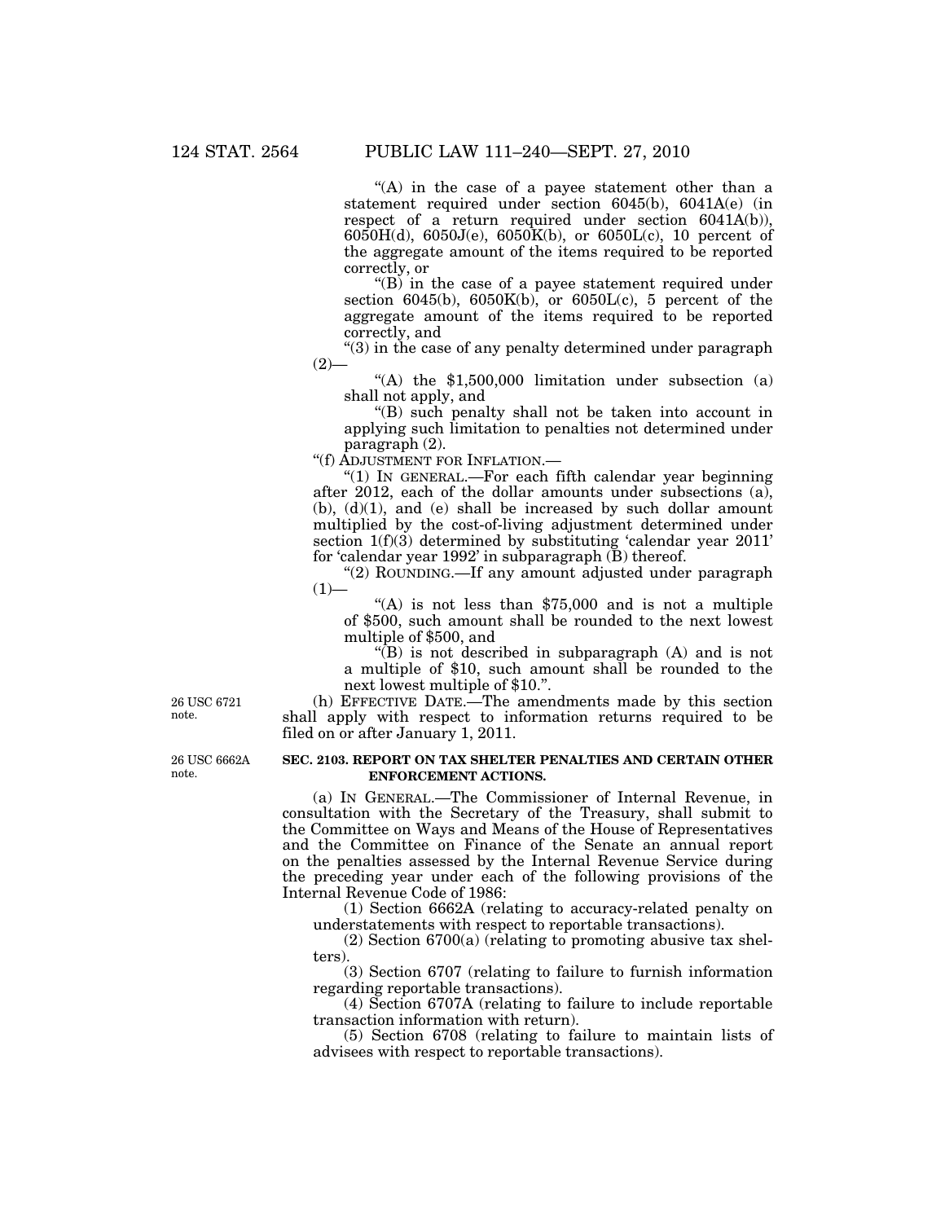"(A) in the case of a payee statement other than a statement required under section 6045(b), 6041A(e) (in respect of a return required under section 6041A(b)), 6050H(d), 6050J(e), 6050K(b), or 6050L(c), 10 percent of the aggregate amount of the items required to be reported correctly, or

"(B) in the case of a payee statement required under section 6045(b), 6050K(b), or 6050L(c), 5 percent of the aggregate amount of the items required to be reported correctly, and

"(3) in the case of any penalty determined under paragraph (2)—

"(A) the $1,500,000 limitation under subsection (a) shall not apply, and

"(B) such penalty shall not be taken into account in applying such limitation to penalties not determined under paragraph (2).

"(f) ADJUSTMENT FOR INFLATION.—

"(1) IN GENERAL.—For each fifth calendar year beginning after 2012, each of the dollar amounts under subsections (a), (b), (d)(1), and (e) shall be increased by such dollar amount multiplied by the cost-of-living adjustment determined under section 1(f)(3) determined by substituting 'calendar year 2011' for 'calendar year 1992' in subparagraph (B) thereof.

"(2) ROUNDING.—If any amount adjusted under paragraph (1)—

"(A) is not less than $75,000 and is not a multiple of $500, such amount shall be rounded to the next lowest multiple of $500, and

"(B) is not described in subparagraph (A) and is not a multiple of $10, such amount shall be rounded to the next lowest multiple of $10.".

26 USC 6721 note.

(h) EFFECTIVE DATE.—The amendments made by this section shall apply with respect to information returns required to be filed on or after January 1, 2011.

26 USC 6662A note.

**SEC. 2103. REPORT ON TAX SHELTER PENALTIES AND CERTAIN OTHER ENFORCEMENT ACTIONS.**

(a) IN GENERAL.—The Commissioner of Internal Revenue, in consultation with the Secretary of the Treasury, shall submit to the Committee on Ways and Means of the House of Representatives and the Committee on Finance of the Senate an annual report on the penalties assessed by the Internal Revenue Service during the preceding year under each of the following provisions of the Internal Revenue Code of 1986:

(1) Section 6662A (relating to accuracy-related penalty on understatements with respect to reportable transactions).

(2) Section 6700(a) (relating to promoting abusive tax shelters).

(3) Section 6707 (relating to failure to furnish information regarding reportable transactions).

(4) Section 6707A (relating to failure to include reportable transaction information with return).

(5) Section 6708 (relating to failure to maintain lists of advisees with respect to reportable transactions).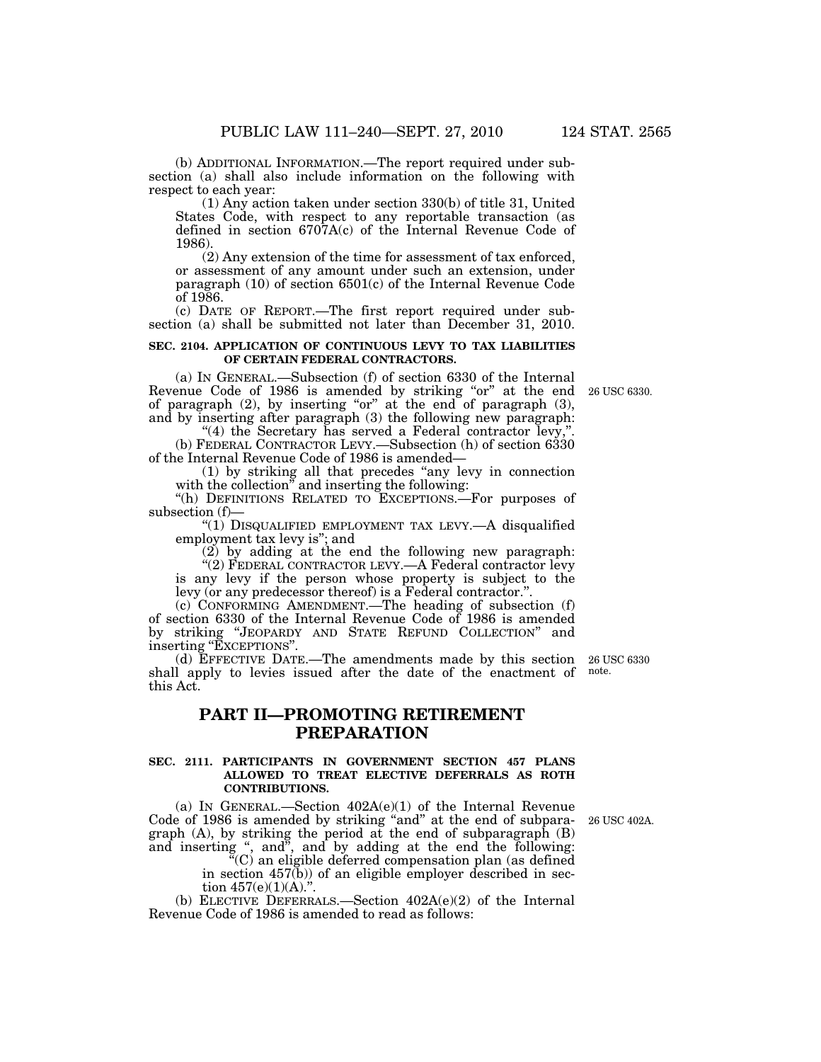(b) ADDITIONAL INFORMATION.—The report required under subsection (a) shall also include information on the following with respect to each year:

(1) Any action taken under section 330(b) of title 31, United States Code, with respect to any reportable transaction (as defined in section 6707A(c) of the Internal Revenue Code of 1986).

(2) Any extension of the time for assessment of tax enforced, or assessment of any amount under such an extension, under paragraph (10) of section 6501(c) of the Internal Revenue Code of 1986.

(c) DATE OF REPORT.—The first report required under subsection (a) shall be submitted not later than December 31, 2010.

**SEC. 2104. APPLICATION OF CONTINUOUS LEVY TO TAX LIABILITIES OF CERTAIN FEDERAL CONTRACTORS.**

(a) IN GENERAL.—Subsection (f) of section 6330 of the Internal Revenue Code of 1986 is amended by striking "or" at the end of paragraph (2), by inserting "or" at the end of paragraph (3), and by inserting after paragraph (3) the following new paragraph:

26 USC 6330.

"(4) the Secretary has served a Federal contractor levy,".

(b) FEDERAL CONTRACTOR LEVY.—Subsection (h) of section 6330 of the Internal Revenue Code of 1986 is amended—

(1) by striking all that precedes "any levy in connection with the collection" and inserting the following:

"(h) DEFINITIONS RELATED TO EXCEPTIONS.—For purposes of subsection (f)—

"(1) DISQUALIFIED EMPLOYMENT TAX LEVY.—A disqualified employment tax levy is"; and

(2) by adding at the end the following new paragraph:

"(2) FEDERAL CONTRACTOR LEVY.—A Federal contractor levy is any levy if the person whose property is subject to the levy (or any predecessor thereof) is a Federal contractor.".

(c) CONFORMING AMENDMENT.—The heading of subsection (f) of section 6330 of the Internal Revenue Code of 1986 is amended by striking "JEOPARDY AND STATE REFUND COLLECTION" and inserting "EXCEPTIONS".

(d) EFFECTIVE DATE.—The amendments made by this section shall apply to levies issued after the date of the enactment of this Act.

26 USC 6330 note.

## PART II—PROMOTING RETIREMENT PREPARATION

**SEC. 2111. PARTICIPANTS IN GOVERNMENT SECTION 457 PLANS ALLOWED TO TREAT ELECTIVE DEFERRALS AS ROTH CONTRIBUTIONS.**

(a) IN GENERAL.—Section 402A(e)(1) of the Internal Revenue Code of 1986 is amended by striking "and" at the end of subparagraph (A), by striking the period at the end of subparagraph (B) and inserting ", and", and by adding at the end the following:

26 USC 402A.

"(C) an eligible deferred compensation plan (as defined in section 457(b)) of an eligible employer described in section 457(e)(1)(A).".

(b) ELECTIVE DEFERRALS.—Section 402A(e)(2) of the Internal Revenue Code of 1986 is amended to read as follows: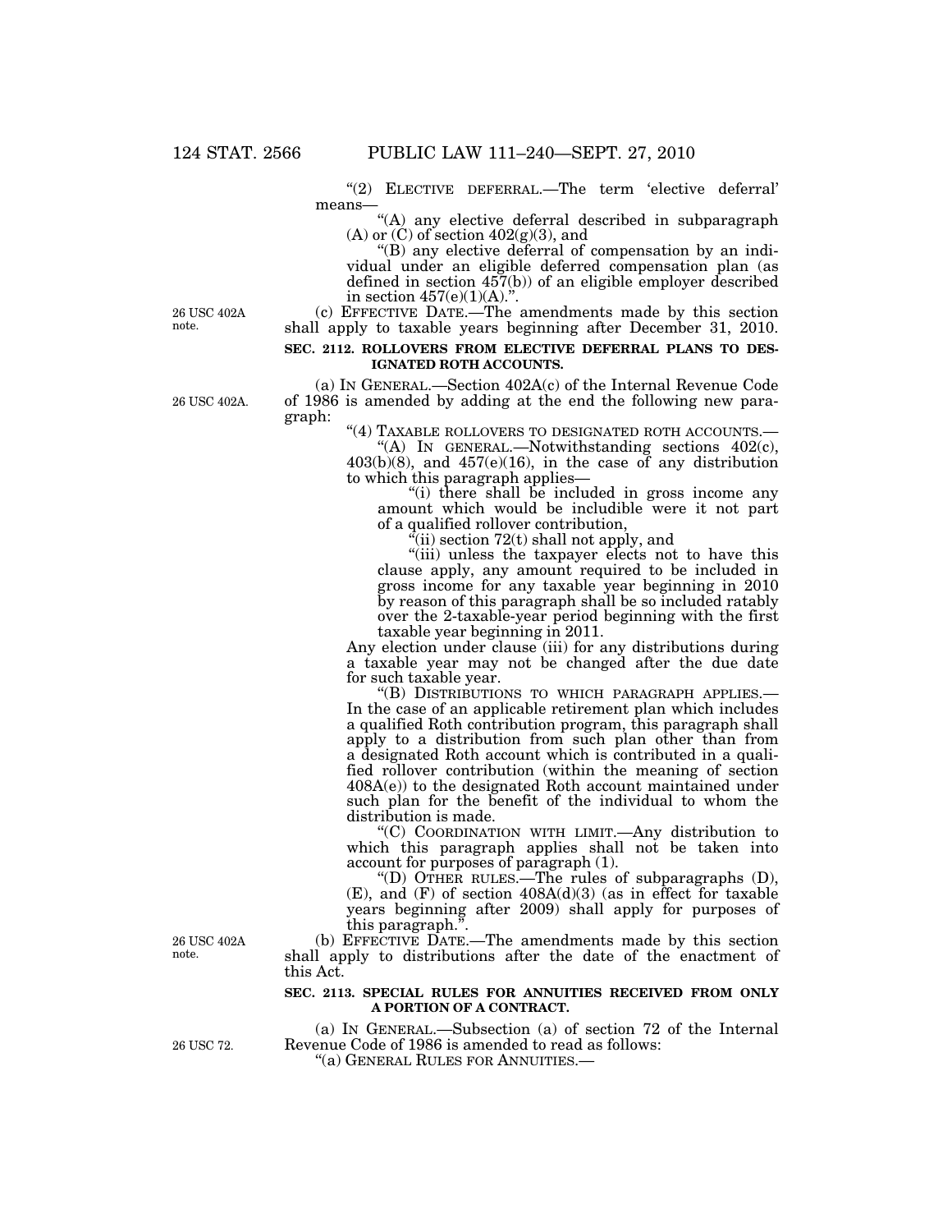"(2) ELECTIVE DEFERRAL.—The term 'elective deferral' means—

"(A) any elective deferral described in subparagraph (A) or (C) of section 402(g)(3), and

"(B) any elective deferral of compensation by an individual under an eligible deferred compensation plan (as defined in section 457(b)) of an eligible employer described in section 457(e)(1)(A).".

26 USC 402A note.

(c) EFFECTIVE DATE.—The amendments made by this section shall apply to taxable years beginning after December 31, 2010.

**SEC. 2112. ROLLOVERS FROM ELECTIVE DEFERRAL PLANS TO DESIGNATED ROTH ACCOUNTS.**

26 USC 402A.

(a) IN GENERAL.—Section 402A(c) of the Internal Revenue Code of 1986 is amended by adding at the end the following new paragraph:

"(4) TAXABLE ROLLOVERS TO DESIGNATED ROTH ACCOUNTS.—

"(A) IN GENERAL.—Notwithstanding sections 402(c), 403(b)(8), and 457(e)(16), in the case of any distribution to which this paragraph applies—

"(i) there shall be included in gross income any amount which would be includible were it not part of a qualified rollover contribution,

"(ii) section 72(t) shall not apply, and

"(iii) unless the taxpayer elects not to have this clause apply, any amount required to be included in gross income for any taxable year beginning in 2010 by reason of this paragraph shall be so included ratably over the 2-taxable-year period beginning with the first taxable year beginning in 2011.

Any election under clause (iii) for any distributions during a taxable year may not be changed after the due date for such taxable year.

"(B) DISTRIBUTIONS TO WHICH PARAGRAPH APPLIES.—In the case of an applicable retirement plan which includes a qualified Roth contribution program, this paragraph shall apply to a distribution from such plan other than from a designated Roth account which is contributed in a qualified rollover contribution (within the meaning of section 408A(e)) to the designated Roth account maintained under such plan for the benefit of the individual to whom the distribution is made.

"(C) COORDINATION WITH LIMIT.—Any distribution to which this paragraph applies shall not be taken into account for purposes of paragraph (1).

"(D) OTHER RULES.—The rules of subparagraphs (D), (E), and (F) of section 408A(d)(3) (as in effect for taxable years beginning after 2009) shall apply for purposes of this paragraph.".

26 USC 402A note.

(b) EFFECTIVE DATE.—The amendments made by this section shall apply to distributions after the date of the enactment of this Act.

**SEC. 2113. SPECIAL RULES FOR ANNUITIES RECEIVED FROM ONLY A PORTION OF A CONTRACT.**

26 USC 72.

(a) IN GENERAL.—Subsection (a) of section 72 of the Internal Revenue Code of 1986 is amended to read as follows:

"(a) GENERAL RULES FOR ANNUITIES.—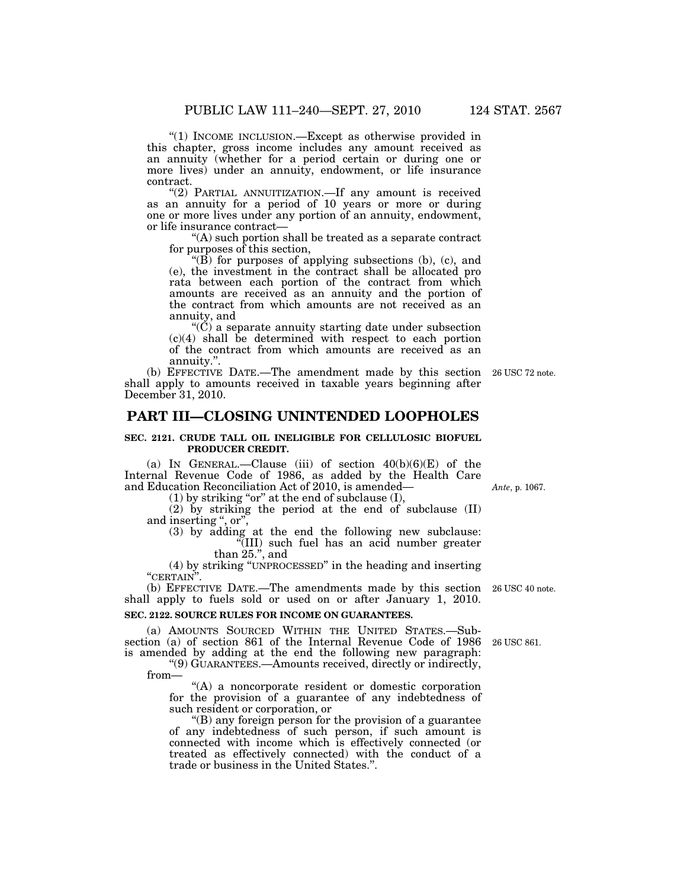"(1) INCOME INCLUSION.—Except as otherwise provided in this chapter, gross income includes any amount received as an annuity (whether for a period certain or during one or more lives) under an annuity, endowment, or life insurance contract.

"(2) PARTIAL ANNUITIZATION.—If any amount is received as an annuity for a period of 10 years or more or during one or more lives under any portion of an annuity, endowment, or life insurance contract—

"(A) such portion shall be treated as a separate contract for purposes of this section,

"(B) for purposes of applying subsections (b), (c), and (e), the investment in the contract shall be allocated pro rata between each portion of the contract from which amounts are received as an annuity and the portion of the contract from which amounts are not received as an annuity, and

"(C) a separate annuity starting date under subsection (c)(4) shall be determined with respect to each portion of the contract from which amounts are received as an annuity.".

(b) EFFECTIVE DATE.—The amendment made by this section shall apply to amounts received in taxable years beginning after December 31, 2010.

26 USC 72 note.

## PART III—CLOSING UNINTENDED LOOPHOLES

### SEC. 2121. CRUDE TALL OIL INELIGIBLE FOR CELLULOSIC BIOFUEL PRODUCER CREDIT.

(a) IN GENERAL.—Clause (iii) of section 40(b)(6)(E) of the Internal Revenue Code of 1986, as added by the Health Care and Education Reconciliation Act of 2010, is amended—

*Ante*, p. 1067.

(1) by striking "or" at the end of subclause (I),

(2) by striking the period at the end of subclause (II) and inserting ", or",

(3) by adding at the end the following new subclause:

"(III) such fuel has an acid number greater than 25.", and

(4) by striking "UNPROCESSED" in the heading and inserting "CERTAIN".

(b) EFFECTIVE DATE.—The amendments made by this section shall apply to fuels sold or used on or after January 1, 2010.

26 USC 40 note.

### SEC. 2122. SOURCE RULES FOR INCOME ON GUARANTEES.

(a) AMOUNTS SOURCED WITHIN THE UNITED STATES.—Subsection (a) of section 861 of the Internal Revenue Code of 1986 is amended by adding at the end the following new paragraph:

26 USC 861.

"(9) GUARANTEES.—Amounts received, directly or indirectly, from—

"(A) a noncorporate resident or domestic corporation for the provision of a guarantee of any indebtedness of such resident or corporation, or

"(B) any foreign person for the provision of a guarantee of any indebtedness of such person, if such amount is connected with income which is effectively connected (or treated as effectively connected) with the conduct of a trade or business in the United States.".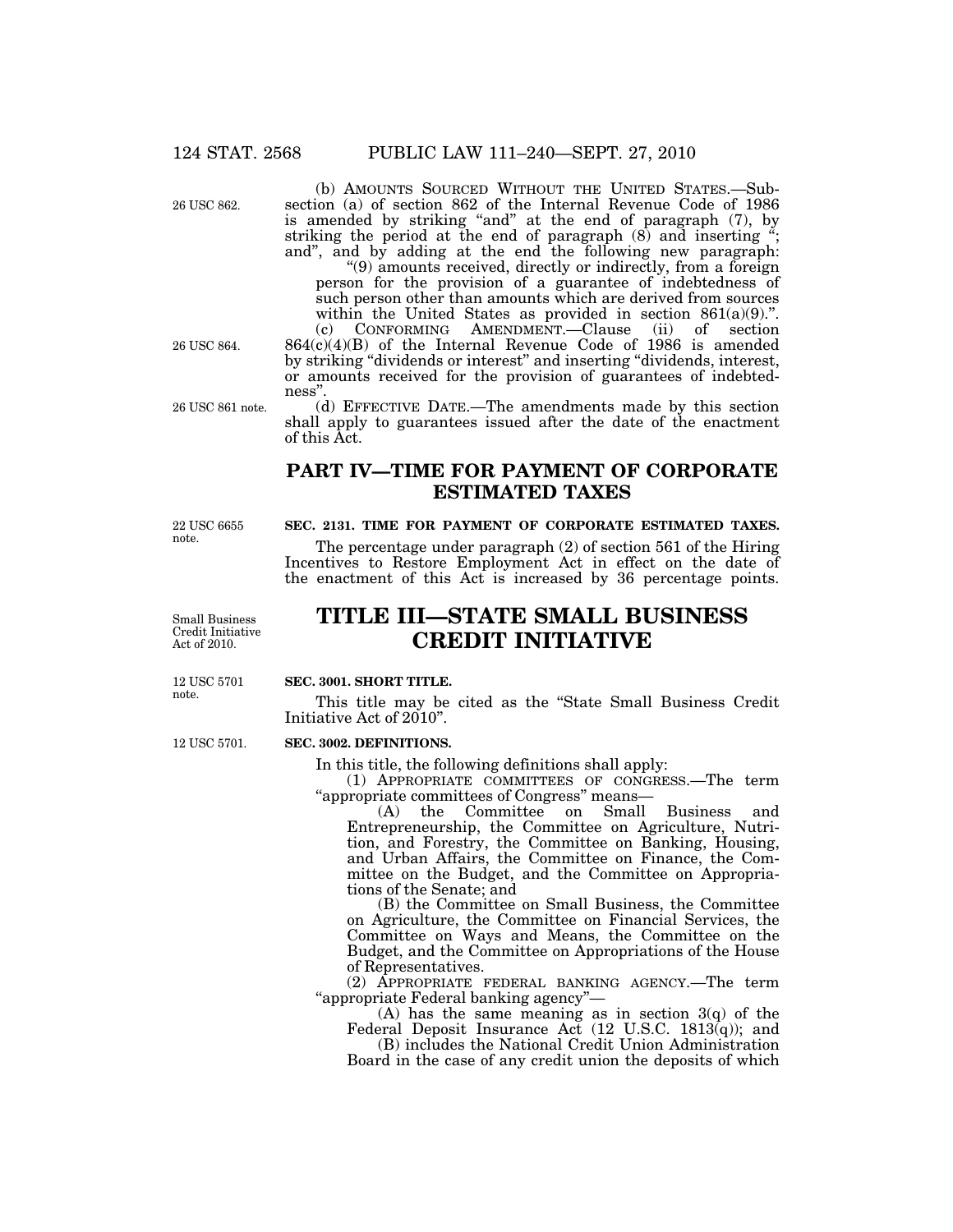(b) AMOUNTS SOURCED WITHOUT THE UNITED STATES.—Subsection (a) of section 862 of the Internal Revenue Code of 1986 is amended by striking "and" at the end of paragraph (7), by striking the period at the end of paragraph (8) and inserting "; and", and by adding at the end the following new paragraph:

"(9) amounts received, directly or indirectly, from a foreign person for the provision of a guarantee of indebtedness of such person other than amounts which are derived from sources within the United States as provided in section 861(a)(9).".

(c) CONFORMING AMENDMENT.—Clause (ii) of section 864(c)(4)(B) of the Internal Revenue Code of 1986 is amended by striking "dividends or interest" and inserting "dividends, interest, or amounts received for the provision of guarantees of indebtedness".

(d) EFFECTIVE DATE.—The amendments made by this section shall apply to guarantees issued after the date of the enactment of this Act.

## PART IV—TIME FOR PAYMENT OF CORPORATE ESTIMATED TAXES

**SEC. 2131. TIME FOR PAYMENT OF CORPORATE ESTIMATED TAXES.**

The percentage under paragraph (2) of section 561 of the Hiring Incentives to Restore Employment Act in effect on the date of the enactment of this Act is increased by 36 percentage points.

# TITLE III—STATE SMALL BUSINESS CREDIT INITIATIVE

**SEC. 3001. SHORT TITLE.**

This title may be cited as the "State Small Business Credit Initiative Act of 2010".

**SEC. 3002. DEFINITIONS.**

In this title, the following definitions shall apply:

(1) APPROPRIATE COMMITTEES OF CONGRESS.—The term "appropriate committees of Congress" means—

(A) the Committee on Small Business and Entrepreneurship, the Committee on Agriculture, Nutrition, and Forestry, the Committee on Banking, Housing, and Urban Affairs, the Committee on Finance, the Committee on the Budget, and the Committee on Appropriations of the Senate; and

(B) the Committee on Small Business, the Committee on Agriculture, the Committee on Financial Services, the Committee on Ways and Means, the Committee on the Budget, and the Committee on Appropriations of the House of Representatives.

(2) APPROPRIATE FEDERAL BANKING AGENCY.—The term "appropriate Federal banking agency"—

(A) has the same meaning as in section 3(q) of the Federal Deposit Insurance Act (12 U.S.C. 1813(q)); and

(B) includes the National Credit Union Administration Board in the case of any credit union the deposits of which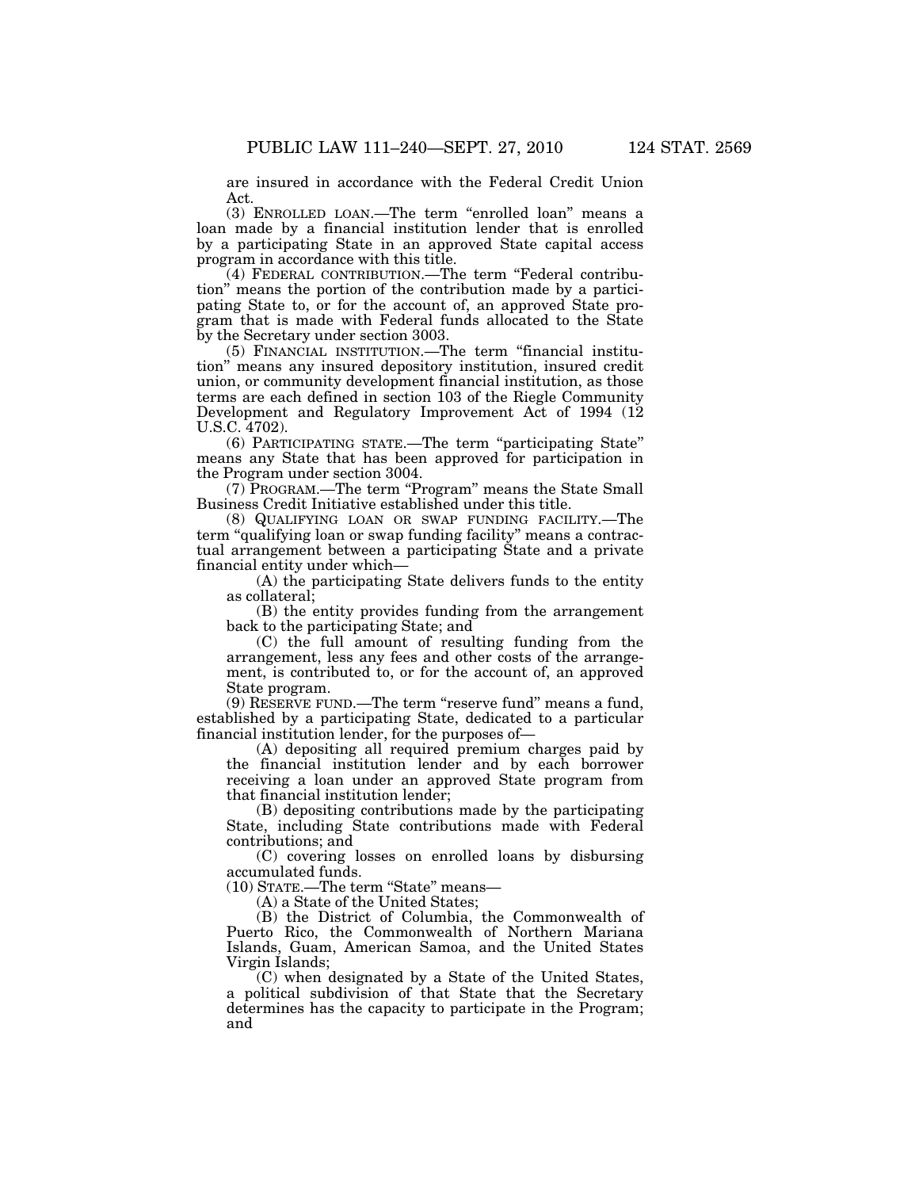are insured in accordance with the Federal Credit Union Act.

(3) ENROLLED LOAN.—The term "enrolled loan" means a loan made by a financial institution lender that is enrolled by a participating State in an approved State capital access program in accordance with this title.

(4) FEDERAL CONTRIBUTION.—The term "Federal contribution" means the portion of the contribution made by a participating State to, or for the account of, an approved State program that is made with Federal funds allocated to the State by the Secretary under section 3003.

(5) FINANCIAL INSTITUTION.—The term "financial institution" means any insured depository institution, insured credit union, or community development financial institution, as those terms are each defined in section 103 of the Riegle Community Development and Regulatory Improvement Act of 1994 (12 U.S.C. 4702).

(6) PARTICIPATING STATE.—The term "participating State" means any State that has been approved for participation in the Program under section 3004.

(7) PROGRAM.—The term "Program" means the State Small Business Credit Initiative established under this title.

(8) QUALIFYING LOAN OR SWAP FUNDING FACILITY.—The term "qualifying loan or swap funding facility" means a contractual arrangement between a participating State and a private financial entity under which—

(A) the participating State delivers funds to the entity as collateral;

(B) the entity provides funding from the arrangement back to the participating State; and

(C) the full amount of resulting funding from the arrangement, less any fees and other costs of the arrangement, is contributed to, or for the account of, an approved State program.

(9) RESERVE FUND.—The term "reserve fund" means a fund, established by a participating State, dedicated to a particular financial institution lender, for the purposes of—

(A) depositing all required premium charges paid by the financial institution lender and by each borrower receiving a loan under an approved State program from that financial institution lender;

(B) depositing contributions made by the participating State, including State contributions made with Federal contributions; and

(C) covering losses on enrolled loans by disbursing accumulated funds.

(10) STATE.—The term "State" means—

(A) a State of the United States;

(B) the District of Columbia, the Commonwealth of Puerto Rico, the Commonwealth of Northern Mariana Islands, Guam, American Samoa, and the United States Virgin Islands;

(C) when designated by a State of the United States, a political subdivision of that State that the Secretary determines has the capacity to participate in the Program; and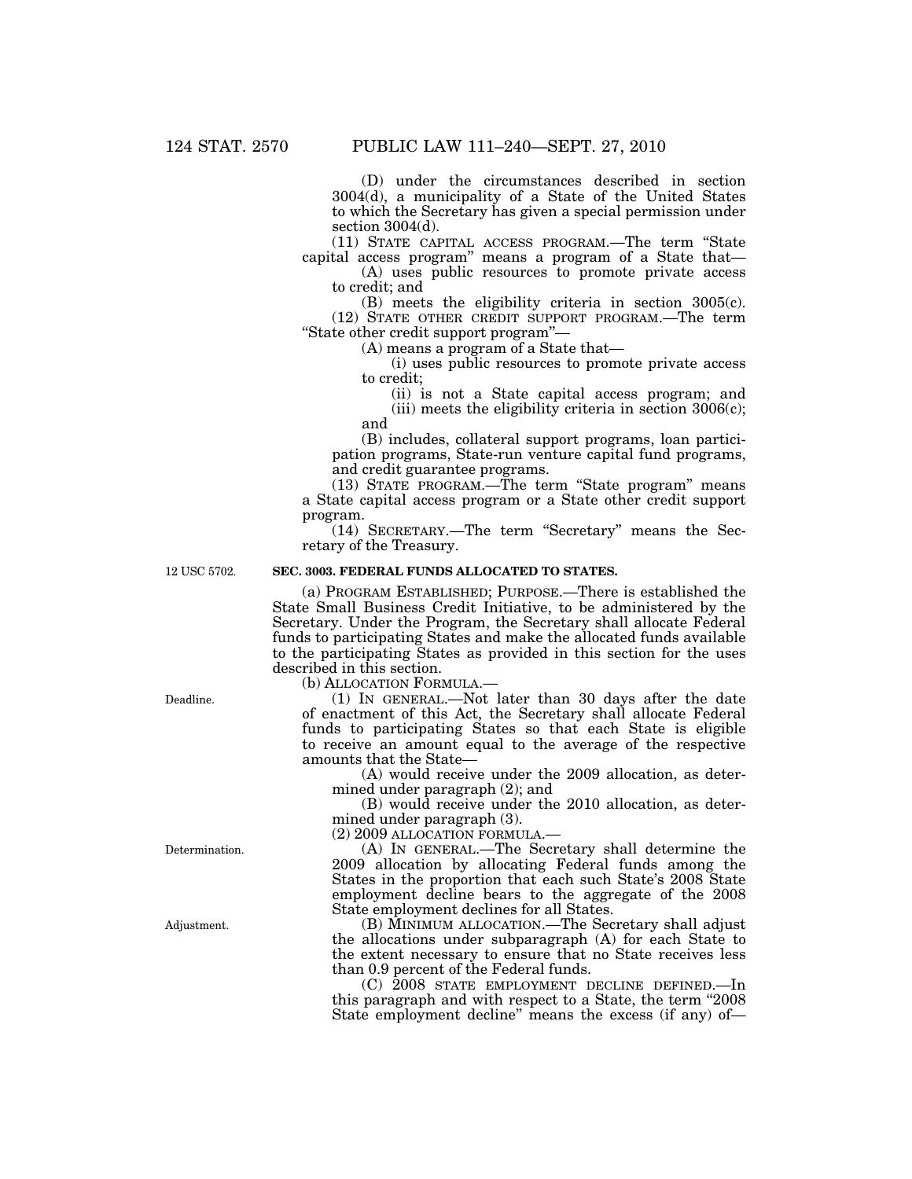(D) under the circumstances described in section 3004(d), a municipality of a State of the United States to which the Secretary has given a special permission under section 3004(d).

(11) STATE CAPITAL ACCESS PROGRAM.—The term "State capital access program" means a program of a State that—

(A) uses public resources to promote private access to credit; and

(B) meets the eligibility criteria in section 3005(c).

(12) STATE OTHER CREDIT SUPPORT PROGRAM.—The term "State other credit support program"—

(A) means a program of a State that—

(i) uses public resources to promote private access to credit;

(ii) is not a State capital access program; and

(iii) meets the eligibility criteria in section 3006(c); and

(B) includes, collateral support programs, loan participation programs, State-run venture capital fund programs, and credit guarantee programs.

(13) STATE PROGRAM.—The term "State program" means a State capital access program or a State other credit support program.

(14) SECRETARY.—The term "Secretary" means the Secretary of the Treasury.

12 USC 5702.

## SEC. 3003. FEDERAL FUNDS ALLOCATED TO STATES.

(a) PROGRAM ESTABLISHED; PURPOSE.—There is established the State Small Business Credit Initiative, to be administered by the Secretary. Under the Program, the Secretary shall allocate Federal funds to participating States and make the allocated funds available to the participating States as provided in this section for the uses described in this section.

(b) ALLOCATION FORMULA.—

Deadline.

(1) IN GENERAL.—Not later than 30 days after the date of enactment of this Act, the Secretary shall allocate Federal funds to participating States so that each State is eligible to receive an amount equal to the average of the respective amounts that the State—

(A) would receive under the 2009 allocation, as determined under paragraph (2); and

(B) would receive under the 2010 allocation, as determined under paragraph (3).

(2) 2009 ALLOCATION FORMULA.—

Determination.

(A) IN GENERAL.—The Secretary shall determine the 2009 allocation by allocating Federal funds among the States in the proportion that each such State's 2008 State employment decline bears to the aggregate of the 2008 State employment declines for all States.

Adjustment.

(B) MINIMUM ALLOCATION.—The Secretary shall adjust the allocations under subparagraph (A) for each State to the extent necessary to ensure that no State receives less than 0.9 percent of the Federal funds.

(C) 2008 STATE EMPLOYMENT DECLINE DEFINED.—In this paragraph and with respect to a State, the term "2008 State employment decline" means the excess (if any) of—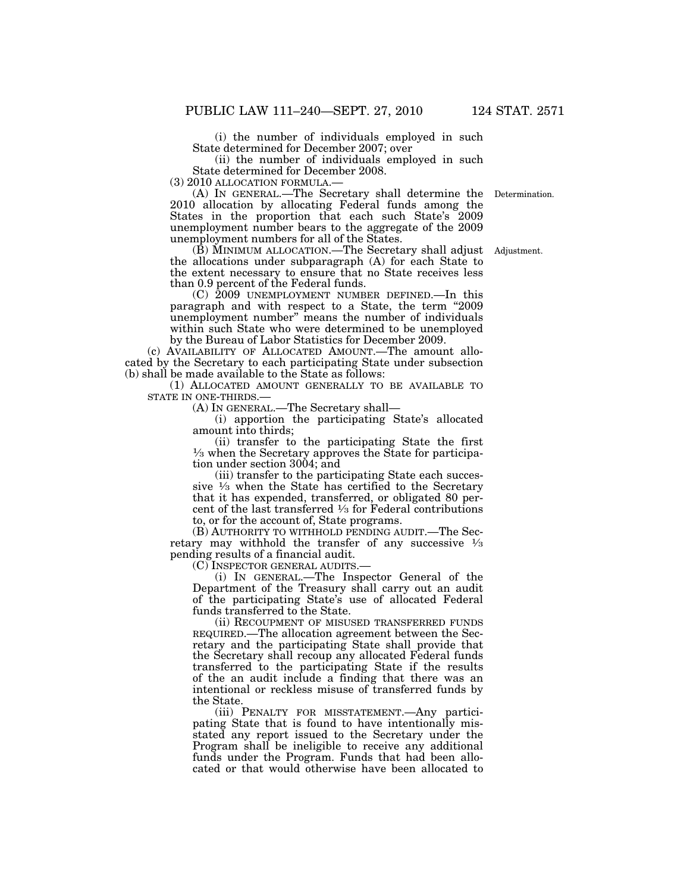(i) the number of individuals employed in such State determined for December 2007; over

(ii) the number of individuals employed in such State determined for December 2008.

(3) 2010 ALLOCATION FORMULA.—

(A) IN GENERAL.—The Secretary shall determine the 2010 allocation by allocating Federal funds among the States in the proportion that each such State's 2009 unemployment number bears to the aggregate of the 2009 unemployment numbers for all of the States.

Determination.

(B) MINIMUM ALLOCATION.—The Secretary shall adjust the allocations under subparagraph (A) for each State to the extent necessary to ensure that no State receives less than 0.9 percent of the Federal funds.

Adjustment.

(C) 2009 UNEMPLOYMENT NUMBER DEFINED.—In this paragraph and with respect to a State, the term "2009 unemployment number" means the number of individuals within such State who were determined to be unemployed by the Bureau of Labor Statistics for December 2009.

(c) AVAILABILITY OF ALLOCATED AMOUNT.—The amount allocated by the Secretary to each participating State under subsection (b) shall be made available to the State as follows:

(1) ALLOCATED AMOUNT GENERALLY TO BE AVAILABLE TO STATE IN ONE-THIRDS.—

(A) IN GENERAL.—The Secretary shall—

(i) apportion the participating State's allocated amount into thirds;

(ii) transfer to the participating State the first ⅓ when the Secretary approves the State for participation under section 3004; and

(iii) transfer to the participating State each successive ⅓ when the State has certified to the Secretary that it has expended, transferred, or obligated 80 percent of the last transferred ⅓ for Federal contributions to, or for the account of, State programs.

(B) AUTHORITY TO WITHHOLD PENDING AUDIT.—The Secretary may withhold the transfer of any successive ⅓ pending results of a financial audit.

(C) INSPECTOR GENERAL AUDITS.—

(i) IN GENERAL.—The Inspector General of the Department of the Treasury shall carry out an audit of the participating State's use of allocated Federal funds transferred to the State.

(ii) RECOUPMENT OF MISUSED TRANSFERRED FUNDS REQUIRED.—The allocation agreement between the Secretary and the participating State shall provide that the Secretary shall recoup any allocated Federal funds transferred to the participating State if the results of the an audit include a finding that there was an intentional or reckless misuse of transferred funds by the State.

(iii) PENALTY FOR MISSTATEMENT.—Any participating State that is found to have intentionally misstated any report issued to the Secretary under the Program shall be ineligible to receive any additional funds under the Program. Funds that had been allocated or that would otherwise have been allocated to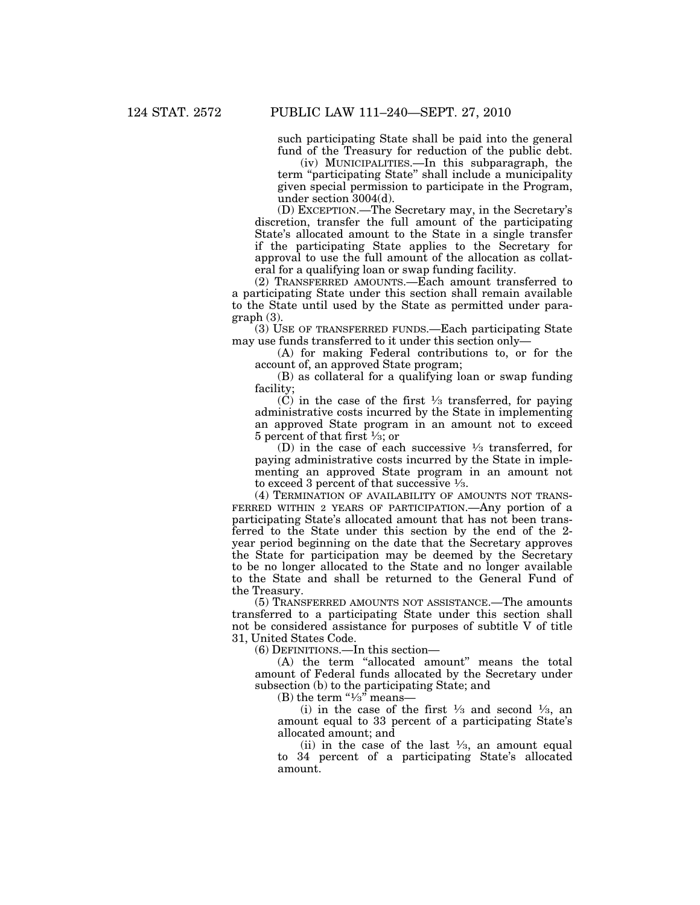such participating State shall be paid into the general fund of the Treasury for reduction of the public debt.

(iv) MUNICIPALITIES.—In this subparagraph, the term "participating State" shall include a municipality given special permission to participate in the Program, under section 3004(d).

(D) EXCEPTION.—The Secretary may, in the Secretary's discretion, transfer the full amount of the participating State's allocated amount to the State in a single transfer if the participating State applies to the Secretary for approval to use the full amount of the allocation as collateral for a qualifying loan or swap funding facility.

(2) TRANSFERRED AMOUNTS.—Each amount transferred to a participating State under this section shall remain available to the State until used by the State as permitted under paragraph (3).

(3) USE OF TRANSFERRED FUNDS.—Each participating State may use funds transferred to it under this section only—

(A) for making Federal contributions to, or for the account of, an approved State program;

(B) as collateral for a qualifying loan or swap funding facility;

(C) in the case of the first ⅓ transferred, for paying administrative costs incurred by the State in implementing an approved State program in an amount not to exceed 5 percent of that first ⅓; or

(D) in the case of each successive ⅓ transferred, for paying administrative costs incurred by the State in implementing an approved State program in an amount not to exceed 3 percent of that successive ⅓.

(4) TERMINATION OF AVAILABILITY OF AMOUNTS NOT TRANSFERRED WITHIN 2 YEARS OF PARTICIPATION.—Any portion of a participating State's allocated amount that has not been transferred to the State under this section by the end of the 2-year period beginning on the date that the Secretary approves the State for participation may be deemed by the Secretary to be no longer allocated to the State and no longer available to the State and shall be returned to the General Fund of the Treasury.

(5) TRANSFERRED AMOUNTS NOT ASSISTANCE.—The amounts transferred to a participating State under this section shall not be considered assistance for purposes of subtitle V of title 31, United States Code.

(6) DEFINITIONS.—In this section—

(A) the term "allocated amount" means the total amount of Federal funds allocated by the Secretary under subsection (b) to the participating State; and

(B) the term "⅓" means—

(i) in the case of the first ⅓ and second ⅓, an amount equal to 33 percent of a participating State's allocated amount; and

(ii) in the case of the last ⅓, an amount equal to 34 percent of a participating State's allocated amount.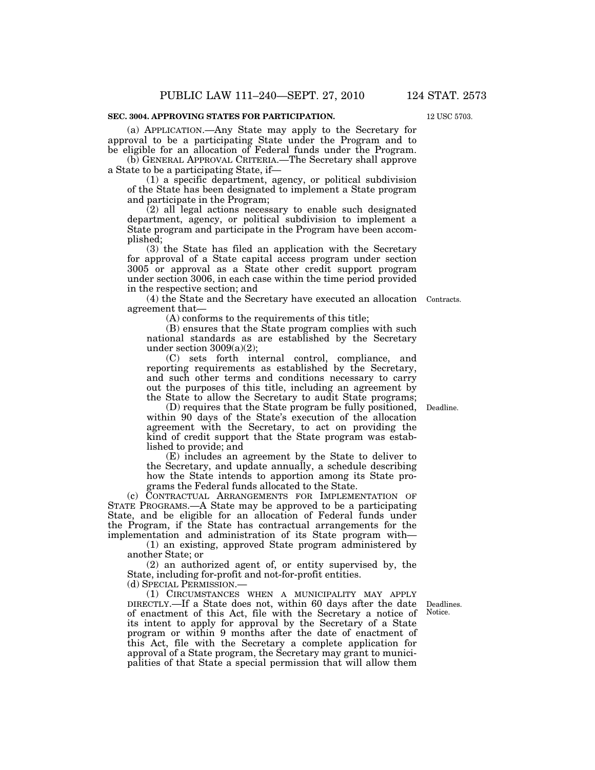**SEC. 3004. APPROVING STATES FOR PARTICIPATION.**

12 USC 5703.

(a) APPLICATION.—Any State may apply to the Secretary for approval to be a participating State under the Program and to be eligible for an allocation of Federal funds under the Program.

(b) GENERAL APPROVAL CRITERIA.—The Secretary shall approve a State to be a participating State, if—

(1) a specific department, agency, or political subdivision of the State has been designated to implement a State program and participate in the Program;

(2) all legal actions necessary to enable such designated department, agency, or political subdivision to implement a State program and participate in the Program have been accomplished;

(3) the State has filed an application with the Secretary for approval of a State capital access program under section 3005 or approval as a State other credit support program under section 3006, in each case within the time period provided in the respective section; and

(4) the State and the Secretary have executed an allocation agreement that—

Contracts.

(A) conforms to the requirements of this title;

(B) ensures that the State program complies with such national standards as are established by the Secretary under section 3009(a)(2);

(C) sets forth internal control, compliance, and reporting requirements as established by the Secretary, and such other terms and conditions necessary to carry out the purposes of this title, including an agreement by the State to allow the Secretary to audit State programs;

(D) requires that the State program be fully positioned, within 90 days of the State's execution of the allocation agreement with the Secretary, to act on providing the kind of credit support that the State program was established to provide; and

Deadline.

(E) includes an agreement by the State to deliver to the Secretary, and update annually, a schedule describing how the State intends to apportion among its State programs the Federal funds allocated to the State.

(c) CONTRACTUAL ARRANGEMENTS FOR IMPLEMENTATION OF STATE PROGRAMS.—A State may be approved to be a participating State, and be eligible for an allocation of Federal funds under the Program, if the State has contractual arrangements for the implementation and administration of its State program with—

(1) an existing, approved State program administered by another State; or

(2) an authorized agent of, or entity supervised by, the State, including for-profit and not-for-profit entities.

(d) SPECIAL PERMISSION.—

(1) CIRCUMSTANCES WHEN A MUNICIPALITY MAY APPLY DIRECTLY.—If a State does not, within 60 days after the date of enactment of this Act, file with the Secretary a notice of its intent to apply for approval by the Secretary of a State program or within 9 months after the date of enactment of this Act, file with the Secretary a complete application for approval of a State program, the Secretary may grant to municipalities of that State a special permission that will allow them

Deadlines. Notice.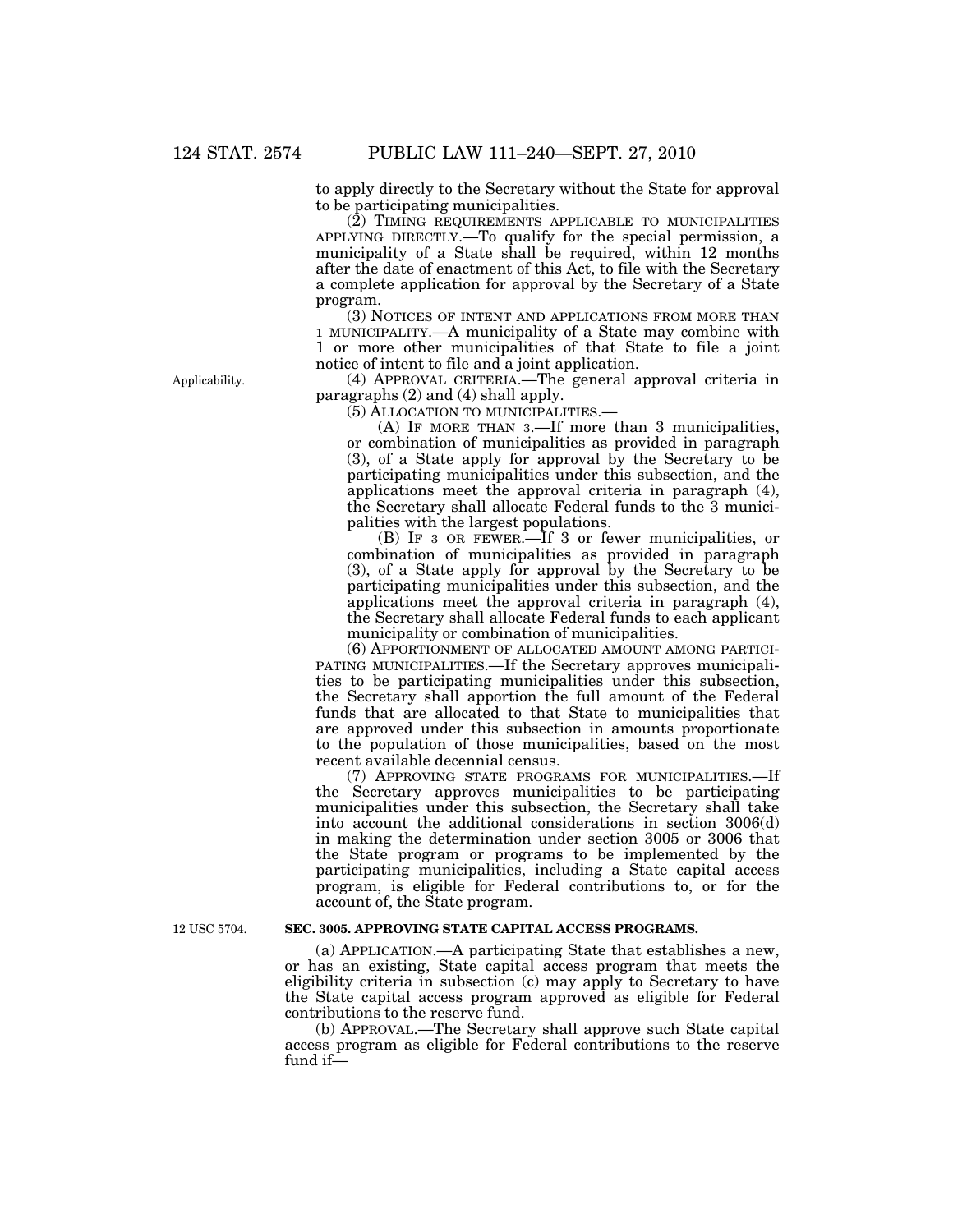to apply directly to the Secretary without the State for approval to be participating municipalities.

(2) TIMING REQUIREMENTS APPLICABLE TO MUNICIPALITIES APPLYING DIRECTLY.—To qualify for the special permission, a municipality of a State shall be required, within 12 months after the date of enactment of this Act, to file with the Secretary a complete application for approval by the Secretary of a State program.

(3) NOTICES OF INTENT AND APPLICATIONS FROM MORE THAN 1 MUNICIPALITY.—A municipality of a State may combine with 1 or more other municipalities of that State to file a joint notice of intent to file and a joint application.

Applicability.

(4) APPROVAL CRITERIA.—The general approval criteria in paragraphs (2) and (4) shall apply.

(5) ALLOCATION TO MUNICIPALITIES.—

(A) IF MORE THAN 3.—If more than 3 municipalities, or combination of municipalities as provided in paragraph (3), of a State apply for approval by the Secretary to be participating municipalities under this subsection, and the applications meet the approval criteria in paragraph (4), the Secretary shall allocate Federal funds to the 3 municipalities with the largest populations.

(B) IF 3 OR FEWER.—If 3 or fewer municipalities, or combination of municipalities as provided in paragraph (3), of a State apply for approval by the Secretary to be participating municipalities under this subsection, and the applications meet the approval criteria in paragraph (4), the Secretary shall allocate Federal funds to each applicant municipality or combination of municipalities.

(6) APPORTIONMENT OF ALLOCATED AMOUNT AMONG PARTICIPATING MUNICIPALITIES.—If the Secretary approves municipalities to be participating municipalities under this subsection, the Secretary shall apportion the full amount of the Federal funds that are allocated to that State to municipalities that are approved under this subsection in amounts proportionate to the population of those municipalities, based on the most recent available decennial census.

(7) APPROVING STATE PROGRAMS FOR MUNICIPALITIES.—If the Secretary approves municipalities to be participating municipalities under this subsection, the Secretary shall take into account the additional considerations in section 3006(d) in making the determination under section 3005 or 3006 that the State program or programs to be implemented by the participating municipalities, including a State capital access program, is eligible for Federal contributions to, or for the account of, the State program.

12 USC 5704.

**SEC. 3005. APPROVING STATE CAPITAL ACCESS PROGRAMS.**

(a) APPLICATION.—A participating State that establishes a new, or has an existing, State capital access program that meets the eligibility criteria in subsection (c) may apply to Secretary to have the State capital access program approved as eligible for Federal contributions to the reserve fund.

(b) APPROVAL.—The Secretary shall approve such State capital access program as eligible for Federal contributions to the reserve fund if—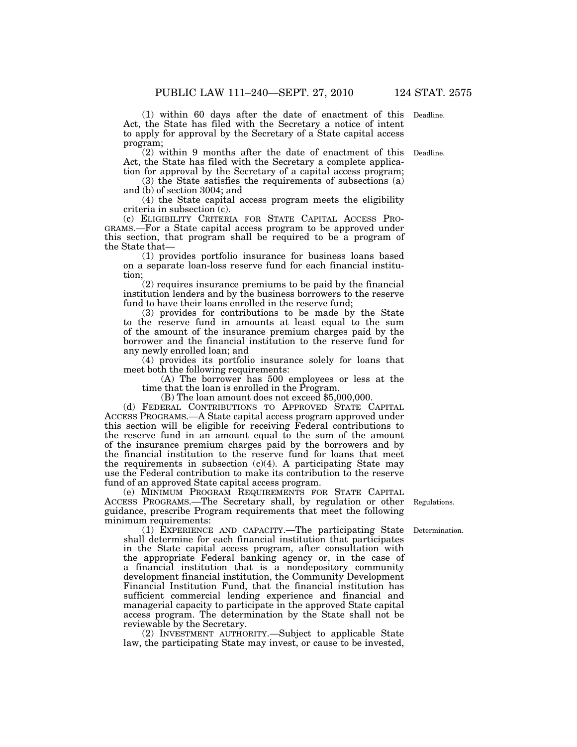(1) within 60 days after the date of enactment of this Act, the State has filed with the Secretary a notice of intent to apply for approval by the Secretary of a State capital access program;

(2) within 9 months after the date of enactment of this Act, the State has filed with the Secretary a complete application for approval by the Secretary of a capital access program;

(3) the State satisfies the requirements of subsections (a) and (b) of section 3004; and

(4) the State capital access program meets the eligibility criteria in subsection (c).

(c) ELIGIBILITY CRITERIA FOR STATE CAPITAL ACCESS PROGRAMS.—For a State capital access program to be approved under this section, that program shall be required to be a program of the State that—

(1) provides portfolio insurance for business loans based on a separate loan-loss reserve fund for each financial institution;

(2) requires insurance premiums to be paid by the financial institution lenders and by the business borrowers to the reserve fund to have their loans enrolled in the reserve fund;

(3) provides for contributions to be made by the State to the reserve fund in amounts at least equal to the sum of the amount of the insurance premium charges paid by the borrower and the financial institution to the reserve fund for any newly enrolled loan; and

(4) provides its portfolio insurance solely for loans that meet both the following requirements:

(A) The borrower has 500 employees or less at the time that the loan is enrolled in the Program.

(B) The loan amount does not exceed $5,000,000.

(d) FEDERAL CONTRIBUTIONS TO APPROVED STATE CAPITAL ACCESS PROGRAMS.—A State capital access program approved under this section will be eligible for receiving Federal contributions to the reserve fund in an amount equal to the sum of the amount of the insurance premium charges paid by the borrowers and by the financial institution to the reserve fund for loans that meet the requirements in subsection (c)(4). A participating State may use the Federal contribution to make its contribution to the reserve fund of an approved State capital access program.

(e) MINIMUM PROGRAM REQUIREMENTS FOR STATE CAPITAL ACCESS PROGRAMS.—The Secretary shall, by regulation or other guidance, prescribe Program requirements that meet the following minimum requirements:

(1) EXPERIENCE AND CAPACITY.—The participating State shall determine for each financial institution that participates in the State capital access program, after consultation with the appropriate Federal banking agency or, in the case of a financial institution that is a nondepository community development financial institution, the Community Development Financial Institution Fund, that the financial institution has sufficient commercial lending experience and financial and managerial capacity to participate in the approved State capital access program. The determination by the State shall not be reviewable by the Secretary.

(2) INVESTMENT AUTHORITY.—Subject to applicable State law, the participating State may invest, or cause to be invested,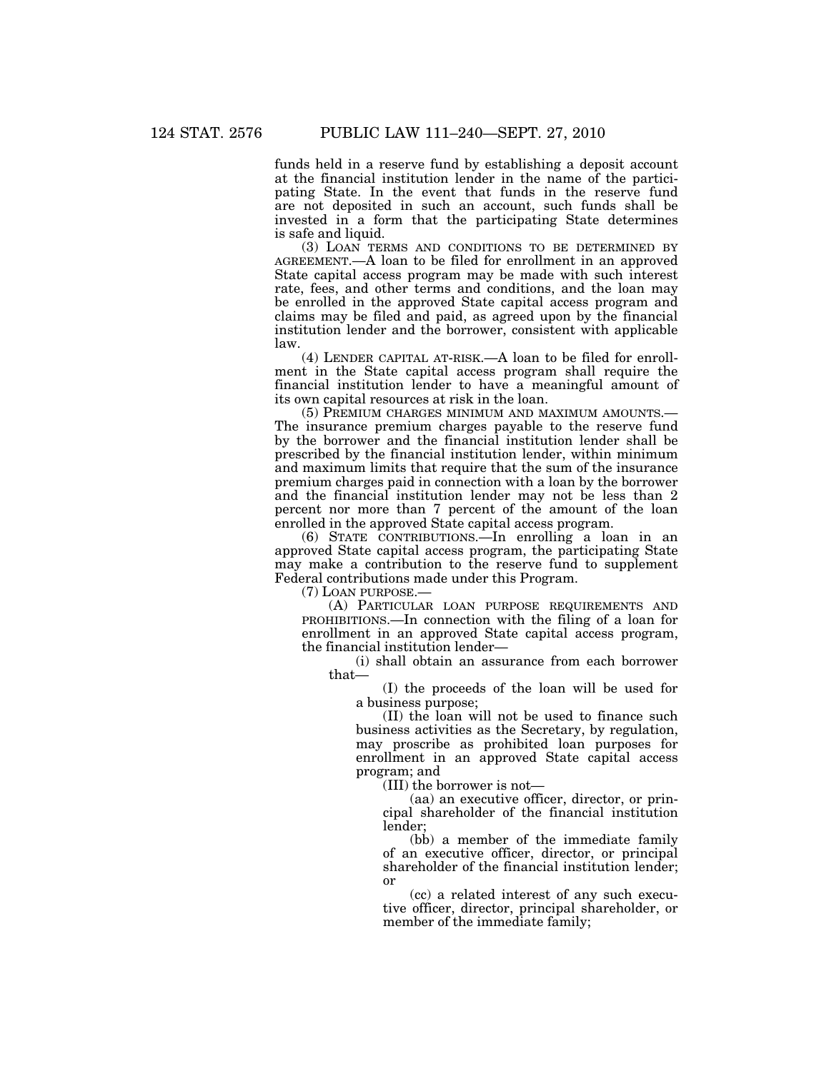funds held in a reserve fund by establishing a deposit account at the financial institution lender in the name of the participating State. In the event that funds in the reserve fund are not deposited in such an account, such funds shall be invested in a form that the participating State determines is safe and liquid.

(3) LOAN TERMS AND CONDITIONS TO BE DETERMINED BY AGREEMENT.—A loan to be filed for enrollment in an approved State capital access program may be made with such interest rate, fees, and other terms and conditions, and the loan may be enrolled in the approved State capital access program and claims may be filed and paid, as agreed upon by the financial institution lender and the borrower, consistent with applicable law.

(4) LENDER CAPITAL AT-RISK.—A loan to be filed for enrollment in the State capital access program shall require the financial institution lender to have a meaningful amount of its own capital resources at risk in the loan.

(5) PREMIUM CHARGES MINIMUM AND MAXIMUM AMOUNTS.—The insurance premium charges payable to the reserve fund by the borrower and the financial institution lender shall be prescribed by the financial institution lender, within minimum and maximum limits that require that the sum of the insurance premium charges paid in connection with a loan by the borrower and the financial institution lender may not be less than 2 percent nor more than 7 percent of the amount of the loan enrolled in the approved State capital access program.

(6) STATE CONTRIBUTIONS.—In enrolling a loan in an approved State capital access program, the participating State may make a contribution to the reserve fund to supplement Federal contributions made under this Program.

(7) LOAN PURPOSE.—

(A) PARTICULAR LOAN PURPOSE REQUIREMENTS AND PROHIBITIONS.—In connection with the filing of a loan for enrollment in an approved State capital access program, the financial institution lender—

(i) shall obtain an assurance from each borrower that—

(I) the proceeds of the loan will be used for a business purpose;

(II) the loan will not be used to finance such business activities as the Secretary, by regulation, may proscribe as prohibited loan purposes for enrollment in an approved State capital access program; and

(III) the borrower is not—

(aa) an executive officer, director, or principal shareholder of the financial institution lender;

(bb) a member of the immediate family of an executive officer, director, or principal shareholder of the financial institution lender; or

(cc) a related interest of any such executive officer, director, principal shareholder, or member of the immediate family;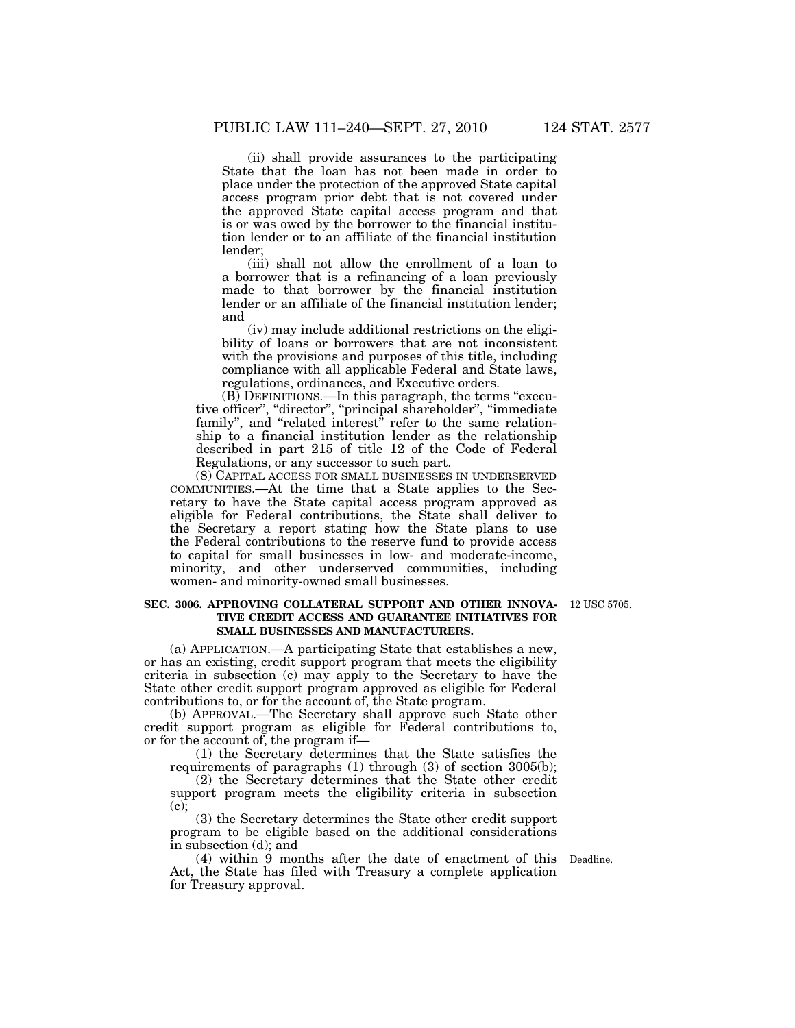(ii) shall provide assurances to the participating State that the loan has not been made in order to place under the protection of the approved State capital access program prior debt that is not covered under the approved State capital access program and that is or was owed by the borrower to the financial institution lender or to an affiliate of the financial institution lender;

(iii) shall not allow the enrollment of a loan to a borrower that is a refinancing of a loan previously made to that borrower by the financial institution lender or an affiliate of the financial institution lender; and

(iv) may include additional restrictions on the eligibility of loans or borrowers that are not inconsistent with the provisions and purposes of this title, including compliance with all applicable Federal and State laws, regulations, ordinances, and Executive orders.

(B) DEFINITIONS.—In this paragraph, the terms "executive officer", "director", "principal shareholder", "immediate family", and "related interest" refer to the same relationship to a financial institution lender as the relationship described in part 215 of title 12 of the Code of Federal Regulations, or any successor to such part.

(8) CAPITAL ACCESS FOR SMALL BUSINESSES IN UNDERSERVED COMMUNITIES.—At the time that a State applies to the Secretary to have the State capital access program approved as eligible for Federal contributions, the State shall deliver to the Secretary a report stating how the State plans to use the Federal contributions to the reserve fund to provide access to capital for small businesses in low- and moderate-income, minority, and other underserved communities, including women- and minority-owned small businesses.

**SEC. 3006. APPROVING COLLATERAL SUPPORT AND OTHER INNOVATIVE CREDIT ACCESS AND GUARANTEE INITIATIVES FOR SMALL BUSINESSES AND MANUFACTURERS.**

12 USC 5705.

(a) APPLICATION.—A participating State that establishes a new, or has an existing, credit support program that meets the eligibility criteria in subsection (c) may apply to the Secretary to have the State other credit support program approved as eligible for Federal contributions to, or for the account of, the State program.

(b) APPROVAL.—The Secretary shall approve such State other credit support program as eligible for Federal contributions to, or for the account of, the program if—

(1) the Secretary determines that the State satisfies the requirements of paragraphs (1) through (3) of section 3005(b);

(2) the Secretary determines that the State other credit support program meets the eligibility criteria in subsection (c);

(3) the Secretary determines the State other credit support program to be eligible based on the additional considerations in subsection (d); and

(4) within 9 months after the date of enactment of this Act, the State has filed with Treasury a complete application for Treasury approval.

Deadline.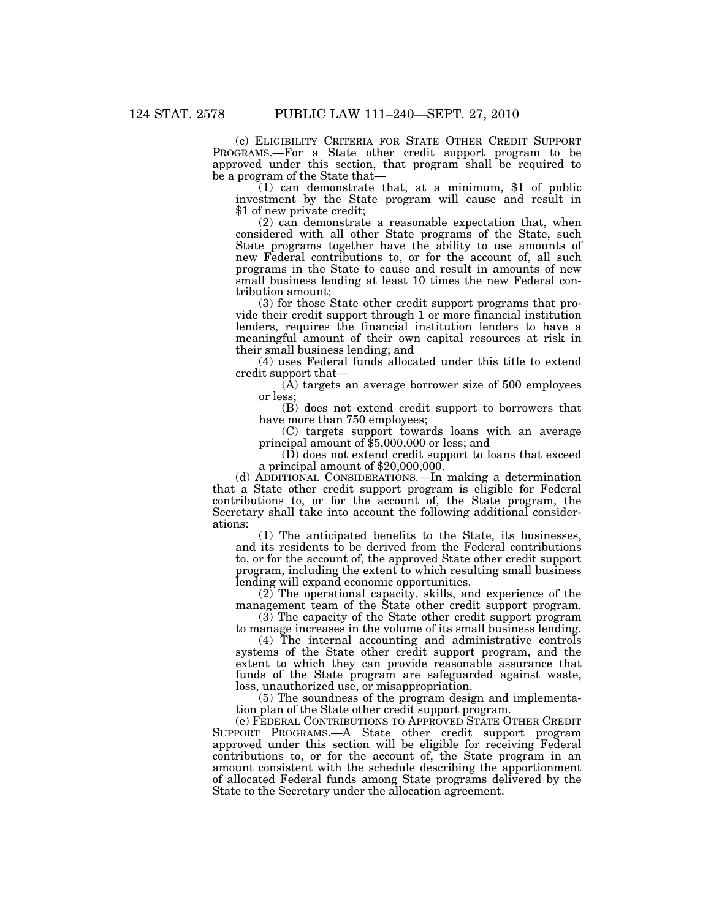(c) ELIGIBILITY CRITERIA FOR STATE OTHER CREDIT SUPPORT PROGRAMS.—For a State other credit support program to be approved under this section, that program shall be required to be a program of the State that—

(1) can demonstrate that, at a minimum, $1 of public investment by the State program will cause and result in $1 of new private credit;

(2) can demonstrate a reasonable expectation that, when considered with all other State programs of the State, such State programs together have the ability to use amounts of new Federal contributions to, or for the account of, all such programs in the State to cause and result in amounts of new small business lending at least 10 times the new Federal contribution amount;

(3) for those State other credit support programs that provide their credit support through 1 or more financial institution lenders, requires the financial institution lenders to have a meaningful amount of their own capital resources at risk in their small business lending; and

(4) uses Federal funds allocated under this title to extend credit support that—

(A) targets an average borrower size of 500 employees or less;

(B) does not extend credit support to borrowers that have more than 750 employees;

(C) targets support towards loans with an average principal amount of $5,000,000 or less; and

(D) does not extend credit support to loans that exceed a principal amount of $20,000,000.

(d) ADDITIONAL CONSIDERATIONS.—In making a determination that a State other credit support program is eligible for Federal contributions to, or for the account of, the State program, the Secretary shall take into account the following additional considerations:

(1) The anticipated benefits to the State, its businesses, and its residents to be derived from the Federal contributions to, or for the account of, the approved State other credit support program, including the extent to which resulting small business lending will expand economic opportunities.

(2) The operational capacity, skills, and experience of the management team of the State other credit support program.

(3) The capacity of the State other credit support program to manage increases in the volume of its small business lending.

(4) The internal accounting and administrative controls systems of the State other credit support program, and the extent to which they can provide reasonable assurance that funds of the State program are safeguarded against waste, loss, unauthorized use, or misappropriation.

(5) The soundness of the program design and implementation plan of the State other credit support program.

(e) FEDERAL CONTRIBUTIONS TO APPROVED STATE OTHER CREDIT SUPPORT PROGRAMS.—A State other credit support program approved under this section will be eligible for receiving Federal contributions to, or for the account of, the State program in an amount consistent with the schedule describing the apportionment of allocated Federal funds among State programs delivered by the State to the Secretary under the allocation agreement.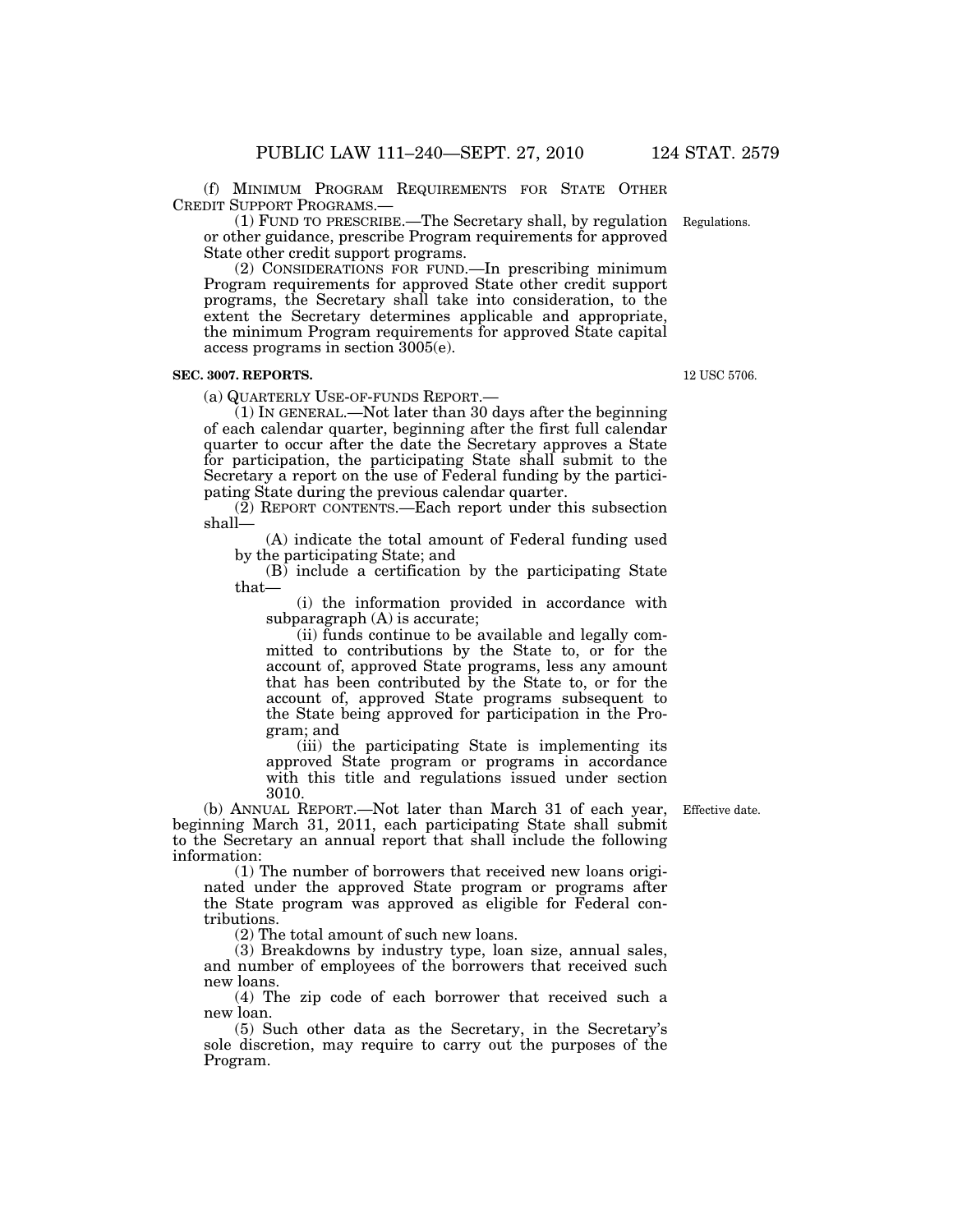(f) MINIMUM PROGRAM REQUIREMENTS FOR STATE OTHER CREDIT SUPPORT PROGRAMS.—

(1) FUND TO PRESCRIBE.—The Secretary shall, by regulation or other guidance, prescribe Program requirements for approved State other credit support programs.

(2) CONSIDERATIONS FOR FUND.—In prescribing minimum Program requirements for approved State other credit support programs, the Secretary shall take into consideration, to the extent the Secretary determines applicable and appropriate, the minimum Program requirements for approved State capital access programs in section 3005(e).

Regulations.

### SEC. 3007. REPORTS.

12 USC 5706.

(a) QUARTERLY USE-OF-FUNDS REPORT.—

(1) IN GENERAL.—Not later than 30 days after the beginning of each calendar quarter, beginning after the first full calendar quarter to occur after the date the Secretary approves a State for participation, the participating State shall submit to the Secretary a report on the use of Federal funding by the participating State during the previous calendar quarter.

(2) REPORT CONTENTS.—Each report under this subsection shall—

(A) indicate the total amount of Federal funding used by the participating State; and

(B) include a certification by the participating State that—

(i) the information provided in accordance with subparagraph (A) is accurate;

(ii) funds continue to be available and legally committed to contributions by the State to, or for the account of, approved State programs, less any amount that has been contributed by the State to, or for the account of, approved State programs subsequent to the State being approved for participation in the Program; and

(iii) the participating State is implementing its approved State program or programs in accordance with this title and regulations issued under section 3010.

(b) ANNUAL REPORT.—Not later than March 31 of each year, beginning March 31, 2011, each participating State shall submit to the Secretary an annual report that shall include the following information:

Effective date.

(1) The number of borrowers that received new loans originated under the approved State program or programs after the State program was approved as eligible for Federal contributions.

(2) The total amount of such new loans.

(3) Breakdowns by industry type, loan size, annual sales, and number of employees of the borrowers that received such new loans.

(4) The zip code of each borrower that received such a new loan.

(5) Such other data as the Secretary, in the Secretary's sole discretion, may require to carry out the purposes of the Program.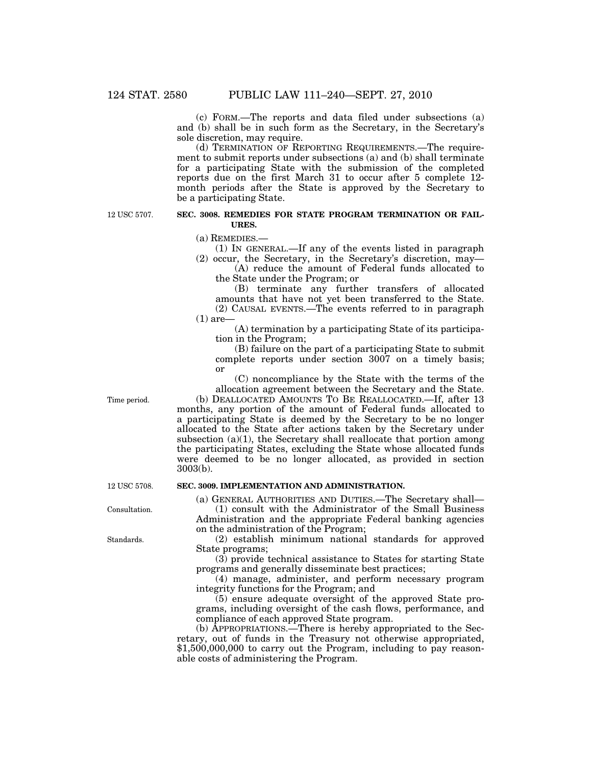(c) FORM.—The reports and data filed under subsections (a) and (b) shall be in such form as the Secretary, in the Secretary's sole discretion, may require.

(d) TERMINATION OF REPORTING REQUIREMENTS.—The requirement to submit reports under subsections (a) and (b) shall terminate for a participating State with the submission of the completed reports due on the first March 31 to occur after 5 complete 12-month periods after the State is approved by the Secretary to be a participating State.

12 USC 5707.

**SEC. 3008. REMEDIES FOR STATE PROGRAM TERMINATION OR FAILURES.**

(a) REMEDIES.—

(1) IN GENERAL.—If any of the events listed in paragraph (2) occur, the Secretary, in the Secretary's discretion, may—

(A) reduce the amount of Federal funds allocated to the State under the Program; or

(B) terminate any further transfers of allocated amounts that have not yet been transferred to the State.

(2) CAUSAL EVENTS.—The events referred to in paragraph (1) are—

(A) termination by a participating State of its participation in the Program;

(B) failure on the part of a participating State to submit complete reports under section 3007 on a timely basis; or

(C) noncompliance by the State with the terms of the allocation agreement between the Secretary and the State.

Time period.

(b) DEALLOCATED AMOUNTS TO BE REALLOCATED.—If, after 13 months, any portion of the amount of Federal funds allocated to a participating State is deemed by the Secretary to be no longer allocated to the State after actions taken by the Secretary under subsection (a)(1), the Secretary shall reallocate that portion among the participating States, excluding the State whose allocated funds were deemed to be no longer allocated, as provided in section 3003(b).

12 USC 5708.

**SEC. 3009. IMPLEMENTATION AND ADMINISTRATION.**

(a) GENERAL AUTHORITIES AND DUTIES.—The Secretary shall—

Consultation.

(1) consult with the Administrator of the Small Business Administration and the appropriate Federal banking agencies on the administration of the Program;

Standards.

(2) establish minimum national standards for approved State programs;

(3) provide technical assistance to States for starting State programs and generally disseminate best practices;

(4) manage, administer, and perform necessary program integrity functions for the Program; and

(5) ensure adequate oversight of the approved State programs, including oversight of the cash flows, performance, and compliance of each approved State program.

(b) APPROPRIATIONS.—There is hereby appropriated to the Secretary, out of funds in the Treasury not otherwise appropriated, $1,500,000,000 to carry out the Program, including to pay reasonable costs of administering the Program.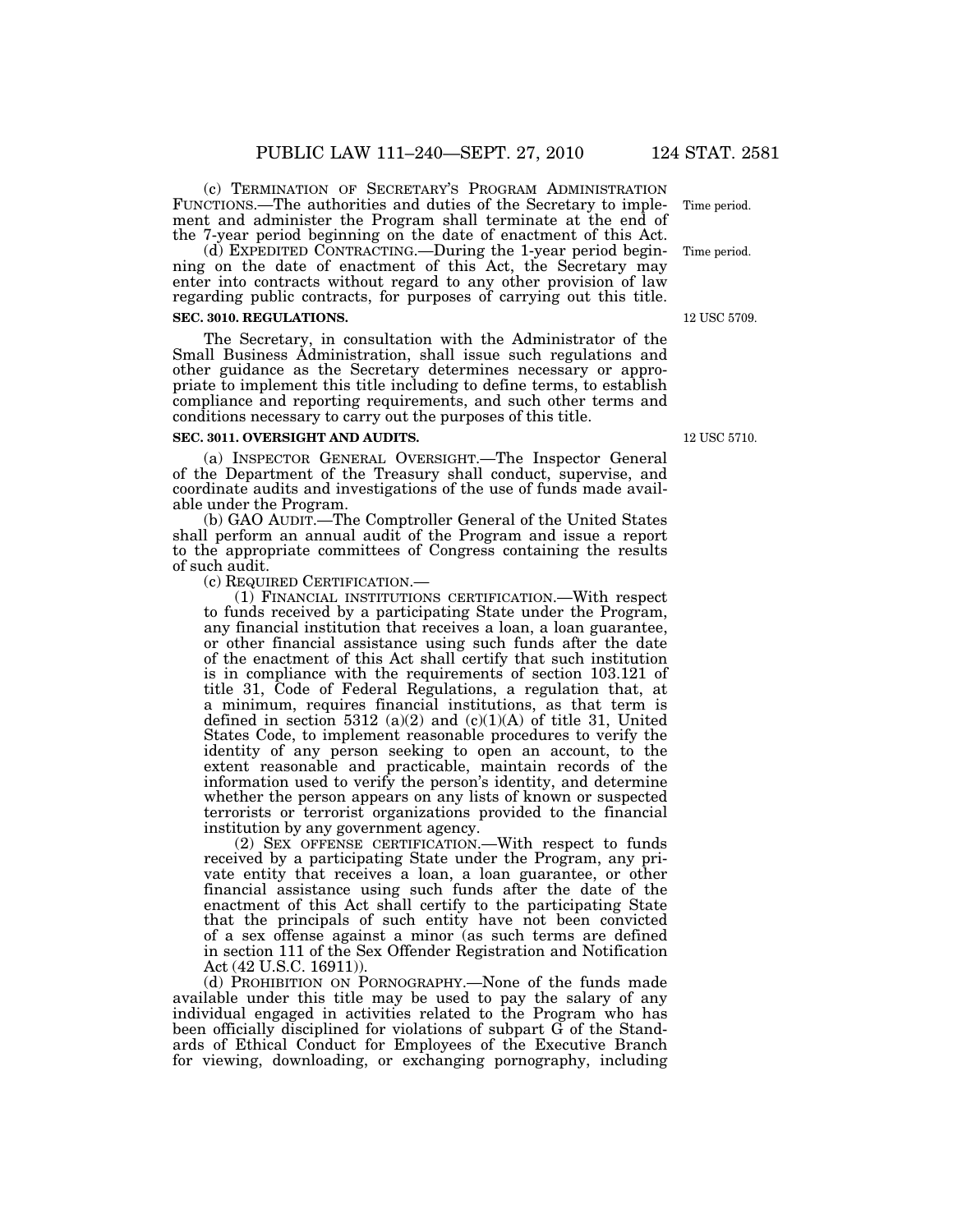(c) TERMINATION OF SECRETARY'S PROGRAM ADMINISTRATION FUNCTIONS.—The authorities and duties of the Secretary to implement and administer the Program shall terminate at the end of the 7-year period beginning on the date of enactment of this Act.

Time period.

(d) EXPEDITED CONTRACTING.—During the 1-year period beginning on the date of enactment of this Act, the Secretary may enter into contracts without regard to any other provision of law regarding public contracts, for purposes of carrying out this title.

Time period.

**SEC. 3010. REGULATIONS.**

12 USC 5709.

The Secretary, in consultation with the Administrator of the Small Business Administration, shall issue such regulations and other guidance as the Secretary determines necessary or appropriate to implement this title including to define terms, to establish compliance and reporting requirements, and such other terms and conditions necessary to carry out the purposes of this title.

**SEC. 3011. OVERSIGHT AND AUDITS.**

12 USC 5710.

(a) INSPECTOR GENERAL OVERSIGHT.—The Inspector General of the Department of the Treasury shall conduct, supervise, and coordinate audits and investigations of the use of funds made available under the Program.

(b) GAO AUDIT.—The Comptroller General of the United States shall perform an annual audit of the Program and issue a report to the appropriate committees of Congress containing the results of such audit.

(c) REQUIRED CERTIFICATION.—

(1) FINANCIAL INSTITUTIONS CERTIFICATION.—With respect to funds received by a participating State under the Program, any financial institution that receives a loan, a loan guarantee, or other financial assistance using such funds after the date of the enactment of this Act shall certify that such institution is in compliance with the requirements of section 103.121 of title 31, Code of Federal Regulations, a regulation that, at a minimum, requires financial institutions, as that term is defined in section 5312 (a)(2) and (c)(1)(A) of title 31, United States Code, to implement reasonable procedures to verify the identity of any person seeking to open an account, to the extent reasonable and practicable, maintain records of the information used to verify the person's identity, and determine whether the person appears on any lists of known or suspected terrorists or terrorist organizations provided to the financial institution by any government agency.

(2) SEX OFFENSE CERTIFICATION.—With respect to funds received by a participating State under the Program, any private entity that receives a loan, a loan guarantee, or other financial assistance using such funds after the date of the enactment of this Act shall certify to the participating State that the principals of such entity have not been convicted of a sex offense against a minor (as such terms are defined in section 111 of the Sex Offender Registration and Notification Act (42 U.S.C. 16911)).

(d) PROHIBITION ON PORNOGRAPHY.—None of the funds made available under this title may be used to pay the salary of any individual engaged in activities related to the Program who has been officially disciplined for violations of subpart G of the Standards of Ethical Conduct for Employees of the Executive Branch for viewing, downloading, or exchanging pornography, including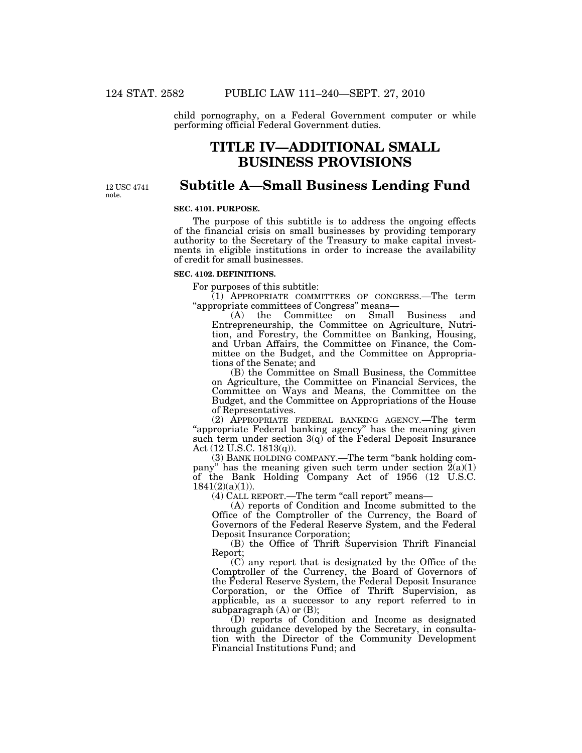child pornography, on a Federal Government computer or while performing official Federal Government duties.

# TITLE IV—ADDITIONAL SMALL BUSINESS PROVISIONS

12 USC 4741 note.

## Subtitle A—Small Business Lending Fund

**SEC. 4101. PURPOSE.**

The purpose of this subtitle is to address the ongoing effects of the financial crisis on small businesses by providing temporary authority to the Secretary of the Treasury to make capital investments in eligible institutions in order to increase the availability of credit for small businesses.

**SEC. 4102. DEFINITIONS.**

For purposes of this subtitle:

(1) APPROPRIATE COMMITTEES OF CONGRESS.—The term "appropriate committees of Congress" means—

(A) the Committee on Small Business and Entrepreneurship, the Committee on Agriculture, Nutrition, and Forestry, the Committee on Banking, Housing, and Urban Affairs, the Committee on Finance, the Committee on the Budget, and the Committee on Appropriations of the Senate; and

(B) the Committee on Small Business, the Committee on Agriculture, the Committee on Financial Services, the Committee on Ways and Means, the Committee on the Budget, and the Committee on Appropriations of the House of Representatives.

(2) APPROPRIATE FEDERAL BANKING AGENCY.—The term "appropriate Federal banking agency" has the meaning given such term under section 3(q) of the Federal Deposit Insurance Act (12 U.S.C. 1813(q)).

(3) BANK HOLDING COMPANY.—The term "bank holding company" has the meaning given such term under section 2(a)(1) of the Bank Holding Company Act of 1956 (12 U.S.C. 1841(2)(a)(1)).

(4) CALL REPORT.—The term "call report" means—

(A) reports of Condition and Income submitted to the Office of the Comptroller of the Currency, the Board of Governors of the Federal Reserve System, and the Federal Deposit Insurance Corporation;

(B) the Office of Thrift Supervision Thrift Financial Report;

(C) any report that is designated by the Office of the Comptroller of the Currency, the Board of Governors of the Federal Reserve System, the Federal Deposit Insurance Corporation, or the Office of Thrift Supervision, as applicable, as a successor to any report referred to in subparagraph (A) or (B);

(D) reports of Condition and Income as designated through guidance developed by the Secretary, in consultation with the Director of the Community Development Financial Institutions Fund; and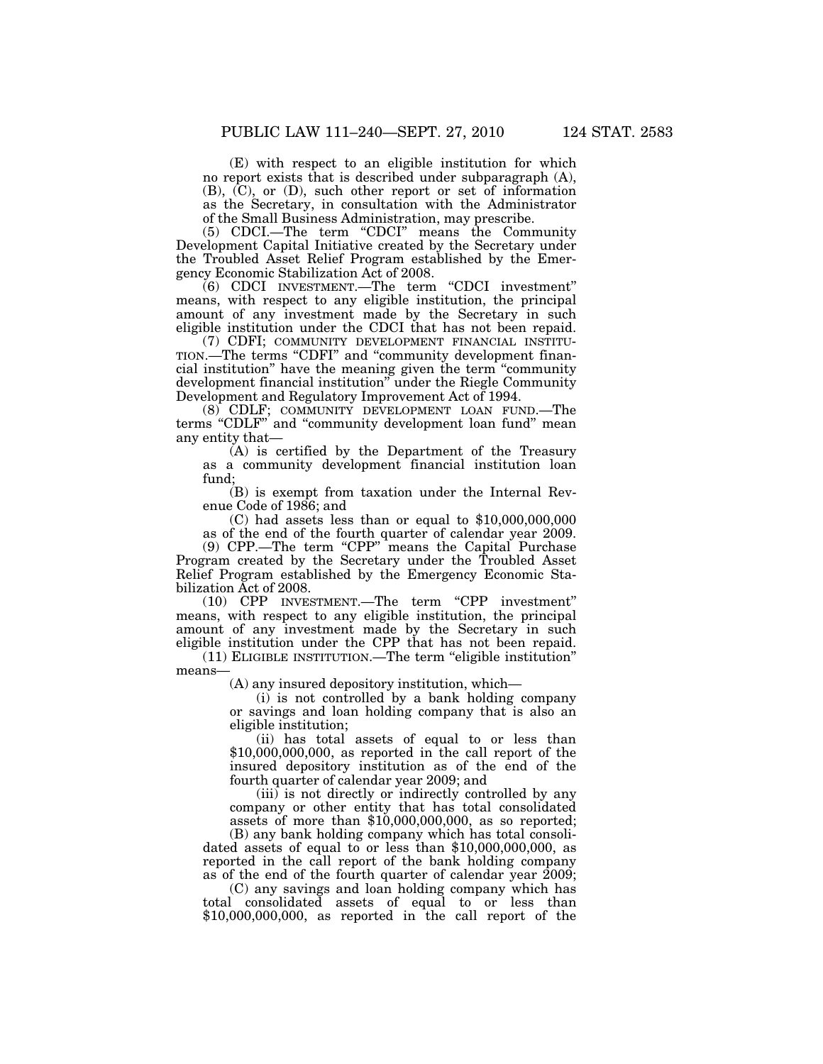(E) with respect to an eligible institution for which no report exists that is described under subparagraph (A), (B), (C), or (D), such other report or set of information as the Secretary, in consultation with the Administrator of the Small Business Administration, may prescribe.

(5) CDCI.—The term "CDCI" means the Community Development Capital Initiative created by the Secretary under the Troubled Asset Relief Program established by the Emergency Economic Stabilization Act of 2008.

(6) CDCI INVESTMENT.—The term "CDCI investment" means, with respect to any eligible institution, the principal amount of any investment made by the Secretary in such eligible institution under the CDCI that has not been repaid.

(7) CDFI; COMMUNITY DEVELOPMENT FINANCIAL INSTITUTION.—The terms "CDFI" and "community development financial institution" have the meaning given the term "community development financial institution" under the Riegle Community Development and Regulatory Improvement Act of 1994.

(8) CDLF; COMMUNITY DEVELOPMENT LOAN FUND.—The terms "CDLF" and "community development loan fund" mean any entity that—

(A) is certified by the Department of the Treasury as a community development financial institution loan fund;

(B) is exempt from taxation under the Internal Revenue Code of 1986; and

(C) had assets less than or equal to $10,000,000,000 as of the end of the fourth quarter of calendar year 2009.

(9) CPP.—The term "CPP" means the Capital Purchase Program created by the Secretary under the Troubled Asset Relief Program established by the Emergency Economic Stabilization Act of 2008.

(10) CPP INVESTMENT.—The term "CPP investment" means, with respect to any eligible institution, the principal amount of any investment made by the Secretary in such eligible institution under the CPP that has not been repaid.

(11) ELIGIBLE INSTITUTION.—The term "eligible institution" means—

(A) any insured depository institution, which—

(i) is not controlled by a bank holding company or savings and loan holding company that is also an eligible institution;

(ii) has total assets of equal to or less than $10,000,000,000, as reported in the call report of the insured depository institution as of the end of the fourth quarter of calendar year 2009; and

(iii) is not directly or indirectly controlled by any company or other entity that has total consolidated assets of more than $10,000,000,000, as so reported;

(B) any bank holding company which has total consolidated assets of equal to or less than $10,000,000,000, as reported in the call report of the bank holding company as of the end of the fourth quarter of calendar year 2009;

(C) any savings and loan holding company which has total consolidated assets of equal to or less than $10,000,000,000, as reported in the call report of the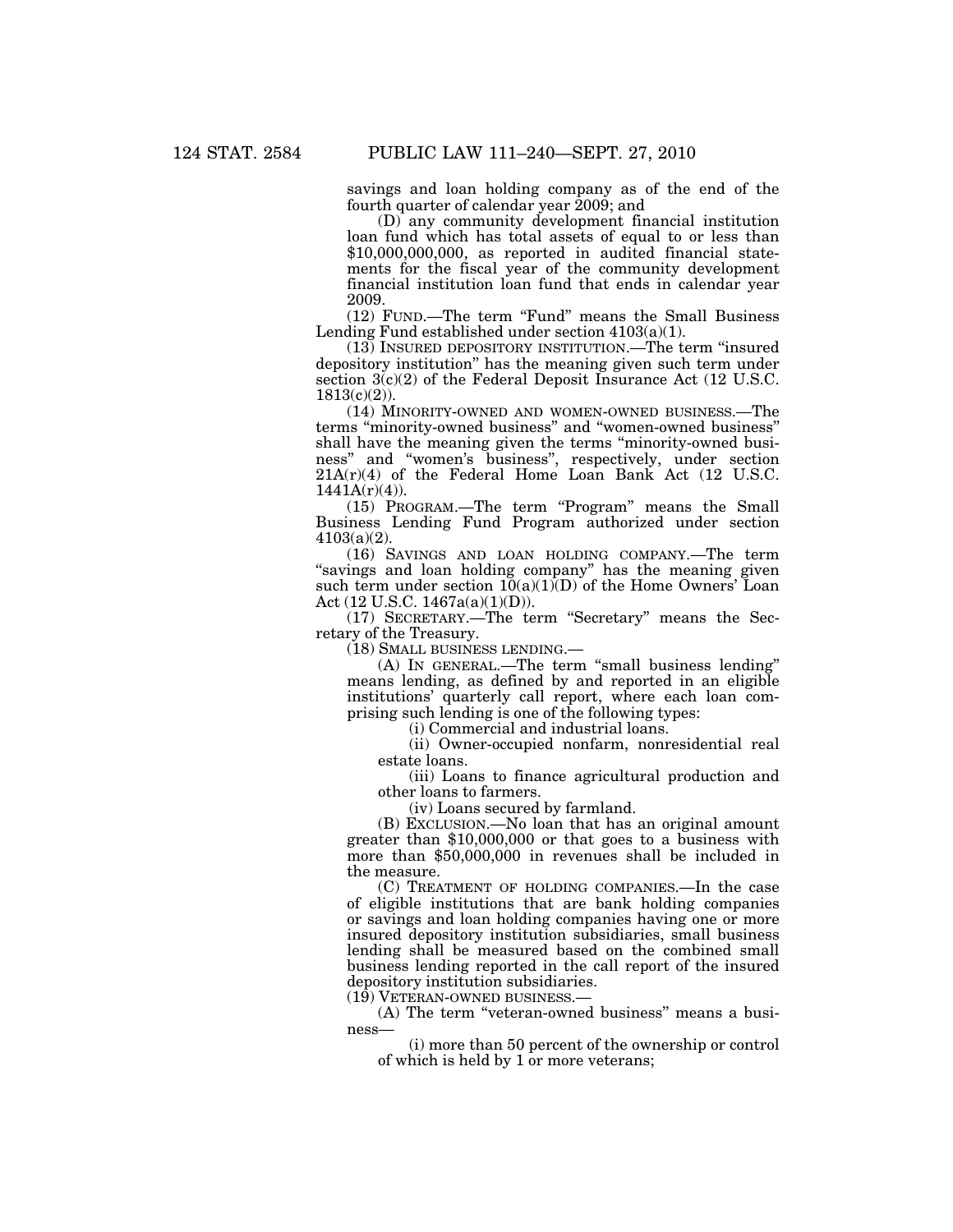savings and loan holding company as of the end of the fourth quarter of calendar year 2009; and

(D) any community development financial institution loan fund which has total assets of equal to or less than $10,000,000,000, as reported in audited financial statements for the fiscal year of the community development financial institution loan fund that ends in calendar year 2009.

(12) FUND.—The term "Fund" means the Small Business Lending Fund established under section 4103(a)(1).

(13) INSURED DEPOSITORY INSTITUTION.—The term "insured depository institution" has the meaning given such term under section 3(c)(2) of the Federal Deposit Insurance Act (12 U.S.C. 1813(c)(2)).

(14) MINORITY-OWNED AND WOMEN-OWNED BUSINESS.—The terms "minority-owned business" and "women-owned business" shall have the meaning given the terms "minority-owned business" and "women's business", respectively, under section 21A(r)(4) of the Federal Home Loan Bank Act (12 U.S.C. 1441A(r)(4)).

(15) PROGRAM.—The term "Program" means the Small Business Lending Fund Program authorized under section 4103(a)(2).

(16) SAVINGS AND LOAN HOLDING COMPANY.—The term "savings and loan holding company" has the meaning given such term under section 10(a)(1)(D) of the Home Owners' Loan Act (12 U.S.C. 1467a(a)(1)(D)).

(17) SECRETARY.—The term "Secretary" means the Secretary of the Treasury.

(18) SMALL BUSINESS LENDING.—

(A) IN GENERAL.—The term "small business lending" means lending, as defined by and reported in an eligible institutions' quarterly call report, where each loan comprising such lending is one of the following types:

(i) Commercial and industrial loans.

(ii) Owner-occupied nonfarm, nonresidential real estate loans.

(iii) Loans to finance agricultural production and other loans to farmers.

(iv) Loans secured by farmland.

(B) EXCLUSION.—No loan that has an original amount greater than $10,000,000 or that goes to a business with more than $50,000,000 in revenues shall be included in the measure.

(C) TREATMENT OF HOLDING COMPANIES.—In the case of eligible institutions that are bank holding companies or savings and loan holding companies having one or more insured depository institution subsidiaries, small business lending shall be measured based on the combined small business lending reported in the call report of the insured depository institution subsidiaries.

(19) VETERAN-OWNED BUSINESS.—

(A) The term "veteran-owned business" means a business—

(i) more than 50 percent of the ownership or control of which is held by 1 or more veterans;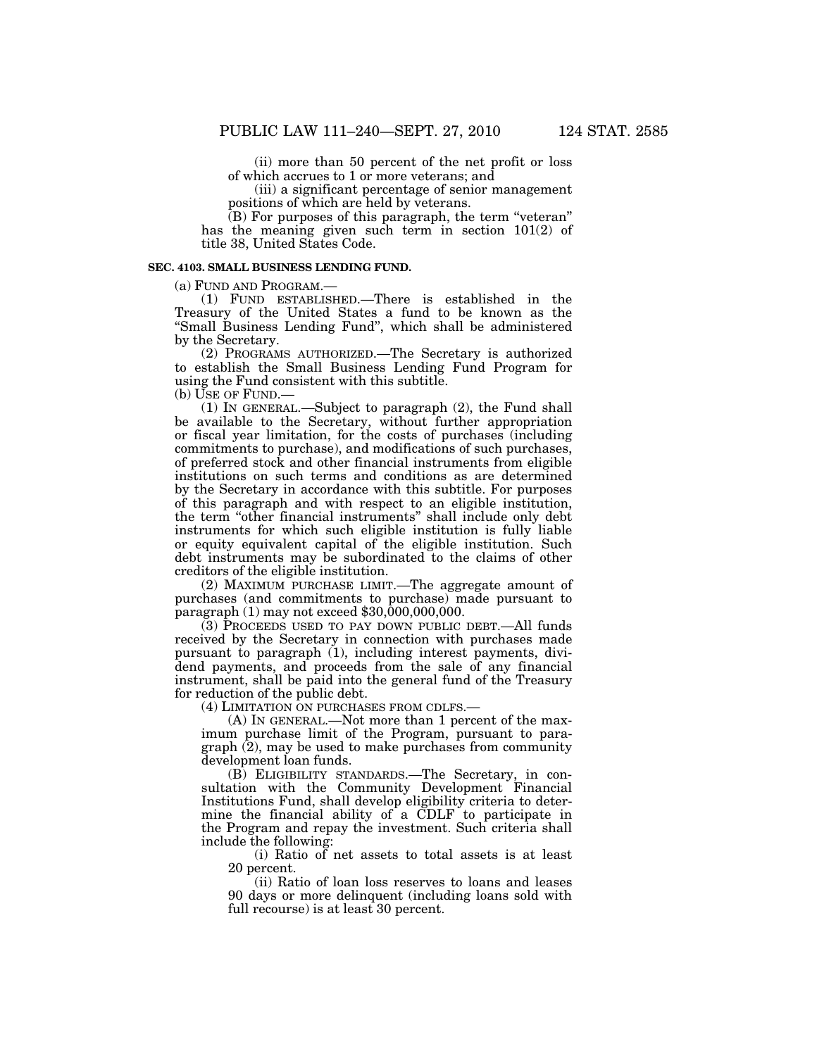(ii) more than 50 percent of the net profit or loss of which accrues to 1 or more veterans; and

(iii) a significant percentage of senior management positions of which are held by veterans.

(B) For purposes of this paragraph, the term "veteran" has the meaning given such term in section 101(2) of title 38, United States Code.

**SEC. 4103. SMALL BUSINESS LENDING FUND.**

(a) FUND AND PROGRAM.—

(1) FUND ESTABLISHED.—There is established in the Treasury of the United States a fund to be known as the "Small Business Lending Fund", which shall be administered by the Secretary.

(2) PROGRAMS AUTHORIZED.—The Secretary is authorized to establish the Small Business Lending Fund Program for using the Fund consistent with this subtitle.

(b) USE OF FUND.—

(1) IN GENERAL.—Subject to paragraph (2), the Fund shall be available to the Secretary, without further appropriation or fiscal year limitation, for the costs of purchases (including commitments to purchase), and modifications of such purchases, of preferred stock and other financial instruments from eligible institutions on such terms and conditions as are determined by the Secretary in accordance with this subtitle. For purposes of this paragraph and with respect to an eligible institution, the term "other financial instruments" shall include only debt instruments for which such eligible institution is fully liable or equity equivalent capital of the eligible institution. Such debt instruments may be subordinated to the claims of other creditors of the eligible institution.

(2) MAXIMUM PURCHASE LIMIT.—The aggregate amount of purchases (and commitments to purchase) made pursuant to paragraph (1) may not exceed $30,000,000,000.

(3) PROCEEDS USED TO PAY DOWN PUBLIC DEBT.—All funds received by the Secretary in connection with purchases made pursuant to paragraph (1), including interest payments, dividend payments, and proceeds from the sale of any financial instrument, shall be paid into the general fund of the Treasury for reduction of the public debt.

(4) LIMITATION ON PURCHASES FROM CDLFS.—

(A) IN GENERAL.—Not more than 1 percent of the maximum purchase limit of the Program, pursuant to paragraph (2), may be used to make purchases from community development loan funds.

(B) ELIGIBILITY STANDARDS.—The Secretary, in consultation with the Community Development Financial Institutions Fund, shall develop eligibility criteria to determine the financial ability of a CDLF to participate in the Program and repay the investment. Such criteria shall include the following:

(i) Ratio of net assets to total assets is at least 20 percent.

(ii) Ratio of loan loss reserves to loans and leases 90 days or more delinquent (including loans sold with full recourse) is at least 30 percent.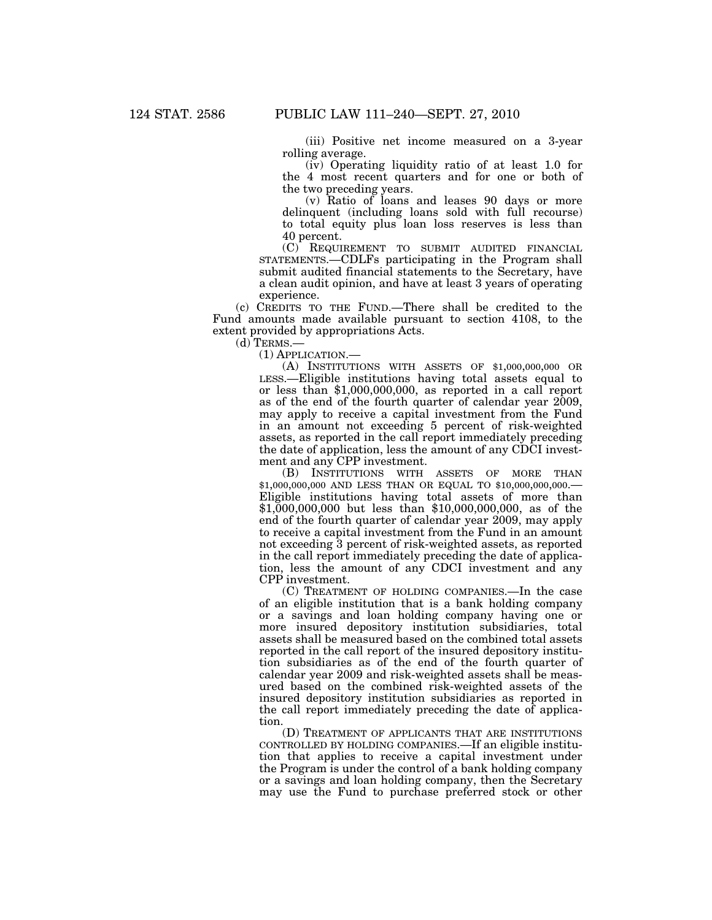(iii) Positive net income measured on a 3-year rolling average.

(iv) Operating liquidity ratio of at least 1.0 for the 4 most recent quarters and for one or both of the two preceding years.

(v) Ratio of loans and leases 90 days or more delinquent (including loans sold with full recourse) to total equity plus loan loss reserves is less than 40 percent.

(C) REQUIREMENT TO SUBMIT AUDITED FINANCIAL STATEMENTS.—CDLFs participating in the Program shall submit audited financial statements to the Secretary, have a clean audit opinion, and have at least 3 years of operating experience.

(c) CREDITS TO THE FUND.—There shall be credited to the Fund amounts made available pursuant to section 4108, to the extent provided by appropriations Acts.

(d) TERMS.—

(1) APPLICATION.—

(A) INSTITUTIONS WITH ASSETS OF $1,000,000,000 OR LESS.—Eligible institutions having total assets equal to or less than $1,000,000,000, as reported in a call report as of the end of the fourth quarter of calendar year 2009, may apply to receive a capital investment from the Fund in an amount not exceeding 5 percent of risk-weighted assets, as reported in the call report immediately preceding the date of application, less the amount of any CDCI investment and any CPP investment.

(B) INSTITUTIONS WITH ASSETS OF MORE THAN $1,000,000,000 AND LESS THAN OR EQUAL TO $10,000,000,000.—Eligible institutions having total assets of more than $1,000,000,000 but less than $10,000,000,000, as of the end of the fourth quarter of calendar year 2009, may apply to receive a capital investment from the Fund in an amount not exceeding 3 percent of risk-weighted assets, as reported in the call report immediately preceding the date of application, less the amount of any CDCI investment and any CPP investment.

(C) TREATMENT OF HOLDING COMPANIES.—In the case of an eligible institution that is a bank holding company or a savings and loan holding company having one or more insured depository institution subsidiaries, total assets shall be measured based on the combined total assets reported in the call report of the insured depository institution subsidiaries as of the end of the fourth quarter of calendar year 2009 and risk-weighted assets shall be measured based on the combined risk-weighted assets of the insured depository institution subsidiaries as reported in the call report immediately preceding the date of application.

(D) TREATMENT OF APPLICANTS THAT ARE INSTITUTIONS CONTROLLED BY HOLDING COMPANIES.—If an eligible institution that applies to receive a capital investment under the Program is under the control of a bank holding company or a savings and loan holding company, then the Secretary may use the Fund to purchase preferred stock or other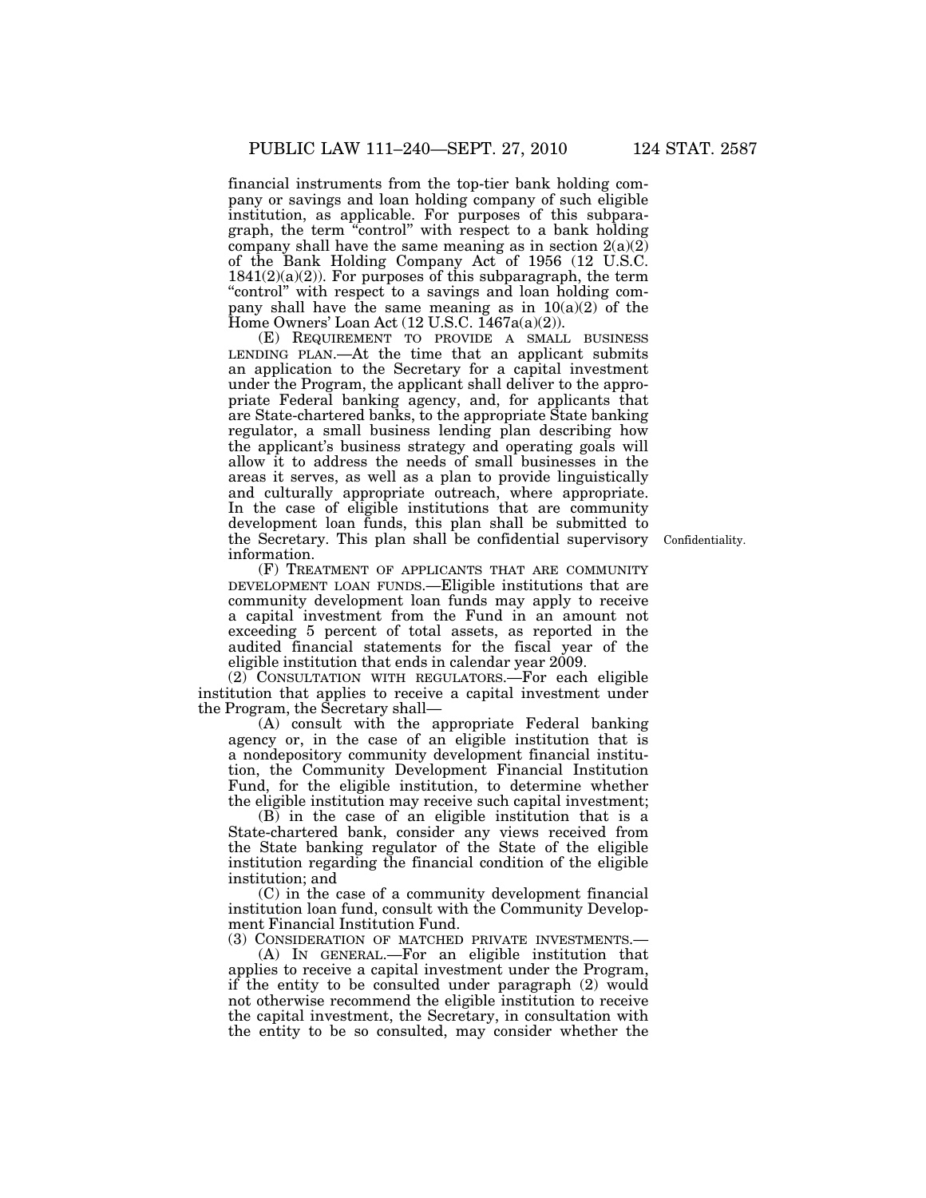financial instruments from the top-tier bank holding company or savings and loan holding company of such eligible institution, as applicable. For purposes of this subparagraph, the term "control" with respect to a bank holding company shall have the same meaning as in section 2(a)(2) of the Bank Holding Company Act of 1956 (12 U.S.C. 1841(2)(a)(2)). For purposes of this subparagraph, the term "control" with respect to a savings and loan holding company shall have the same meaning as in 10(a)(2) of the Home Owners' Loan Act (12 U.S.C. 1467a(a)(2)).

(E) REQUIREMENT TO PROVIDE A SMALL BUSINESS LENDING PLAN.—At the time that an applicant submits an application to the Secretary for a capital investment under the Program, the applicant shall deliver to the appropriate Federal banking agency, and, for applicants that are State-chartered banks, to the appropriate State banking regulator, a small business lending plan describing how the applicant's business strategy and operating goals will allow it to address the needs of small businesses in the areas it serves, as well as a plan to provide linguistically and culturally appropriate outreach, where appropriate. In the case of eligible institutions that are community development loan funds, this plan shall be submitted to the Secretary. This plan shall be confidential supervisory information.

Confidentiality.

(F) TREATMENT OF APPLICANTS THAT ARE COMMUNITY DEVELOPMENT LOAN FUNDS.—Eligible institutions that are community development loan funds may apply to receive a capital investment from the Fund in an amount not exceeding 5 percent of total assets, as reported in the audited financial statements for the fiscal year of the eligible institution that ends in calendar year 2009.

(2) CONSULTATION WITH REGULATORS.—For each eligible institution that applies to receive a capital investment under the Program, the Secretary shall—

(A) consult with the appropriate Federal banking agency or, in the case of an eligible institution that is a nondepository community development financial institution, the Community Development Financial Institution Fund, for the eligible institution, to determine whether the eligible institution may receive such capital investment;

(B) in the case of an eligible institution that is a State-chartered bank, consider any views received from the State banking regulator of the State of the eligible institution regarding the financial condition of the eligible institution; and

(C) in the case of a community development financial institution loan fund, consult with the Community Development Financial Institution Fund.

(3) CONSIDERATION OF MATCHED PRIVATE INVESTMENTS.—

(A) IN GENERAL.—For an eligible institution that applies to receive a capital investment under the Program, if the entity to be consulted under paragraph (2) would not otherwise recommend the eligible institution to receive the capital investment, the Secretary, in consultation with the entity to be so consulted, may consider whether the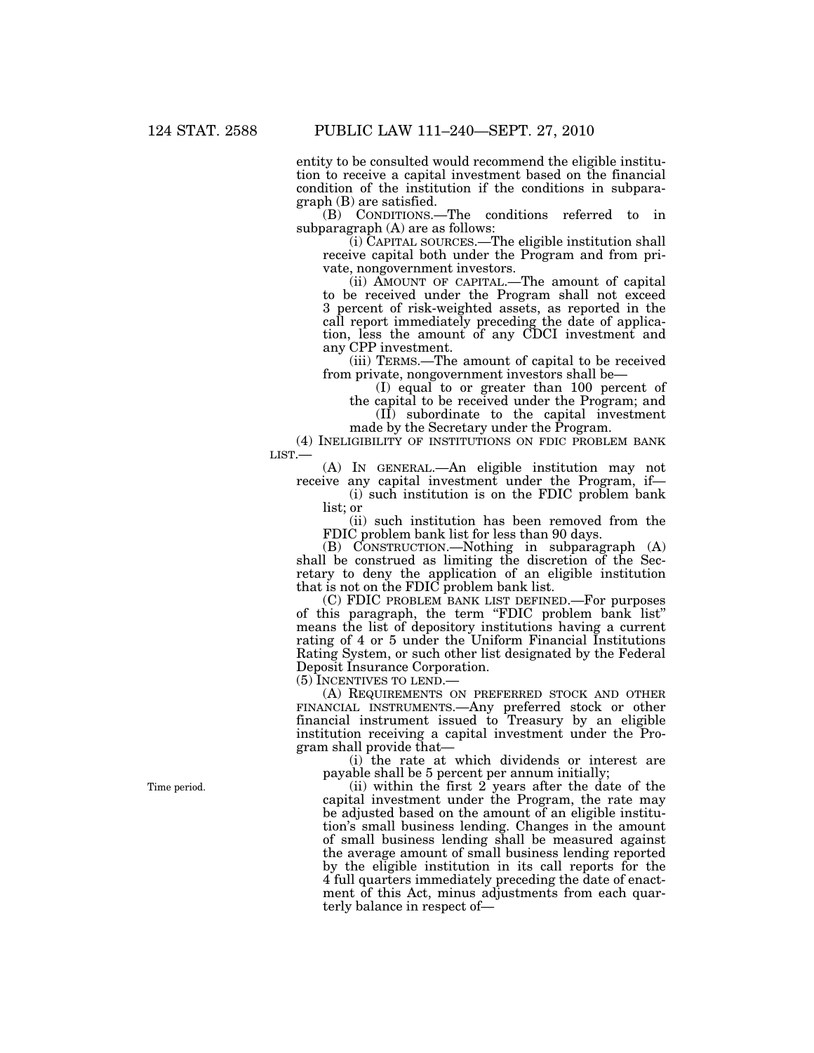entity to be consulted would recommend the eligible institution to receive a capital investment based on the financial condition of the institution if the conditions in subparagraph (B) are satisfied.

(B) CONDITIONS.—The conditions referred to in subparagraph (A) are as follows:

(i) CAPITAL SOURCES.—The eligible institution shall receive capital both under the Program and from private, nongovernment investors.

(ii) AMOUNT OF CAPITAL.—The amount of capital to be received under the Program shall not exceed 3 percent of risk-weighted assets, as reported in the call report immediately preceding the date of application, less the amount of any CDCI investment and any CPP investment.

(iii) TERMS.—The amount of capital to be received from private, nongovernment investors shall be—

(I) equal to or greater than 100 percent of the capital to be received under the Program; and

(II) subordinate to the capital investment made by the Secretary under the Program.

(4) INELIGIBILITY OF INSTITUTIONS ON FDIC PROBLEM BANK LIST.—

(A) IN GENERAL.—An eligible institution may not receive any capital investment under the Program, if—

(i) such institution is on the FDIC problem bank list; or

(ii) such institution has been removed from the FDIC problem bank list for less than 90 days.

(B) CONSTRUCTION.—Nothing in subparagraph (A) shall be construed as limiting the discretion of the Secretary to deny the application of an eligible institution that is not on the FDIC problem bank list.

(C) FDIC PROBLEM BANK LIST DEFINED.—For purposes of this paragraph, the term "FDIC problem bank list" means the list of depository institutions having a current rating of 4 or 5 under the Uniform Financial Institutions Rating System, or such other list designated by the Federal Deposit Insurance Corporation.

(5) INCENTIVES TO LEND.—

(A) REQUIREMENTS ON PREFERRED STOCK AND OTHER FINANCIAL INSTRUMENTS.—Any preferred stock or other financial instrument issued to Treasury by an eligible institution receiving a capital investment under the Program shall provide that—

(i) the rate at which dividends or interest are payable shall be 5 percent per annum initially;

Time period.

(ii) within the first 2 years after the date of the capital investment under the Program, the rate may be adjusted based on the amount of an eligible institution's small business lending. Changes in the amount of small business lending shall be measured against the average amount of small business lending reported by the eligible institution in its call reports for the 4 full quarters immediately preceding the date of enactment of this Act, minus adjustments from each quarterly balance in respect of—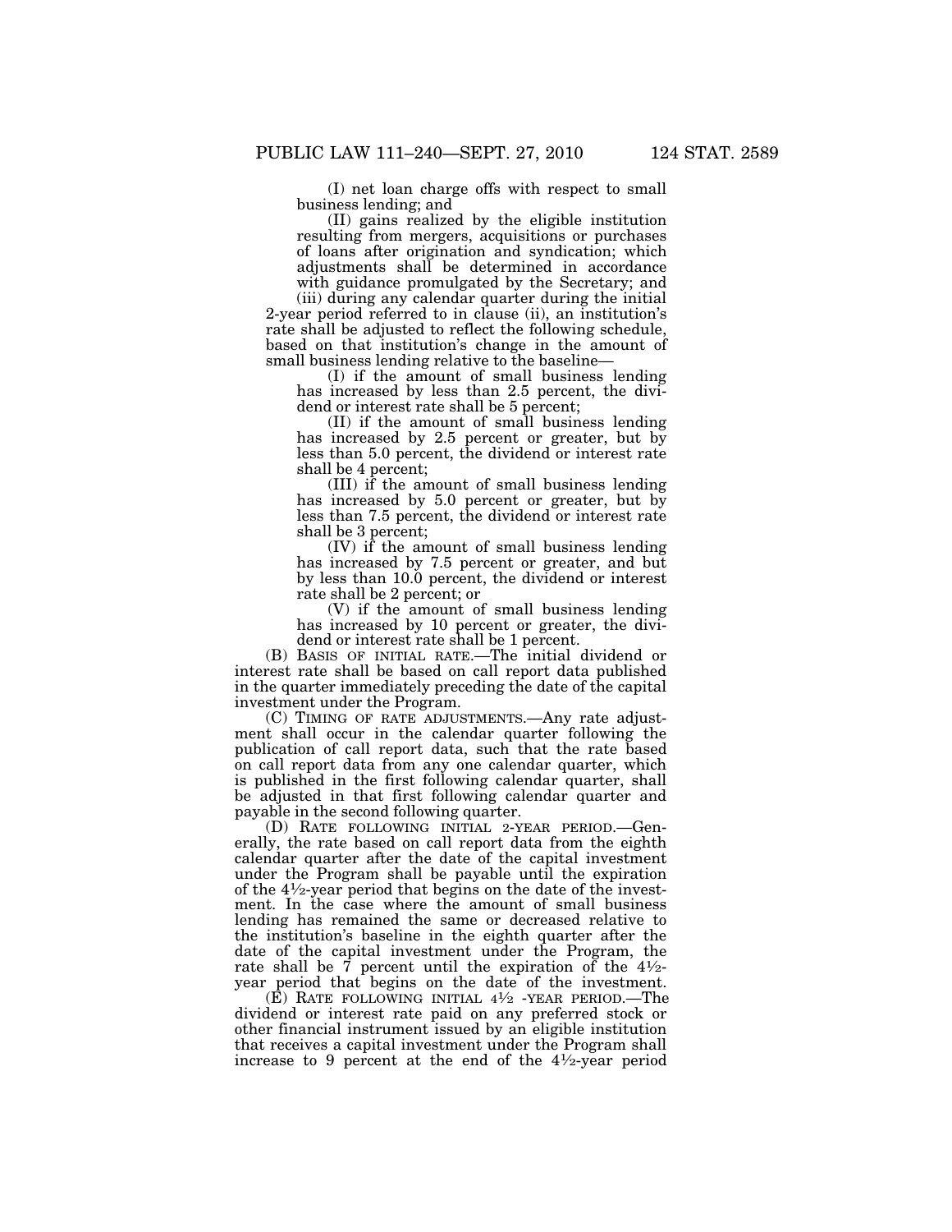(I) net loan charge offs with respect to small business lending; and

(II) gains realized by the eligible institution resulting from mergers, acquisitions or purchases of loans after origination and syndication; which adjustments shall be determined in accordance with guidance promulgated by the Secretary; and

(iii) during any calendar quarter during the initial 2-year period referred to in clause (ii), an institution's rate shall be adjusted to reflect the following schedule, based on that institution's change in the amount of small business lending relative to the baseline—

(I) if the amount of small business lending has increased by less than 2.5 percent, the dividend or interest rate shall be 5 percent;

(II) if the amount of small business lending has increased by 2.5 percent or greater, but by less than 5.0 percent, the dividend or interest rate shall be 4 percent;

(III) if the amount of small business lending has increased by 5.0 percent or greater, but by less than 7.5 percent, the dividend or interest rate shall be 3 percent;

(IV) if the amount of small business lending has increased by 7.5 percent or greater, and but by less than 10.0 percent, the dividend or interest rate shall be 2 percent; or

(V) if the amount of small business lending has increased by 10 percent or greater, the dividend or interest rate shall be 1 percent.

(B) BASIS OF INITIAL RATE.—The initial dividend or interest rate shall be based on call report data published in the quarter immediately preceding the date of the capital investment under the Program.

(C) TIMING OF RATE ADJUSTMENTS.—Any rate adjustment shall occur in the calendar quarter following the publication of call report data, such that the rate based on call report data from any one calendar quarter, which is published in the first following calendar quarter, shall be adjusted in that first following calendar quarter and payable in the second following quarter.

(D) RATE FOLLOWING INITIAL 2-YEAR PERIOD.—Generally, the rate based on call report data from the eighth calendar quarter after the date of the capital investment under the Program shall be payable until the expiration of the 4½-year period that begins on the date of the investment. In the case where the amount of small business lending has remained the same or decreased relative to the institution's baseline in the eighth quarter after the date of the capital investment under the Program, the rate shall be 7 percent until the expiration of the 4½-year period that begins on the date of the investment.

(E) RATE FOLLOWING INITIAL 4½ -YEAR PERIOD.—The dividend or interest rate paid on any preferred stock or other financial instrument issued by an eligible institution that receives a capital investment under the Program shall increase to 9 percent at the end of the 4½-year period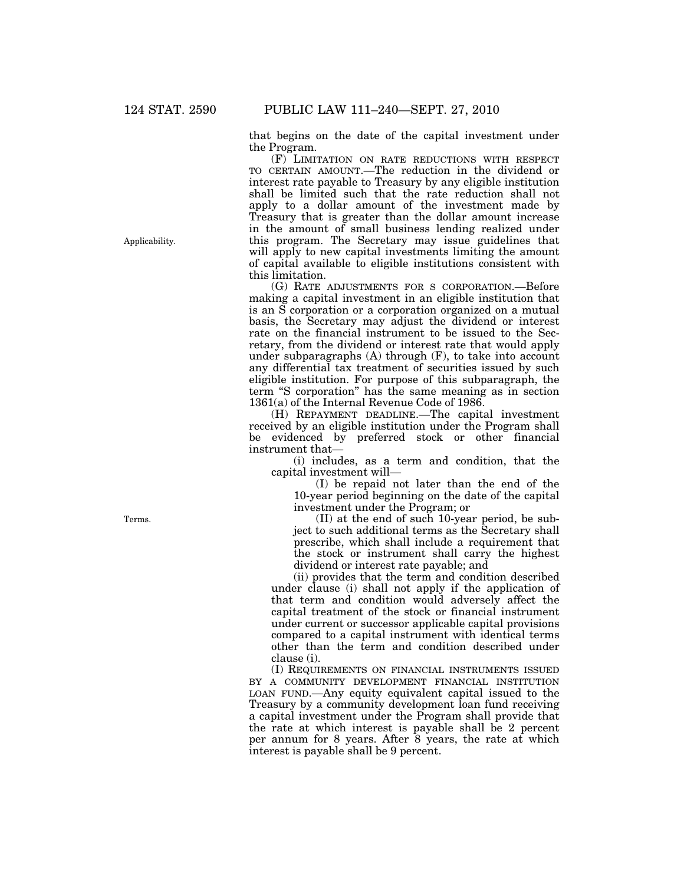that begins on the date of the capital investment under the Program.

(F) LIMITATION ON RATE REDUCTIONS WITH RESPECT TO CERTAIN AMOUNT.—The reduction in the dividend or interest rate payable to Treasury by any eligible institution shall be limited such that the rate reduction shall not apply to a dollar amount of the investment made by Treasury that is greater than the dollar amount increase in the amount of small business lending realized under this program. The Secretary may issue guidelines that will apply to new capital investments limiting the amount of capital available to eligible institutions consistent with this limitation.

Applicability.

(G) RATE ADJUSTMENTS FOR S CORPORATION.—Before making a capital investment in an eligible institution that is an S corporation or a corporation organized on a mutual basis, the Secretary may adjust the dividend or interest rate on the financial instrument to be issued to the Secretary, from the dividend or interest rate that would apply under subparagraphs (A) through (F), to take into account any differential tax treatment of securities issued by such eligible institution. For purpose of this subparagraph, the term "S corporation" has the same meaning as in section 1361(a) of the Internal Revenue Code of 1986.

(H) REPAYMENT DEADLINE.—The capital investment received by an eligible institution under the Program shall be evidenced by preferred stock or other financial instrument that—

(i) includes, as a term and condition, that the capital investment will—

(I) be repaid not later than the end of the 10-year period beginning on the date of the capital investment under the Program; or

(II) at the end of such 10-year period, be subject to such additional terms as the Secretary shall prescribe, which shall include a requirement that the stock or instrument shall carry the highest dividend or interest rate payable; and

Terms.

(ii) provides that the term and condition described under clause (i) shall not apply if the application of that term and condition would adversely affect the capital treatment of the stock or financial instrument under current or successor applicable capital provisions compared to a capital instrument with identical terms other than the term and condition described under clause (i).

(I) REQUIREMENTS ON FINANCIAL INSTRUMENTS ISSUED BY A COMMUNITY DEVELOPMENT FINANCIAL INSTITUTION LOAN FUND.—Any equity equivalent capital issued to the Treasury by a community development loan fund receiving a capital investment under the Program shall provide that the rate at which interest is payable shall be 2 percent per annum for 8 years. After 8 years, the rate at which interest is payable shall be 9 percent.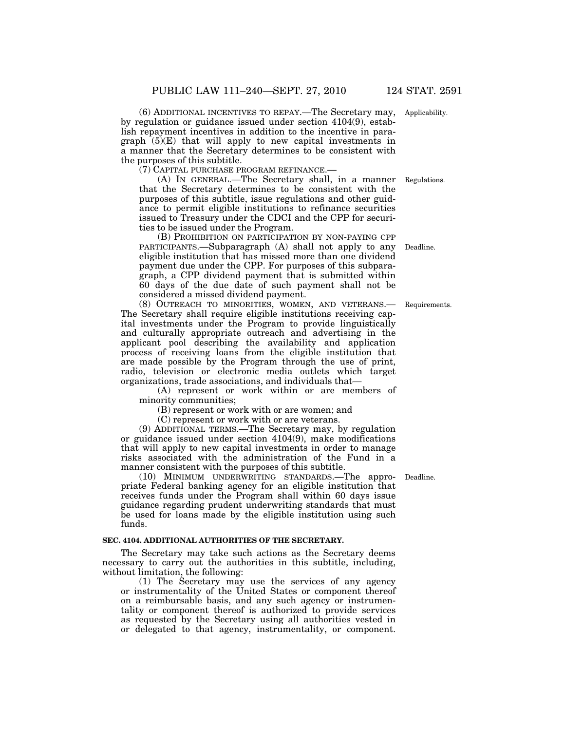(6) ADDITIONAL INCENTIVES TO REPAY.—The Secretary may, by regulation or guidance issued under section 4104(9), establish repayment incentives in addition to the incentive in paragraph (5)(E) that will apply to new capital investments in a manner that the Secretary determines to be consistent with the purposes of this subtitle.

(7) CAPITAL PURCHASE PROGRAM REFINANCE.—

(A) IN GENERAL.—The Secretary shall, in a manner that the Secretary determines to be consistent with the purposes of this subtitle, issue regulations and other guidance to permit eligible institutions to refinance securities issued to Treasury under the CDCI and the CPP for securities to be issued under the Program.

(B) PROHIBITION ON PARTICIPATION BY NON-PAYING CPP PARTICIPANTS.—Subparagraph (A) shall not apply to any eligible institution that has missed more than one dividend payment due under the CPP. For purposes of this subparagraph, a CPP dividend payment that is submitted within 60 days of the due date of such payment shall not be considered a missed dividend payment.

(8) OUTREACH TO MINORITIES, WOMEN, AND VETERANS.—The Secretary shall require eligible institutions receiving capital investments under the Program to provide linguistically and culturally appropriate outreach and advertising in the applicant pool describing the availability and application process of receiving loans from the eligible institution that are made possible by the Program through the use of print, radio, television or electronic media outlets which target organizations, trade associations, and individuals that—

(A) represent or work within or are members of minority communities;

(B) represent or work with or are women; and

(C) represent or work with or are veterans.

(9) ADDITIONAL TERMS.—The Secretary may, by regulation or guidance issued under section 4104(9), make modifications that will apply to new capital investments in order to manage risks associated with the administration of the Fund in a manner consistent with the purposes of this subtitle.

(10) MINIMUM UNDERWRITING STANDARDS.—The appropriate Federal banking agency for an eligible institution that receives funds under the Program shall within 60 days issue guidance regarding prudent underwriting standards that must be used for loans made by the eligible institution using such funds.

**SEC. 4104. ADDITIONAL AUTHORITIES OF THE SECRETARY.**

The Secretary may take such actions as the Secretary deems necessary to carry out the authorities in this subtitle, including, without limitation, the following:

(1) The Secretary may use the services of any agency or instrumentality of the United States or component thereof on a reimbursable basis, and any such agency or instrumentality or component thereof is authorized to provide services as requested by the Secretary using all authorities vested in or delegated to that agency, instrumentality, or component.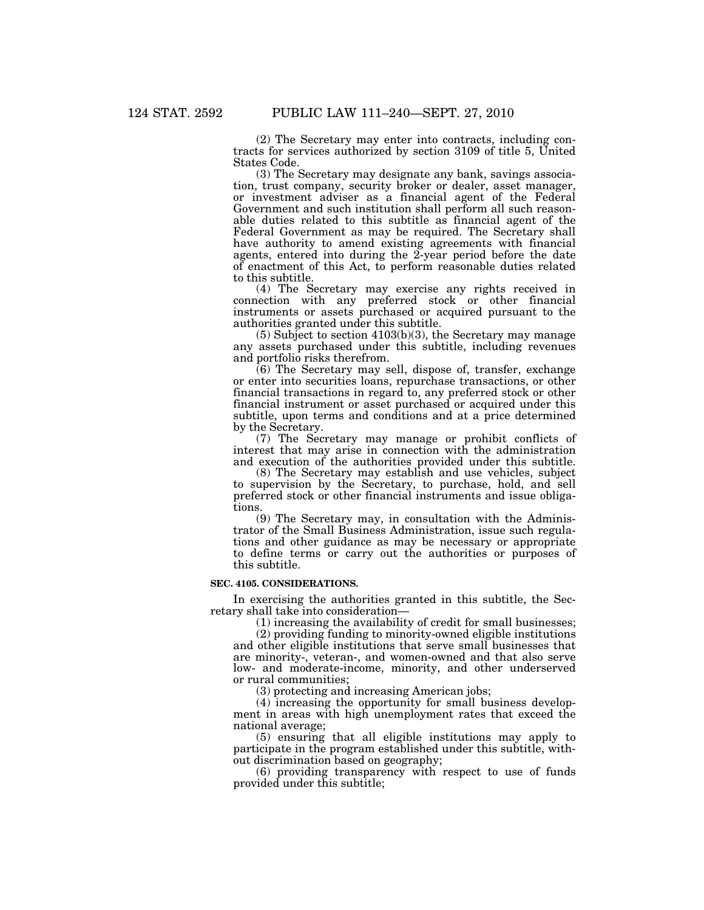(2) The Secretary may enter into contracts, including contracts for services authorized by section 3109 of title 5, United States Code.

(3) The Secretary may designate any bank, savings association, trust company, security broker or dealer, asset manager, or investment adviser as a financial agent of the Federal Government and such institution shall perform all such reasonable duties related to this subtitle as financial agent of the Federal Government as may be required. The Secretary shall have authority to amend existing agreements with financial agents, entered into during the 2-year period before the date of enactment of this Act, to perform reasonable duties related to this subtitle.

(4) The Secretary may exercise any rights received in connection with any preferred stock or other financial instruments or assets purchased or acquired pursuant to the authorities granted under this subtitle.

(5) Subject to section 4103(b)(3), the Secretary may manage any assets purchased under this subtitle, including revenues and portfolio risks therefrom.

(6) The Secretary may sell, dispose of, transfer, exchange or enter into securities loans, repurchase transactions, or other financial transactions in regard to, any preferred stock or other financial instrument or asset purchased or acquired under this subtitle, upon terms and conditions and at a price determined by the Secretary.

(7) The Secretary may manage or prohibit conflicts of interest that may arise in connection with the administration and execution of the authorities provided under this subtitle.

(8) The Secretary may establish and use vehicles, subject to supervision by the Secretary, to purchase, hold, and sell preferred stock or other financial instruments and issue obligations.

(9) The Secretary may, in consultation with the Administrator of the Small Business Administration, issue such regulations and other guidance as may be necessary or appropriate to define terms or carry out the authorities or purposes of this subtitle.

**SEC. 4105. CONSIDERATIONS.**

In exercising the authorities granted in this subtitle, the Secretary shall take into consideration—

(1) increasing the availability of credit for small businesses;

(2) providing funding to minority-owned eligible institutions and other eligible institutions that serve small businesses that are minority-, veteran-, and women-owned and that also serve low- and moderate-income, minority, and other underserved or rural communities;

(3) protecting and increasing American jobs;

(4) increasing the opportunity for small business development in areas with high unemployment rates that exceed the national average;

(5) ensuring that all eligible institutions may apply to participate in the program established under this subtitle, without discrimination based on geography;

(6) providing transparency with respect to use of funds provided under this subtitle;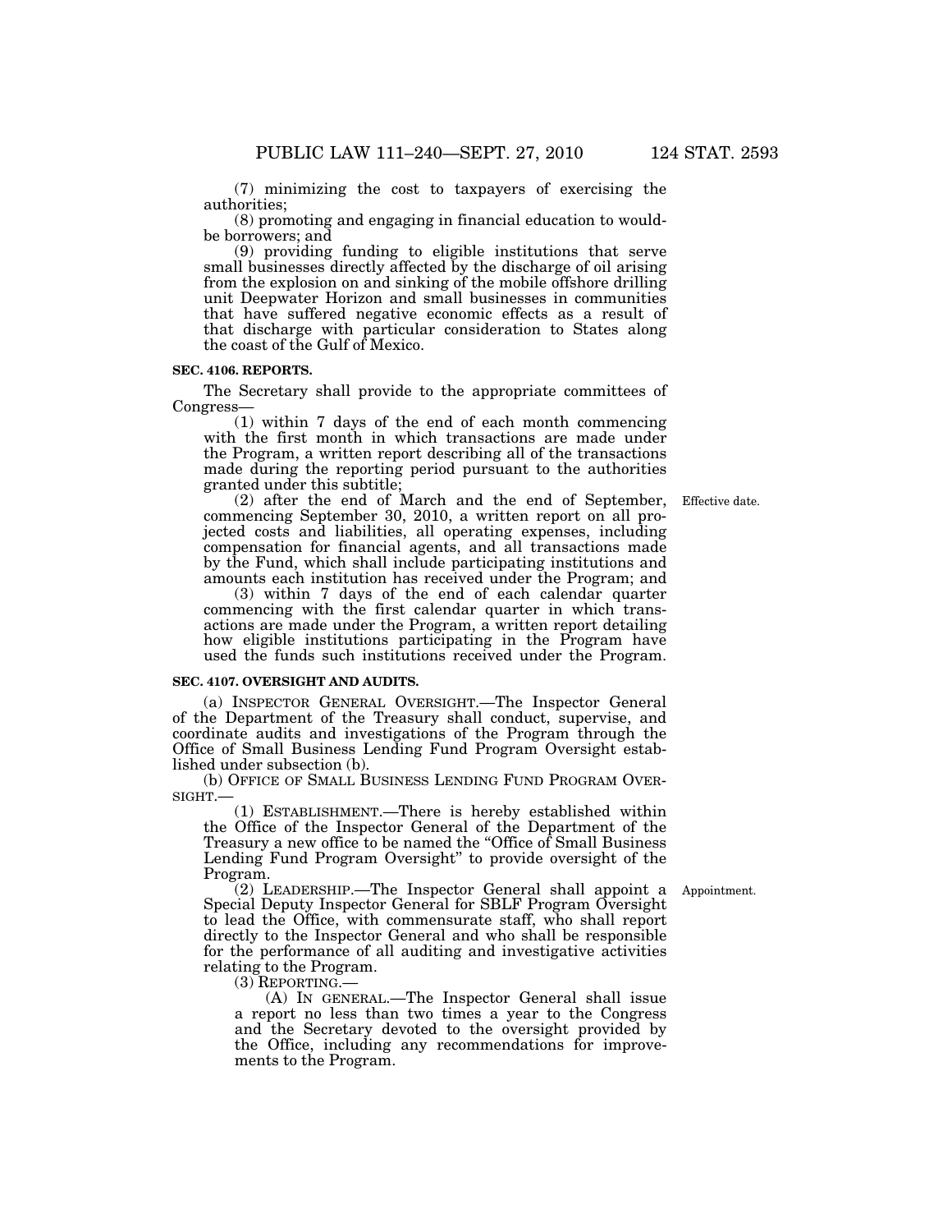(7) minimizing the cost to taxpayers of exercising the authorities;

(8) promoting and engaging in financial education to would-be borrowers; and

(9) providing funding to eligible institutions that serve small businesses directly affected by the discharge of oil arising from the explosion on and sinking of the mobile offshore drilling unit Deepwater Horizon and small businesses in communities that have suffered negative economic effects as a result of that discharge with particular consideration to States along the coast of the Gulf of Mexico.

**SEC. 4106. REPORTS.**

The Secretary shall provide to the appropriate committees of Congress—

(1) within 7 days of the end of each month commencing with the first month in which transactions are made under the Program, a written report describing all of the transactions made during the reporting period pursuant to the authorities granted under this subtitle;

(2) after the end of March and the end of September, commencing September 30, 2010, a written report on all projected costs and liabilities, all operating expenses, including compensation for financial agents, and all transactions made by the Fund, which shall include participating institutions and amounts each institution has received under the Program; and

Effective date.

(3) within 7 days of the end of each calendar quarter commencing with the first calendar quarter in which transactions are made under the Program, a written report detailing how eligible institutions participating in the Program have used the funds such institutions received under the Program.

**SEC. 4107. OVERSIGHT AND AUDITS.**

(a) INSPECTOR GENERAL OVERSIGHT.—The Inspector General of the Department of the Treasury shall conduct, supervise, and coordinate audits and investigations of the Program through the Office of Small Business Lending Fund Program Oversight established under subsection (b).

(b) OFFICE OF SMALL BUSINESS LENDING FUND PROGRAM OVERSIGHT.—

(1) ESTABLISHMENT.—There is hereby established within the Office of the Inspector General of the Department of the Treasury a new office to be named the "Office of Small Business Lending Fund Program Oversight" to provide oversight of the Program.

(2) LEADERSHIP.—The Inspector General shall appoint a Special Deputy Inspector General for SBLF Program Oversight to lead the Office, with commensurate staff, who shall report directly to the Inspector General and who shall be responsible for the performance of all auditing and investigative activities relating to the Program.

Appointment.

(3) REPORTING.—

(A) IN GENERAL.—The Inspector General shall issue a report no less than two times a year to the Congress and the Secretary devoted to the oversight provided by the Office, including any recommendations for improvements to the Program.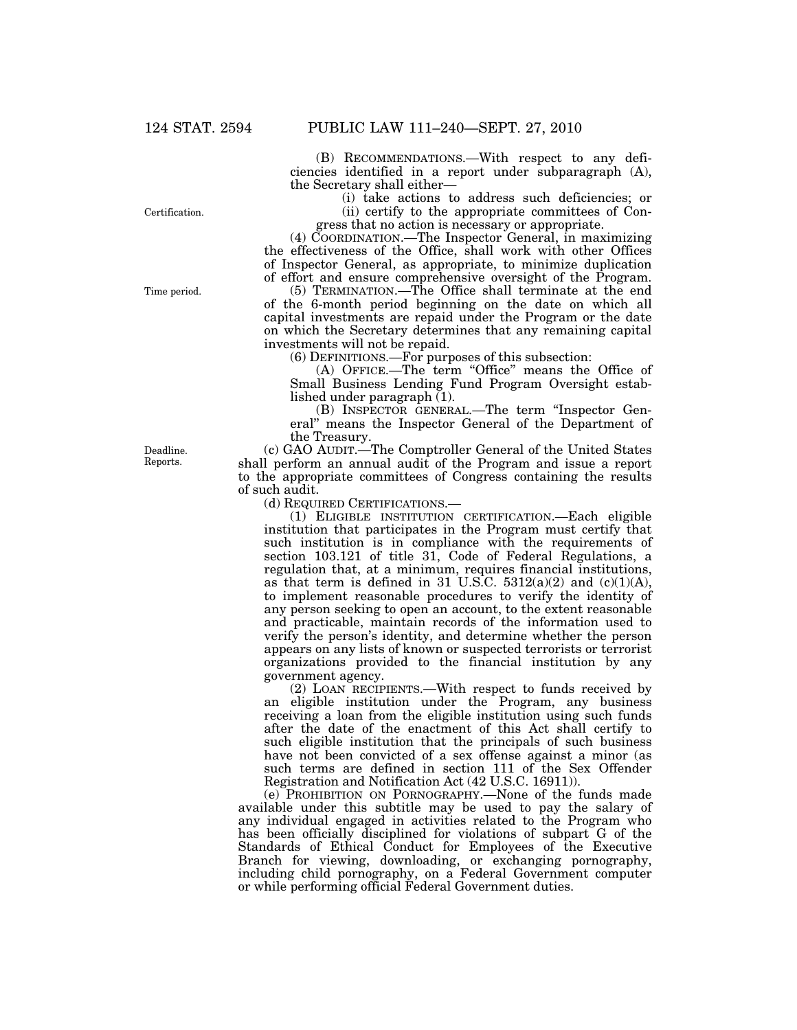(B) RECOMMENDATIONS.—With respect to any deficiencies identified in a report under subparagraph (A), the Secretary shall either—

(i) take actions to address such deficiencies; or

(ii) certify to the appropriate committees of Congress that no action is necessary or appropriate.

(4) COORDINATION.—The Inspector General, in maximizing the effectiveness of the Office, shall work with other Offices of Inspector General, as appropriate, to minimize duplication of effort and ensure comprehensive oversight of the Program.

(5) TERMINATION.—The Office shall terminate at the end of the 6-month period beginning on the date on which all capital investments are repaid under the Program or the date on which the Secretary determines that any remaining capital investments will not be repaid.

(6) DEFINITIONS.—For purposes of this subsection:

(A) OFFICE.—The term "Office" means the Office of Small Business Lending Fund Program Oversight established under paragraph (1).

(B) INSPECTOR GENERAL.—The term "Inspector General" means the Inspector General of the Department of the Treasury.

(c) GAO AUDIT.—The Comptroller General of the United States shall perform an annual audit of the Program and issue a report to the appropriate committees of Congress containing the results of such audit.

(d) REQUIRED CERTIFICATIONS.—

(1) ELIGIBLE INSTITUTION CERTIFICATION.—Each eligible institution that participates in the Program must certify that such institution is in compliance with the requirements of section 103.121 of title 31, Code of Federal Regulations, a regulation that, at a minimum, requires financial institutions, as that term is defined in 31 U.S.C. 5312(a)(2) and (c)(1)(A), to implement reasonable procedures to verify the identity of any person seeking to open an account, to the extent reasonable and practicable, maintain records of the information used to verify the person's identity, and determine whether the person appears on any lists of known or suspected terrorists or terrorist organizations provided to the financial institution by any government agency.

(2) LOAN RECIPIENTS.—With respect to funds received by an eligible institution under the Program, any business receiving a loan from the eligible institution using such funds after the date of the enactment of this Act shall certify to such eligible institution that the principals of such business have not been convicted of a sex offense against a minor (as such terms are defined in section 111 of the Sex Offender Registration and Notification Act (42 U.S.C. 16911)).

(e) PROHIBITION ON PORNOGRAPHY.—None of the funds made available under this subtitle may be used to pay the salary of any individual engaged in activities related to the Program who has been officially disciplined for violations of subpart G of the Standards of Ethical Conduct for Employees of the Executive Branch for viewing, downloading, or exchanging pornography, including child pornography, on a Federal Government computer or while performing official Federal Government duties.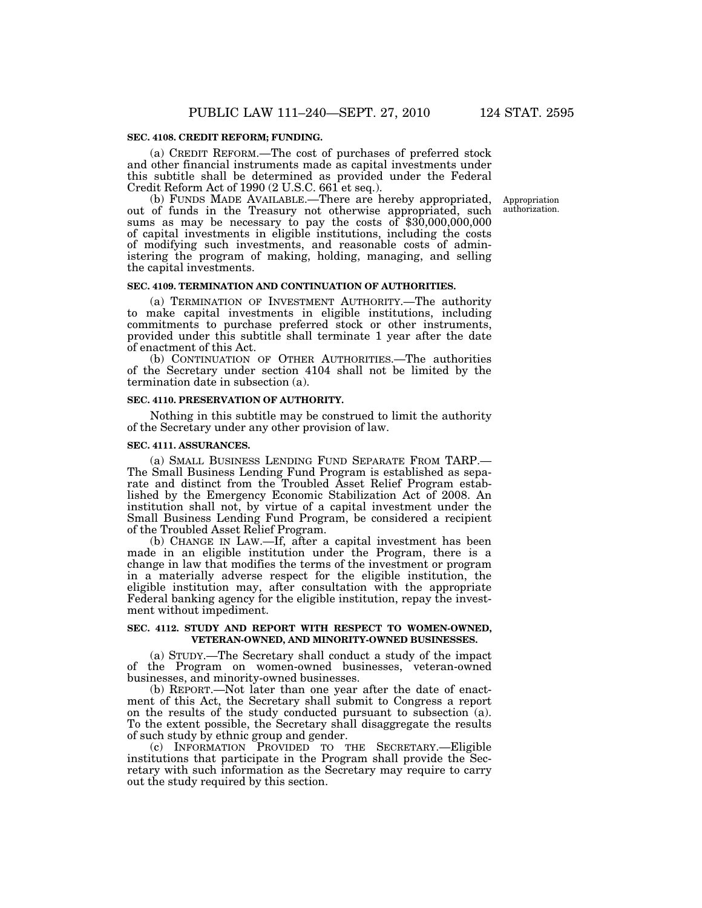**SEC. 4108. CREDIT REFORM; FUNDING.**

(a) CREDIT REFORM.—The cost of purchases of preferred stock and other financial instruments made as capital investments under this subtitle shall be determined as provided under the Federal Credit Reform Act of 1990 (2 U.S.C. 661 et seq.).

(b) FUNDS MADE AVAILABLE.—There are hereby appropriated, out of funds in the Treasury not otherwise appropriated, such sums as may be necessary to pay the costs of $30,000,000,000 of capital investments in eligible institutions, including the costs of modifying such investments, and reasonable costs of administering the program of making, holding, managing, and selling the capital investments.

Appropriation authorization.

**SEC. 4109. TERMINATION AND CONTINUATION OF AUTHORITIES.**

(a) TERMINATION OF INVESTMENT AUTHORITY.—The authority to make capital investments in eligible institutions, including commitments to purchase preferred stock or other instruments, provided under this subtitle shall terminate 1 year after the date of enactment of this Act.

(b) CONTINUATION OF OTHER AUTHORITIES.—The authorities of the Secretary under section 4104 shall not be limited by the termination date in subsection (a).

**SEC. 4110. PRESERVATION OF AUTHORITY.**

Nothing in this subtitle may be construed to limit the authority of the Secretary under any other provision of law.

**SEC. 4111. ASSURANCES.**

(a) SMALL BUSINESS LENDING FUND SEPARATE FROM TARP.—The Small Business Lending Fund Program is established as separate and distinct from the Troubled Asset Relief Program established by the Emergency Economic Stabilization Act of 2008. An institution shall not, by virtue of a capital investment under the Small Business Lending Fund Program, be considered a recipient of the Troubled Asset Relief Program.

(b) CHANGE IN LAW.—If, after a capital investment has been made in an eligible institution under the Program, there is a change in law that modifies the terms of the investment or program in a materially adverse respect for the eligible institution, the eligible institution may, after consultation with the appropriate Federal banking agency for the eligible institution, repay the investment without impediment.

**SEC. 4112. STUDY AND REPORT WITH RESPECT TO WOMEN-OWNED, VETERAN-OWNED, AND MINORITY-OWNED BUSINESSES.**

(a) STUDY.—The Secretary shall conduct a study of the impact of the Program on women-owned businesses, veteran-owned businesses, and minority-owned businesses.

(b) REPORT.—Not later than one year after the date of enactment of this Act, the Secretary shall submit to Congress a report on the results of the study conducted pursuant to subsection (a). To the extent possible, the Secretary shall disaggregate the results of such study by ethnic group and gender.

(c) INFORMATION PROVIDED TO THE SECRETARY.—Eligible institutions that participate in the Program shall provide the Secretary with such information as the Secretary may require to carry out the study required by this section.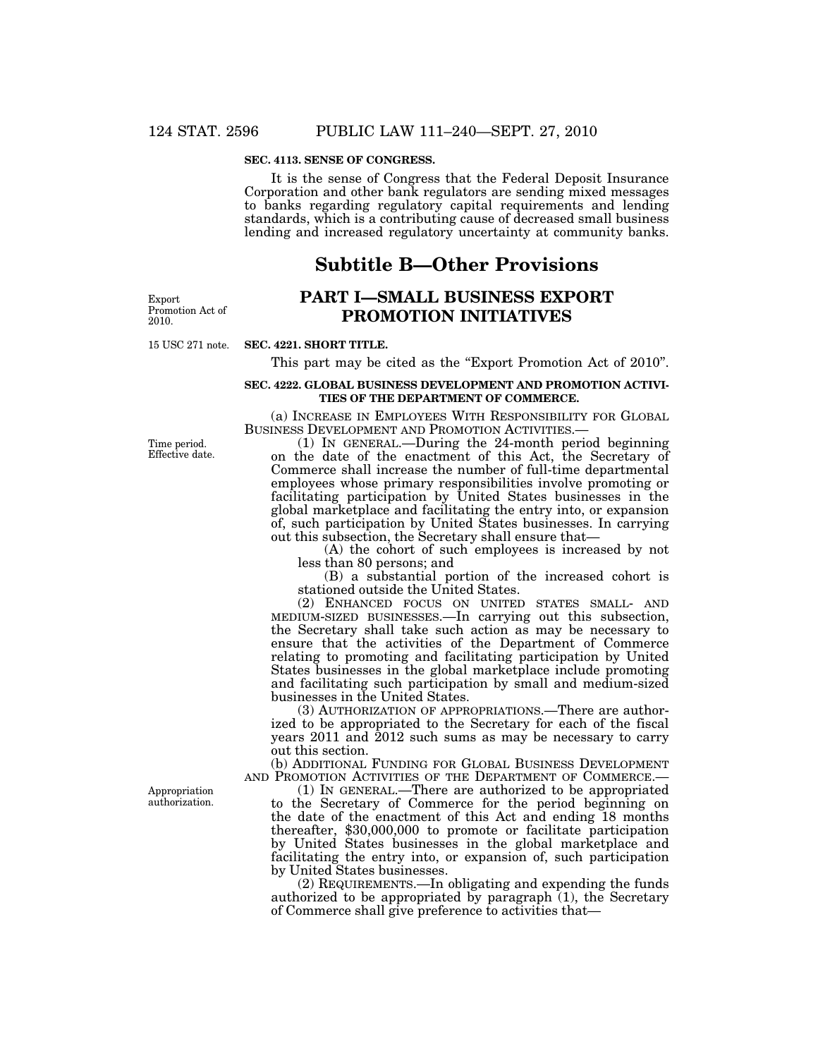**SEC. 4113. SENSE OF CONGRESS.**

It is the sense of Congress that the Federal Deposit Insurance Corporation and other bank regulators are sending mixed messages to banks regarding regulatory capital requirements and lending standards, which is a contributing cause of decreased small business lending and increased regulatory uncertainty at community banks.

# Subtitle B—Other Provisions

## PART I—SMALL BUSINESS EXPORT PROMOTION INITIATIVES

Export Promotion Act of 2010.

15 USC 271 note.

**SEC. 4221. SHORT TITLE.**

This part may be cited as the "Export Promotion Act of 2010".

**SEC. 4222. GLOBAL BUSINESS DEVELOPMENT AND PROMOTION ACTIVITIES OF THE DEPARTMENT OF COMMERCE.**

(a) INCREASE IN EMPLOYEES WITH RESPONSIBILITY FOR GLOBAL BUSINESS DEVELOPMENT AND PROMOTION ACTIVITIES.—

Time period. Effective date.

(1) IN GENERAL.—During the 24-month period beginning on the date of the enactment of this Act, the Secretary of Commerce shall increase the number of full-time departmental employees whose primary responsibilities involve promoting or facilitating participation by United States businesses in the global marketplace and facilitating the entry into, or expansion of, such participation by United States businesses. In carrying out this subsection, the Secretary shall ensure that—

(A) the cohort of such employees is increased by not less than 80 persons; and

(B) a substantial portion of the increased cohort is stationed outside the United States.

(2) ENHANCED FOCUS ON UNITED STATES SMALL- AND MEDIUM-SIZED BUSINESSES.—In carrying out this subsection, the Secretary shall take such action as may be necessary to ensure that the activities of the Department of Commerce relating to promoting and facilitating participation by United States businesses in the global marketplace include promoting and facilitating such participation by small and medium-sized businesses in the United States.

(3) AUTHORIZATION OF APPROPRIATIONS.—There are authorized to be appropriated to the Secretary for each of the fiscal years 2011 and 2012 such sums as may be necessary to carry out this section.

(b) ADDITIONAL FUNDING FOR GLOBAL BUSINESS DEVELOPMENT AND PROMOTION ACTIVITIES OF THE DEPARTMENT OF COMMERCE.—

Appropriation authorization.

(1) IN GENERAL.—There are authorized to be appropriated to the Secretary of Commerce for the period beginning on the date of the enactment of this Act and ending 18 months thereafter, $30,000,000 to promote or facilitate participation by United States businesses in the global marketplace and facilitating the entry into, or expansion of, such participation by United States businesses.

(2) REQUIREMENTS.—In obligating and expending the funds authorized to be appropriated by paragraph (1), the Secretary of Commerce shall give preference to activities that—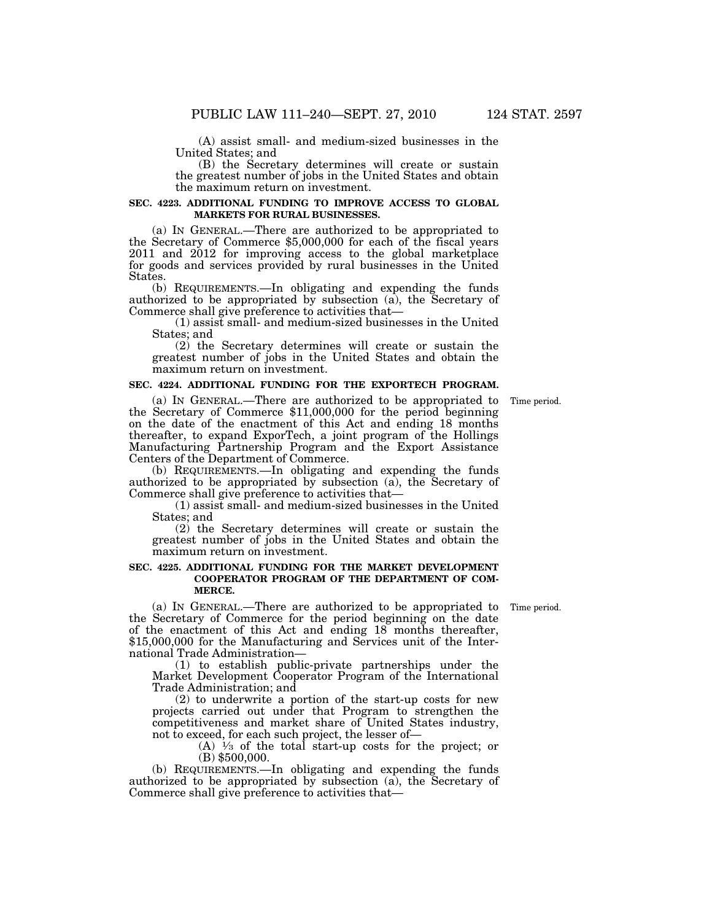(A) assist small- and medium-sized businesses in the United States; and

(B) the Secretary determines will create or sustain the greatest number of jobs in the United States and obtain the maximum return on investment.

**SEC. 4223. ADDITIONAL FUNDING TO IMPROVE ACCESS TO GLOBAL MARKETS FOR RURAL BUSINESSES.**

(a) IN GENERAL.—There are authorized to be appropriated to the Secretary of Commerce $5,000,000 for each of the fiscal years 2011 and 2012 for improving access to the global marketplace for goods and services provided by rural businesses in the United States.

(b) REQUIREMENTS.—In obligating and expending the funds authorized to be appropriated by subsection (a), the Secretary of Commerce shall give preference to activities that—

(1) assist small- and medium-sized businesses in the United States; and

(2) the Secretary determines will create or sustain the greatest number of jobs in the United States and obtain the maximum return on investment.

**SEC. 4224. ADDITIONAL FUNDING FOR THE EXPORTECH PROGRAM.**

Time period.

(a) IN GENERAL.—There are authorized to be appropriated to the Secretary of Commerce $11,000,000 for the period beginning on the date of the enactment of this Act and ending 18 months thereafter, to expand ExporTech, a joint program of the Hollings Manufacturing Partnership Program and the Export Assistance Centers of the Department of Commerce.

(b) REQUIREMENTS.—In obligating and expending the funds authorized to be appropriated by subsection (a), the Secretary of Commerce shall give preference to activities that—

(1) assist small- and medium-sized businesses in the United States; and

(2) the Secretary determines will create or sustain the greatest number of jobs in the United States and obtain the maximum return on investment.

**SEC. 4225. ADDITIONAL FUNDING FOR THE MARKET DEVELOPMENT COOPERATOR PROGRAM OF THE DEPARTMENT OF COMMERCE.**

Time period.

(a) IN GENERAL.—There are authorized to be appropriated to the Secretary of Commerce for the period beginning on the date of the enactment of this Act and ending 18 months thereafter, $15,000,000 for the Manufacturing and Services unit of the International Trade Administration—

(1) to establish public-private partnerships under the Market Development Cooperator Program of the International Trade Administration; and

(2) to underwrite a portion of the start-up costs for new projects carried out under that Program to strengthen the competitiveness and market share of United States industry, not to exceed, for each such project, the lesser of—

(A) ⅓ of the total start-up costs for the project; or

(B) $500,000.

(b) REQUIREMENTS.—In obligating and expending the funds authorized to be appropriated by subsection (a), the Secretary of Commerce shall give preference to activities that—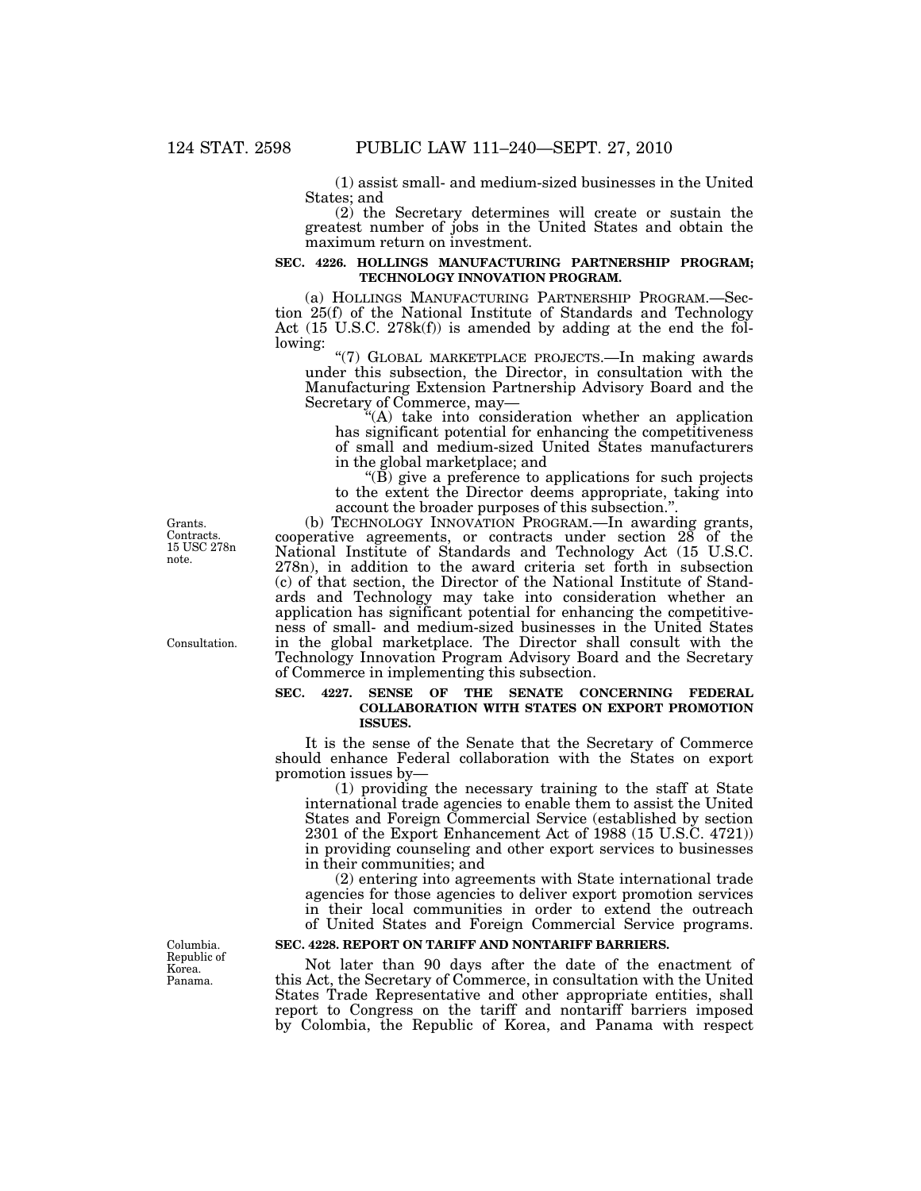(1) assist small- and medium-sized businesses in the United States; and

(2) the Secretary determines will create or sustain the greatest number of jobs in the United States and obtain the maximum return on investment.

### SEC. 4226. HOLLINGS MANUFACTURING PARTNERSHIP PROGRAM; TECHNOLOGY INNOVATION PROGRAM.

(a) HOLLINGS MANUFACTURING PARTNERSHIP PROGRAM.—Section 25(f) of the National Institute of Standards and Technology Act (15 U.S.C. 278k(f)) is amended by adding at the end the following:

"(7) GLOBAL MARKETPLACE PROJECTS.—In making awards under this subsection, the Director, in consultation with the Manufacturing Extension Partnership Advisory Board and the Secretary of Commerce, may—

"(A) take into consideration whether an application has significant potential for enhancing the competitiveness of small and medium-sized United States manufacturers in the global marketplace; and

"(B) give a preference to applications for such projects to the extent the Director deems appropriate, taking into account the broader purposes of this subsection.".

Grants. Contracts. 15 USC 278n note.

(b) TECHNOLOGY INNOVATION PROGRAM.—In awarding grants, cooperative agreements, or contracts under section 28 of the National Institute of Standards and Technology Act (15 U.S.C. 278n), in addition to the award criteria set forth in subsection (c) of that section, the Director of the National Institute of Standards and Technology may take into consideration whether an application has significant potential for enhancing the competitiveness of small- and medium-sized businesses in the United States in the global marketplace. The Director shall consult with the Technology Innovation Program Advisory Board and the Secretary of Commerce in implementing this subsection.

Consultation.

### SEC. 4227. SENSE OF THE SENATE CONCERNING FEDERAL COLLABORATION WITH STATES ON EXPORT PROMOTION ISSUES.

It is the sense of the Senate that the Secretary of Commerce should enhance Federal collaboration with the States on export promotion issues by—

(1) providing the necessary training to the staff at State international trade agencies to enable them to assist the United States and Foreign Commercial Service (established by section 2301 of the Export Enhancement Act of 1988 (15 U.S.C. 4721)) in providing counseling and other export services to businesses in their communities; and

(2) entering into agreements with State international trade agencies for those agencies to deliver export promotion services in their local communities in order to extend the outreach of United States and Foreign Commercial Service programs.

Columbia. Republic of Korea. Panama.

### SEC. 4228. REPORT ON TARIFF AND NONTARIFF BARRIERS.

Not later than 90 days after the date of the enactment of this Act, the Secretary of Commerce, in consultation with the United States Trade Representative and other appropriate entities, shall report to Congress on the tariff and nontariff barriers imposed by Colombia, the Republic of Korea, and Panama with respect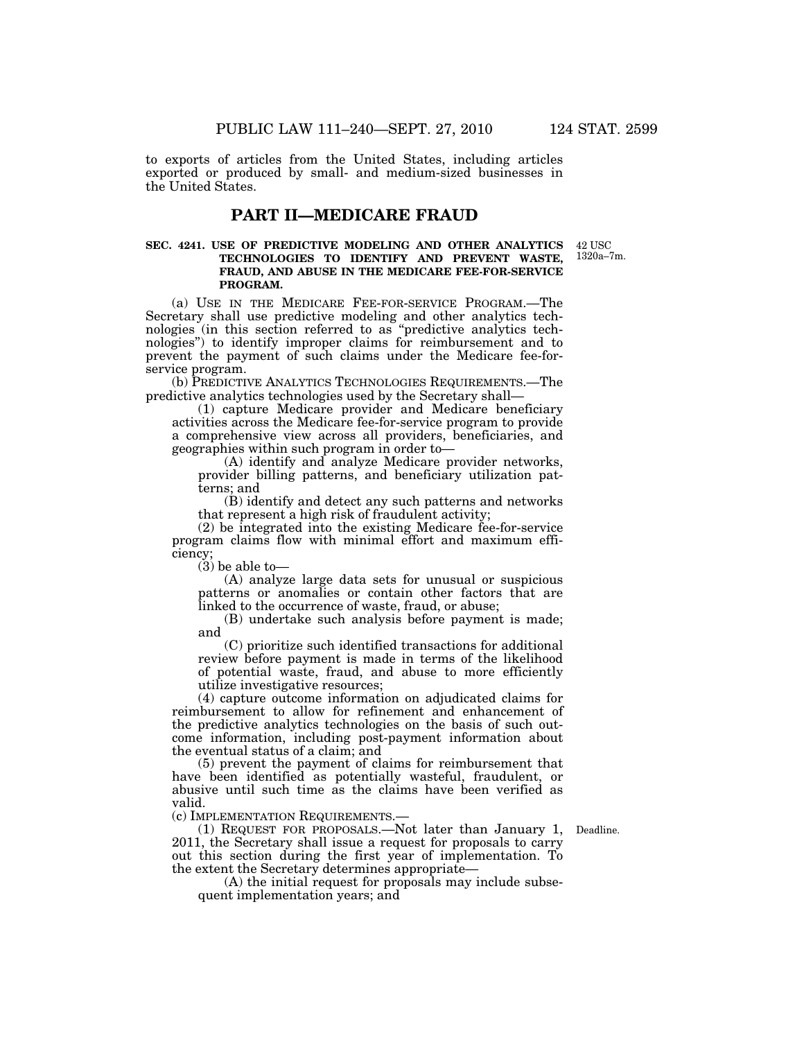to exports of articles from the United States, including articles exported or produced by small- and medium-sized businesses in the United States.

## PART II—MEDICARE FRAUD

**SEC. 4241. USE OF PREDICTIVE MODELING AND OTHER ANALYTICS TECHNOLOGIES TO IDENTIFY AND PREVENT WASTE, FRAUD, AND ABUSE IN THE MEDICARE FEE-FOR-SERVICE PROGRAM.**

42 USC 1320a–7m.

(a) USE IN THE MEDICARE FEE-FOR-SERVICE PROGRAM.—The Secretary shall use predictive modeling and other analytics technologies (in this section referred to as "predictive analytics technologies") to identify improper claims for reimbursement and to prevent the payment of such claims under the Medicare fee-for-service program.

(b) PREDICTIVE ANALYTICS TECHNOLOGIES REQUIREMENTS.—The predictive analytics technologies used by the Secretary shall—

(1) capture Medicare provider and Medicare beneficiary activities across the Medicare fee-for-service program to provide a comprehensive view across all providers, beneficiaries, and geographies within such program in order to—

(A) identify and analyze Medicare provider networks, provider billing patterns, and beneficiary utilization patterns; and

(B) identify and detect any such patterns and networks that represent a high risk of fraudulent activity;

(2) be integrated into the existing Medicare fee-for-service program claims flow with minimal effort and maximum efficiency;

(3) be able to—

(A) analyze large data sets for unusual or suspicious patterns or anomalies or contain other factors that are linked to the occurrence of waste, fraud, or abuse;

(B) undertake such analysis before payment is made; and

(C) prioritize such identified transactions for additional review before payment is made in terms of the likelihood of potential waste, fraud, and abuse to more efficiently utilize investigative resources;

(4) capture outcome information on adjudicated claims for reimbursement to allow for refinement and enhancement of the predictive analytics technologies on the basis of such outcome information, including post-payment information about the eventual status of a claim; and

(5) prevent the payment of claims for reimbursement that have been identified as potentially wasteful, fraudulent, or abusive until such time as the claims have been verified as valid.

(c) IMPLEMENTATION REQUIREMENTS.—

Deadline.

(1) REQUEST FOR PROPOSALS.—Not later than January 1, 2011, the Secretary shall issue a request for proposals to carry out this section during the first year of implementation. To the extent the Secretary determines appropriate—

(A) the initial request for proposals may include subsequent implementation years; and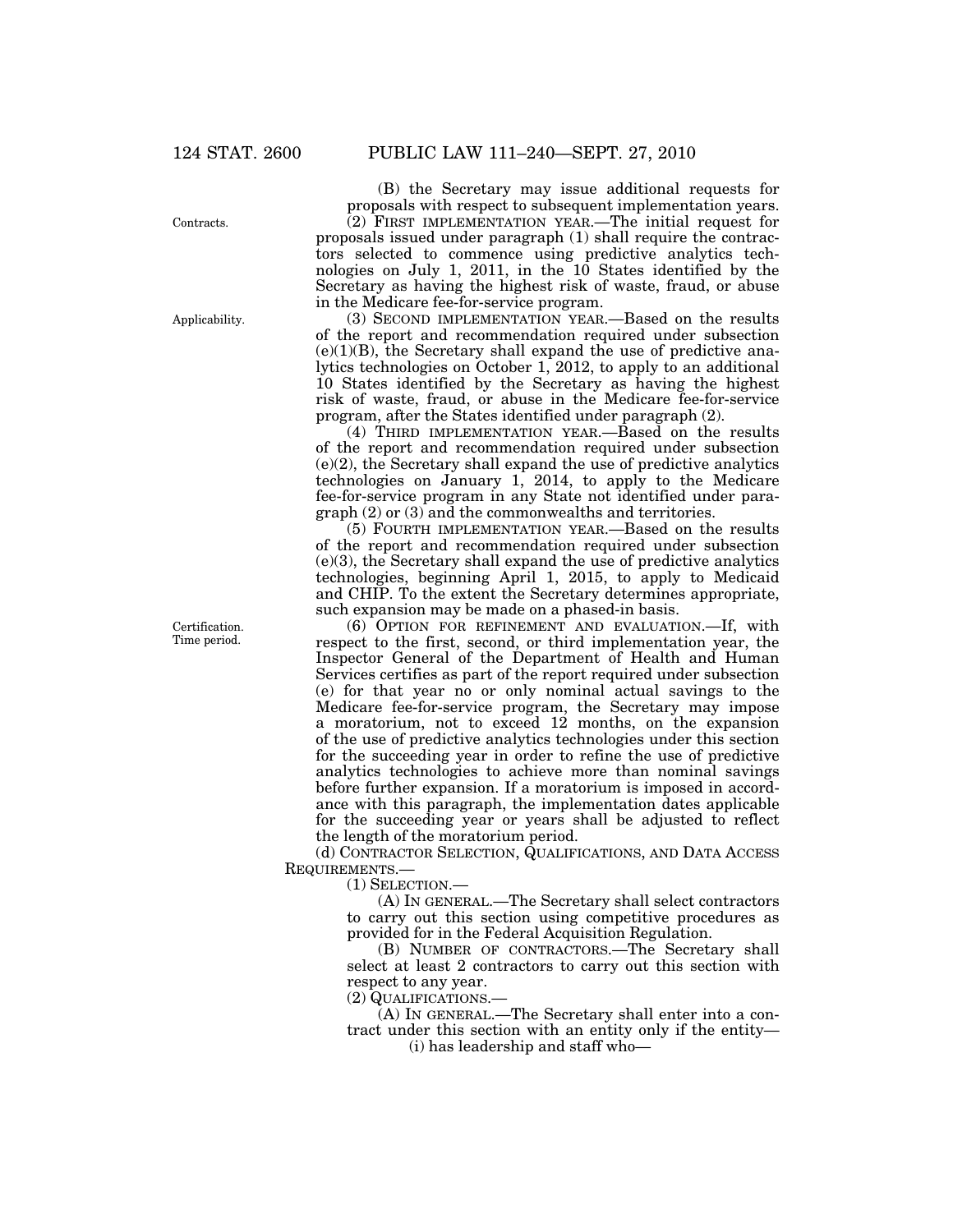(B) the Secretary may issue additional requests for proposals with respect to subsequent implementation years.

(2) FIRST IMPLEMENTATION YEAR.—The initial request for proposals issued under paragraph (1) shall require the contractors selected to commence using predictive analytics technologies on July 1, 2011, in the 10 States identified by the Secretary as having the highest risk of waste, fraud, or abuse in the Medicare fee-for-service program.

(3) SECOND IMPLEMENTATION YEAR.—Based on the results of the report and recommendation required under subsection (e)(1)(B), the Secretary shall expand the use of predictive analytics technologies on October 1, 2012, to apply to an additional 10 States identified by the Secretary as having the highest risk of waste, fraud, or abuse in the Medicare fee-for-service program, after the States identified under paragraph (2).

(4) THIRD IMPLEMENTATION YEAR.—Based on the results of the report and recommendation required under subsection (e)(2), the Secretary shall expand the use of predictive analytics technologies on January 1, 2014, to apply to the Medicare fee-for-service program in any State not identified under paragraph (2) or (3) and the commonwealths and territories.

(5) FOURTH IMPLEMENTATION YEAR.—Based on the results of the report and recommendation required under subsection (e)(3), the Secretary shall expand the use of predictive analytics technologies, beginning April 1, 2015, to apply to Medicaid and CHIP. To the extent the Secretary determines appropriate, such expansion may be made on a phased-in basis.

(6) OPTION FOR REFINEMENT AND EVALUATION.—If, with respect to the first, second, or third implementation year, the Inspector General of the Department of Health and Human Services certifies as part of the report required under subsection (e) for that year no or only nominal actual savings to the Medicare fee-for-service program, the Secretary may impose a moratorium, not to exceed 12 months, on the expansion of the use of predictive analytics technologies under this section for the succeeding year in order to refine the use of predictive analytics technologies to achieve more than nominal savings before further expansion. If a moratorium is imposed in accordance with this paragraph, the implementation dates applicable for the succeeding year or years shall be adjusted to reflect the length of the moratorium period.

(d) CONTRACTOR SELECTION, QUALIFICATIONS, AND DATA ACCESS REQUIREMENTS.—

(1) SELECTION.—

(A) IN GENERAL.—The Secretary shall select contractors to carry out this section using competitive procedures as provided for in the Federal Acquisition Regulation.

(B) NUMBER OF CONTRACTORS.—The Secretary shall select at least 2 contractors to carry out this section with respect to any year.

(2) QUALIFICATIONS.—

(A) IN GENERAL.—The Secretary shall enter into a contract under this section with an entity only if the entity—

(i) has leadership and staff who—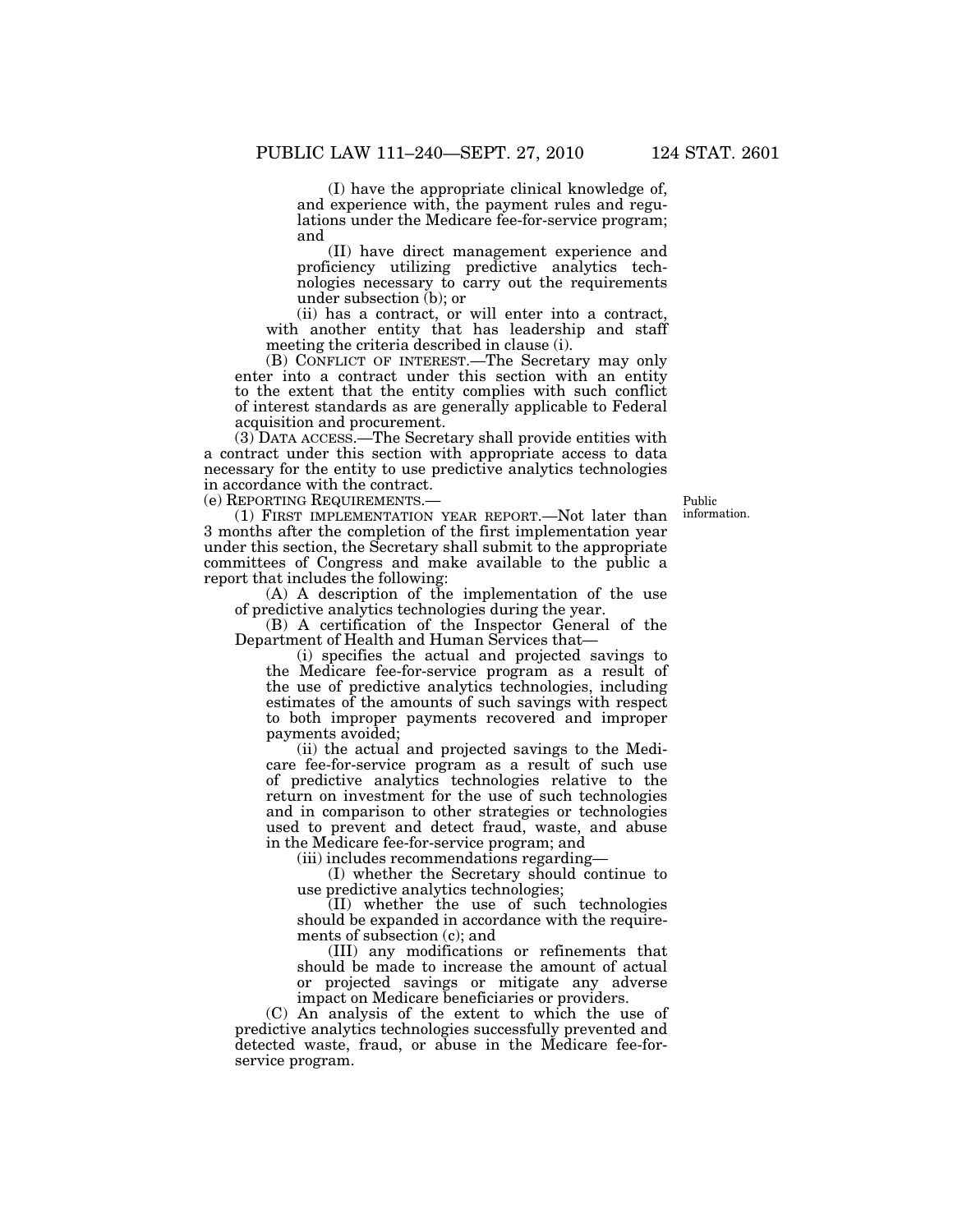(I) have the appropriate clinical knowledge of, and experience with, the payment rules and regulations under the Medicare fee-for-service program; and

(II) have direct management experience and proficiency utilizing predictive analytics technologies necessary to carry out the requirements under subsection (b); or

(ii) has a contract, or will enter into a contract, with another entity that has leadership and staff meeting the criteria described in clause (i).

(B) CONFLICT OF INTEREST.—The Secretary may only enter into a contract under this section with an entity to the extent that the entity complies with such conflict of interest standards as are generally applicable to Federal acquisition and procurement.

(3) DATA ACCESS.—The Secretary shall provide entities with a contract under this section with appropriate access to data necessary for the entity to use predictive analytics technologies in accordance with the contract.

(e) REPORTING REQUIREMENTS.—

Public information.

(1) FIRST IMPLEMENTATION YEAR REPORT.—Not later than 3 months after the completion of the first implementation year under this section, the Secretary shall submit to the appropriate committees of Congress and make available to the public a report that includes the following:

(A) A description of the implementation of the use of predictive analytics technologies during the year.

(B) A certification of the Inspector General of the Department of Health and Human Services that—

(i) specifies the actual and projected savings to the Medicare fee-for-service program as a result of the use of predictive analytics technologies, including estimates of the amounts of such savings with respect to both improper payments recovered and improper payments avoided;

(ii) the actual and projected savings to the Medicare fee-for-service program as a result of such use of predictive analytics technologies relative to the return on investment for the use of such technologies and in comparison to other strategies or technologies used to prevent and detect fraud, waste, and abuse in the Medicare fee-for-service program; and

(iii) includes recommendations regarding—

(I) whether the Secretary should continue to use predictive analytics technologies;

(II) whether the use of such technologies should be expanded in accordance with the requirements of subsection (c); and

(III) any modifications or refinements that should be made to increase the amount of actual or projected savings or mitigate any adverse impact on Medicare beneficiaries or providers.

(C) An analysis of the extent to which the use of predictive analytics technologies successfully prevented and detected waste, fraud, or abuse in the Medicare fee-for-service program.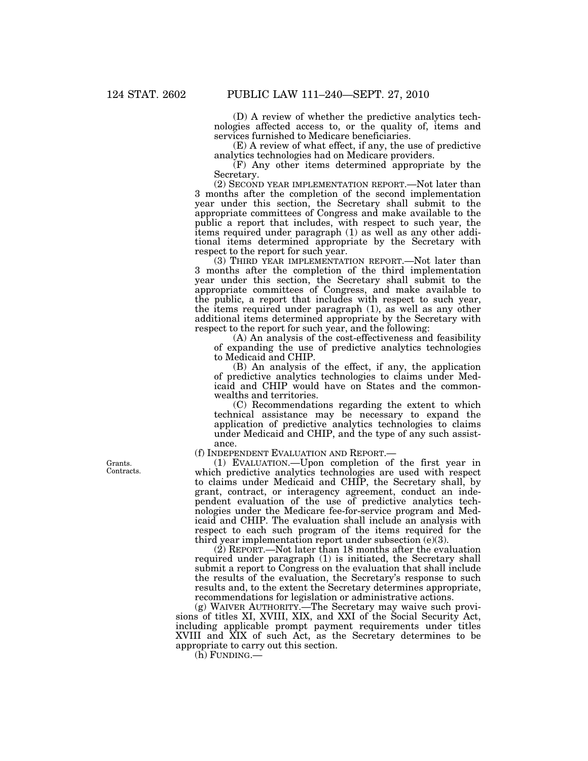(D) A review of whether the predictive analytics technologies affected access to, or the quality of, items and services furnished to Medicare beneficiaries.

(E) A review of what effect, if any, the use of predictive analytics technologies had on Medicare providers.

(F) Any other items determined appropriate by the Secretary.

(2) SECOND YEAR IMPLEMENTATION REPORT.—Not later than 3 months after the completion of the second implementation year under this section, the Secretary shall submit to the appropriate committees of Congress and make available to the public a report that includes, with respect to such year, the items required under paragraph (1) as well as any other additional items determined appropriate by the Secretary with respect to the report for such year.

(3) THIRD YEAR IMPLEMENTATION REPORT.—Not later than 3 months after the completion of the third implementation year under this section, the Secretary shall submit to the appropriate committees of Congress, and make available to the public, a report that includes with respect to such year, the items required under paragraph (1), as well as any other additional items determined appropriate by the Secretary with respect to the report for such year, and the following:

(A) An analysis of the cost-effectiveness and feasibility of expanding the use of predictive analytics technologies to Medicaid and CHIP.

(B) An analysis of the effect, if any, the application of predictive analytics technologies to claims under Medicaid and CHIP would have on States and the commonwealths and territories.

(C) Recommendations regarding the extent to which technical assistance may be necessary to expand the application of predictive analytics technologies to claims under Medicaid and CHIP, and the type of any such assistance.

(f) INDEPENDENT EVALUATION AND REPORT.—

Grants.
Contracts.

(1) EVALUATION.—Upon completion of the first year in which predictive analytics technologies are used with respect to claims under Medicaid and CHIP, the Secretary shall, by grant, contract, or interagency agreement, conduct an independent evaluation of the use of predictive analytics technologies under the Medicare fee-for-service program and Medicaid and CHIP. The evaluation shall include an analysis with respect to each such program of the items required for the third year implementation report under subsection (e)(3).

(2) REPORT.—Not later than 18 months after the evaluation required under paragraph (1) is initiated, the Secretary shall submit a report to Congress on the evaluation that shall include the results of the evaluation, the Secretary's response to such results and, to the extent the Secretary determines appropriate, recommendations for legislation or administrative actions.

(g) WAIVER AUTHORITY.—The Secretary may waive such provisions of titles XI, XVIII, XIX, and XXI of the Social Security Act, including applicable prompt payment requirements under titles XVIII and XIX of such Act, as the Secretary determines to be appropriate to carry out this section.

(h) FUNDING.—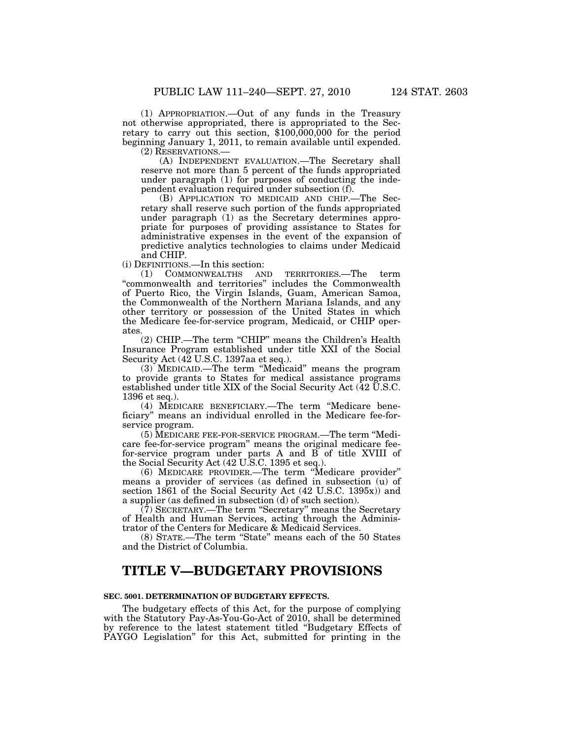(1) APPROPRIATION.—Out of any funds in the Treasury not otherwise appropriated, there is appropriated to the Secretary to carry out this section, $100,000,000 for the period beginning January 1, 2011, to remain available until expended.

(2) RESERVATIONS.—

(A) INDEPENDENT EVALUATION.—The Secretary shall reserve not more than 5 percent of the funds appropriated under paragraph (1) for purposes of conducting the independent evaluation required under subsection (f).

(B) APPLICATION TO MEDICAID AND CHIP.—The Secretary shall reserve such portion of the funds appropriated under paragraph (1) as the Secretary determines appropriate for purposes of providing assistance to States for administrative expenses in the event of the expansion of predictive analytics technologies to claims under Medicaid and CHIP.

(i) DEFINITIONS.—In this section:

(1) COMMONWEALTHS AND TERRITORIES.—The term "commonwealth and territories" includes the Commonwealth of Puerto Rico, the Virgin Islands, Guam, American Samoa, the Commonwealth of the Northern Mariana Islands, and any other territory or possession of the United States in which the Medicare fee-for-service program, Medicaid, or CHIP operates.

(2) CHIP.—The term "CHIP" means the Children's Health Insurance Program established under title XXI of the Social Security Act (42 U.S.C. 1397aa et seq.).

(3) MEDICAID.—The term "Medicaid" means the program to provide grants to States for medical assistance programs established under title XIX of the Social Security Act (42 U.S.C. 1396 et seq.).

(4) MEDICARE BENEFICIARY.—The term "Medicare beneficiary" means an individual enrolled in the Medicare fee-for-service program.

(5) MEDICARE FEE-FOR-SERVICE PROGRAM.—The term "Medicare fee-for-service program" means the original medicare fee-for-service program under parts A and B of title XVIII of the Social Security Act (42 U.S.C. 1395 et seq.).

(6) MEDICARE PROVIDER.—The term "Medicare provider" means a provider of services (as defined in subsection (u) of section 1861 of the Social Security Act (42 U.S.C. 1395x)) and a supplier (as defined in subsection (d) of such section).

(7) SECRETARY.—The term "Secretary" means the Secretary of Health and Human Services, acting through the Administrator of the Centers for Medicare & Medicaid Services.

(8) STATE.—The term "State" means each of the 50 States and the District of Columbia.

# TITLE V—BUDGETARY PROVISIONS

**SEC. 5001. DETERMINATION OF BUDGETARY EFFECTS.**

The budgetary effects of this Act, for the purpose of complying with the Statutory Pay-As-You-Go-Act of 2010, shall be determined by reference to the latest statement titled "Budgetary Effects of PAYGO Legislation" for this Act, submitted for printing in the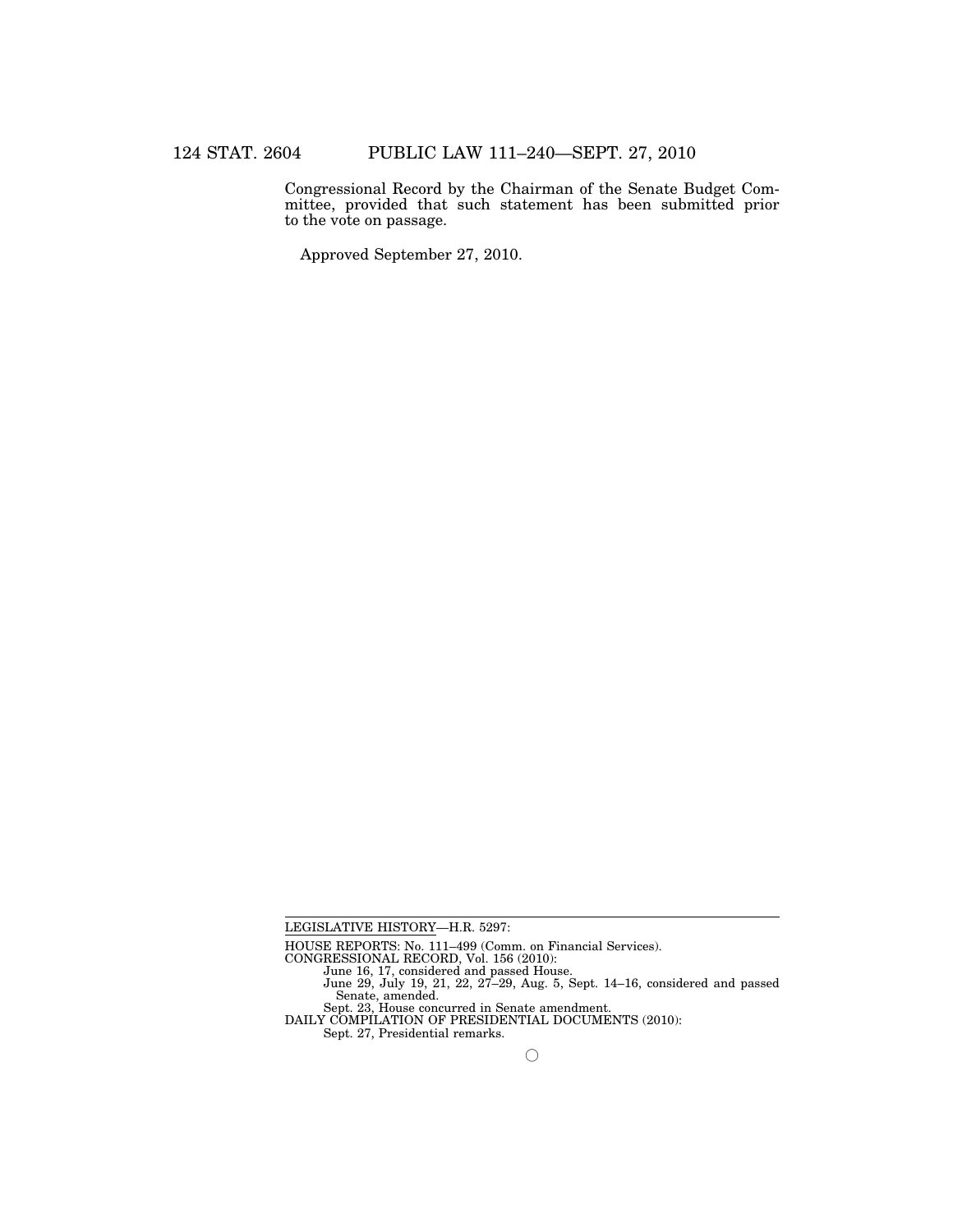Congressional Record by the Chairman of the Senate Budget Committee, provided that such statement has been submitted prior to the vote on passage.

Approved September 27, 2010.

---

LEGISLATIVE HISTORY—H.R. 5297:

HOUSE REPORTS: No. 111–499 (Comm. on Financial Services).
CONGRESSIONAL RECORD, Vol. 156 (2010):
June 16, 17, considered and passed House.
June 29, July 19, 21, 22, 27–29, Aug. 5, Sept. 14–16, considered and passed Senate, amended.
Sept. 23, House concurred in Senate amendment.
DAILY COMPILATION OF PRESIDENTIAL DOCUMENTS (2010):
Sept. 27, Presidential remarks.

○